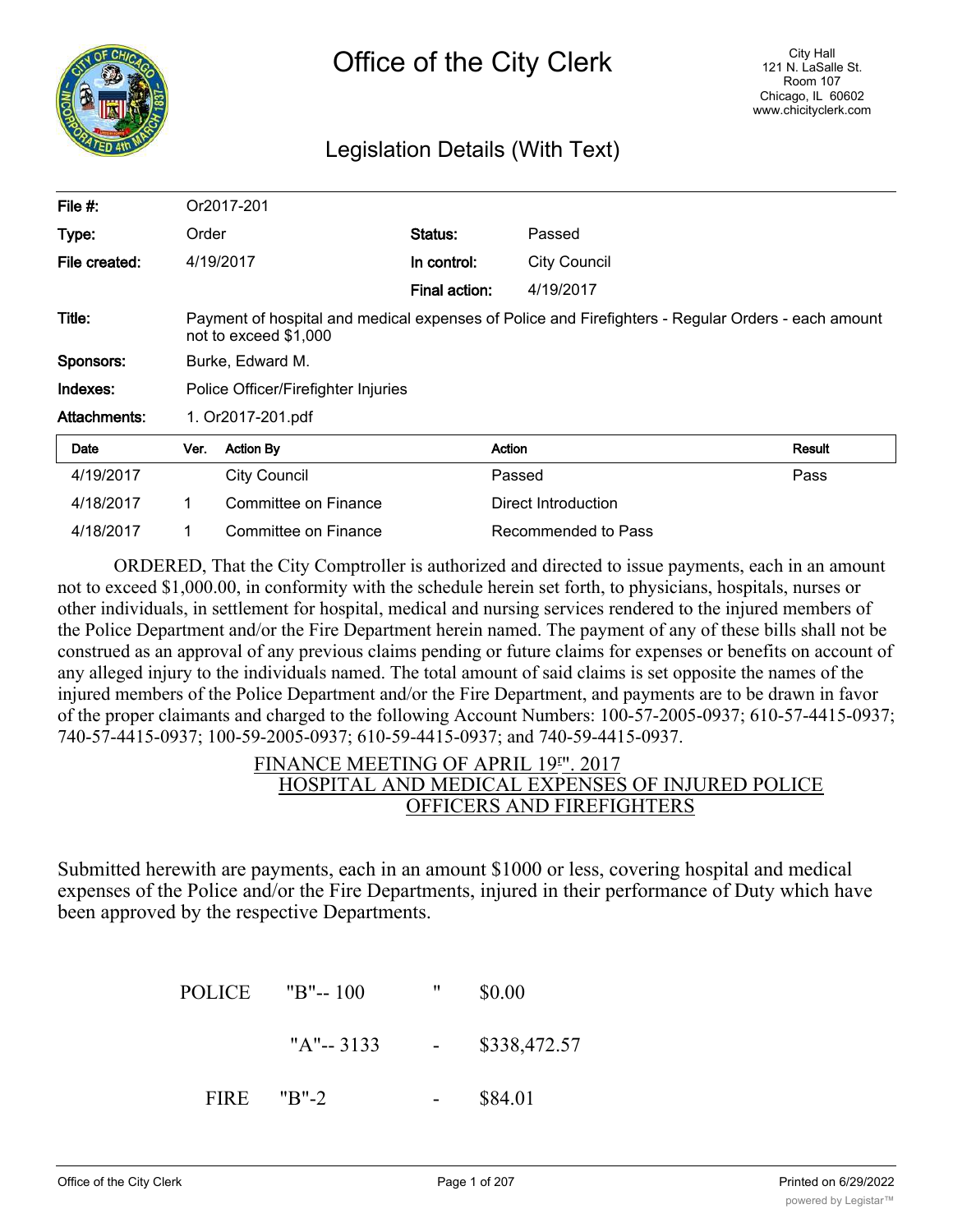# Office of the City Clerk

City Hall
121 N. LaSalle St.
Room 107
Chicago, IL 60602
www.chicityclerk.com

## Legislation Details (With Text)

| | | | |
|---|---|---|---|
| **File #:** | Or2017-201 | | |
| **Type:** | Order | **Status:** | Passed |
| **File created:** | 4/19/2017 | **In control:** | City Council |
| | | **Final action:** | 4/19/2017 |
| **Title:** | Payment of hospital and medical expenses of Police and Firefighters - Regular Orders - each amount not to exceed $1,000 | | |
| **Sponsors:** | Burke, Edward M. | | |
| **Indexes:** | Police Officer/Firefighter Injuries | | |
| **Attachments:** | 1. Or2017-201.pdf | | |

| Date | Ver. | Action By | Action | Result |
|---|---|---|---|---|
| 4/19/2017 | | City Council | Passed | Pass |
| 4/18/2017 | 1 | Committee on Finance | Direct Introduction | |
| 4/18/2017 | 1 | Committee on Finance | Recommended to Pass | |

ORDERED, That the City Comptroller is authorized and directed to issue payments, each in an amount not to exceed $1,000.00, in conformity with the schedule herein set forth, to physicians, hospitals, nurses or other individuals, in settlement for hospital, medical and nursing services rendered to the injured members of the Police Department and/or the Fire Department herein named. The payment of any of these bills shall not be construed as an approval of any previous claims pending or future claims for expenses or benefits on account of any alleged injury to the individuals named. The total amount of said claims is set opposite the names of the injured members of the Police Department and/or the Fire Department, and payments are to be drawn in favor of the proper claimants and charged to the following Account Numbers: 100-57-2005-0937; 610-57-4415-0937; 740-57-4415-0937; 100-59-2005-0937; 610-59-4415-0937; and 740-59-4415-0937.

FINANCE MEETING OF APRIL 19rh. 2017
HOSPITAL AND MEDICAL EXPENSES OF INJURED POLICE OFFICERS AND FIREFIGHTERS

Submitted herewith are payments, each in an amount $1000 or less, covering hospital and medical expenses of the Police and/or the Fire Departments, injured in their performance of Duty which have been approved by the respective Departments.

| | | | |
|---|---|---|---|
| POLICE | "B"-- 100 | " | $0.00 |
| | "A"-- 3133 | - | $338,472.57 |
| FIRE | "B"-2 | - | $84.01 |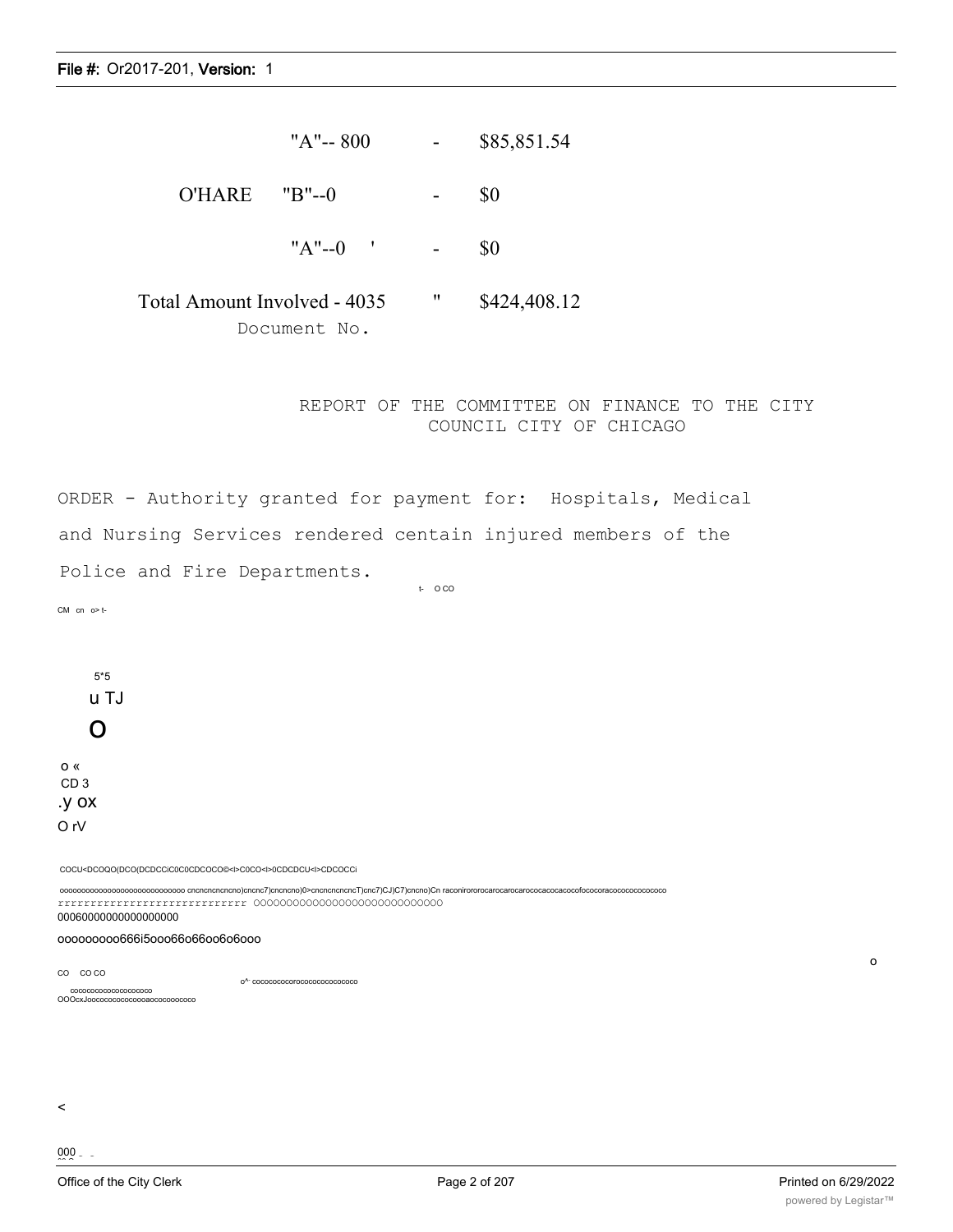| | | | |
|---|---|---|---|
| | "A"-- 800 | - | $85,851.54 |
| O'HARE | "B"--0 | - | $0 |
| | "A"--0 ' | - | $0 |
| Total Amount Involved - 4035 | | " | $424,408.12 |

Document No.

REPORT OF THE COMMITTEE ON FINANCE TO THE CITY COUNCIL CITY OF CHICAGO

ORDER - Authority granted for payment for: Hospitals, Medical and Nursing Services rendered centain injured members of the Police and Fire Departments.

t- O CO

CM cn o> t-

5*5

u TJ

O

o «

CD 3

.y ox

O rV

COCU<DCOQO(DCO(DCDCCiC0C0CDCOCO©<l>C0CO<l>0CDCDCU<l>CDCOCCi

oooooooooooooooooooooooooooo cncncncncno)cncnc7)cncncno)0>cncncncncT)cnc7)CJ)C7)cncno)Cn raconirororocarocarocarococacocacocofocococoracocococococo

rrrrrrrrrrrrrrrrrrrrrrrrrrrr OOOOOOOOOOOOOOOOOOOOOOOOOOOOO

0006000000000000000

ooooooooo666i5ooo66o66oo6o6ooo

o

CO CO CO

o^- cocococococorococococococo

cocococococococococo

OOOcxJoocococococoooaocococoooco

<

000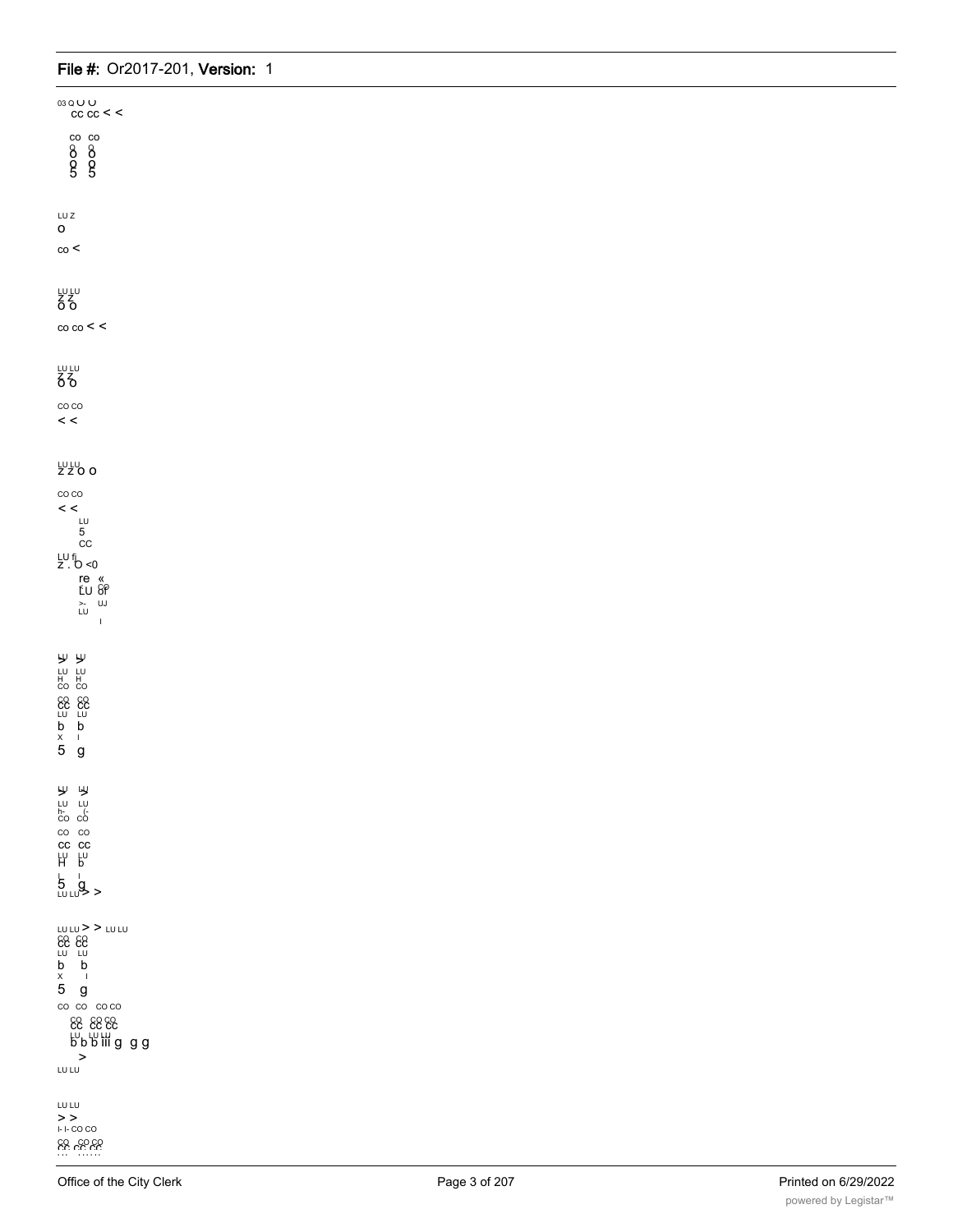03 Q U U
cc cc < <

co co
o o
o o
5 5

LU Z
o

co <

LU LU
z z
o o

co co < <

LU LU
z z
o o

co co
< <

LU LU
z z o o

co co
< <
LU
5
CC
LU fi
z . O <0
re «
LU co
or
>- UJ
LU
I

LU LU
> >
LU LU
H H
CO CO
CO CO
CC CC
LU LU
b b
x I
5 g

LU LU
> >
LU LU
h- (-
CO CO
CO CO
CC CC
LU LU
H b
I I
5 g
LU LU > >

LU LU > > LU LU
CO CO
CC CC
LU LU
b b
x I
5 g
CO CO CO CO
CO CO CO
CC CC CC
LU LU LU
b b b iii g g g
>
LU LU

LU LU
> >
I- I- CO CO
CO CO CO
CC CC CC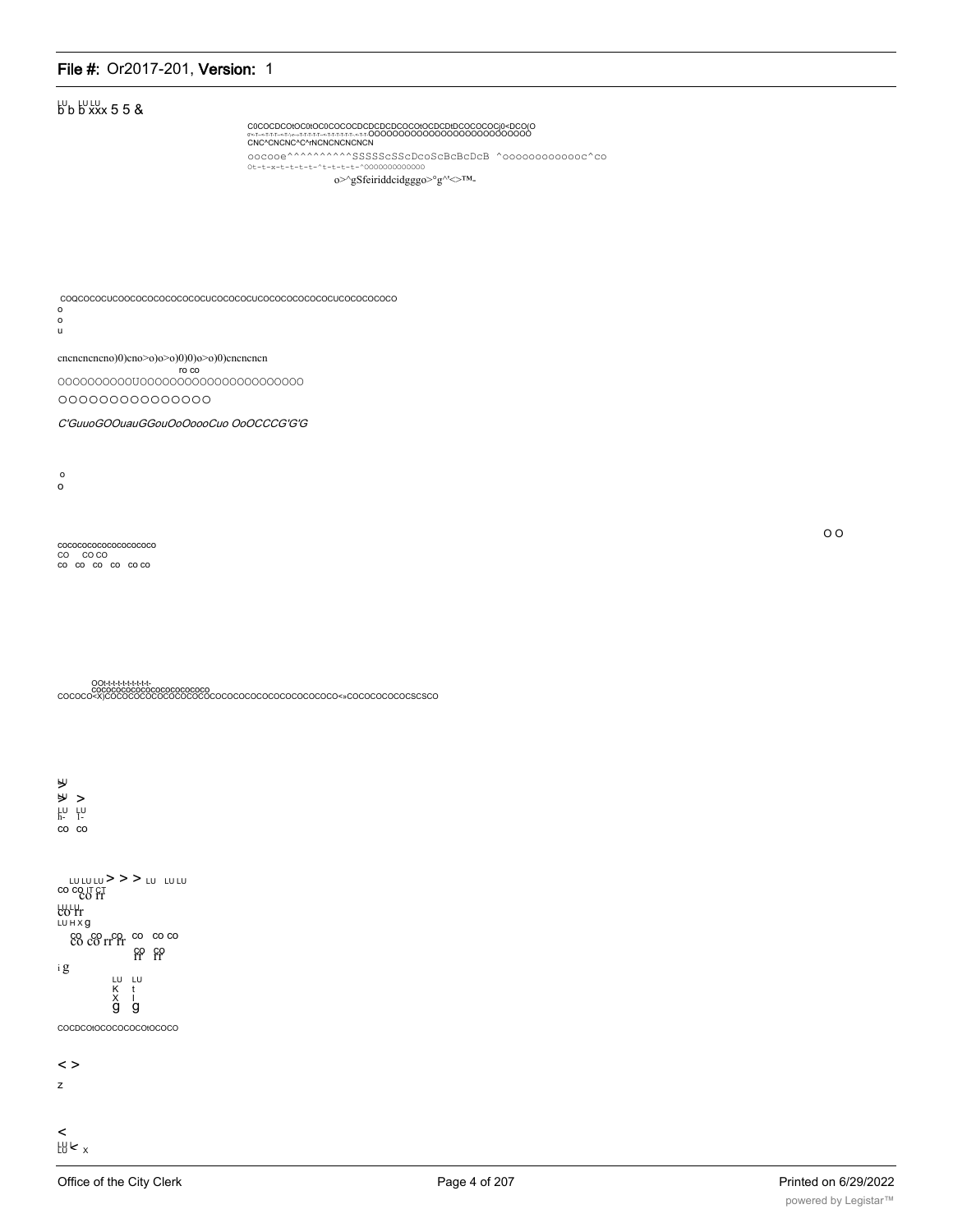LU LU LU
b b b xxx 5 5 &

C0COCDCOtOC0tOC0COCOCDCDCDCDCOCOtOCDCDtDCOCOCOCj0<DCO(O
CNC^CNCNC^C^rNCNCNCNCNCN
oocooe^^^^^^^^^^SSSSScSScDcoScBcBcDcB ^ooooooooooooc^co
Ot-t-x-t-t-t-t-^t-t-t-t-^OOOOOOOOOOOOO
o>^gSfeiriddcidgggo>°g^'<>™-

COQCOCOCUCOOCOCOCOCOCOCOCUCOCOCOCUCOCOCOCOCOCOCUCOCOCOCOCO
o
o
u

cncncncncno)0)cno>o)o>o)0)0)o>o)0)cncncncn
ro co
OOOOOOOOOOUOOOOOOOOOOOOOOOOOOOOOO
OOOOOOOOOOOOOOO

*C'GuuoGOOuauGGouOoOoooCuo OoOCCCG'G'G*

o
o

O O

cococococococococoo
CO CO CO
co co co co co co

OOt-t-t-t-t-t-t-t-t-
COCOCO<X)COCOCOCOCOCOCOCOCOCOCOCOCOCOCOCOCOCOCOCOCOCO<»COCOCOCOCOCSCSCO

LU
>
LU
> >
LU LU
h- l-
co co

LU LU LU > > > LU LU LU
co co IT CT
co rr
LU LU
co rr
LU H X g
co co co co co co
co co rr rr
co co
rr rr
i g
LU LU
K t
X l
g g

COCDCOtOCOCOCOCOtOCOCO

< >
z

<
LU
LU < x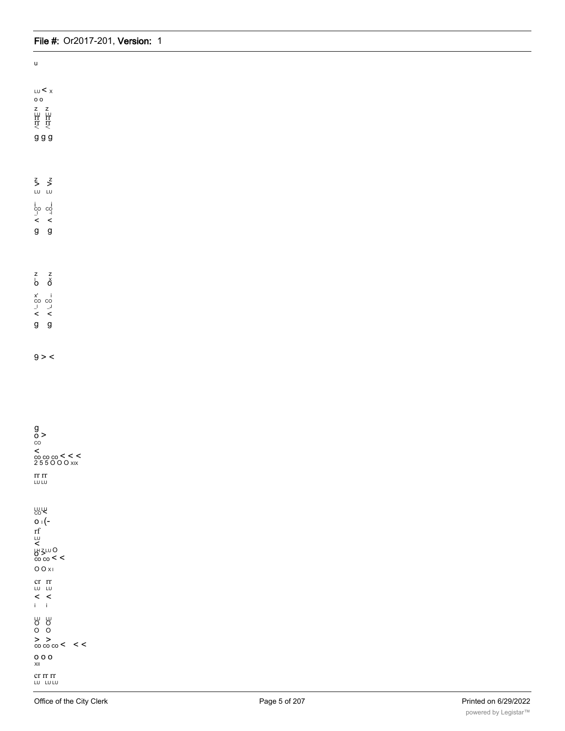u

LU < x
o o
z z
LU LU
rr rr
rr rr
< <
g g g

z z
> >
LU LU

i i
co co
_l -l
< <
g g

z z
l x
o o

x' i
co co
_l _J
< <
g g

9 > <

g
o >
co
<
co co co < < <
2 5 5 O O O xix

rr rr
LU LU

LU LU
co <
o l (-
rf
LU
<
LH Z LU O
o >
co co < <
O O x l

cr rr
LU LU
< <
i i

LU LU
O O
O O
> >
co co co < < <
o o o
xii

cr rr rr
LU LU LU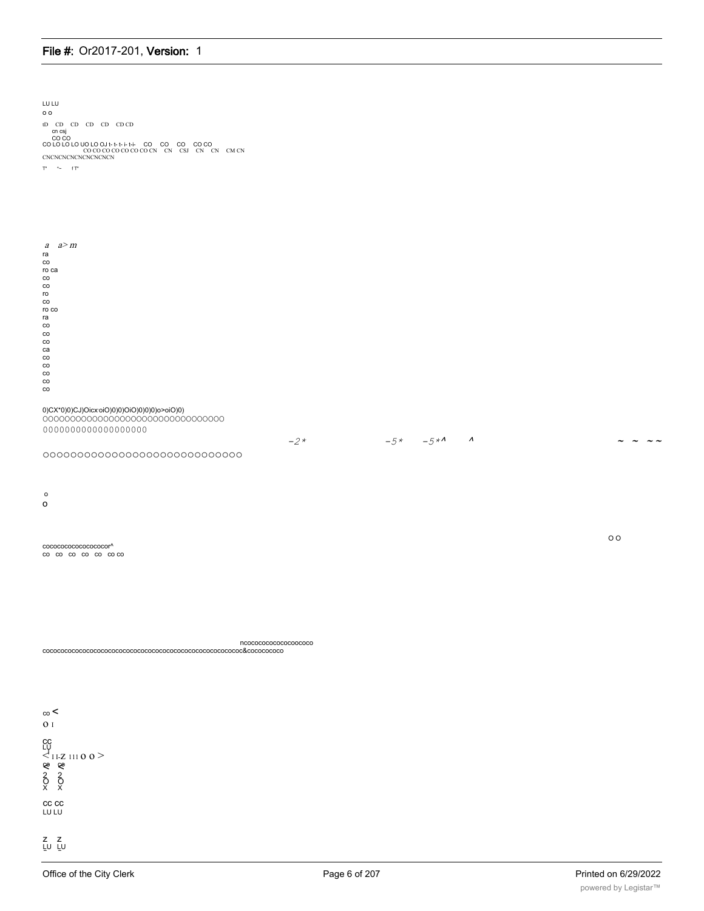LU LU
o o
tD CD CD CD CD CD CD
cn csj
CO CO
CO LO LO LO UO LO OJ t- t- t- i- t-i- CO CO CO CO CO
CO CO CO CO CO CO CO CN CN CSJ CN CN CM CN
CNCNCNCNCNCNCNCNCN
T" '~ f T"

a a> m
ra
co
ro ca
co
co
ro
co
ro co
ra
co
co
co
ca
co
co
co
co
co

0)CX*0)0)CJ)Oicx oiO)0)0)OiO)0)0)0)o>oiO)0)
OOOOOOOOOOOOOOOOOOOOOOOOOOOOOOOO
OOOOOOOOOOOOOOOOOOO
-2* -5* -5*^ ^ ~ ~ ~~
OOOOOOOOOOOOOOOOOOOOOOOOOOOOOO

o
O

O O

cocococococococococor^
co co co co co co co

ncocococococococooco
cocococococococococococococococococococococococococococococococ&cocococo

co <
O I

CC
LU
< I I-Z 111 O O >
ce ce
2 2
O O
X X

CC CC
LU LU

Z Z
LU LU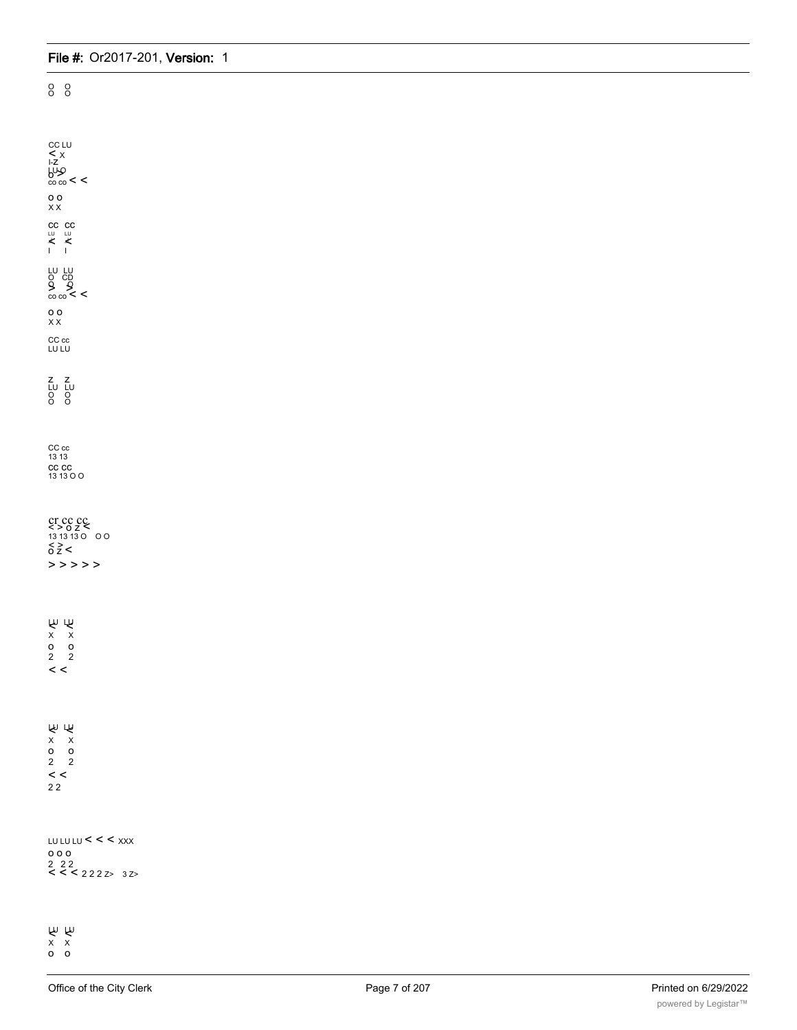O O
O O

CC LU
< X
I-Z
LU O
O >
co co < <

o o
X X

cc cc
LU LU
< <
I I

LU LU
O CD
Q Q
> >
co co < <

o o
X X

CC cc
LU LU

Z Z
LU LU
O O
O O

CC cc
13 13
cc cc
13 13 O O

cr cc cc
< > o z <
13 13 13 O O O
< >
o z <
> > > > >

LU LU
< <
X X
o o
2 2
< <

LU LU
< <
X X
o o
2 2
< <
2 2

LU LU LU < < < XXX
o o o
2 2 2
< < < 2 2 2 z> 3 z>

LU LU
< <
X X
o o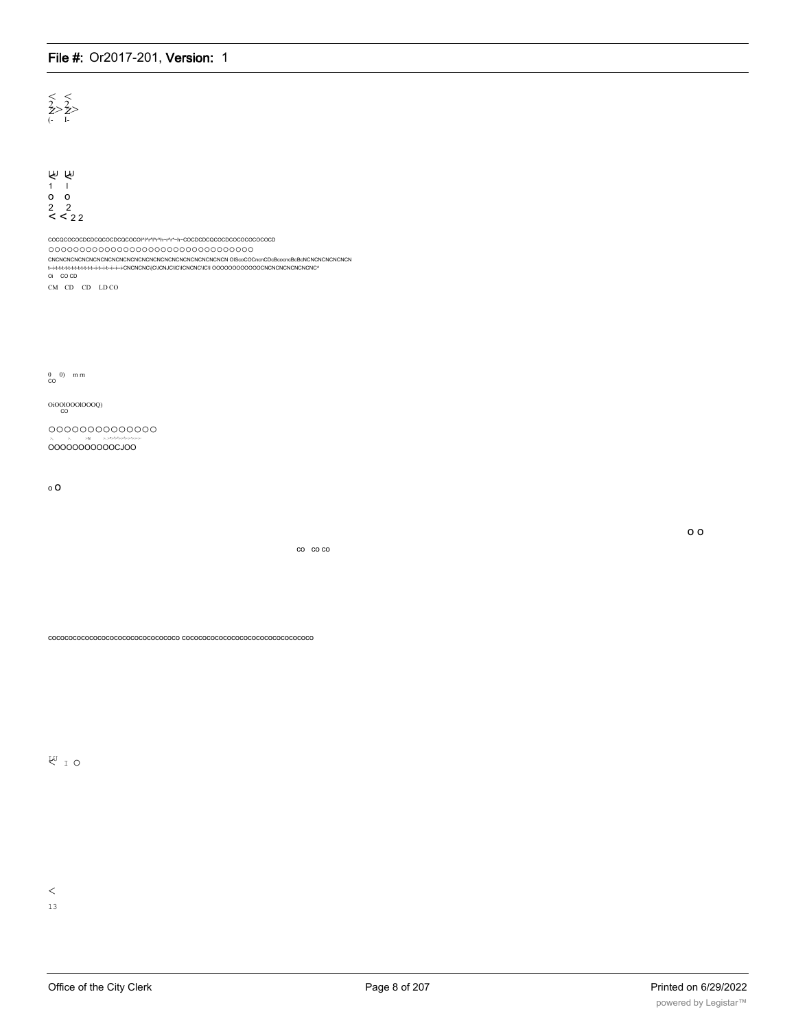< <
2 2
Z> Z>
(- I-

ﾋﾋ ﾋﾋ
1 I
o o
2 2
< < 2 2

COCQCOCOCDCDCQCOCDCQCOCOI^l^r^l^r^h~r^r^~h~COCDCDCQCOCDCOCOCOCOCOCD
OOOOOOOOOOOOOOOOOOOOOOOOOOOOOOOO
CNCNCNCNCNCNCNCNCNCNCNCNCNCNCNCNCNCNCNCNCNCNCNCN OISooCOCncnCDcBcoocBcBcNCNCNCNCNCNCN
t--i-t-t-t-t-t-t-t-t-t-t-t--i-t--i-t--i--i--i-CNCNCNC\|C\ICNJC\IC\ICNCNC\IC\I OOOOOOOOOOOOCNCNCNCNCNCNC^
Oi CO CD
CM CD CD LD CO

0 0) m rn
CO

OiOOIOOOIOOOQ)
CO

OOOOOOOOOOOOOO
OOOOOOOOOOOCJOO

o O

O O

CO CO CO

cococococococococococococococo cocococococococococococococococo

ﾋﾋ I O

<
13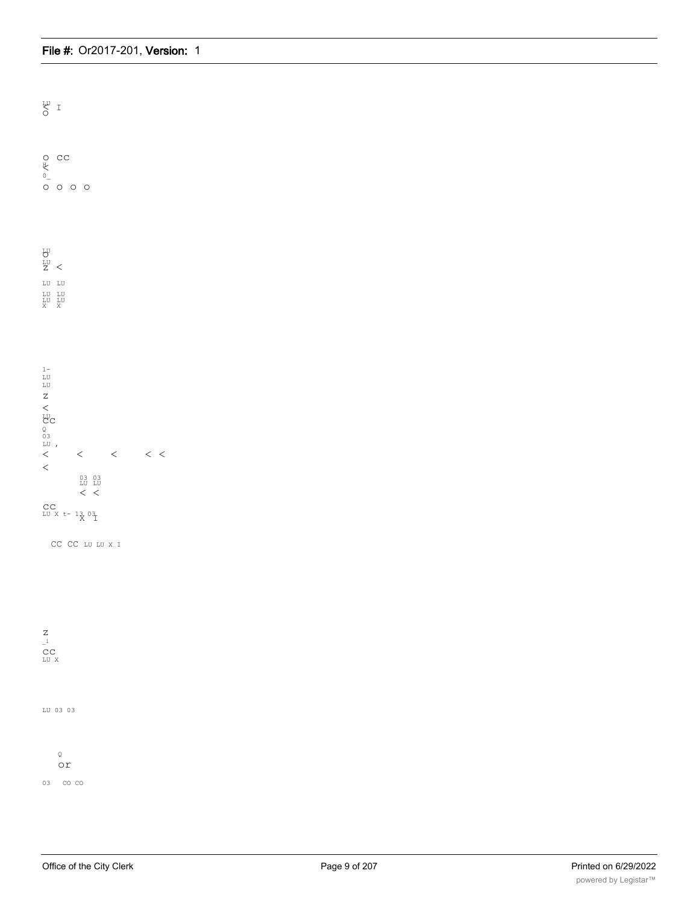LU
< I
O

O CC
LL
<
0_
O O O O

LU
O
LU
Z <

LU LU

LU LU
LU LU
X X

1-
LU
LU
Z
<
LU
CC
Q
03
LU ,
< < < < <
<

03 03
LU LU
< <

CC
LU X t- 13 03
X I

CC CC LU LU X I

Z
_1
CC
LU X

LU 03 03

Q
or

03 CO CO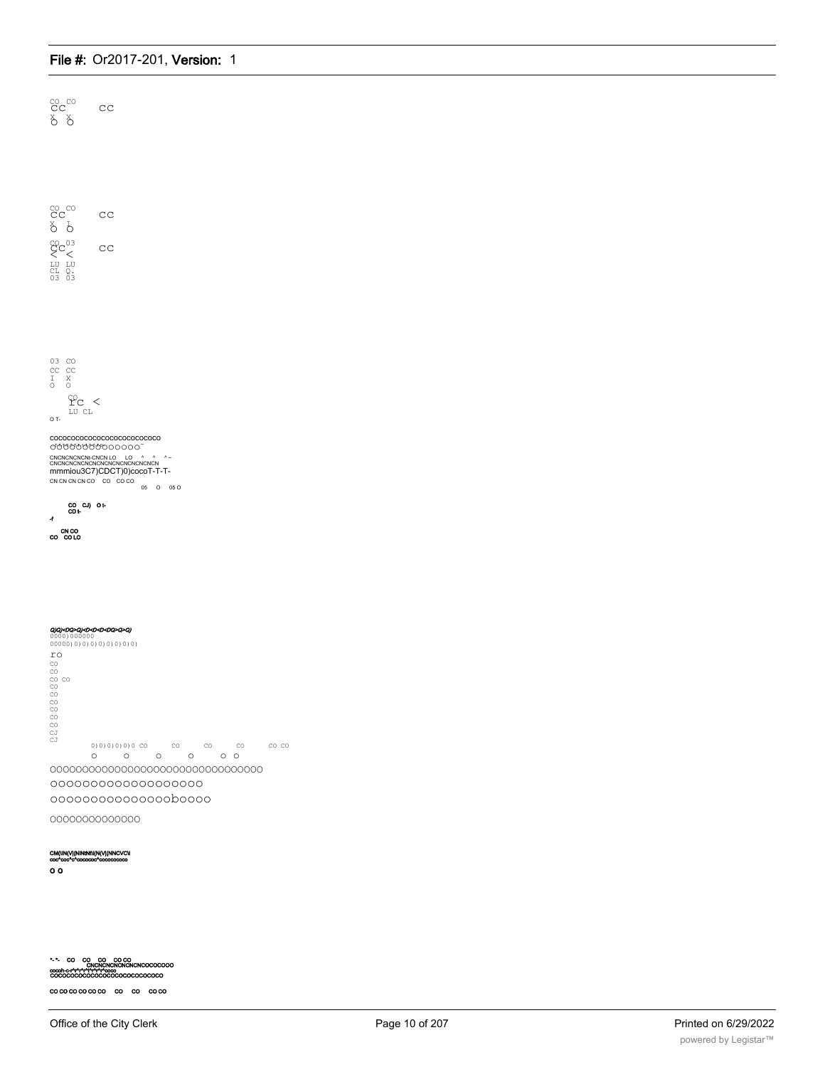CO CO
CC CC
X X
O O

CO CO
CC CC
X I
O O

CO 03
CC CC
< <
LU LU
CL Q.
03 03

03 CO
CC CC
I X
O O

CO
rc <
LU CL

O T-

COCOCOCOCOCOCOCOCOCOCOCOCOCO
OOOOOOOOOOOOOOO

CNCNCNCNCNt-CNCN LO LO ^ ^ ^ ~
CNCNCNCNCNCNCNCNCNCNCNCNCNCN
mmmiou3C7)CDCT)0)cocoT-T-T-
CN CN CN CN CO CO CO CO
05 O 05 O

CO CJ) O t-
CD t-
-f

CN CO
CO CO LO

Q)Q)<DG>Q)<D<D<DG>G>Q)
0000)000000
00000)0)0)0)0)0)0)0)0)0)
ro
CO
CO
CO CO
CO
CO
CO
CO
CO
CO
CJ
CJ
0)0)0)0)0)0 CO CO CO CO CO
O O O O O O

OOOOOOOOOOOOOOOOOOOOOOOOOOOOOOOO

OOOOOOOOOOOOOOOOOOO

OOOOOOOOOOOOOOObOOOO

OOOOOOOOOOOOOO

CM(\IN(V|(NlNlNtl(N(V|(NNCVCl
coc^coo^c^cococoo^cococococo

O O

-- CO CO CO CO CO
CNCNCNCNCNCNCNCNCOCOCOOO
cocoh-c-r^r^r^r^r^r^r^cocococo
COCOCOCOCOCOCOCOCOCOCOCOCOCO

CO CO CO CO CO CO CO CO CO CO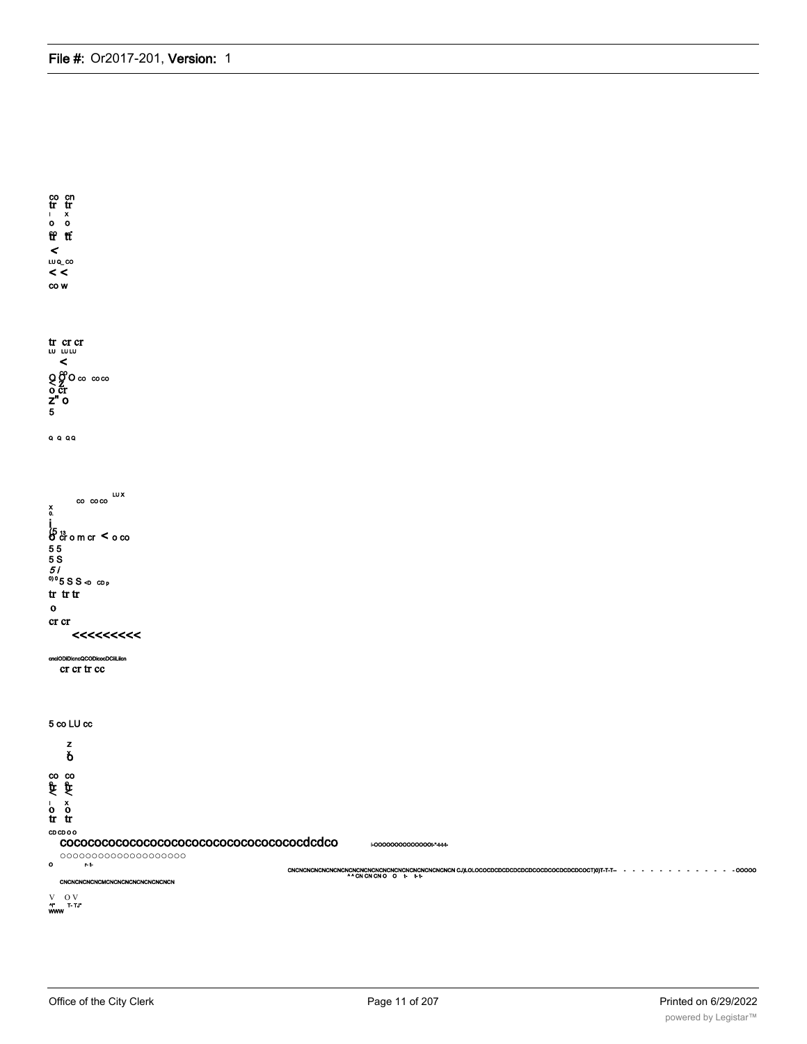co cn
tr tr
I x
o o
tr tr
<
LU Q_ CO
< <
co w

tr cr cr
LU LU LU
<
Q O O co co co
< Z
o cr
Z" o
5

Q Q Q Q

LU X
co co co
x
0.
i
(5 13
O cr o m cr < o co
5 5
5 S
5 i
0) 0 5 S S <D CD p
tr tr tr
o
cr cr
<<<<<<<<<

cnciODIDicncQCODicocDCIiLiion
cr cr tr cc

5 co LU cc

z
O

co co
tr tr
I x
o o
tr tr

CD CD O O
cocococococococococococococococococdcdco
ooooooooooooooooooo
o r- t-
CNCNCNCNCNCMCNCNCNCNCNCNCNCN

i-oooooooooooooo:-"-t-t-t-

CNCNCNCNCNCNCNCNCNCNCNCNCNCNCNCNCNCNCNCN CJ)LOLOCOCDCDCDCDCDCDCOCDCOCDCDCDCOCT)0)T-T-T-- - - - - - - - - - - - - - OOOOO
^ ^ CN CN CN O O t- t- t-

V O V
^I" T- TJ"
WWW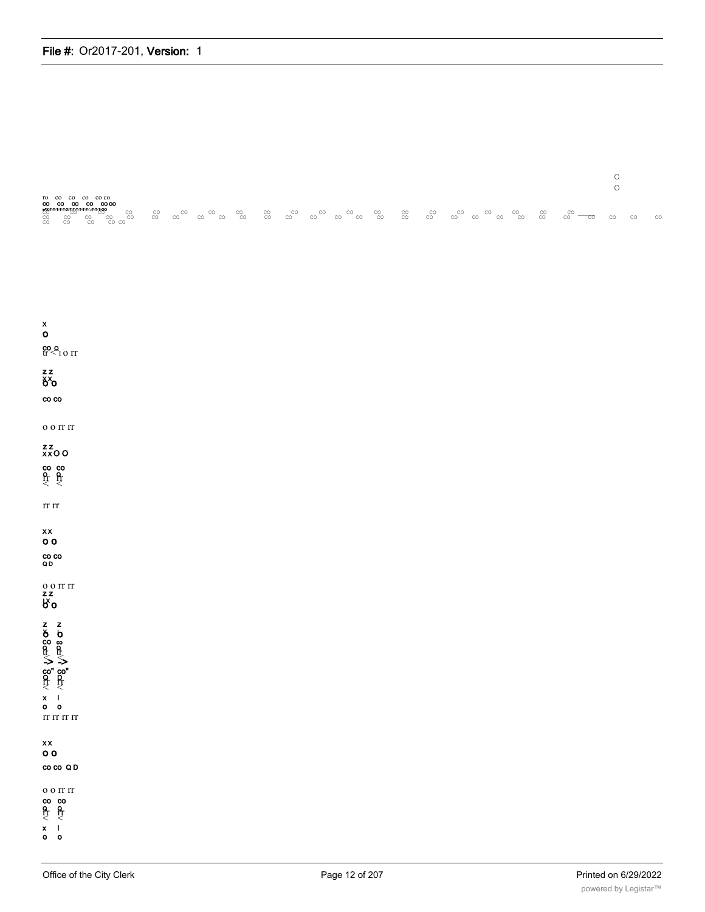O
O

ro co co co co co
CO CO CO CO CO CO

CO CO CO CO CO CO CO CO CO CO CO CO CO CO CO CO CO CO CO CO CO CO CO CO CO CO CO CO CO CO CO CO
CO CO CO CO CO CO CO CO CO CO CO CO CO CO CO CO CO CO CO CO CO CO CO CO CO CO CO CO

x
O

CO Q
tr < I O rr

Z Z
X X
O O

CO CO

O O rr rr

Z Z
X X O O

CO CO
Q Q
rr rr
< <

rr rr

X X
O O

CO CO
Q D

O O rr rr
Z Z
I X
O O

Z Z
X
O O
CO CO
Q Q
rr rr
-> ->
CO" CO"
Q D
rr rr
< <
x I
o o
rr rr rr rr

X X
O O

CO CO Q D

O O rr rr
CO CO
Q Q
rr rr
< <
x I
o o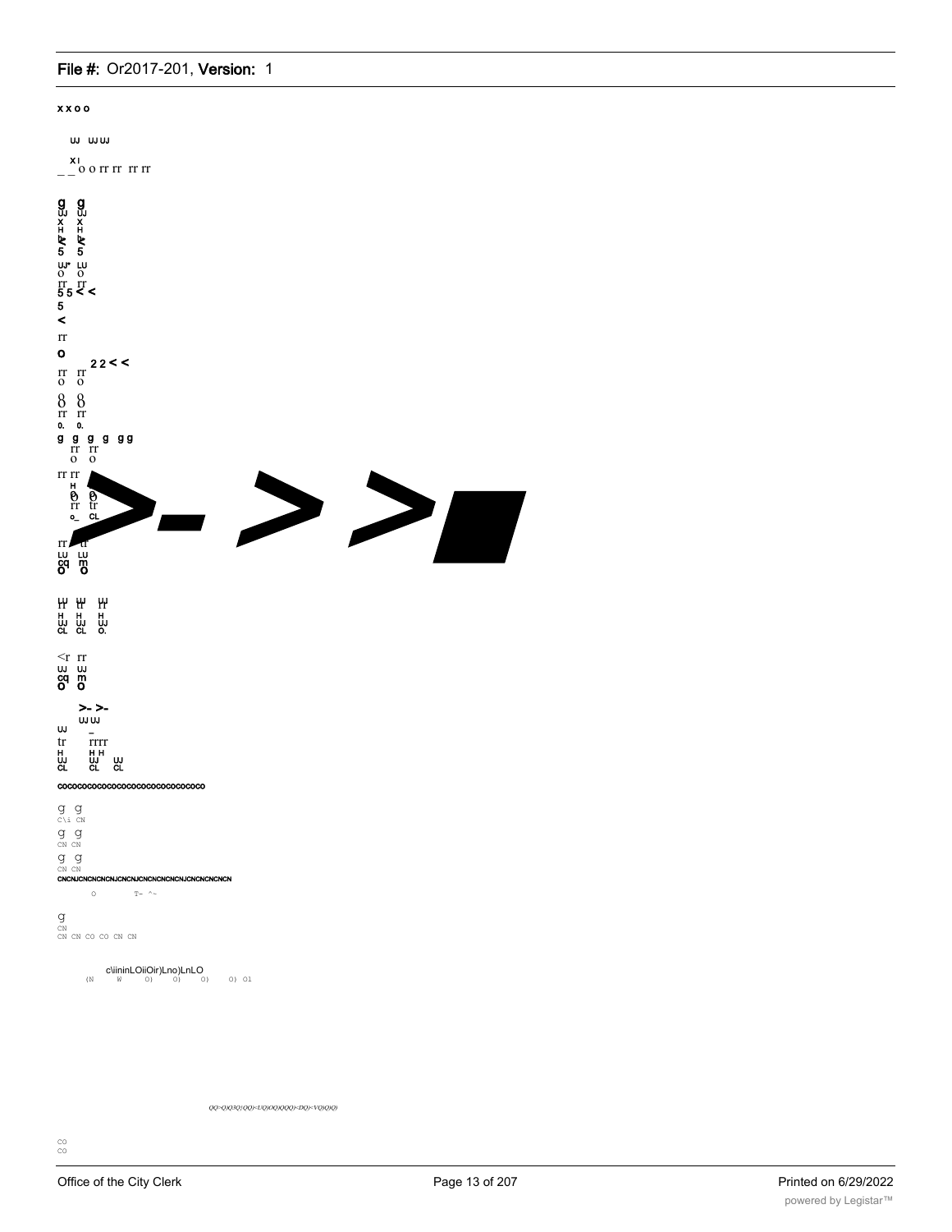x x o o

UJ UJ UJ

xı
_ _o o rr rr rr rr

g g
UJ UJ
x x
H H
k k
5 5

UJ LU
O O
rr rr
5 5 < <
5
<

rr

o

2 2 < <
rr rr
O O

8 8
rr rr
0. 0.

g g g g g g
rr rr
O O

rr rr
H
θ θ
rr tr
o_ CL

rr tr
LU LU
cq m
O O

UJ UJ UJ
rr tr rr
H H H
UJ UJ UJ
CL CL O.

<r rr
UJ UJ
cq m
O O

>- >-
UJ UJ
UJ _
tr rrrr
H H H
UJ UJ UJ
CL CL CL

cococococococococococococococo

g g
C\i CN
g g
CN CN
g g
CN CN
CNCNJCNCNCNCNJCNCNJCNCNCNCNCNJCNCNCNCNCN

O T- ^-

g
CN
CN CN CO CO CN CN

c\iininLOiiOir)Lno)LnLO
(N W O) O) O) O) Ol

QQ>Q)Q)Q)QQ)<UQ)OQ)QQQ)<DQ)<VQ)QiQ)

CO
CO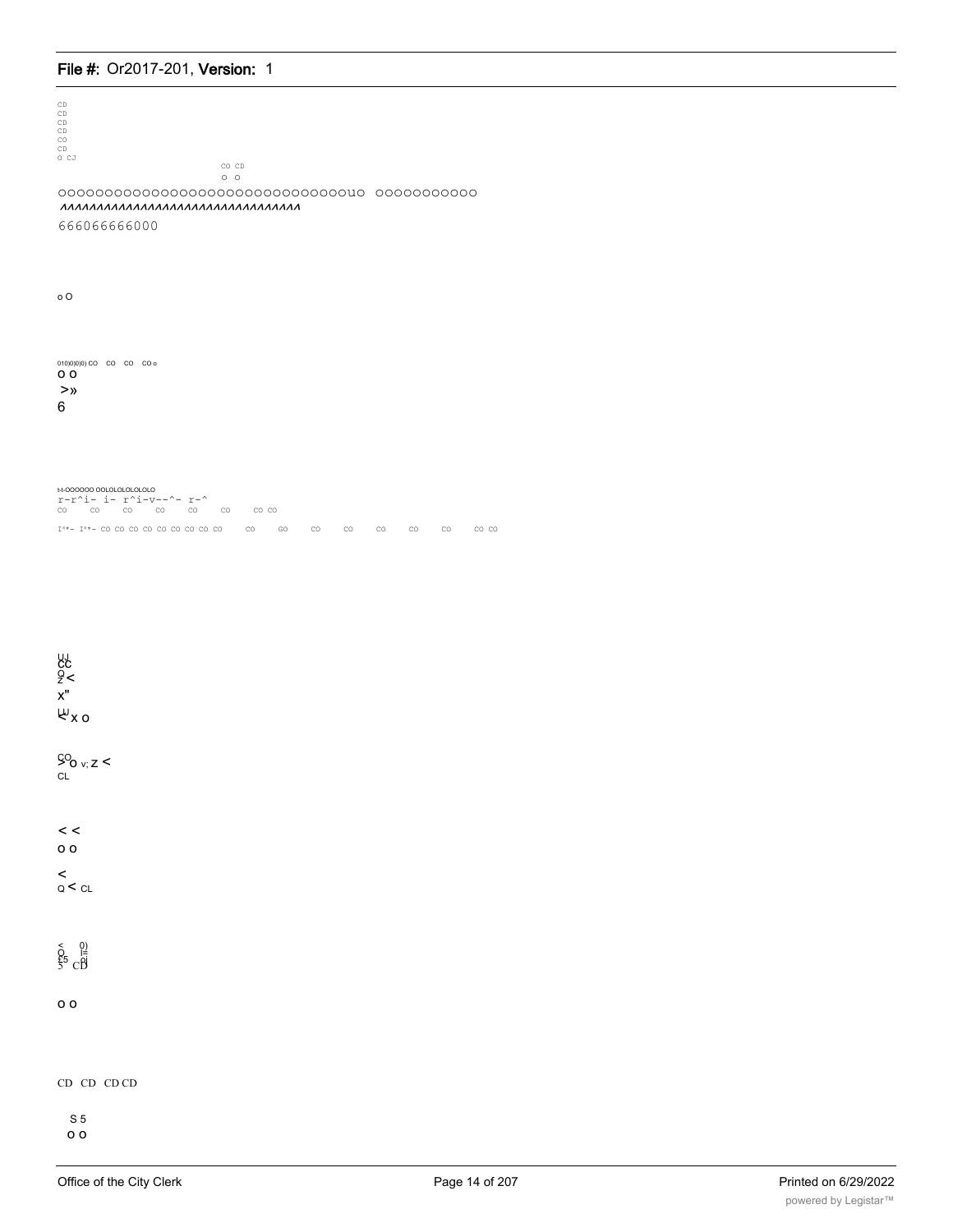CD
CD
CD
CD
CO
CD
O CJ

CO CD
O O

OOOOOOOOOOOOOOOOOOOOOOOOOOOOOOOuO OOOOOOOOOOO
ΛΛΛΛΛΛΛΛΛΛΛΛΛΛΛΛΛΛΛΛΛΛΛΛΛΛΛΛΛΛΛ

666066666000

o O

010)0)0)0) CO CO CO CO o
O O
>»
6

t-t-OOOOOO OOLOLOLOLOLOLO
r-r^i- i- r^i-v--^- r-^
CO CO CO CO CO CO CO CO

I**- I**- CO CO CO CO CO CO CO CO CO CO GO CO CO CO CO CO CO CO

UJ
CC
O
Z <
X"
UJ
< X O

CO
> O v; Z <
CL

< <
O O

<
Q < CL

< 0)
O l=
£5 oj
5 CD

O O

CD CD CD CD

S 5
O O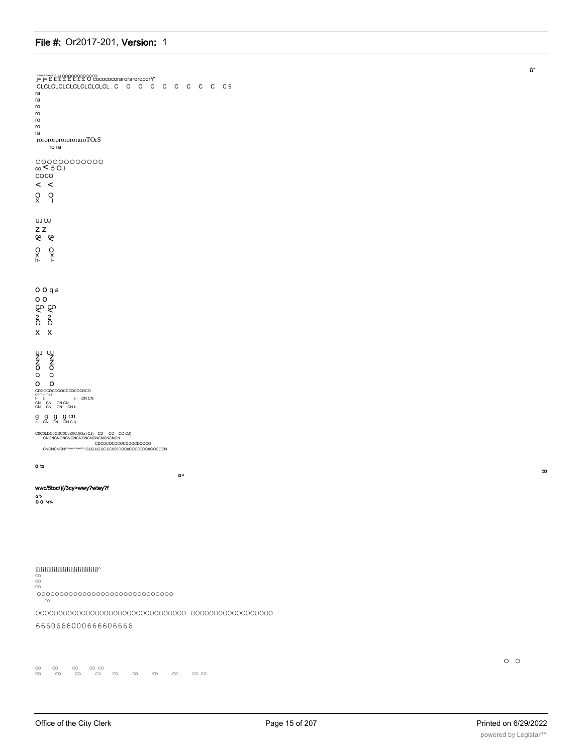tr

j= j= £ £ £ £ £ £ £ O cocococorarorarorocorY'
CLCLCLCLCLCLCLCLCLCL . C C C C C C C C C C 9
ra
ra
ro
ro
ro
ro
ra
rororororororoTOrS
ro ra

OOOOOOOOOOOO
co < 5 O I
COCO
< <
O O
X I

UJ UJ
Z Z
<< <<
O O
X X
h- I-

O O q a
O O
<< <<
2 2
O O
X X

UJ UJ
Z Z
Z Z
O O
Q Q
O O
CDCOCDCDCOCDCDCDCDCO
t- t- i- CN CN
CN CN CN CN
CN CN CN CN t-
g g g g cn
t- CN CN CN CJ)

C0C0LDC0CDC0CJ)0)CJ)(Oa) CJ) CD CO CO CJ)
CNCNCNCNCNCNCNCNCNCNCNCNCNCN
CDCDCOCDCOCDCOCDCOCO
CNCNCNCN^^^^^^^^^^^ CJ)CJ)CJ)CJ)C000COC0COC0COC0COCOCN

O to

O ^

co

wwc/5toc/)(/3cy>wwy?wtey?f
o t-
O O *-f f-

ilililililililililililililililil^
CO
CO
CO
OOOOOOOOOOOOOOOOOOOOOOOOOOOOOO
CO

OOOOOOOOOOOOOOOOOOOOOOOOOOOOOOOOO OOOOOOOOOOOOOOOOOO

6660666000666606666

O O

CO CO CO CO CO
CO CO CO CO CO CO CO CO CO CO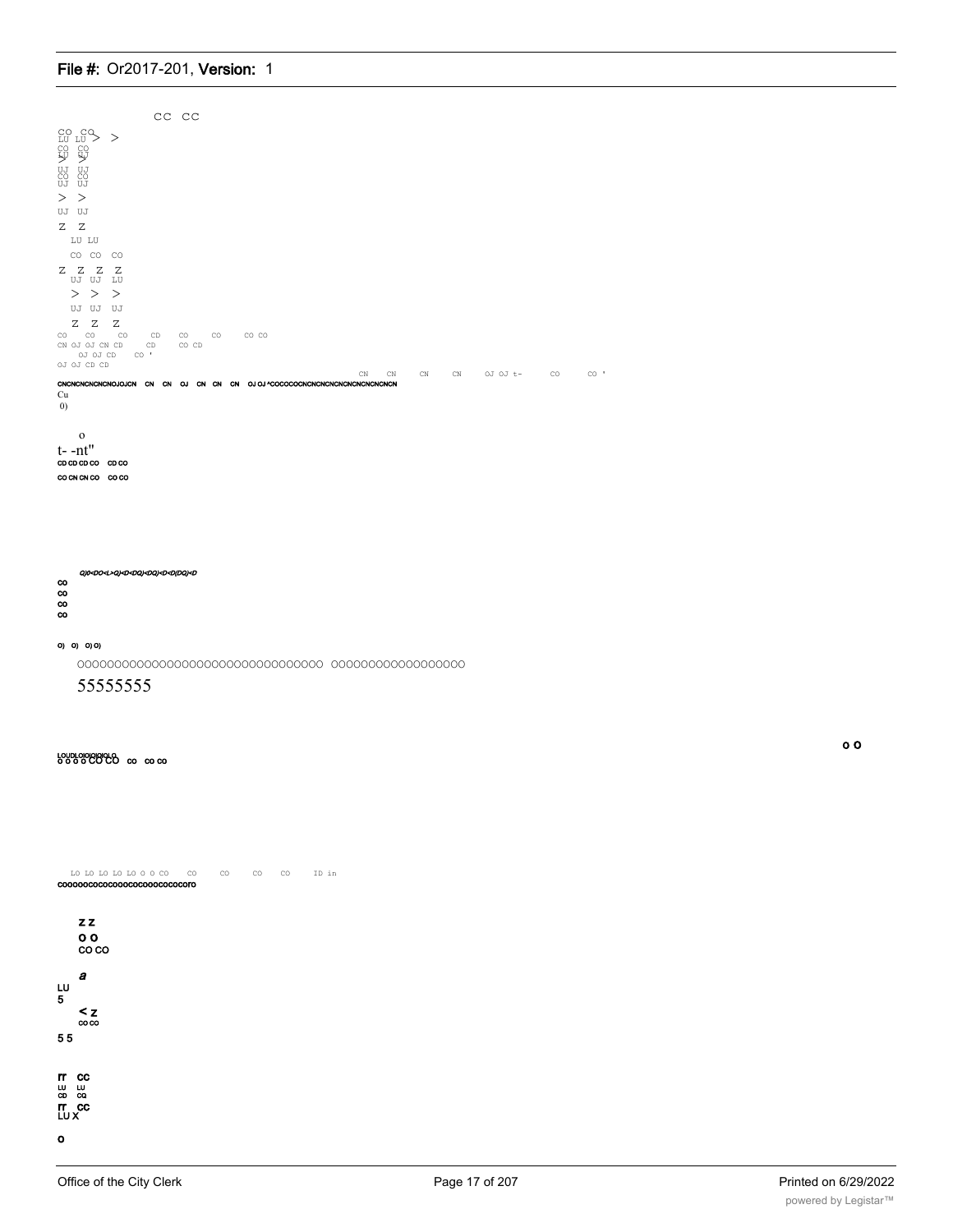CC CC

CO CO
LU LU > >
CO CO
LU UJ
> >
UJ UJ
CO CO
UJ UJ

> >

UJ UJ

Z Z

LU LU

CO CO CO

Z Z Z Z
UJ UJ LU

> > >

UJ UJ UJ

Z Z Z

CO CO CO CD CO CO CO CO
CN OJ OJ CN CD CD CO CD
OJ OJ CD CO '
OJ OJ CD CD

CN CN CN CN OJ OJ t- CO CO '

CNCNCNCNCNCNOJOJCN CN CN OJ CN CN CN OJ OJ ^COCOCOCNCNCNCNCNCNCNCNCNCN

Cu
0)

o
t- -nt"

CD CD CD CO CD CO

CO CN CN CO CO CO

*Q)0<DO<L>Q)<D<DQ)<DQ)<D<D(DQ)<D*

CO
CO
CO
CO

O) O) O) O)

OOOOOOOOOOOOOOOOOOOOOOOOOOOOOOOO OOOOOOOOOOOOOOOOOO

55555555

o O

LOUDLOIOIOIOIOLO
o o o o CO CO CO CO CO

LO LO LO LO LO O O CO CO CO CO CO ID in

COOOOOCOCOCOOOCOCOOOCOCOCOrO

z z
o o
CO CO

*a*

LU
5

< z
CO CO

5 5

rr CC
LU LU
CD CQ
rr CC
LU X

o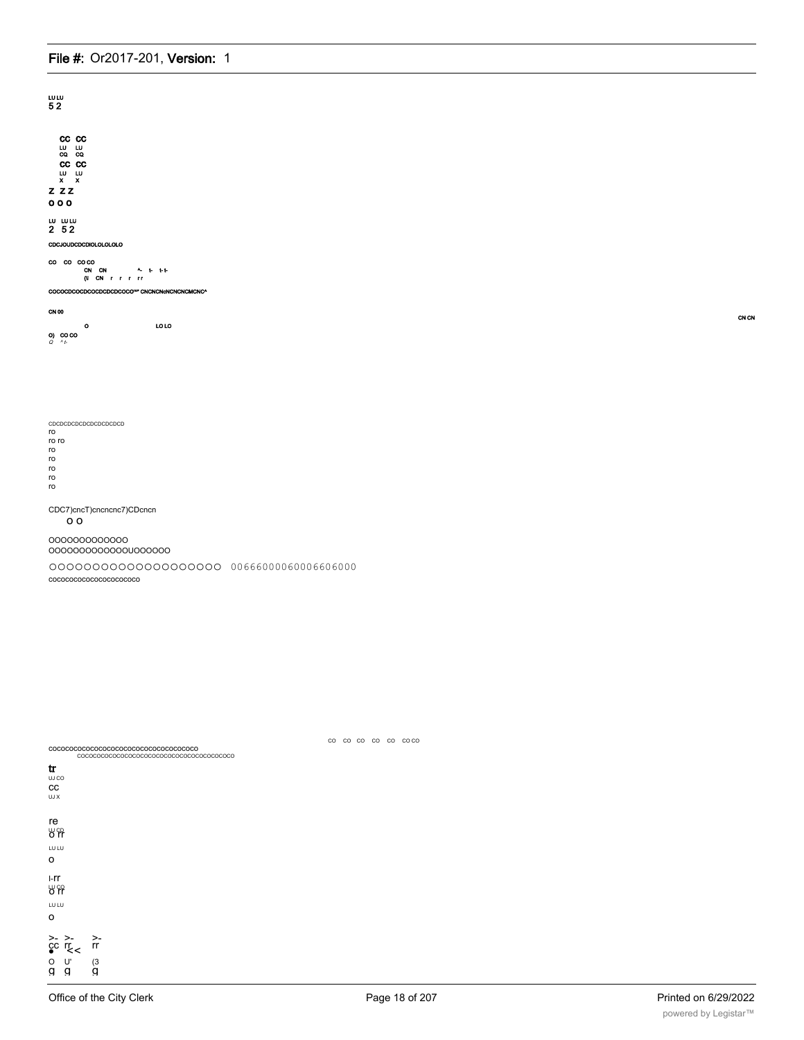LU LU
5 2

CC CC
LU LU
CQ CQ
CC CC
LU LU
X X

Z Z Z
O O O

LU LU LU
2 5 2

CDCJOUDCDCDIOLOLOLOLO

CO CO CO CO
CN CN ^- t- t- t-
(U CN r r r r r

COCOCDCOCDCOCDCDCDCOCO^^ CNCNCNcNCNCNCMCNC^

CN 00

CN CN

O LO LO

O) CO CO
Q ^ t-

CDCDCDCDCDCDCDCDCDCD
ro
ro ro
ro
ro
ro
ro
ro

CDC7)cncT)cncncnc7)CDcncn
O O

OOOOOOOOOOOOO
OOOOOOOOOOOOOUOOOOOO

OOOOOOOOOOOOOOOOOOOO 006660000600066606000
cococococococococococo

CO CO CO CO CO CO CO

cococococococococococococococococococo
cococococococococococococococococococococo

tr
UJ CO
CC
UJ X

re
LU CO
O rr

LU LU
O

I-rr
LU CO
O rr

LU LU
O

>- >- >-
CC rr rr
• << 
O U' (3
g g g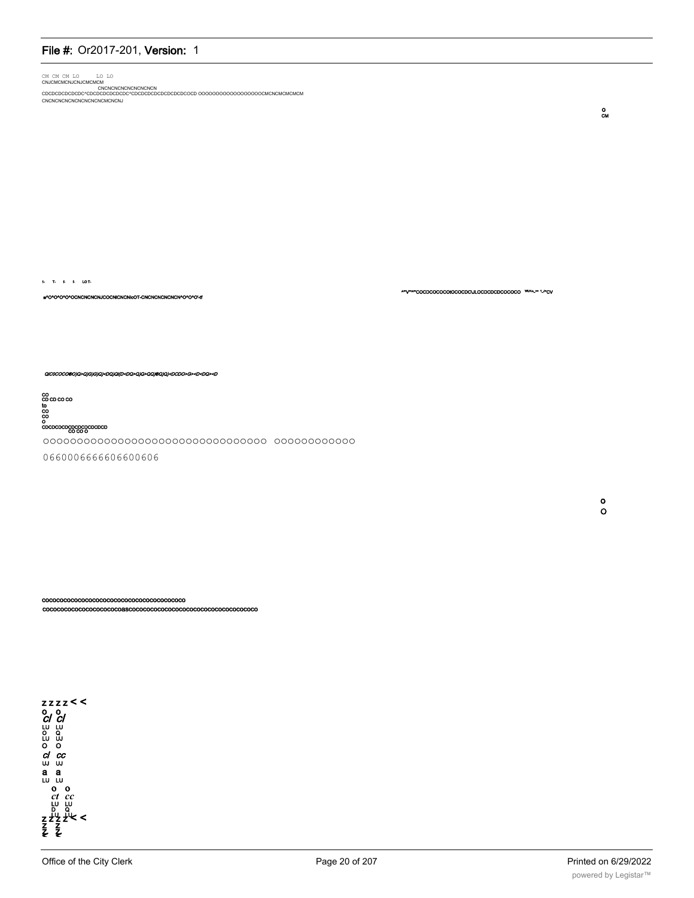CM CM CM LO LO LO
CNJCMCMCNJCNJCMCMCM
CNCNCNCNCNCNCNCNCN
CDCDCDCDCDCDC^CDCDCDCDCDCDC^CDCDCDCDCDCDCDCDCOCD OOOOOOOOOOOOOOOOOOCMCNCMCMCMCM
CNCNCNCNCNCNCNCNCNCMCNCNJ

O
CM

I- T- I- I- LOT-

=^O^O^O^O^OCNCNCNCNJCOCNICNCNIcOT-CNCNCNCNCNCN^O^O^O'-tf

^^V^^COCDCOCOCOlOCOCDCJLOCDCDCDCOCOCO WU^~ 1-^CV

QlC0COCO®O)Q>Q)G)G)Q)<DQ)Q)(D<DQ>Q)Q>QQ)®Q)Q)<DCDO>G><D<DQ><D

CO
CD CD CO CO
to
CO
CO
O
CDCDCDCDCDCDCDCDCDCD
CO CO O

OOOOOOOOOOOOOOOOOOOOOOOOOOOOOOOOO OOOOOOOOOOOO

06600066666066006060

O
O

COCOCOCOCOCOCOCOCOCOCOCOCOCOCOCOCOCOCOCOCO
COCOCOCOCOCOCOCOCOCOCOCOaSCOCOCOCOCOCOCOCOCOCOCOCOCOCOCOCOCOCOCOCO

z z z z < <
O O
Cl Cl
LU LU
O Q
LU UJ
O O
cl cc
UJ UJ
a a
LU LU
O O
ct cc
LU LU
D Q
z z z z < <
z z
z z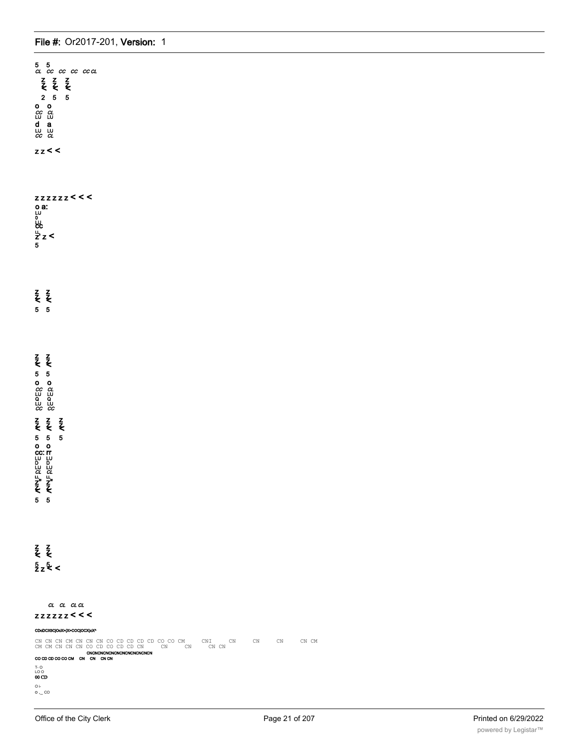5 5
CL CC CC CC CC CL

Z Z Z
< < <

2 5 5

o o
CC CL
LU LU
d a
LU LU
CC CL

z z < <

z z z z z z < < <

o a:
LU
o
LU
CC
LL
Z' z <
5

Z Z
< <
5 5

Z Z
< <
5 5
o o
CC CL
LU LU
Q Q
LU LU
CC CC

Z Z Z
< < <
5 5 5
o o
CC: rr
LU LU
D D
LU LU
CL CL
LL LL
Z" Z"
< <
5 5

Z Z
< <
5 5
Z z < <

CL CL CL CL
z z z z z z < < <

CDcDCX5CjOcX>(X>COCjOCX)cX^

CN CN CN CM CN CN CN CO CD CD CD CD CO CO CM CNI CN CN CN CN CM
CM CM CN CN CN CO CD CO CD CD CN CN CN CN CN
CNCNCNCNCNCNCNCNCNCNCN
CO CD CD CO CO CM CN CN CN CN

T- O
LO O
00 CD

O I-
O ._ CO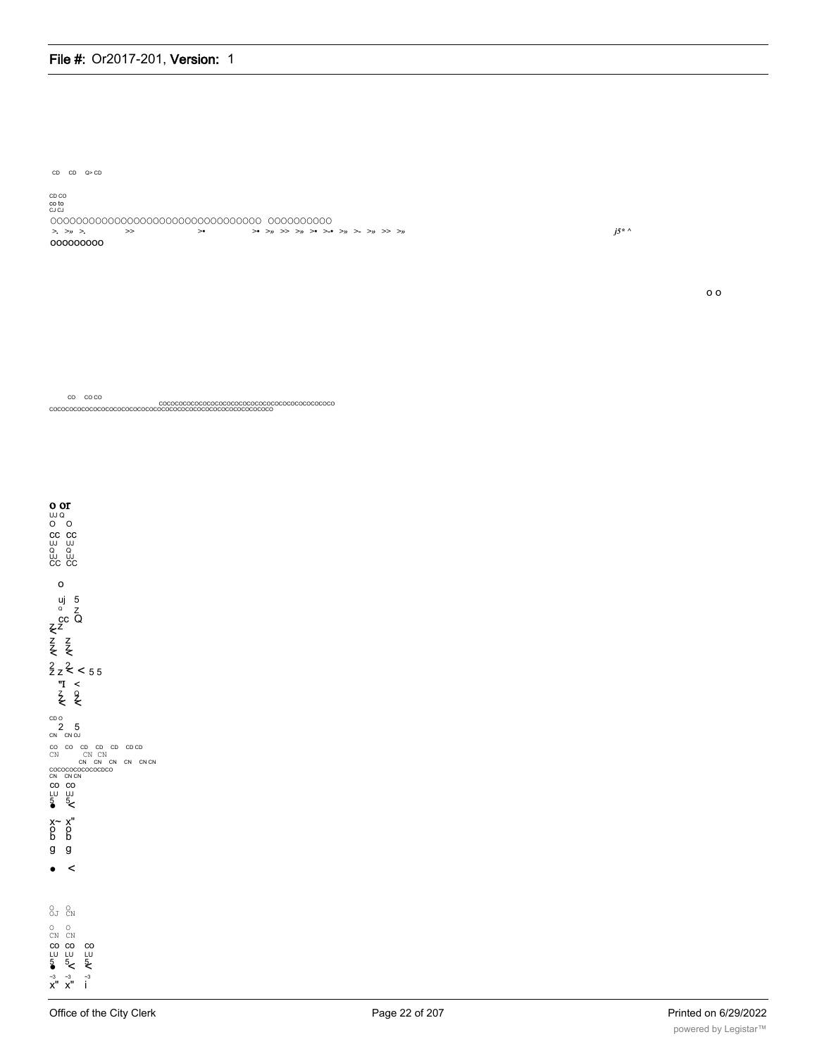CD CD Q> CD

CD CO
co to
CJ CJ

OOOOOOOOOOOOOOOOOOOOOOOOOOOOOOOOO OOOOOOOOOO

>. >» >. >> >• >• >» >> >» >• >-• >» >- >» >> >» *j5* ^

ooooooooo

o o

CO CO CO

COCOCOCOCOCOCOCOCOCOCOCOCOCOCOCOCOCOCOCOCOCOCOCOCO
COCOCOCOCOCOCOCOCOCOCOCOCOCOCOCOCOCOCOCOCOCOCOCOCOCOCOCO

o or
UJ Q
O O
CC CC
UJ UJ
Q Q
UJ UJ
CC CC

o

uj 5
Q Z
CC Q
Z Z
<
Z Z
Z Z
< <

2 2
Z Z < < 5 5
"I <
Z Q
< <

CD O
2 5
CN CN OJ

CO CO CD CD CD CD CD
CN CN CN
CN CN CN CN CN CN
COCOCOCOCOCOCDCO
CN CN CN
CO CO
LU UJ
5 5
• <

x~ x"
o o
b b
g g

• <

O O
OJ CN

O O
CN CN
CO CO CO
LU LU LU
5 5 5
• < <

~3 ~3 ~3
x" x" i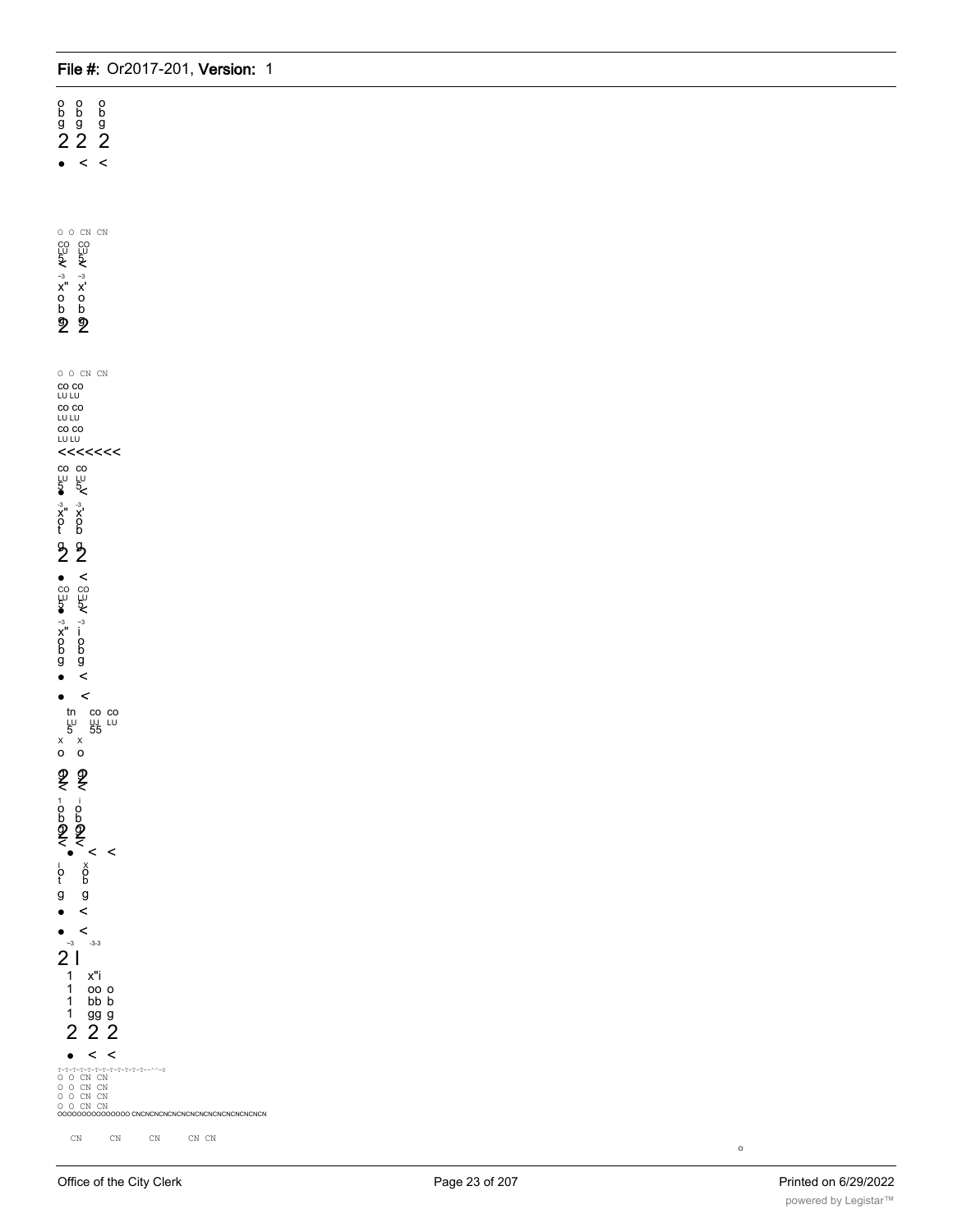o o o
b b b
g g g
2 2 2

• < <

O O CN CN
CO CO
LU LU
5 5
< <
-3 -3
x" x'
o o
b b
2 2

O O CN CN
co co
LU LU
co co
LU LU
co co
LU LU
<<<<<<<
co co
LU LU
5 5
• <
-3 -3
x" x'
o o
t b
g g
2 2
• <
co co
LU LU
5 5
• <
-3 -3
x" i
o o
b b
g g
• <
• <
tn co co
LU UJ LU
5 55
x x
o o
2 2
< <
1 i
o o
b b
2 2
< <
• < <
i x
o o
t b
g g
• <
• <
-3 -3-3
2 l
1 x"i
1 oo o
1 bb b
1 gg g
2 2 2
• < <

O O CN CN
O O CN CN
O O CN CN
O O CN CN
OOOOOOOOOOOOOO CNCNCNCNCNCNCNCNCNCNCNCNCNCN

CN CN CN CN CN

o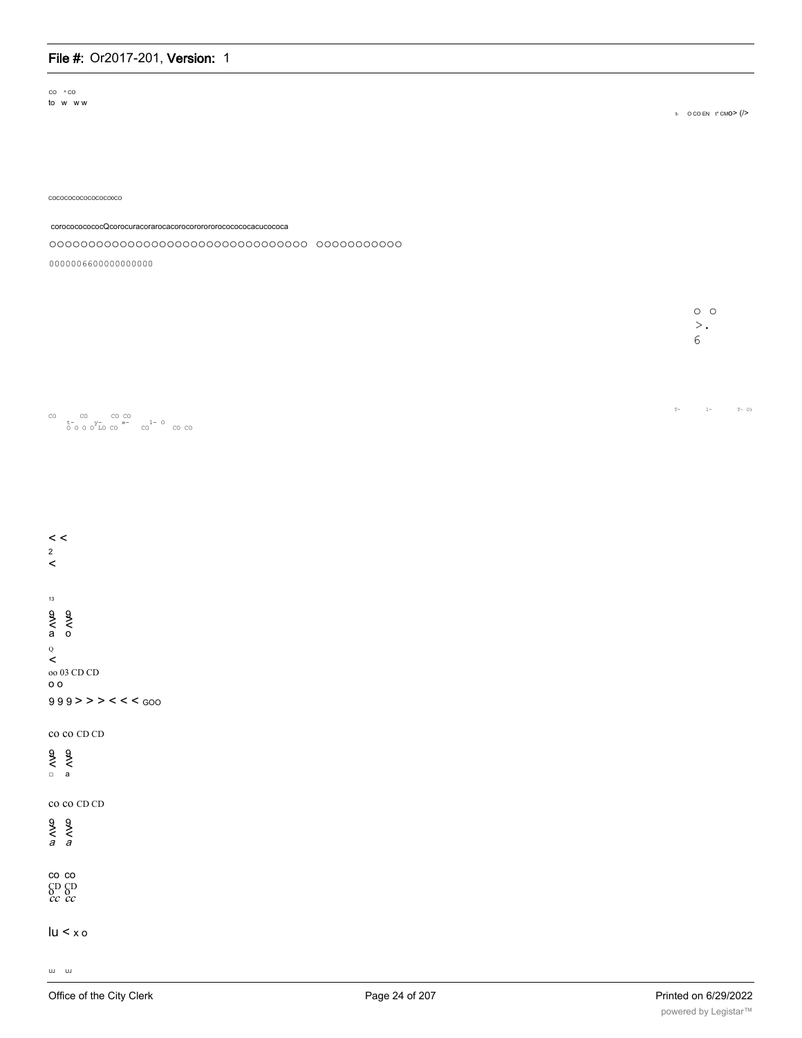CO ^CO
to w ww

t- O CO EN t^ CMO> (/>

cocococococococooco

corocococococQcorocuracorarocacorocorororororococococacucococa

OOOOOOOOOOOOOOOOOOOOOOOOOOOOOOOO OOOOOOOOOOO

0000006600000000000

O O
>.
6

CO CO CO CO
t- y- »- 1- O
O O O O LO CO CO CO CO

T- 1- T- O)

< <
2
<

13

9 9
< <
a o

Q
<
oo 03 CD CD
o o
999>>><<< GOO

co co CD CD

9 9
< <
□ a

co co CD CD

9 9
< <
*a a*

co co
CD CD
o o
*cc cc*

lu < x o

uj uj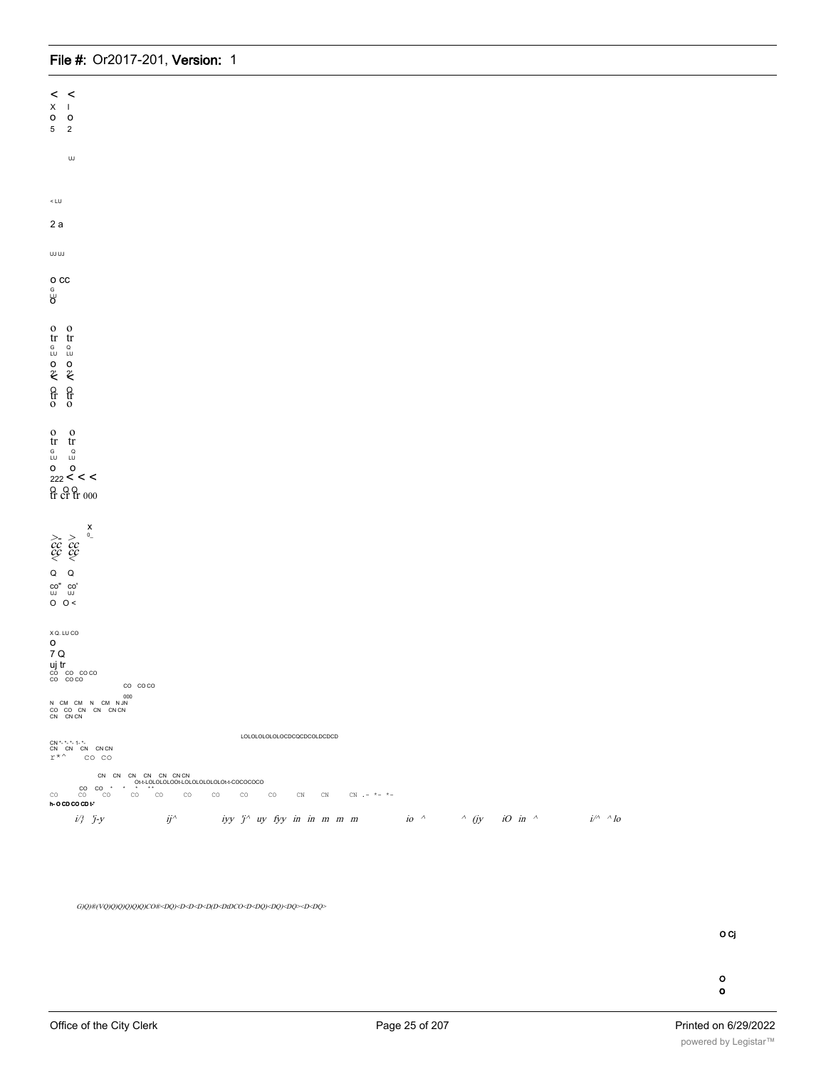< <
X I
O O
5 2

UJ

< LU

2 a

UJ UJ

O CC
G
LU
O

O O
tr tr
G Q
LU LU
O O
2' 2'
< <
Q Q
tr tr
O O

O O
tr tr
G Q
LU LU
O O
222 < < <
Q Q Q
tr cr tr 000

X
0_
> >
cc cc
cc cc
< <

Q Q

co" co'
UJ UJ
O O <

X Q. LU CO
O
7 Q
uj tr
CO CO CO CO
CO CO CO
CO CO CO
000
N CM CM N CM N JN
CO CO CN CN CN CN
CN CN CN

LOLOLOLOLOLOCDCQCDCOLDCDCD

CN "- "- "- 1- "-
CN CN CN CN CN
r * ^ CO CO

CN CN CN CN CN CN CN
Ot-t-LOLOLOLOOt-LOLOLOLOLOt-t-COCOCOCO
CO CO * * * * *
CO CO CO CO CO CO CO CO CO CN CN CN . - * - * -
h- O CD CO CD t-'

*i/} 'j-y ij^ iyy 'j^ uy fyy in in m m m io ^ ^ (jy iO in ^ i/^ ^ lo*

*G)Q)®(VQ)Q)Q)Q)Q)Q)CO®<DQ)<D<D<D<D(D<DtDCO<D<DQ)<DQ)<DQ>=<D<DQ>*

O Cj

O
O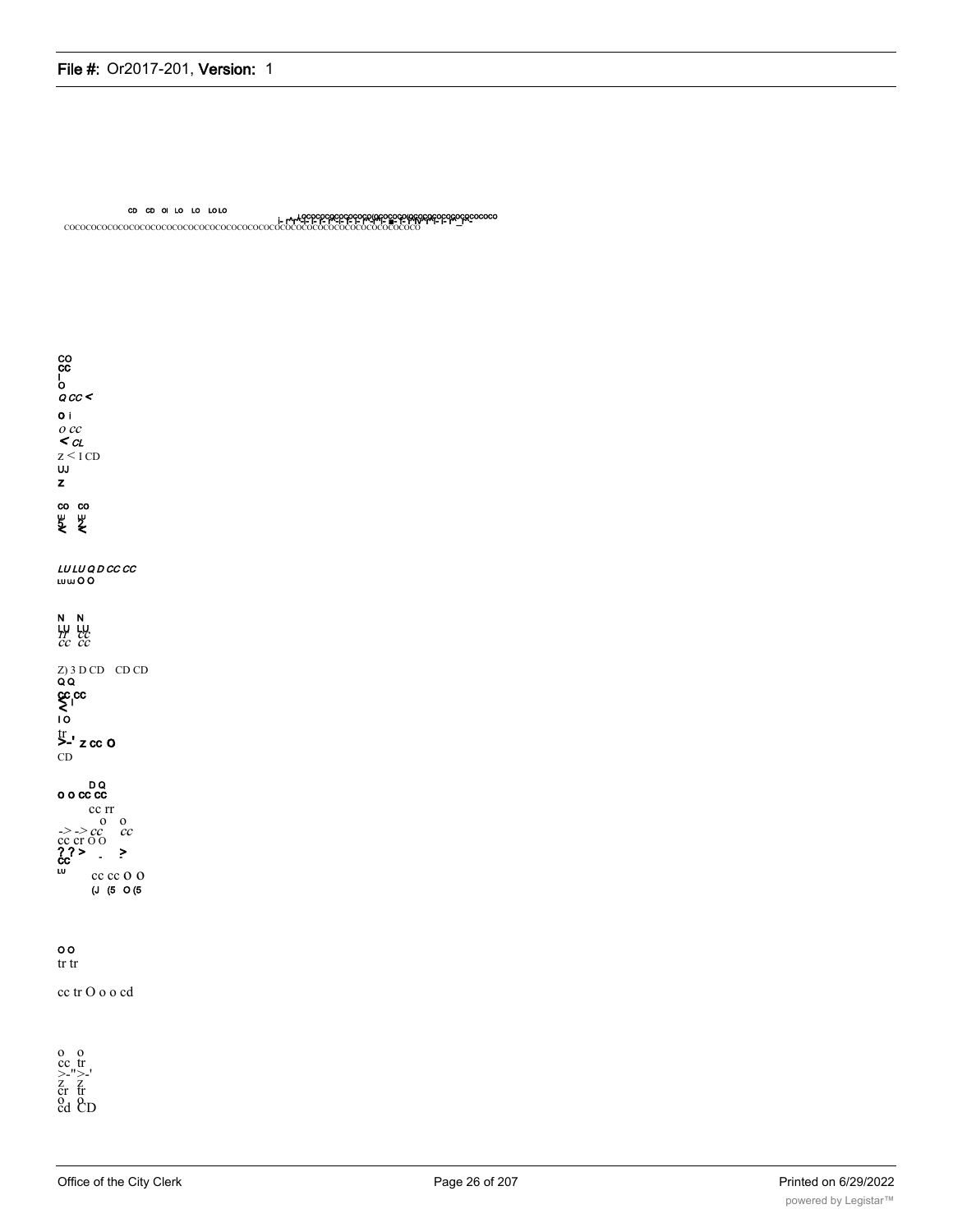CD CD OI LO LO LOLO

COCOCOCOCOCOCOCOCOCOCOCOCOCOCOCOCOCOCOCOCOCOCOCOCOCOCOCOCOCOCOCOCOCOCOCOCO

CO
CC
I
O
Q CC <

O i
o cc
< CL
z < I CD
UJ
Z

CO CO

LU LU Q D CC CC
LU LU O O

N N
LU LU
rr cc
cc cc

Z) 3 D CD CD CD
Q Q
CC CC
I O
tr
>-' z cc O
CD

D Q
O O CC CC
cc rr
o o
-> -> cc cc
cc cr O O
? ? > - >
CC
LU
cc cc O O
(J (5 O (5

O O
tr tr

cc tr O o o cd

o o
cc tr
>-" >-'
z z
cr tr
o o
cd CD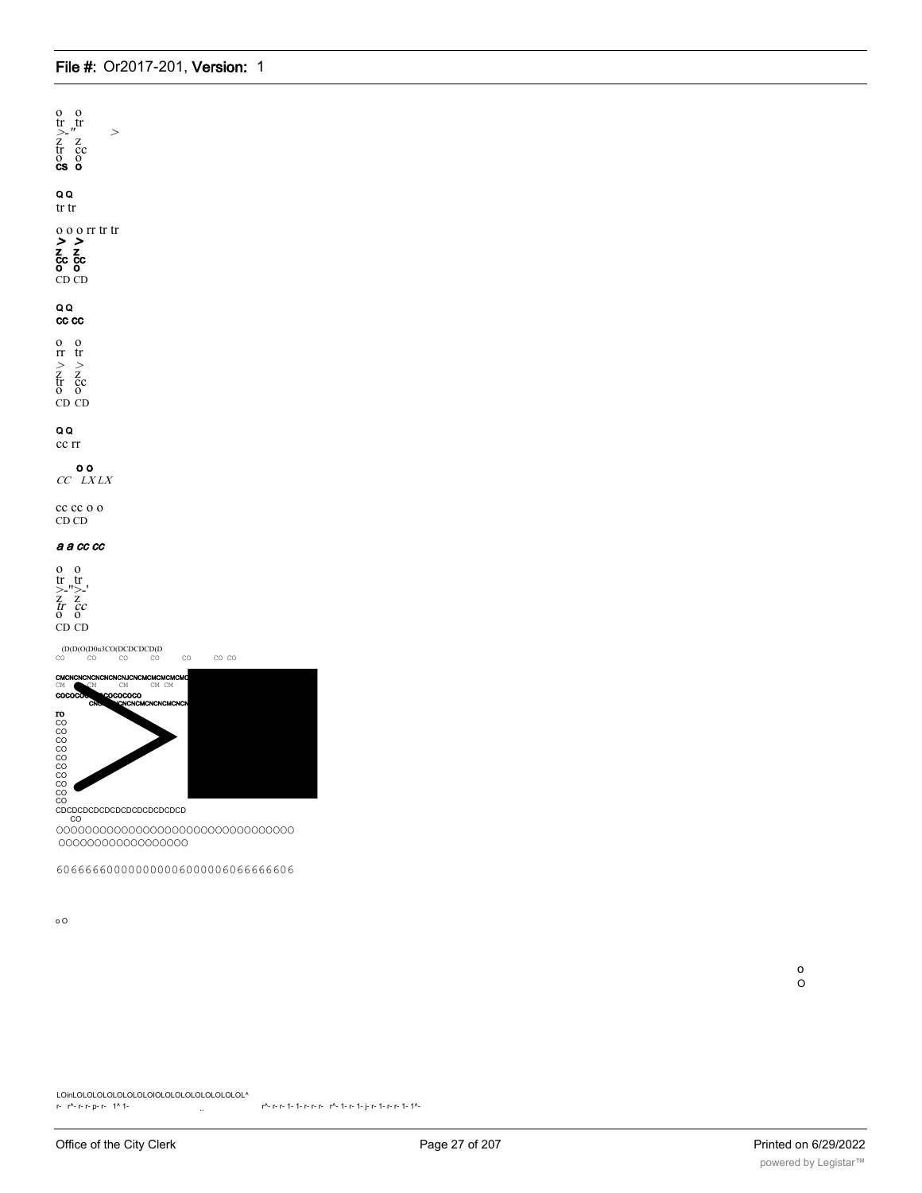o o
tr tr
>-" >
z z
tr cc
o o
**cs o**

**Q Q**
tr tr

o o o rr tr tr
**> >**
**z z**
**cc cc**
**o o**
CD CD

**Q Q**
**cc cc**

o o
rr tr
> >
z z
tr cc
o o
CD CD

**Q Q**
cc rr

**o o**
*CC LX LX*

cc cc o o
CD CD

***a a cc cc***

o o
tr tr
>-">-'
z z
*tr cc*
o o
CD CD

(D(D(O(D0u3CO(DCDCDCD(D
CO CO CO CO CO CO CO

**CMCNCNCNCNCNCNJCNCMCMCMCMC**
CM CM CM CM CM
**COCOCO COCOCOCO**
**CN CNCMCNCNCMCNCN**
**ro**
CO
CO
CO
CO
CO
CO
CO
CO
CO
CO
CDCDCDCDCDCDCDCDCDCDCDCD
CO
OOOOOOOOOOOOOOOOOOOOOOOOOOOOOOOO
OOOOOOOOOOOOOOOOOO

60666660000000000600000606666606

o O

o
O

LOinLOLOLOLOLOLOLOIOLOLOLOLOLOLOLOL^
r- r^- r- r- p- r- 1^ 1- .. r^- r- r- 1- 1- r- r- r- r^- 1- r- 1- j- r- 1- r- r- 1- 1^-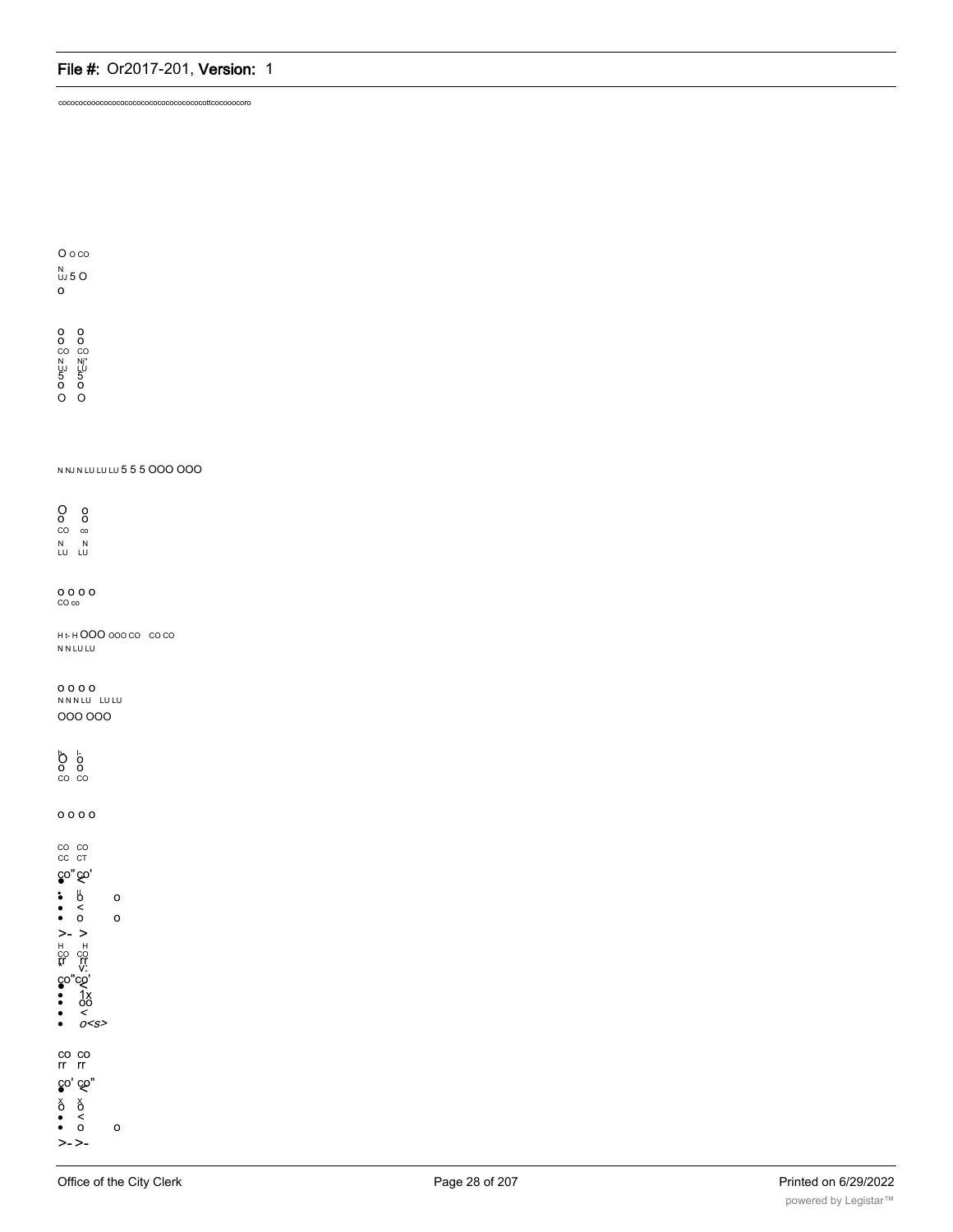cococococooocococococococococococococottcocooocoro

O o co

N
UJ 5 O
o

o o
o o
CO CO
N Nj"
LU LU
5 5
o o
O O

N NJ N LU LU LU 5 5 5 OOO OOO

O o
o o
CO co
N N
LU LU

o o o o
CO co

H t- H OOO ooo co co co
N N LU LU

o o o o
N N N LU LU LU
OOO OOO

O o
o o
CO CO

o o o o

CO CO
CC CT
co" co'

- o o
- <
- o o

>- >
H H
CO CO
rr rr
V:
co"co'

- 1x
- oo
- <
- *o<s>*

co co
rr rr
co' co"

- x x
- o o
- <
- o o

>- >-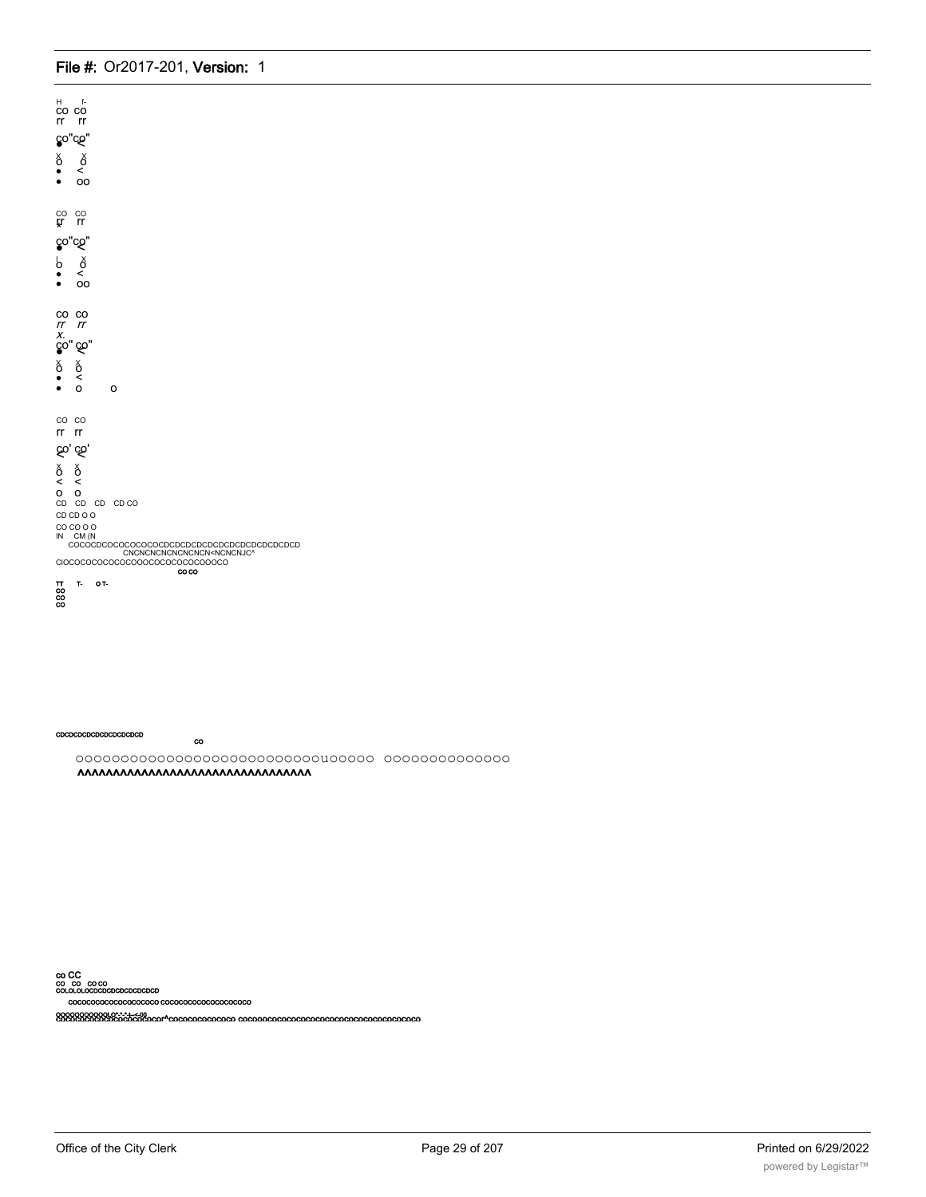H f-
CO CO
rr rr

co"co"

x x
O O
• <
• OO

CO CO
rr rr

co"co"

O O
• <
• OO

CO CO
rr rr
x.
co" co"

x x
O O
• <
• O O

CO CO
rr rr

co' co'

x x
O O
< <
O O
CD CD CD CD CO
CD CD O O
CO CO O O
IN CM (N
COCOCDCOCOCOCOCOCDCDCDCDCDCDCDCDCDCDCDCD
CNCNCNCNCNCNCNCN<NCNCNJC^
CIOCOCOCOCOCOCOOOCOCOCOCOCOOOCO
CO CO
TT T- O T-
CO
CO
CO

CDCDCDCDCDCDCDCDCDCD
CO

OOOOOOOOOOOOOOOOOOOOOOOOOOOOO1OOOOOO OOOOOOOOOOOOOO
ΛΛΛΛΛΛΛΛΛΛΛΛΛΛΛΛΛΛΛΛΛΛΛΛΛΛΛΛΛΛΛΛΛΛ

co CC
CO CO CO CO
COLOLOLOCDCDCDCDCDCDCDCD
COCOCOCOCOCOCOCOCOCO COCOCOCOCOCOCOCOCOCO
OOOOOOOOOOOLO^-^-^-t--<-00
COCOCOCOCOCOCOCOCOCOCOr^COCOCOCOCOCOCO COCOOOCOCOCOCOCOCOCOCOCOCOCOCOCOCOCOCO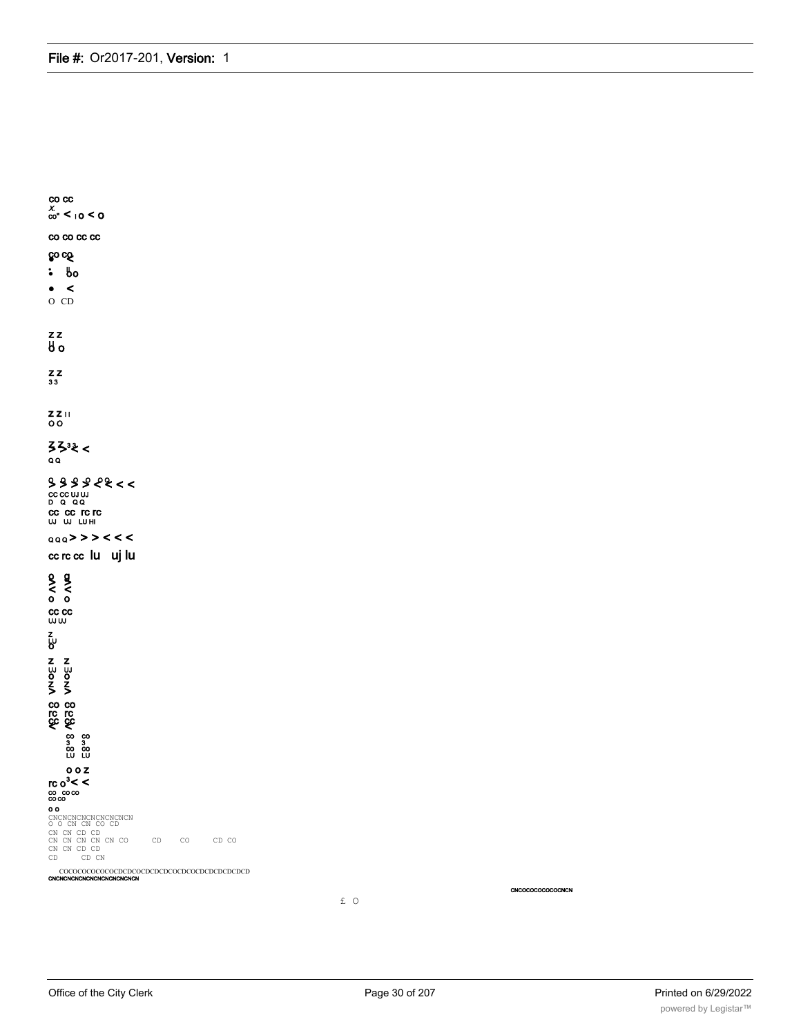co cc

x co" < ı o < o

co co cc cc

co co

: ‖ o o

• <

O CD

z z
ŏ o

z z
3 3

z z ıı
o o

z z 3 3 <
Q Q

> > > > < < < <

cc cc uj uj
D Q Q Q

cc cc rc rc
uj uj LU HI

Q Q Q > > > < < <

cc rc cc lu uj lu

o o
o o

cc cc
uj uj

z
ŏ

z z
uj uj
o o
z z
> >

co co
rc rc
cc cc
< <

co co
3 3
co co
LU LU

o o z

rc o³ < <

co co co
co co

o o

CNCNCNCNCNCNCNCNCN
O O CN CN CO CD
CN CN CD CD
CN CN CN CN CN CO CD CO CD CO
CN CN CD CD
CD CD CN

COCOCOCOCOCOCDCDCOCDCDCDCOCDCOCDCDCDCDCD
CNCNCNCNCNCNCNCNCNCNCN

CNCOCOCOCOCOCNCN

£ O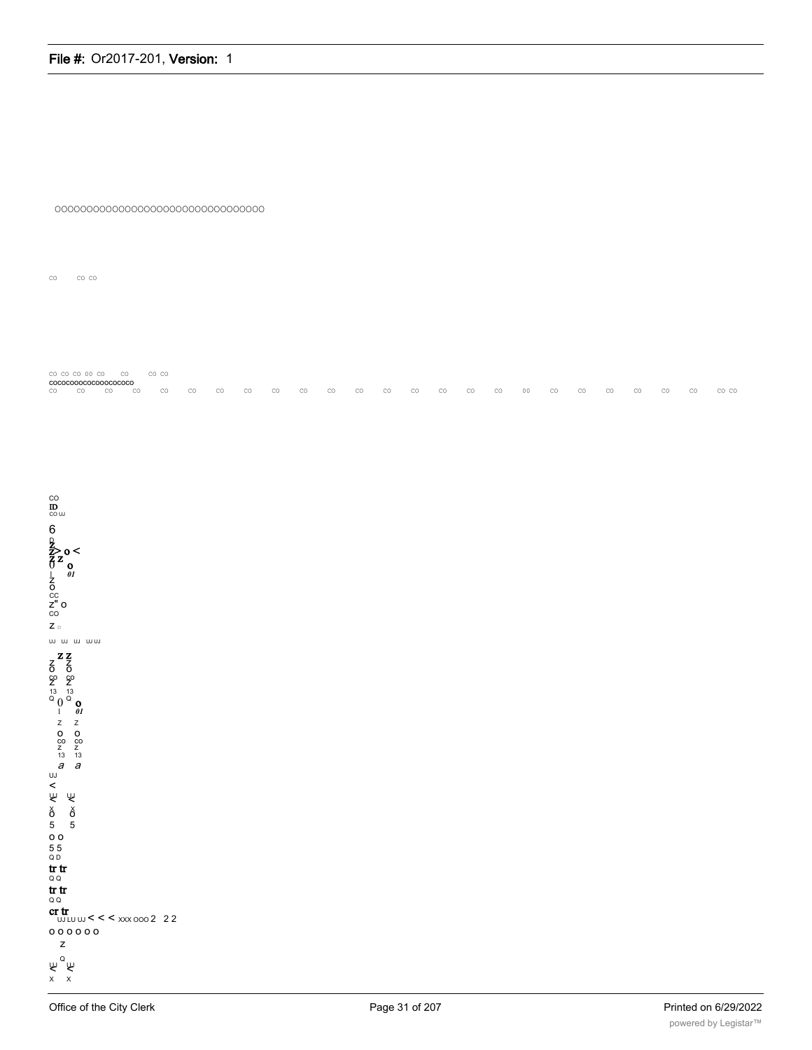OOOOOOOOOOOOOOOOOOOOOOOOOOOOOOOOO

CO CO CO

CO CO CO 00 CO CO CO CO
COCOCOOOCOCOOOCOCOCO
CO CO CO CO CO CO CO CO CO CO CO CO CO CO CO CO CO 00 CO CO CO CO CO CO CO CO

CO
ID
CO UJ

6

Z> o <
Z Z
0 o
I 01
Z
O
CC
Z" O
CO

Z

UJ UJ UJ UJ UJ

Z Z
O O
CO CO
Z Z
13 13
Q 0 Q o
I 01
Z Z
O O
CO CO
Z Z
13 13
a a
UJ
<
UJ UJ
< <
x x
O O
5 5
O O
5 5
Q D
tr tr
Q Q
tr tr
Q Q
cr tr
UJ LU UJ < < < xxx ooo 2 2 2
O O O O O O
Z
Q
UJ UJ
< <
x x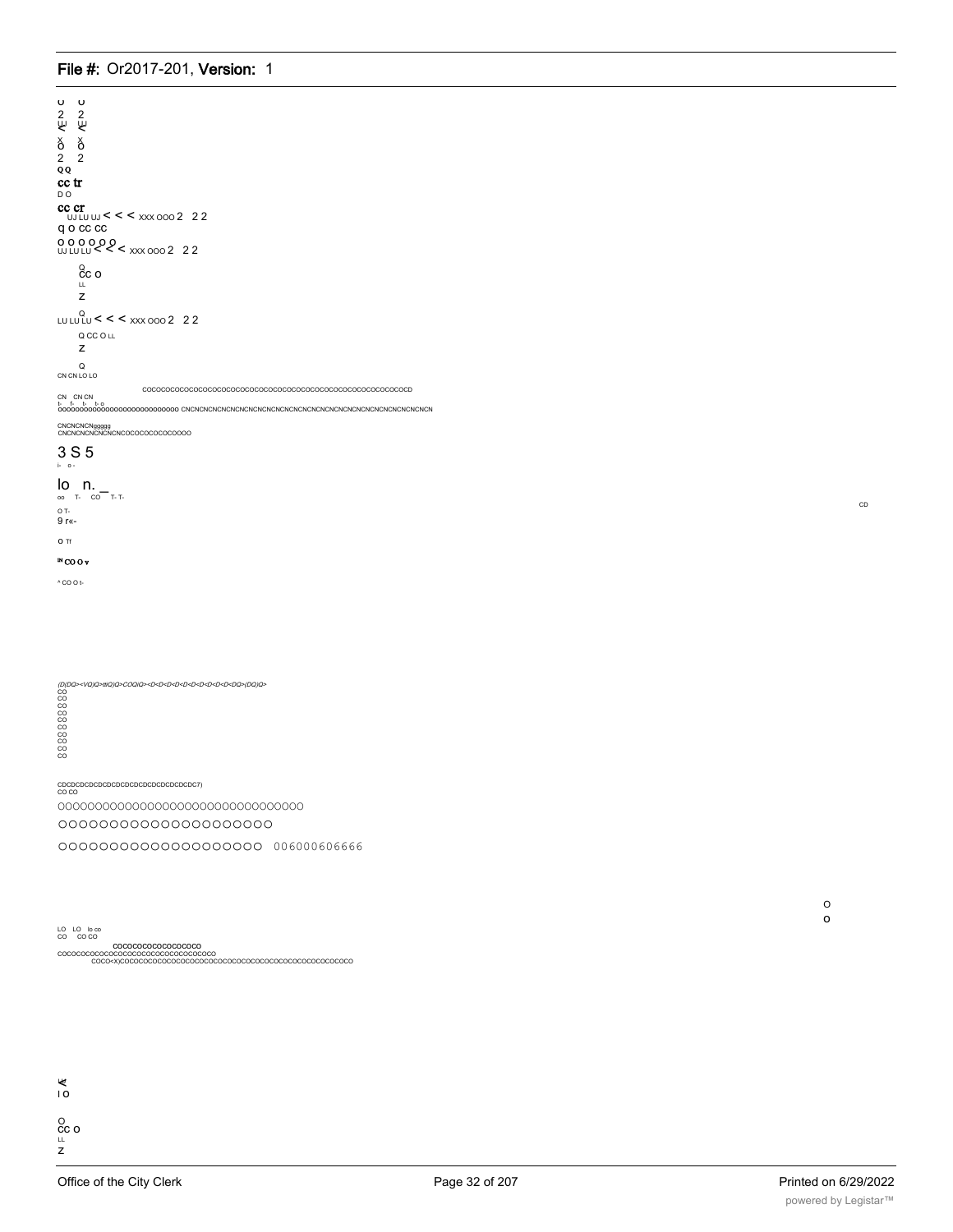U U
2 2
LU LU
< <
x x
O O
2 2
Q Q
cc tr
D O
cc cr
UJ LU UJ < < < xxx ooo 2 2 2
q o cc cc
o o o o o o
UJ LU LU < < < xxx ooo 2 2 2

Q
cc o
LL
z

Q
LU LU LU < < < xxx ooo 2 2 2

Q CC O LL
z

Q
CN CN LO LO

COCOCOCOCOCOCOCOCOCOCOCOCOCOCOCOCOCOCOCOCOCOCOCOCOCOCOCOCOCD

CN CN CN
t- f- t- t- o
oooooooooooooooooooooooooooo CNCNCNCNCNCNCNCNCNCNCNCNCNCNCNCNCNCNCNCNCNCNCNCNCNCNCNCN

CNCNCNCNggggg
CNCNCNCNCNCNCNCOCOCOCOCOCOOOO

3 S 5
i- o -

lo n. _
oo T- CO T- T-

CD

O T-
9 r«-

O Tf

IN CO O v

^ CO O t-

(D(DQ><VQ)Q>ttQ)Q>COQiQ><D<D<D<D<D<D<D<D<D<D<DQ>(DQ)Q>
CO
CO
CO
CO
CO
CO
CO
CO
CO
CO

CDCDCDCDCDCDCDCDCDCDCDCDCDCDCDC7)
CO CO

OOOOOOOOOOOOOOOOOOOOOOOOOOOOOOOOO

OOOOOOOOOOOOOOOOOOOOO

OOOOOOOOOOOOOOOOOOOO 006000606666

O
o

LO LO lo co
CO CO CO

COCOCOCOCOCOCOCOCO
COCOCOCOCOCOCOCOCOCOCOCOCOCOCOCOCOCOCO
COCO<X)COCOCOCOCOCOCOCOCOCOCOCOCOCOCOCOCOCOCOCOCOCOCOCOCOCO

<
I O

O
cc o
LL
z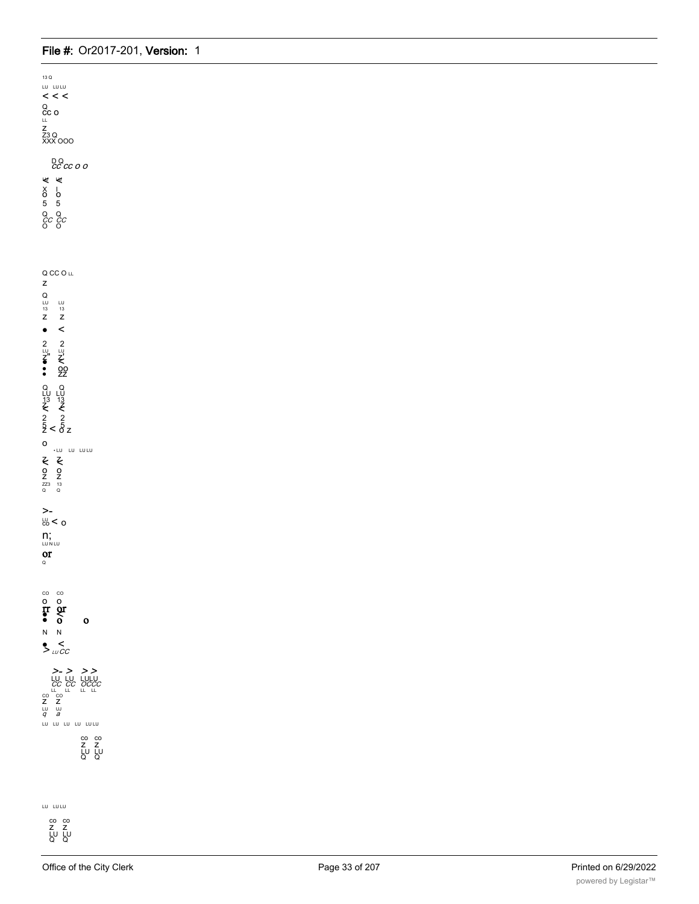13 Q

LU LU LU

< < <

Q
CC O
LL

Z
Z3 Q
XXX OOO

D Q
CC CC O O

X I
O O
5 5

Q Q
CC CC
O O

Q CC O LL

Z

Q
LU LU
13 13
Z Z

• <

2 2
LU LU
Z" Z
• OO
• ZZ

Q Q
LU LU
13 13
Z Z
2 2
5 5
Z < O Z

O

• LU LU LU LU

Z Z
O O
Z Z
ZZ3 13
Q Q

>-
LU
CO < O

n;
LU N LU

or
Q

CO CO
O O
rr or
• <
• O O

N N

• <
> LU CC

>- > > >
LU LU LULU
CC CC OCCC
LL LL LL LL
CO CO
Z Z
LU LU
q a

LU LU LU LU LU LU

CO CO
Z Z
LU LU
Q Q

LU LU LU

CO CO
Z Z
LU LU
Q Q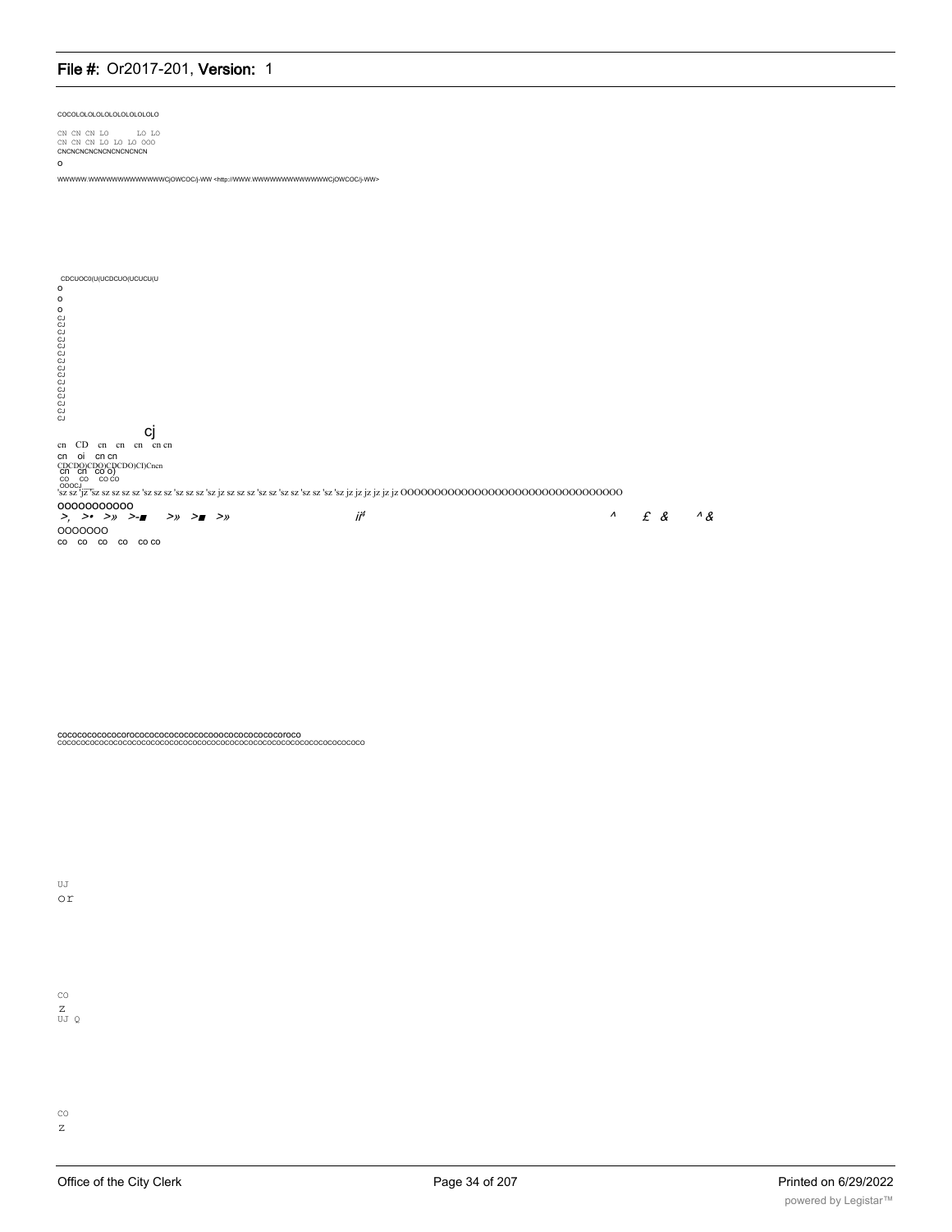COCOLOLOLOLOLOLOLOLOLOLO

CN CN CN LO LO LO
CN CN CN LO LO LO OOO
CNCNCNCNCNCNCNCNCN

o

WWWWW.WWWWWWWWWWWWWCjOWCOC/j-WW <http://WWW.WWWWWWWWWWWWWCjOWCOC/j-WW>

CDCUOC0(U(UCDCUO(UCUCU(U
o
o
o
CJ
CJ
CJ
CJ
CJ
CJ
CJ
CJ
CJ
CJ
CJ
CJ
CJ
CJ

cj

cn CD cn cn cn cn cn

cn oi cn cn

CDCDO)CDO)CDCDO)CI)Cncn
cn cn co o)
co co co co
OOOCJ

'sz sz 'jz 'sz sz sz sz sz 'sz sz sz 'sz sz sz 'sz jz sz sz sz 'sz sz 'sz sz 'sz sz 'sz sz 'sz jz jz jz jz jz OOOOOOOOOOOOOOOOOOOOOOOOOOOOOOOOO

OOOOOOOOOOO

>, >• >» >-■ >» >■ >» *if4* ^ £ & ^ &

OOOOOOO

co co co co co co

cocococococococorocococococococococooococococococoroco
cocococococococococococococococococococococococococococococococo

UJ
or

CO
Z
UJ Q

CO
Z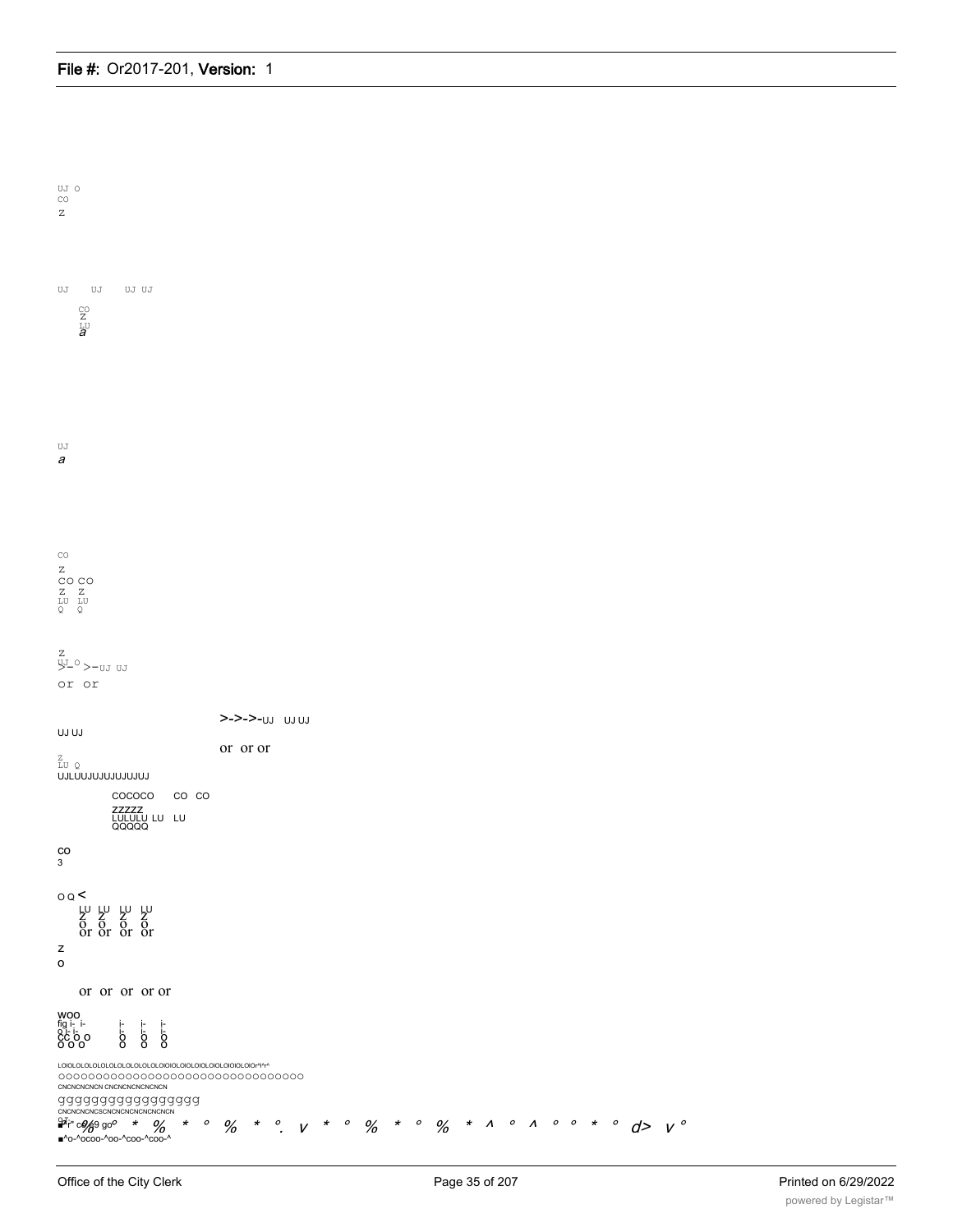UJ O
CO
Z

UJ UJ UJ UJ

CO
Z
LU
a

UJ
a

CO
Z
CO CO
Z Z
LU LU
Q Q

Z
UJ O
>- >-UJ UJ
or or

>->->-UJ UJ UJ

UJ UJ

or or or

Z
LU Q
UJLUUJUJUJUJUJUJ

COCOCO CO CO

ZZZZZ
LULULU LU LU
QQQQQ

CO
3

O Q <

LU LU LU LU
Z Z Z Z
O O O O
or or or or

Z
O

or or or or or

WOO
fig i- i-
Q i- i-
cc O O
O O O

i- i- i-
i- i- i-
O O O
O O O

LOIOLOLOLOLOLOLOLOLOLOLOIOIOLOIOLOIOLOIOIOLOIOr^l^r^
OOOOOOOOOOOOOOOOOOOOOOOOOOOOOOOO
CNCNCNCNCN CNCNCNCNCNCNCN
gggggggggggggggg
CNCNCNCNCSCNCNCNCNCNCNCNCN
■^r" c%9 go° * % * ° % * °. v * ° % * ° % * ^ ° ^ ° ° * ° d> v °
■^o-^ocoo-^oo-^coo-^coo-^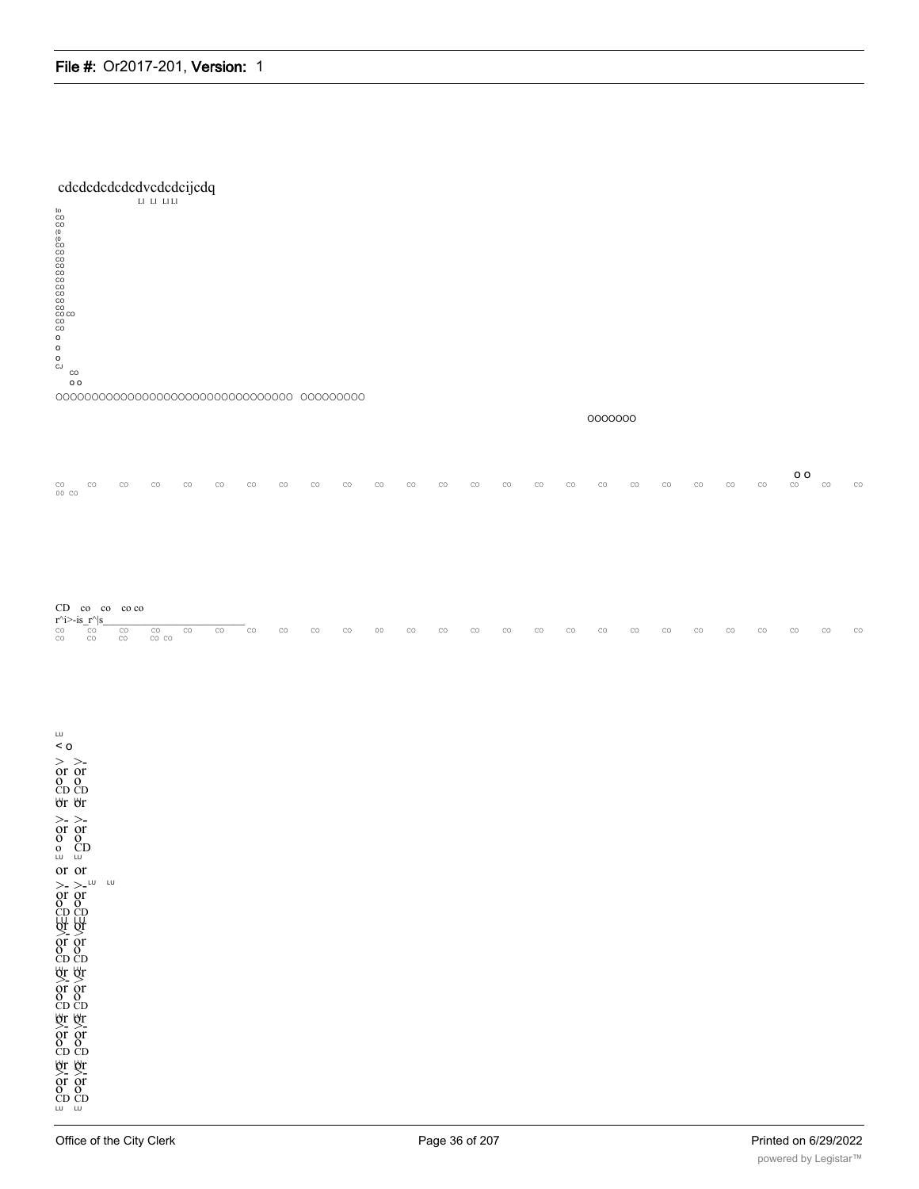cdcdcdcdcdcdvcdcdcijcdq

LI LI LI LI

to
CO
CO
(0
(0
CO
CO
CO
CO
CO
CO
CO
CO
CO
CO CO
CO
CO
o
o
o
CJ
CO
o o

OOOOOOOOOOOOOOOOOOOOOOOOOOOOOOOOO OOOOOOOOO

OOOOOOO

o o

CO CO CO CO CO CO CO CO CO CO CO CO CO CO CO CO CO CO CO CO CO CO CO CO CO CO
00 CO

CD co co co co
r^i>-is_r^|s

CO CO CO CO CO CO CO CO CO CO 00 CO CO CO CO CO CO CO CO CO CO CO CO CO CO CO
CO CO CO CO CO

LU
< o
> >-
or or
O O
CD CD
or or
>- >-
or or
O O
o CD
LU LU
or or
>- >- LU LU
or or
O O
CD CD
LU LU
or or
>- >
or or
O O
CD CD
or or
>- >
or or
O O
CD CD
or or
>- >-
or or
O O
CD CD
or or
>- >-
or or
O O
CD CD
LU LU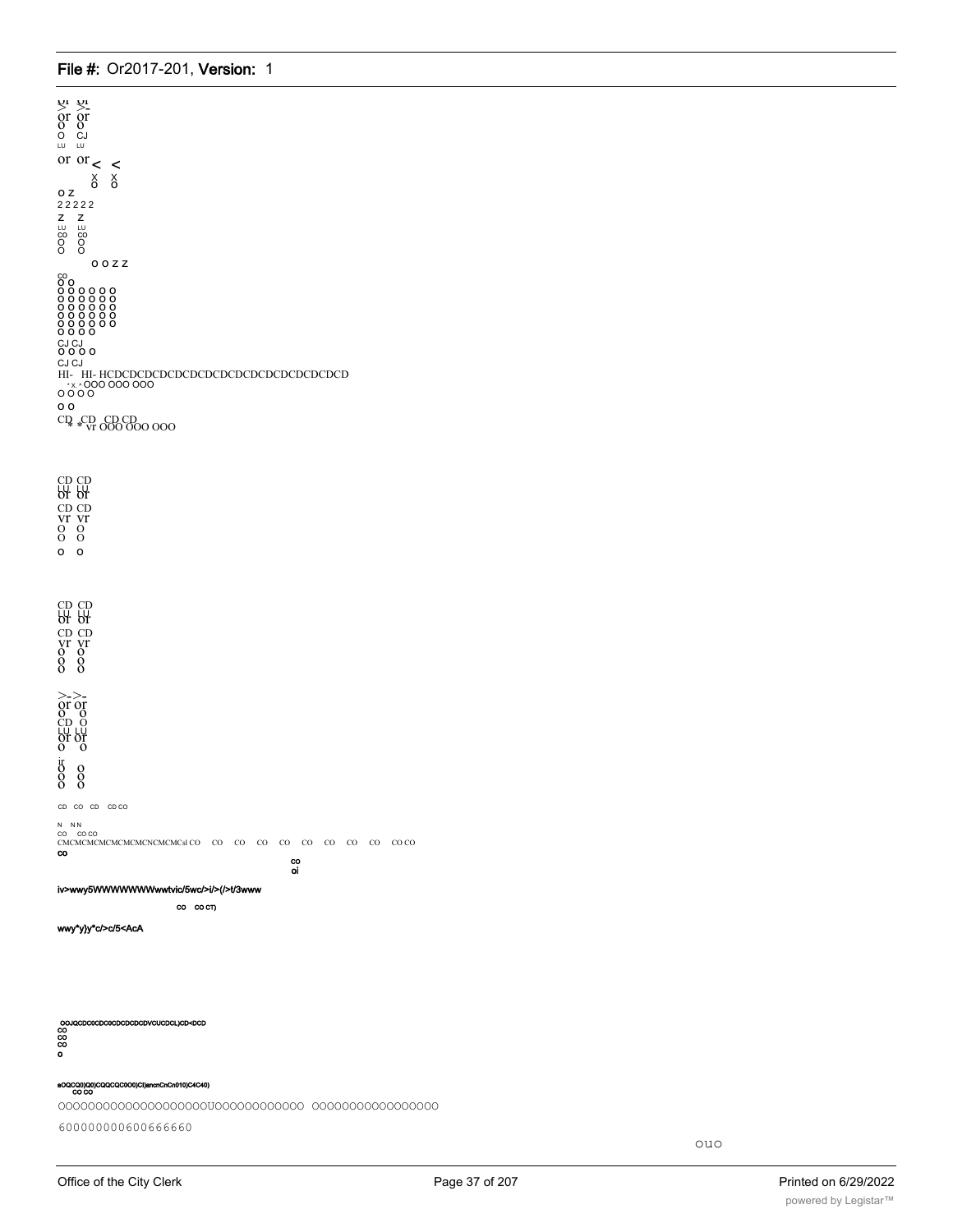or or
O O
O CJ
LU LU

or or < <
x x
o o

O Z
2 2 2 2 2
Z Z
LU LU
CO CO
O O
O O
O O Z Z

CO
O O
O O O O O O
O O O O O O
O O O O O O
O O O O O O
O O O O O O
O O O O

CJ CJ
O O O O
CJ CJ

HI- HI- HCDCDCDCDCDCDCDCDCDCDCDCDCDCDCDCD
* x ^ OOO OOO OOO
O O O O
O O

CD CD CD CD
* * vr OOO OOO OOO

CD CD
LU LU
or or
CD CD
vr vr
O O
O O
O O

CD CD
LU LU
or or
CD CD
vr vr
O O
O O
O O

>- >-
or or
O O
CD O
LU LU
or or
O O

ir
O O
O O
O O

CD CO CD CD CO

N N N
CO CO CO
CMCMCMCMCMCMCNCMCMCsl CO CO CO CO CO CO CO CO CO CO CO
CO
co
oi

iv>wwy5WWWWWWWwwtvic/5wc/>i/>(/>t/3www

co co CT)

wwy*y}y*c/>c/5<AcA

OOJQCDC0CDC0CDCDCDCDVCUCDCL)CD<DCD
CO
CO
CO
O

aOQCQ0)Q0)CQQCQC0O0)CI)ancnCnCn010)C4C40)
CO CO

OOOOOOOOOOOOOOOOOOOUOOOOOOOOOOOO OOOOOOOOOOOOOOOO

600000000600666660

ouo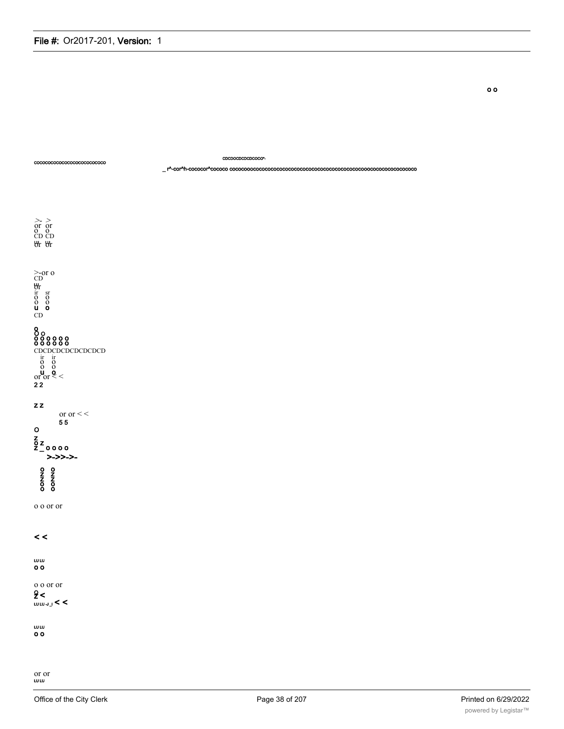o o

cocococococococococococococo

cdcdocdcdcdcoco*-

_ r^-cor^h-cocococr^cococo cococooococococococococococococococococococooocococococococococo

>- >
or or
o o
CD CD
ш ш
or or

>-or o
CD
ш
or
ir sr
o o
o o
u o
CD

o
o o
o o o o o o
o o o o o o
CDCDCDCDCDCDCDCD
ir ir
o o
o o
u o
or or < <
2 2

z z
or or < <
5 5
o
z
o z
z _ o o o o
>->>->-

o o
z z
z z
o o
o o

o o or or

< <

ш ш
o o

o o or or
o
z <
ш ш -J _J < <

ш ш
o o

or or
ш ш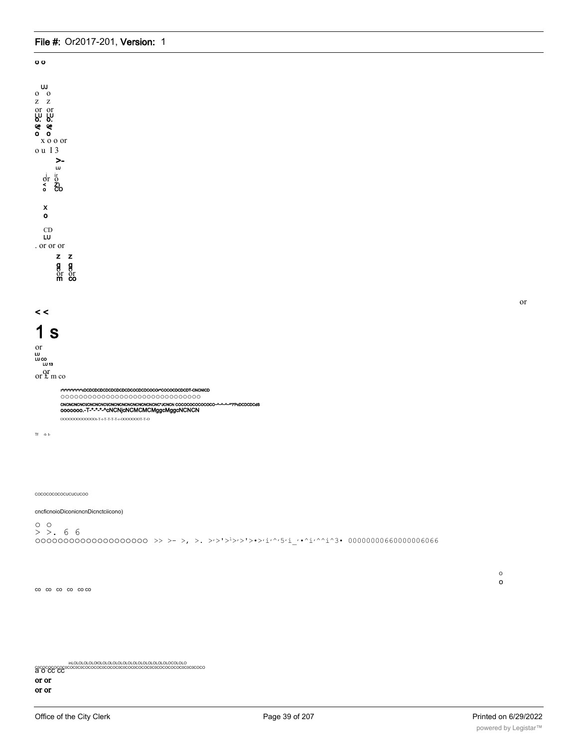o o

UJ
o o
z z
or or
LU LU
o. o.
& &
o o
x o o or
o u I 3

>-
LU

or o
< Z)
o CO

x
o

CD
LU
. or or or

z z
g g
or or
m co

or

< <

1 s

or
LU
LU CO
LU 13
or or m co

r^r^r^r^r^r^r^cDCDCDCDCDCDCDCDCDCOCDCDCOCO^COCOCDCDCDT-CNCNICD
ooooooooooooooooooooooooooooooo
CNCNCNCNCNCNCNCNCNCNCNCNCNCNCNCNC*JCNCN COCOCOCOCOCOCO~^~^~^~^^?PcDCDCDCdS
ooooooo.-T-*-*-*-^cNCNjcNCMCMCMggcMggcNCNCN
oooooooooooooT-T-T-T-T-r-OOOOOOOT-T-O

Tf -t- t-

cococococococucucucoo

cncficnoioDiconicncnDicnctciicono)

o o
> >. 6 6
oooooooooooooooooooo >> >- >, >. >'>'>'>'>'>•>'i'^'5'i_'•^i'^^i^3• 00000000660000006066

o
o

co co co co co co

inLOLOLOLOLOIOLOLOLOLOLOLOLOLOLOLOLOLOLOLOCOLOLO
a o cc cc

or or
or or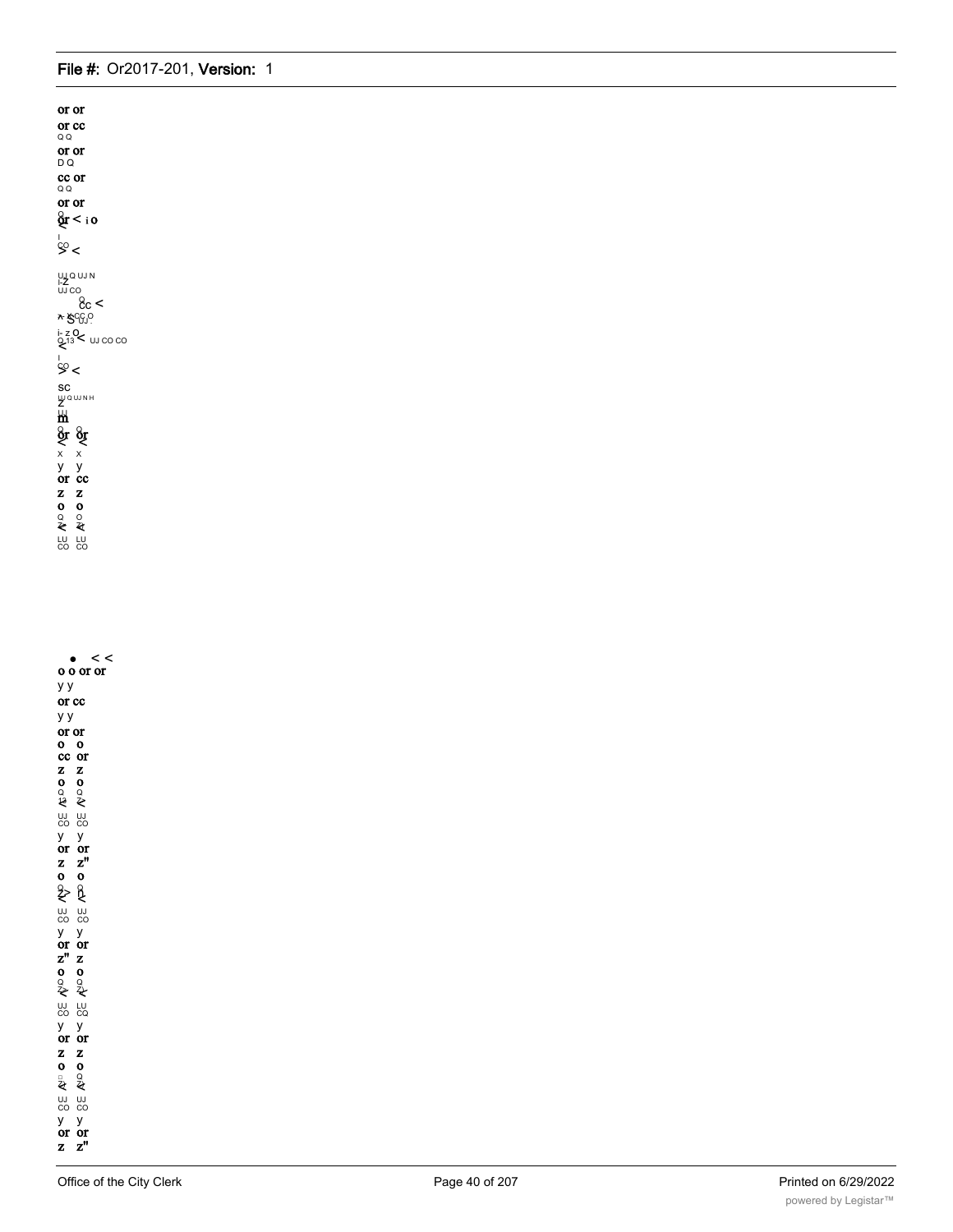or or
or cc
Q Q
or or
D Q
cc or
Q Q
or or
Q
or < i o
<
I
CO
> <

UJ Q UJ N
I-Z
UJ CO
Q
cc <
x- x CC O
S UJ
i- z O
Q 13 < UJ CO CO
<
I
CO
> <
SC
UJ Q UJ N H
Z
UJ
m
Q Q
or or
< <
x x
y y
or cc
z z
o o
Q Q
Z Z
< <
LU LU
CO CO

• < <
o o or or
y y
or cc
y y
or or
o o
cc or
z z
o o
Q Q
Z Z
< <
UJ UJ
CO CO
y y
or or
z z"
o o
Q Q
Z>
< <
UJ UJ
CO CO
y y
or or
z" z
o o
Q Q
Z> Z)
< <
UJ LU
CO CQ
y y
or or
z z
o o
Q Q
Z Z
< <
UJ UJ
CO CO
y y
or or
z z"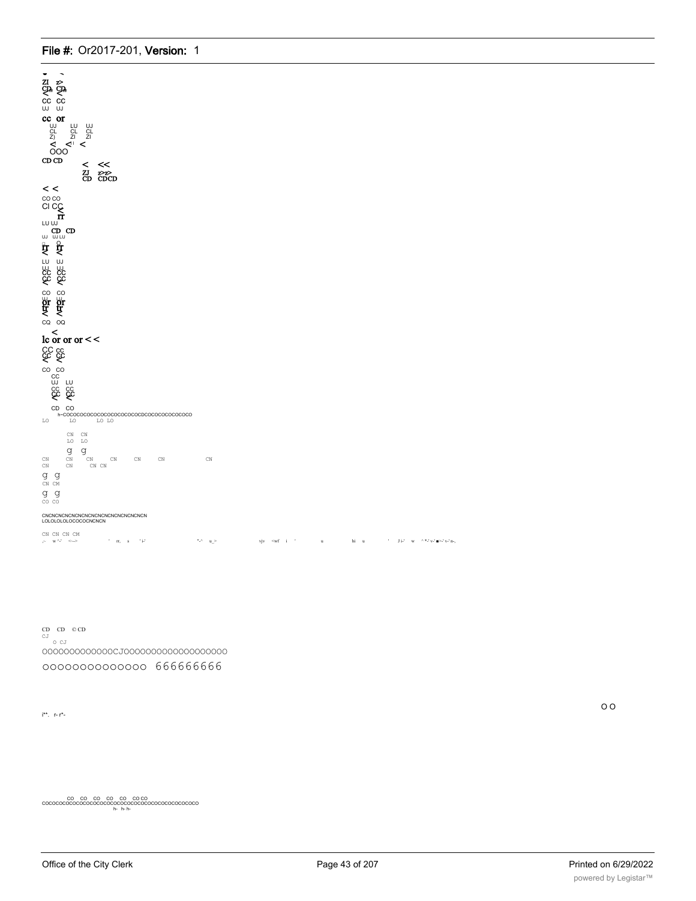ZI z>
CD CD
< <
CC CC
UJ UJ

cc or
UJ LU UJ
CL CL CL
Z) ZI ZI
< < <
OOO

CD CD
< <<
ZJ z>z>
CD CDCD

< <
CO CO
CI CC
<
rr
LU UJ
CD CD
UJ UJ LU
rr rr
< <
LU UJ
UJ UJ
CC CC
CC CC
< <

CO CO
or or
tr tr
< <
CQ OQ

<
lc or or or < <
CC cc
CC CC
< <

CO CO
CC
UJ LU
CC CC
CC CC
< <

CD CO
h~COCOCOCOCOCOCOCOCOCOCOCDCOCOCOCOCOCOCO
LO LO LO LO

CN CN
LO LO
g g
CN CN CN CN CN CN
CN CN CN CN
g g
CN CM
g g
CO CO

CNCNCNCNCNCNCNCNCNCNCNCNCNCNCN
LOLOLOLOLOCOCOCNCNCN

CN CN CN CM
,- w ^-' <--> ' rr, s ' i-' *-^ u_> vjv <wf i ' u hi u ' J i-' w ^ *-' v-' ■>-' v-' n-,

CD CD © CD
CJ
O CJ
OOOOOOOOOOOOOCJOOOOOOOOOOOOOOOOOOO
OOOOOOOOOOOOOO 666666666

O O

i**. r- r*-

CO CO CO CO CO CO CO
COCOCOCOCOCOCOCOCOCOCOCOCOCOCOCOCOCOCOCOCOCOCOCOCOCO
h- h- h-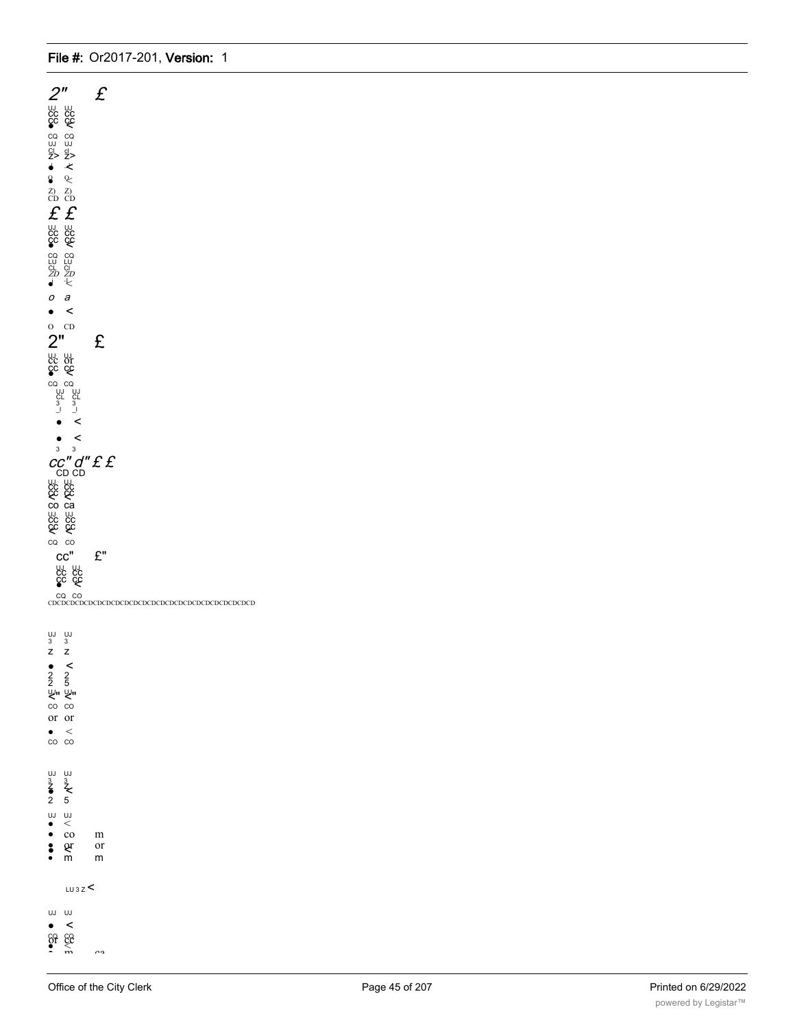2" £

UJ UJ
CC CC
CC CC
• <

CQ CQ
UJ UJ
CL CL
Z> Z>
• <

Q Q
• <

Z) Z)
CD CD

£ £

UJ UJ
CC CC
CC CC
• <

CQ CQ
LU LU
CL CL
ZD ZD
• <

o a
• <

O CD

2" £

UJ UJ
CC or
CC CC
• <

CQ CQ
UJ UJ
CL CL
3 3
_I _I

• <

• <

3 3

cc" d" £ £
CD CD

UJ UJ
CC CC
CC CC
< <

co ca

UJ UJ
CC CC
CC CC
< <

CQ CO

CC" £"

UJ UJ
CC CC
CC CC
• <

CQ CO

CDCDCDCDCDCDCDCDCDCDCDCDCDCDCDCDCDCDCDCDCDCDCDCD

UJ UJ
3 3
Z Z

• <
2 2
2 5
UJ UJ
< <
CO CO
or or
• <
CO CO

UJ UJ
3 3
Z Z
• <
2 5

UJ UJ
• <
• co m
• or or
• < 
• m m

LU 3 Z <

UJ UJ
• <
CQ CQ
or CC
• <
• m ca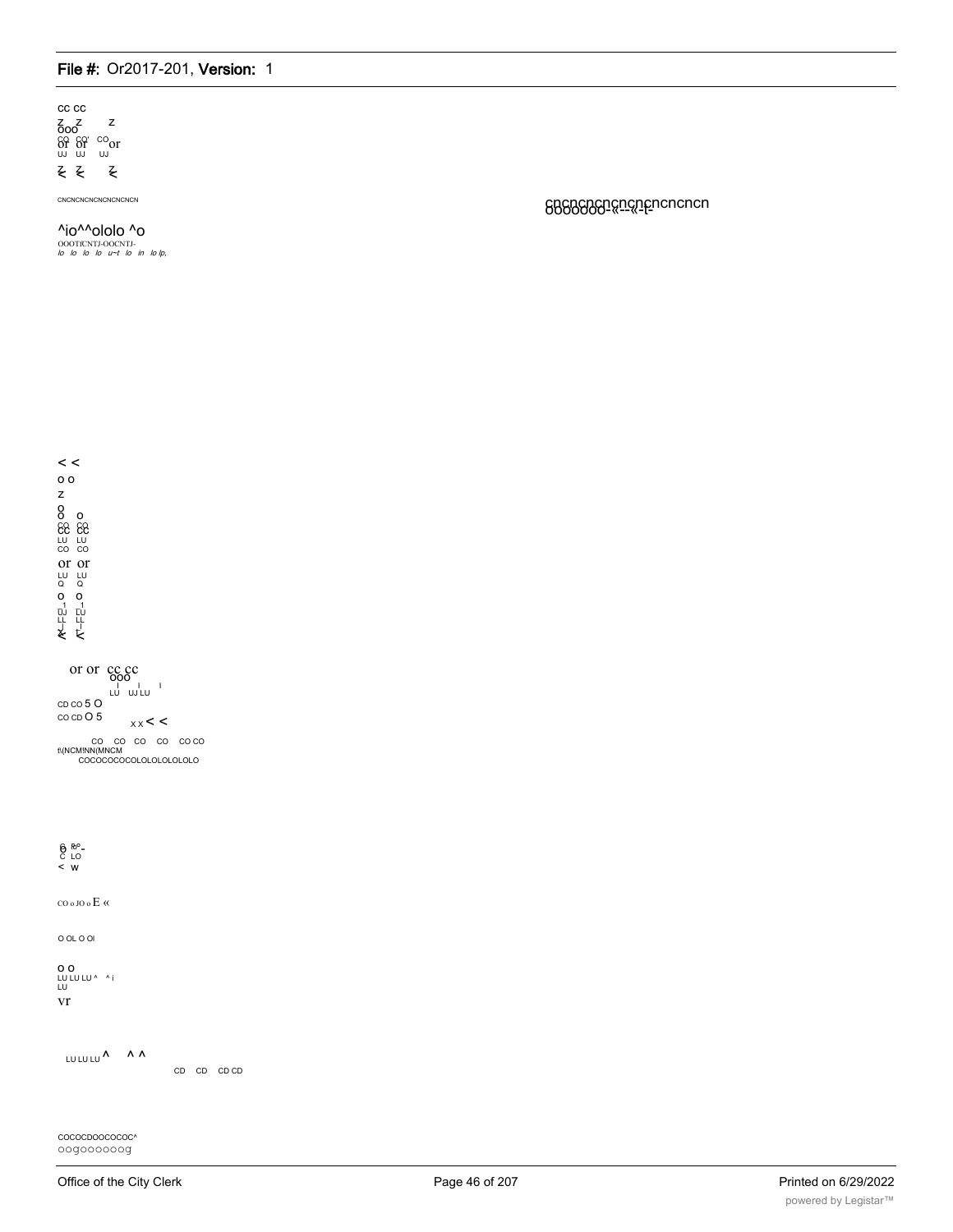CC CC
Z Z Z
OOO
CO CO' CO
or or or
UJ UJ UJ
≷ ≷ ≷

CNCNCNCNCNCNCNCN

cncncncncncncncncncn
oooooo-«--«-t-

^io^^ololo ^o
OOOTfCNTJ-OOCNTJ-
*lo lo lo lo u~t lo in lo lp,*

< <
o o
z
o
o o
co co
cc cc
LU LU
CO CO
or or
LU LU
Q Q
o o
1 1
UJ LU
LL LL
≷ ≷

or or cc cc
ooo
I I I
LU UJ LU
CD CO 5 O
CO CD O 5
x x < <

CO CO CO CO CO CO
f\(NCM!NN(MNCM
COCOCOCOCOLOLOLOLOLO

6 ffi°-
C LO
< w

CO o JO o E «

O OL O Ol

O O
LU LU LU ^ ^ i
LU
vr

LU LU LU ^ ^ ^
CD CD CD CD

COCOCDOOCOCOC^
oogoooooog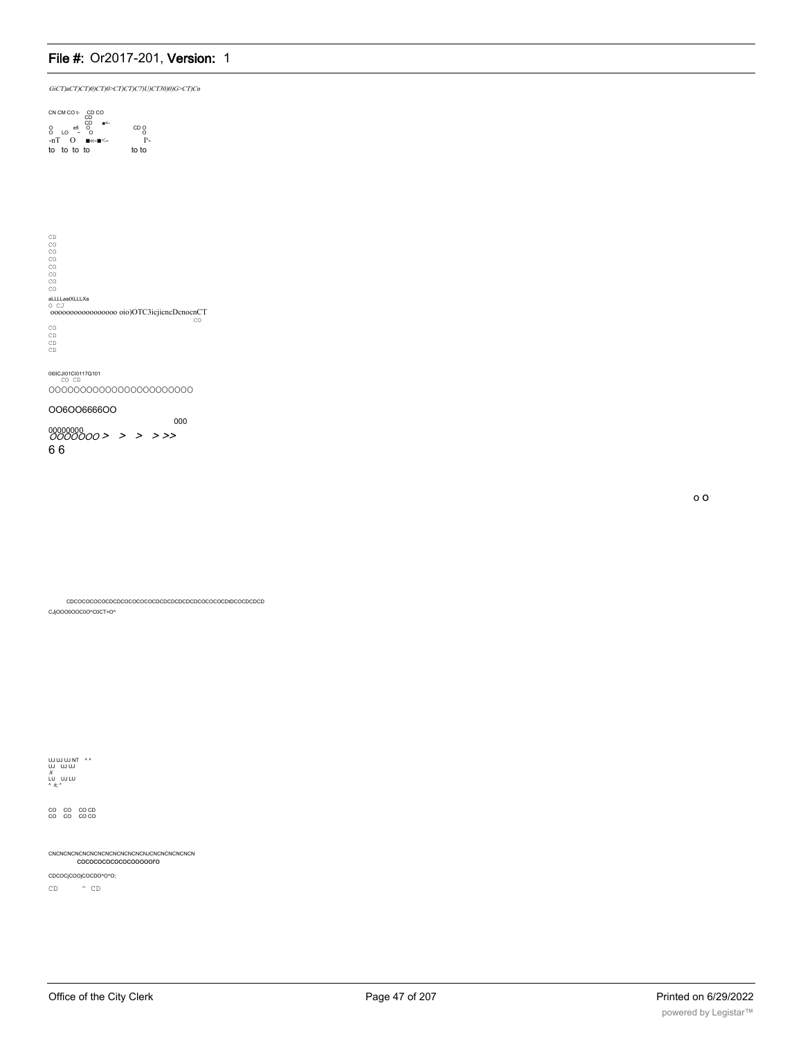GiCT)aCT)CT)0)CT)0>CT)CT)C7)U)CT30)0)G>CT)Cn

CN CM CO t- CD CO
CD
CD
O efi O
O LO ~ O CD O
O
-nT O ■«-■<- I°-
to to to to to to

CD
CO
CO
CO
CO
CO
CO
CO

aLLLLaatXLLLXa
O CJ
oooooooooooooooo oio)OTC3icjiencDcnocnCT
CO

CO
CD
CD
CD

0I0ICJI01CI0117Q101
CO CD
OOOOOOOOOOOOOOOOOOOOOO

OO6OO6666OO

000

00000000
OOOOOOO > > > > >>

6 6

o O

CDCOCOCOCOCDCDCOCOCOCOCDCDCDCDCDCDCOCOCOCDIDCOCDCDCD
CJjOOO0OOC0O^COCT>O^

UJ UJ UJ NT ^ ^
UJ UJ UJ
X
LU UJ LU
^ it; ^

CO CO CO CD
CO CO CO CO

CNCNCNCNCNCNCNCNCNCNCNCNJCNCNCNCNCNCN
COCOCOCOCOCOCOOOOOrO

CDCOCjCOOjCOCDO^O^O;

CD ^ CD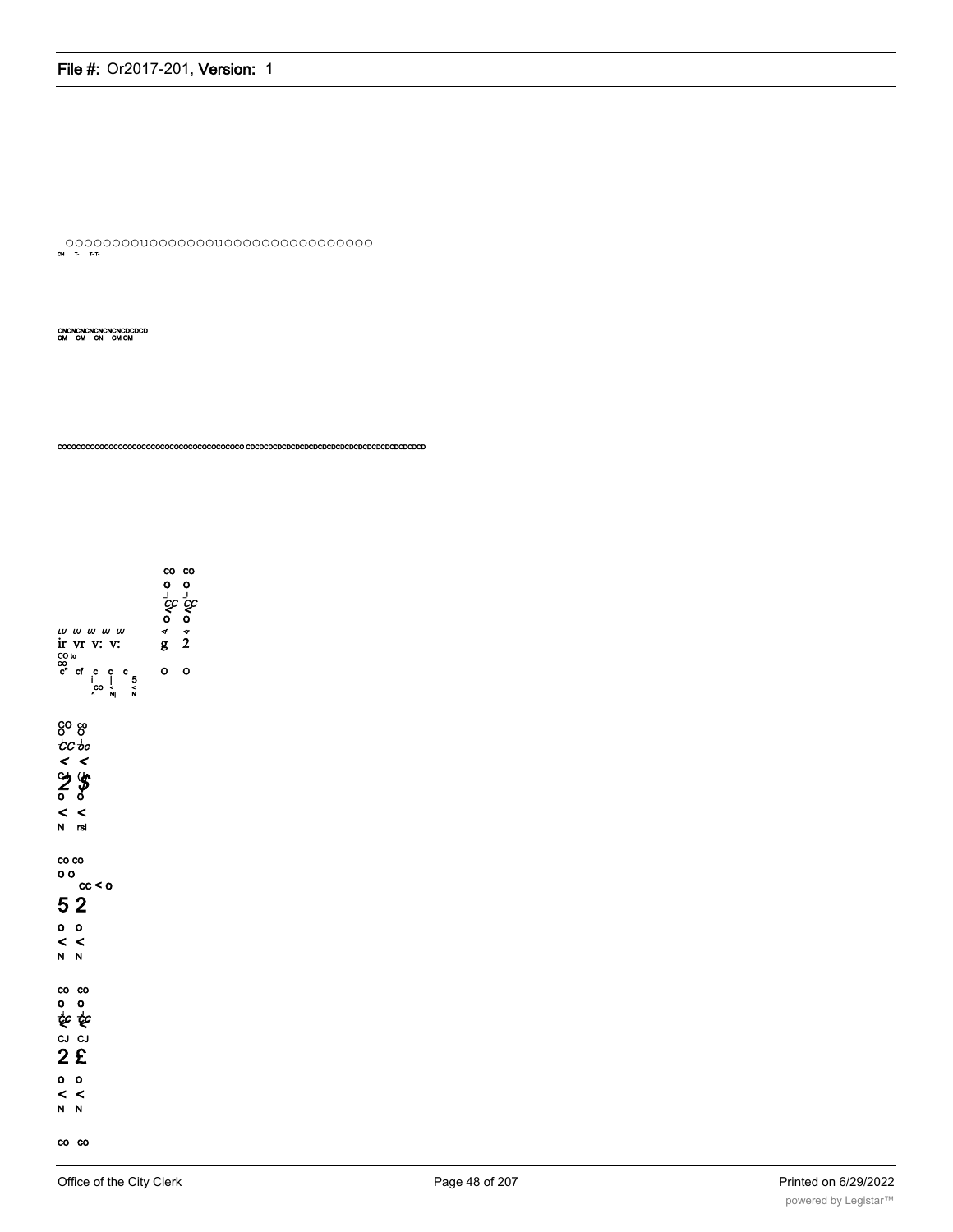oooooooouoooooooouoooooooooooooooo
CN T- T-T-

CNCNCNCNCNCNCNCDCDCD
CM CM CN CM CM

COCOCOCOCOCOCOCOCOCOCOCOCOCOCOCOCOCOCOCOCO CDCDCDCDCDCDCDCDCDCDCDCDCDCDCDCDCDCDCD

co co
o o
CC CC
o o
g 2
o o

ω ω ω ω ω
ir vr v: v:
CO to
CO
c" cf c c c 5
CO < <
^ N| N

CO co
o o
CC oc
< <
2 $
o o
< <
N rsi

co co
o o
cc < o
5 2
o o
< <
N N

co co
o o
cc cc
CJ CJ
2 £
o o
< <
N N

co co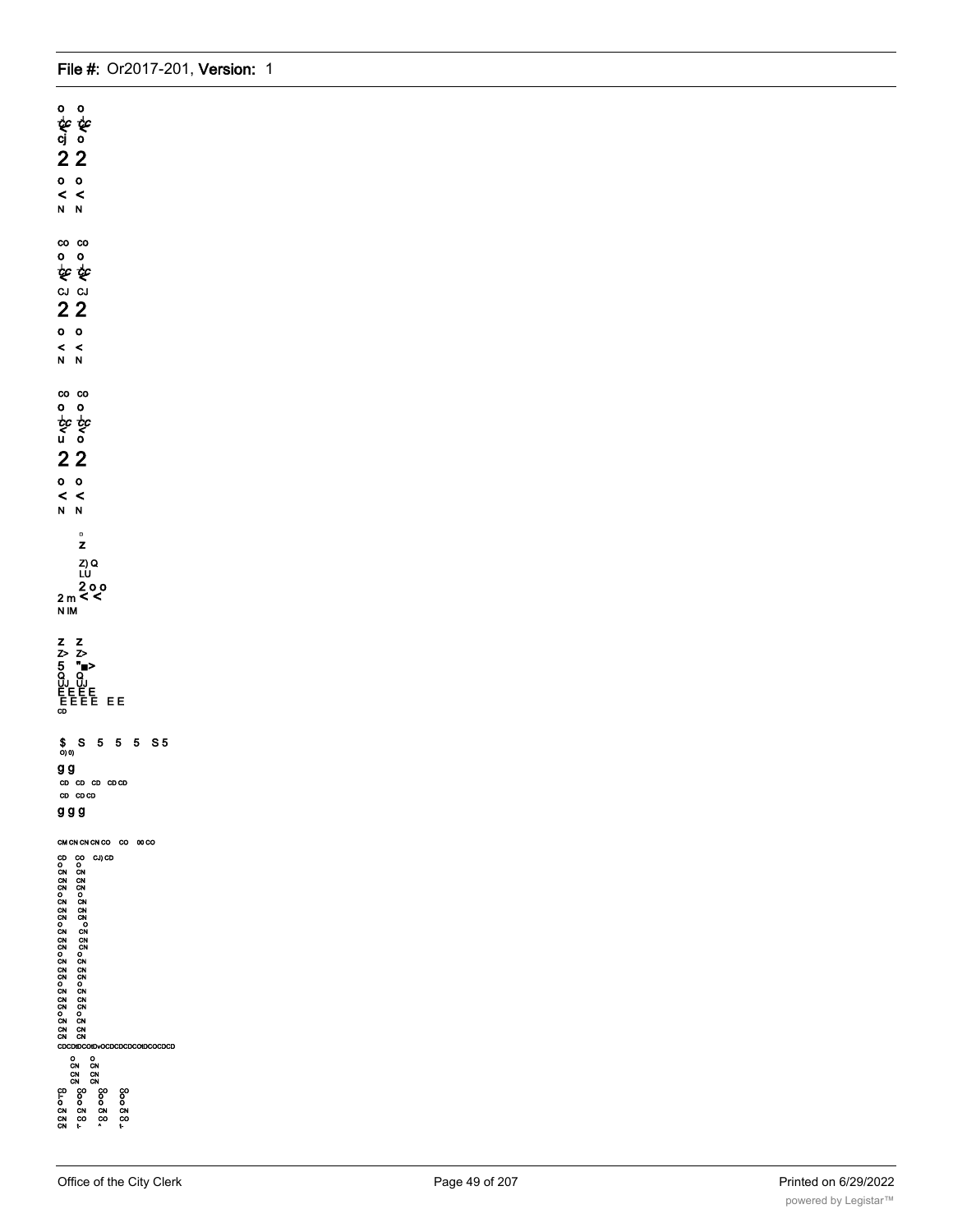o o
ɫc ɫc
cj o
2 2
o o
< <
N N

co co
o o
ɫc ɫc
CJ CJ
2 2
o o
< <
N N

co co
o o
ɫc ɫc
u o
2 2
o o
< <
N N

z
Z) Q
LU
2 o o
2 m < <
N IM

Z Z
Z> Z>
5 "■>
Q Q
UJ UJ
E E E E
E E E E E E
CD

$ S 5 5 5 S 5
O) 0)

g g

CD CD CD CD CD
CD CD CD

g g g

CM CN CN CN CO CO 00 CO

CD CO CJ) CD
o o
CN CN
CN CN
CN CN
o o
CN CN
CN CN
CN CN
o o
CN CN
CN CN
CN CN
o o
CN CN
CN CN
CN CN
o o
CN CN
CN CN
CN CN
o o
CN CN
CN CN
CN CN

CDCDIDCOIDvOCDCDCDCOIDCOCDCD

o o
CN CN
CN CN
CN CN

CD CO CO CO
t- o o o
o o o o
CN CN CN CN
CN CO CO CO
CN t- ^ t-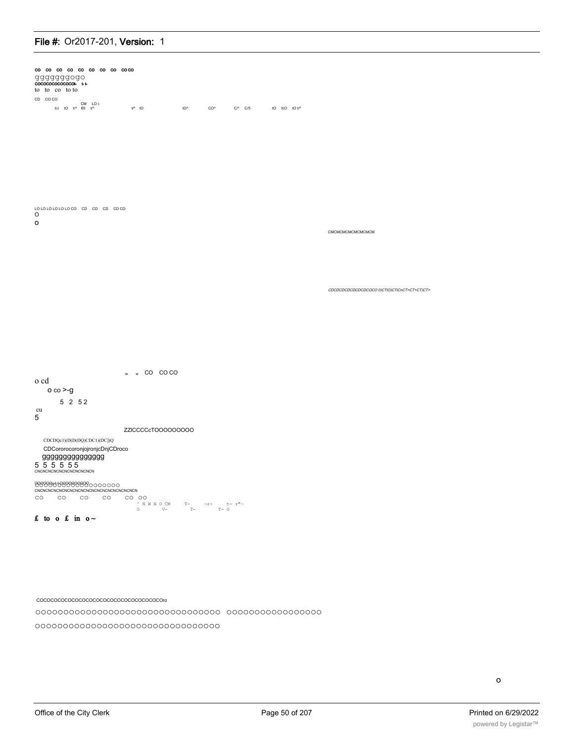co co co co co co co co coco
ggggggggogo
cococococococot- t-t-
to to co to to

CD CO CO
CM LO i-
t/J tO t/^ €0 t/^ t/^ tO tO^ CO^ C/^ C/5 tO fcO tO t/^

LO LO LO LO LO LO CO CD CD CD CD CD
O
o

CMCMCMCMCMCMCMCM

*CDCDCDCDCDCDCDCOCO 0)CTiO)CTiCnCT>CT>CT)CT>*

w w CO CO CO
o cd
o co >-g
5 2 52
cu
5

ZZICCCCcTOOOOOOOOO

CDCDQc1)(D(D(DQ)CDC1)(DC])Q
CDCororocoronjojronjcDnjCDroco
ggggggggggggggg
5 5 5 5 55
CNCNCNCNCNCNCNCNCNCNCN

OOOOOOOOOOOOOOOOOOOO
CNCNCNCNCNCNCNCNCNCNCNCNCNCNCNCNCNCN
CO CO CO CO CO OO
^ N W N O CM T- -r- t- r"~
O V- T- T- O

**£ to o £ in o~**

COCOCOCOCOCOCOCOCOCOCOCOCOCOCOCOCOCOCOro

OOOOOOOOOOOOOOOOOOOOOOOOOOOOOOOOO OOOOOOOOOOOOOOOOO

OOOOOOOOOOOOOOOOOOOOOOOOOOOOOOOOO

o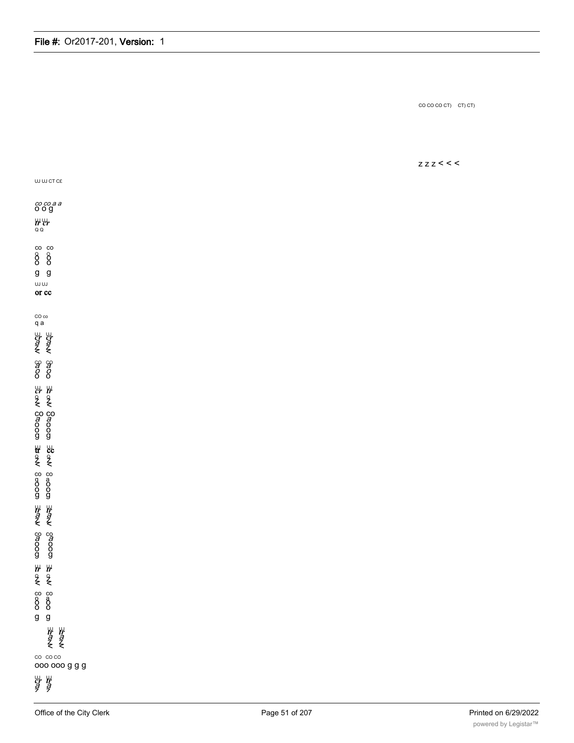CO CO CO CT) CT) CT)

z z z < < <

UJ UJ CT C£

co co a a
o o g

UJ UJ
tr cr
Q Q

co co
o o
o o
o o
g g

UJ UJ
or cc

CO co
q a

UJ UJ
cr cr
a a
z z
< <

co co
a a
o o
o o

UJ UJ
cr tr
o o
z z
< <

co co
a a
o o
o o
g g

UJ UJ
tr cc
o o
z z
< <

co co
q a
o o
o o
g g

UJ UJ
tr tr
a a
z z
< <

co co
a a
o o
o o
g g

UJ UJ
tr tr
o o
z z
< <

co co
o a
o o
o o
g g

UJ UJ
tr tr
a a
z z
< <

co co co
ooo ooo g g g

UJ UJ
cr tr
a a
7 7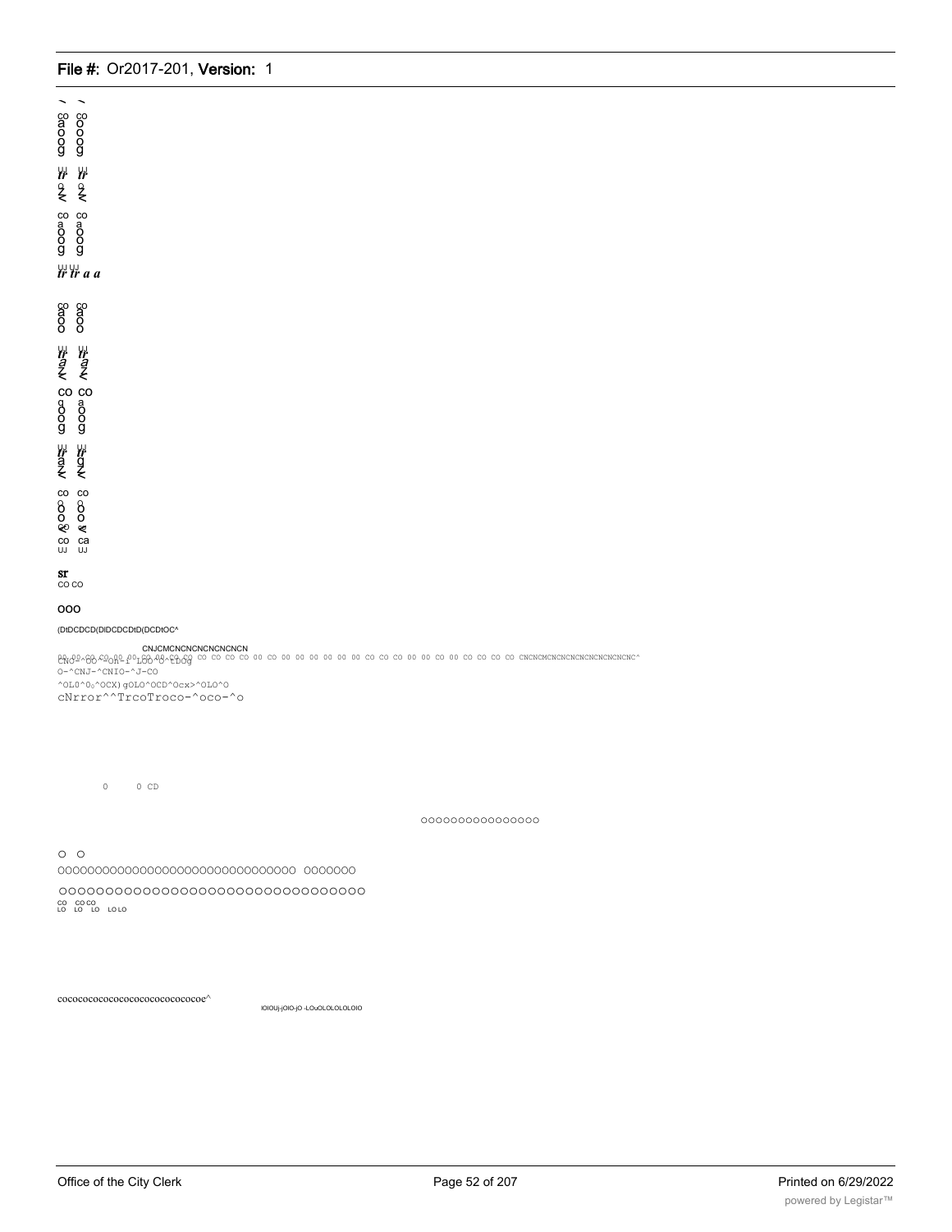co co
a o
o o
o o
g g

tr tr
o o
Z Z
< <

co co
a a
o o
o o
g g

tr tr a a

co co
a a
o o
o o

tr tr
a a
Z Z
< <

CO CO
q a
o o
o o
g g

tr tr
a g
Z Z
< <

co co
o o
o o
o o
co <
co ca
UJ UJ

sr
CO CO

OOO

(DtDCDCD(DIDCDCDtD(DCDtOC^

CNJCMCNCNCNCNCNCNCN

CNO^CO^CON-r LOO^O^CDOg CO CO CO CO OO CO OO OO OO OO OO CO CO CO OO OO CO OO CO CO CO CO CNCNCMCNCNCNCNCNCNCNCNC^

O-^CNJ-^CNIO-^J-CO

^OL0^O0^OCX)gOLO^OCD^Ocx>^OLO^O

cNrror^^TrcoTroco-^oco-^o

0 0 CD

oooooooooooooooo

o o

OOOOOOOOOOOOOOOOOOOOOOOOOOOOOOOO OOOOOOO

OOOOOOOOOOOOOOOOOOOOOOOOOOOOOOOO

CO CO CO
LO LO LO LO LO

cocococococococococococococoe^

lOlOUj-jOlO-jO -LOuOLOLOLOLOlO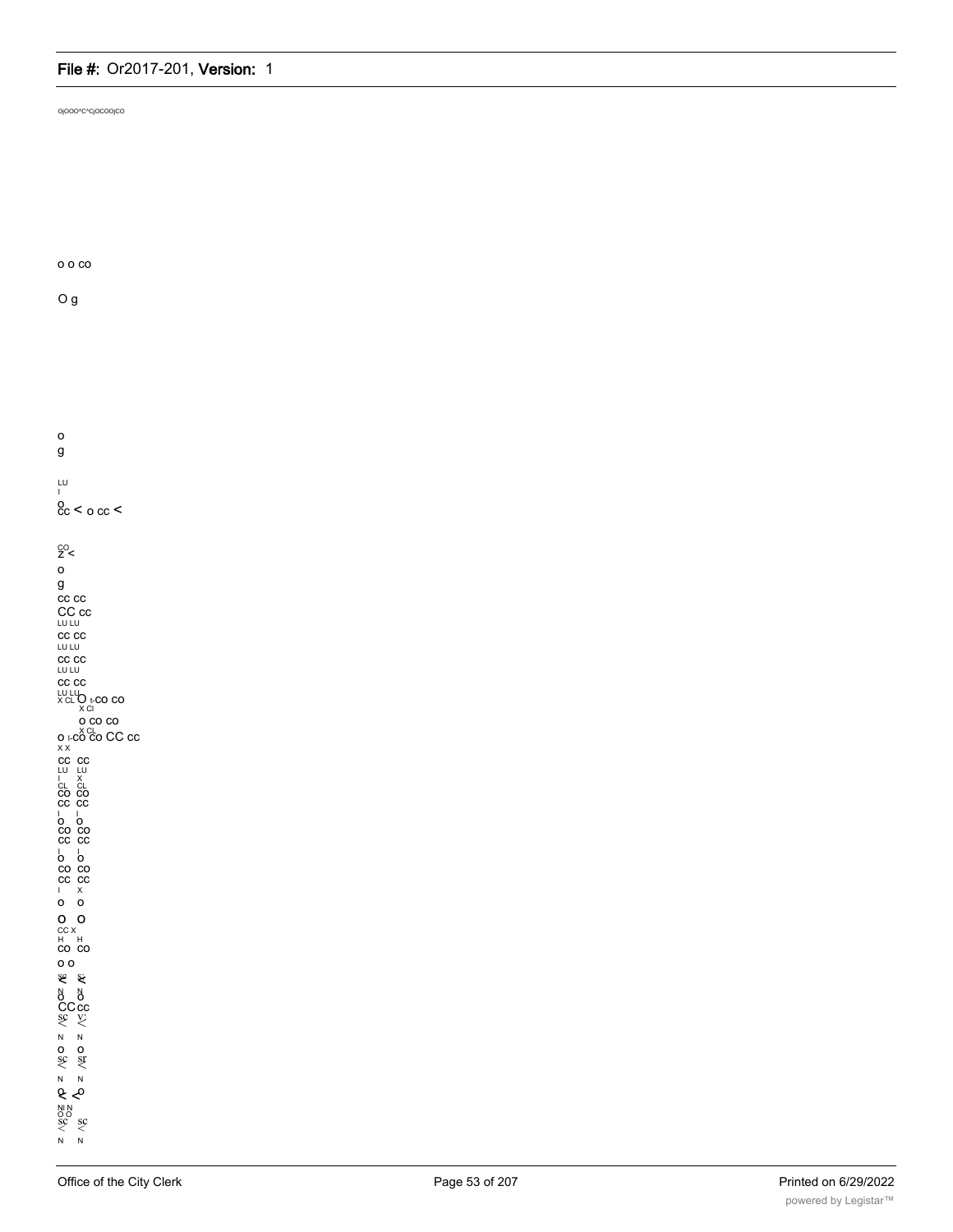OjOOO^C^CjOCOOjCO

o o co

O g

o
g

LU
I
o
cc < o cc <

co
z <
o
g
cc cc
CC cc
LU LU
cc cc
LU LU
cc cc
LU LU
cc cc
LU LU
X CL O I-CO CO
X CI
o co co
X CL
O I-CO CO CC cc
X X
cc cc
LU LU
I X
CL CL
co co
cc cc
I I
o o
co co
cc cc
I I
o o
co co
cc cc
I X
o o
O O
CC X
H H
co co
o o
N N
o o
CC cc
N N
o o
N N
NI N
O O
N N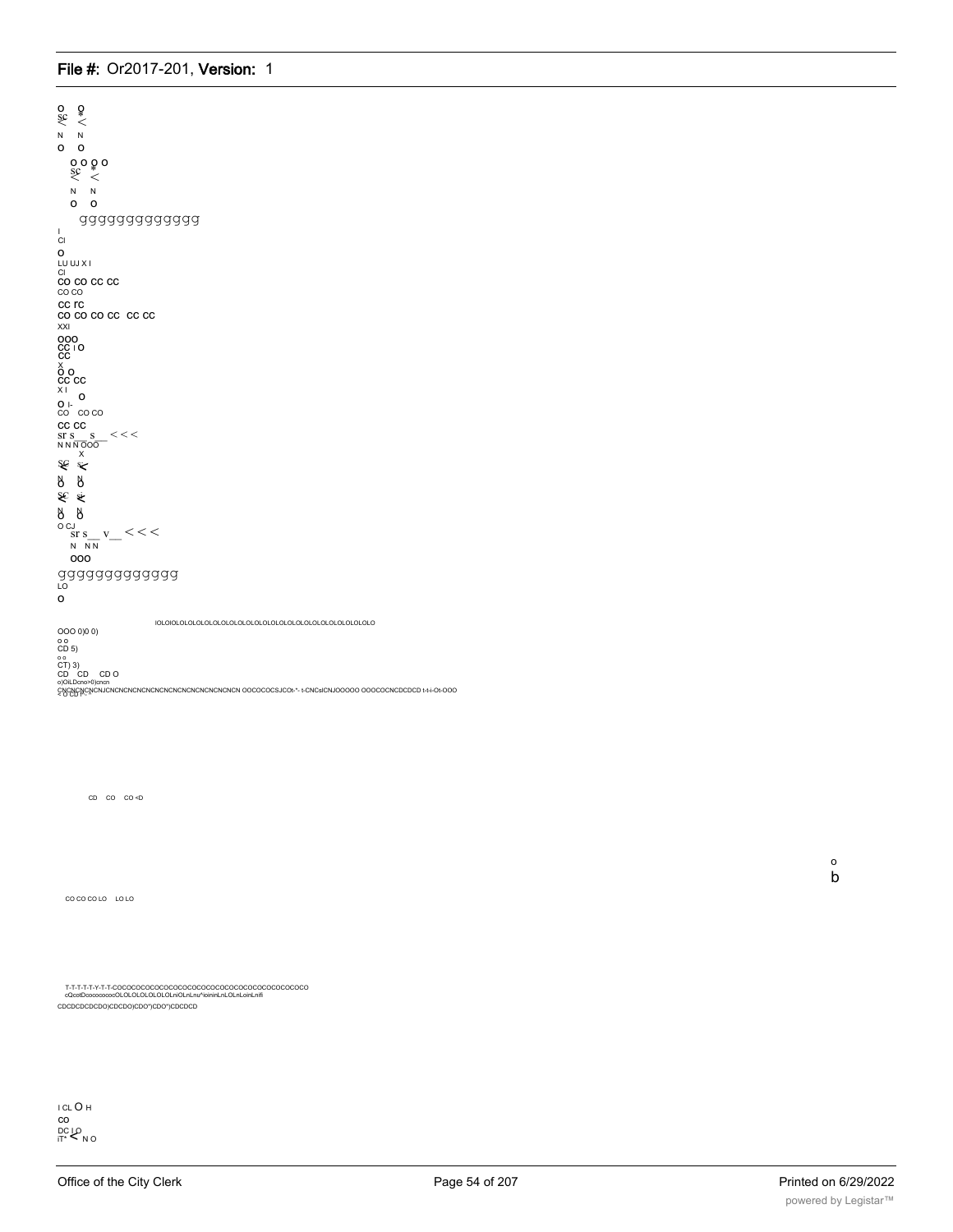O O
SC *
< <
N N
O O

O O O O
SC *
< <
N N
O O

gggggggggggg

I
Cl
O
LU UJ X I
Cl
CO CO CC CC
CO CO
CC rC
CO CO CO CC CC CC
XXI
OOO
CC I O
CC
X
O O
CC CC
X I
O
O I-
CO CO CO
CC CC
sr s s < < <
N N N OOO
X
SC <
N N
O O
SC <
N N
O O
O CJ
sr s v < < <
N N N
OOO

gggggggggggg
LO
O

IOLOIOLOLOLOLOLOLOLOLOLOLOLOLOLOLOLOLOLOLOLOLOLOLOLOLO

OOO 0)0 0)
o o
CD 5)
o o
CT) 3)
CD CD CD O
o)OiLDcno>0)cncn
CNCNCNCNCNJCNCNCNCNCNCNCNCNCNCNCNCNCNCNCN OOCOCOCSJCOt-"- t-CNCsICNJOOOOO OO.CO.CNCDCDCD t-t-i-Ot-OOO

CD CO CO <D

o
b

CO CO CO LO LO LO

T-T-T-T-Y-T-T-COCOCOCOCOCOCOCOCOCOCOCOCOCOCOCOCOCOCOCOCOCO
cQcotDcocococoOLOLOLOLOLOLOLnOLnLnu^ioininLnLOLnLoinLnifi
CDCDCDCDCDO)CDCDO)CDO")CDO")CDCDCD

I CL O H
CO
DC LO
iT* < N O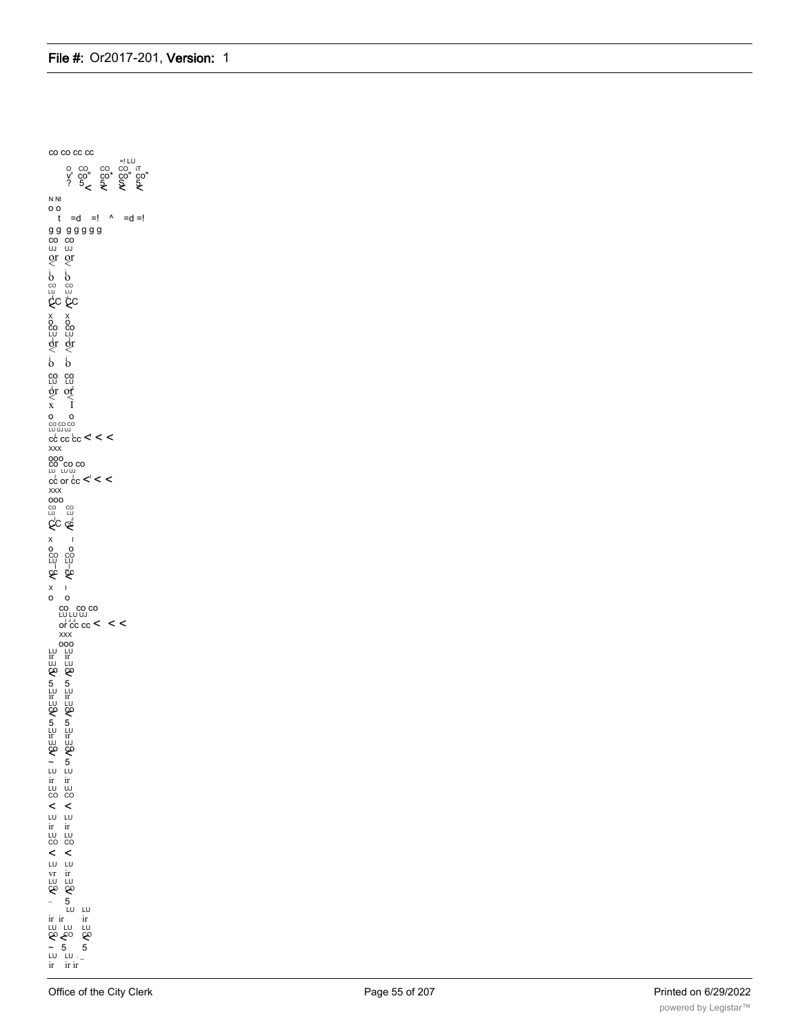co co cc cc

=! LU
O CO CO CO iT
y' co" co* co" co"
? 5 < 5 S 5

N NI
o o
t =d =! ^ =d =!
g g g g g g g
co co
UJ UJ
or or
< <

o o
co co
LU LU
cc cc
< <
x x
o o
co co
LU LU
or or
< <

o o
co co
LU LU
or or
< <
x I
o o
co co co
LU UJ UJ
cc cc cc < < <
xxx
ooo
co co co
LU LU UJ
cc or cc < < <
xxx
ooo
co co
LU LU
cc cc
< <
x I
o o
co co
LU LU
cc cc
< <
x I
o o
co co co
LU LU UJ
or cc cc < < <
xxx
ooo
LU LU
ir ir
UJ LU
co co
< <
5 5
LU LU
ir ir
LU LU
co co
< <
5 5
LU LU
ir ir
UJ UJ
co co
< <
~ 5
LU LU
ir ir
LU UJ
co co
< <
LU LU
ir ir
LU LU
co co
< <
LU LU
vr ir
LU LU
co co
< <
- 5
LU LU
ir ir ir
LU LU LU
co co co
< < <
~ 5 5
LU LU
ir ir ir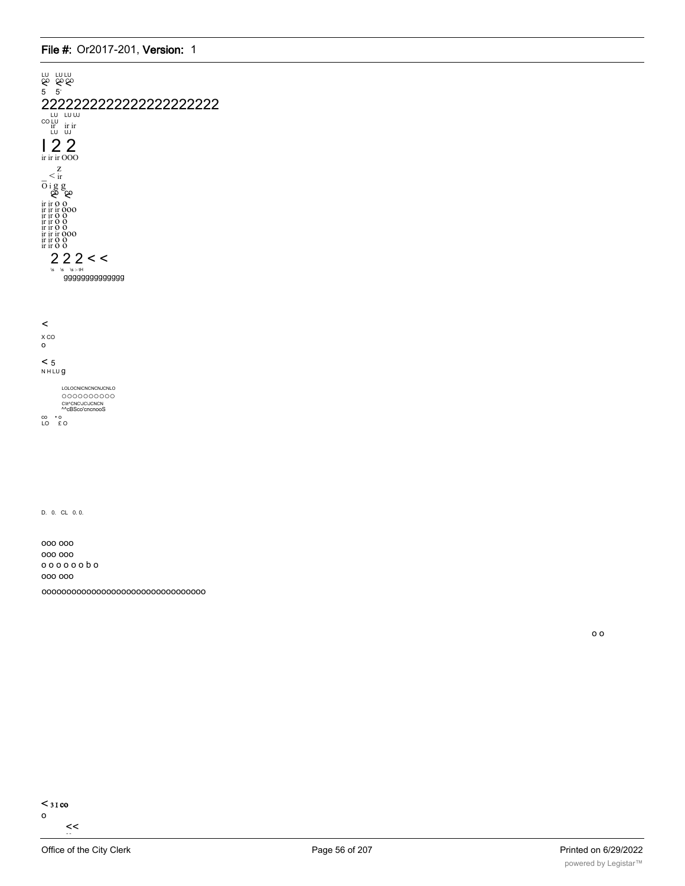LU LU LU
CO CO CO
5 5

2222222222222222222222

LU LU UJ
CO LU
ir ir ir
LU UJ

I 2 2

ir ir ir OOO

Z
< ir

O i g g

ir ir O O
ir ir ir OOO
ir ir O O
ir ir O O
ir ir O O
ir ir ir OOO
ir ir O O
ir ir O O

2 2 2 < <

\s \s \s :- tH

gggggggggggggg

<

X CO
o

< 5
N H LU g

LOLOCNICNCNCNJCNLO
OOOOOOOOOO
C\t^CNC\JC\JCNCN
^^cBSco'cncnooS

co • o
LO £ O

D. 0. CL 0. 0.

ooo ooo
ooo ooo
o o o o o o b o
ooo ooo

oooooooooooooooooooooooooooooooo

o o

< 3 I co
o
<<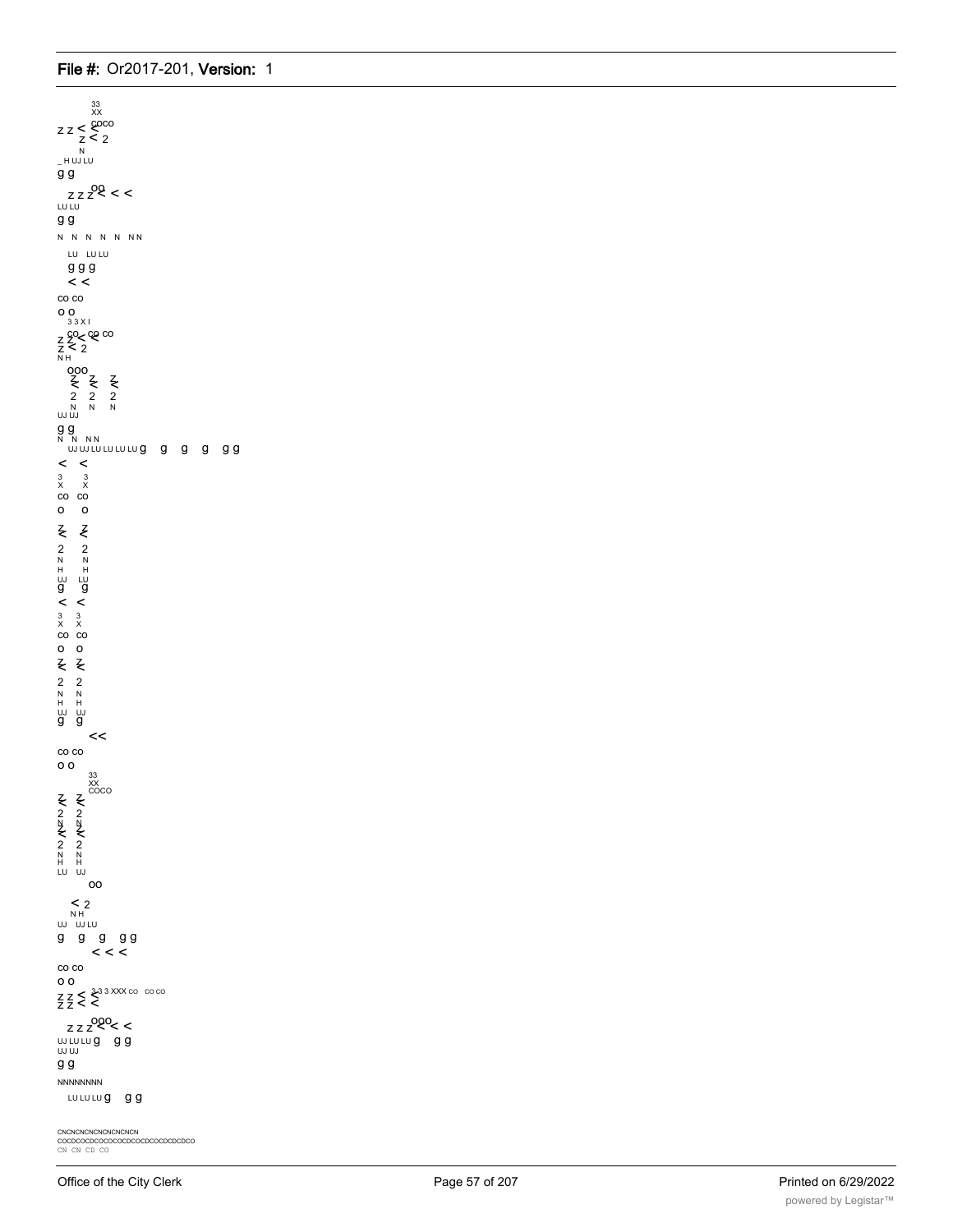33
XX
z z < coco
z < 2
N
_ H UJ LU
g g
z z z oo < <
LU LU
g g
N N N N N NN
LU LU LU
g g g
< <
co co
o o
3 3 X I
z z co < co co
z < 2
N H
ooo
z z z
< < <
2 2 2
N N N
UJ UJ
g g
N N NN
UJ UJ LU LU LU LU g g g g g g
< <
3 3
X X
co co
o o
z z
< <
2 2
N N
H H
UJ LU
g g
< <
3 3
X X
co co
o o
z z
< <
2 2
N N
H H
UJ UJ
g g
<<
co co
o o
33
XX
COCO
z z
< <
2 2
N N
z z
< <
2 2
N N
H H
LU UJ
oo
< 2
N H
UJ UJ LU
g g g g g
< < <
co co
o o
z z < < 3 3 3 XXX co co co
z z
z z z ooo < <
UJ LU LU g g g
UJ UJ
g g
NNNNNNNN
LU LU LU g g g
CNCNCNCNCNCNCNCN
COCDCOCDCOCOCOCDCOCDCOCDCDCDCO
CN CN CD CO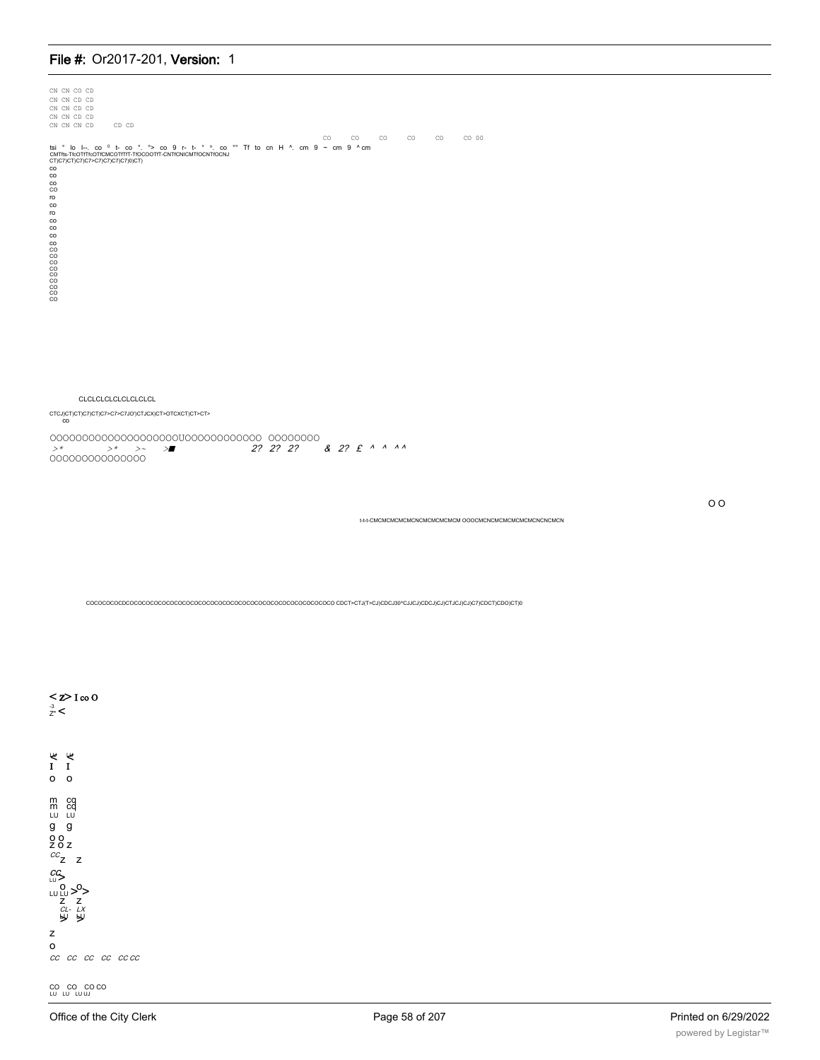CN CN CO CD
CN CN CD CD
CN CN CD CD
CN CN CD CD
CN CN CN CD CD CD

CO CO CO CO CO CO 00

tsi ° lo I--. co ° t- co °. °> co 9 r- t- ° ". co °° Tf to cn H ^. cm 9 ~ cm 9 ^cm
CMTfts-TfcOTfTfcOTfCMCOTfTfT-TfOCOOTfT-CNTfCNICMTfOCNTfOCNJ
CT)C7)CT)C7)C7>C7)C7)C7)0)CT)

co
co
co
CO
ro
co
ro
co
co
co
co
CO
CO
CO
CO
CO
CO
CO
CO
CO

CLCLCLCLCLCLCLCLCL

CTCJ)CT)CT)C7)CT)C7>C7>C7JO')CTJCX)CT>OTCXCT)CT>CT>
co

OOOOOOOOOOOOOOOOOOOOŪOOOOOOOOOOOOO OOOOOOOO
>* >* >~ >■ 2? 2? 2? & 2? £ ^ ^ ^^
OOOOOOOOOOOOOOO

O O

t-t-t-CMCMCMCMCMCNCMCMCMCMCM OOOCMCNCMCMCMCMCMCNCNCMCN

COCOCOCOCDCOCOCOCOCOCOCOCOCOCOCOCOCOCOCOCOCOCOCOCOCOCOCOCOCOCOCOCO CDCT>CTJ(T>CJ)CDCJ30^CJJCJ)CDCJ)CJ)CTJCJ)CJ)C7)CDCT)CDO)CT)0

< z> I co O
-3 Z" <

I I
o o
m cq
m cq
LU LU
g g
o o
z o z
cc z z
cc >
LU
o
LU LU > o >
z z
CL- LX
z
o
cc cc cc cc cc cc

CO CO CO CO
LU LU LU UJ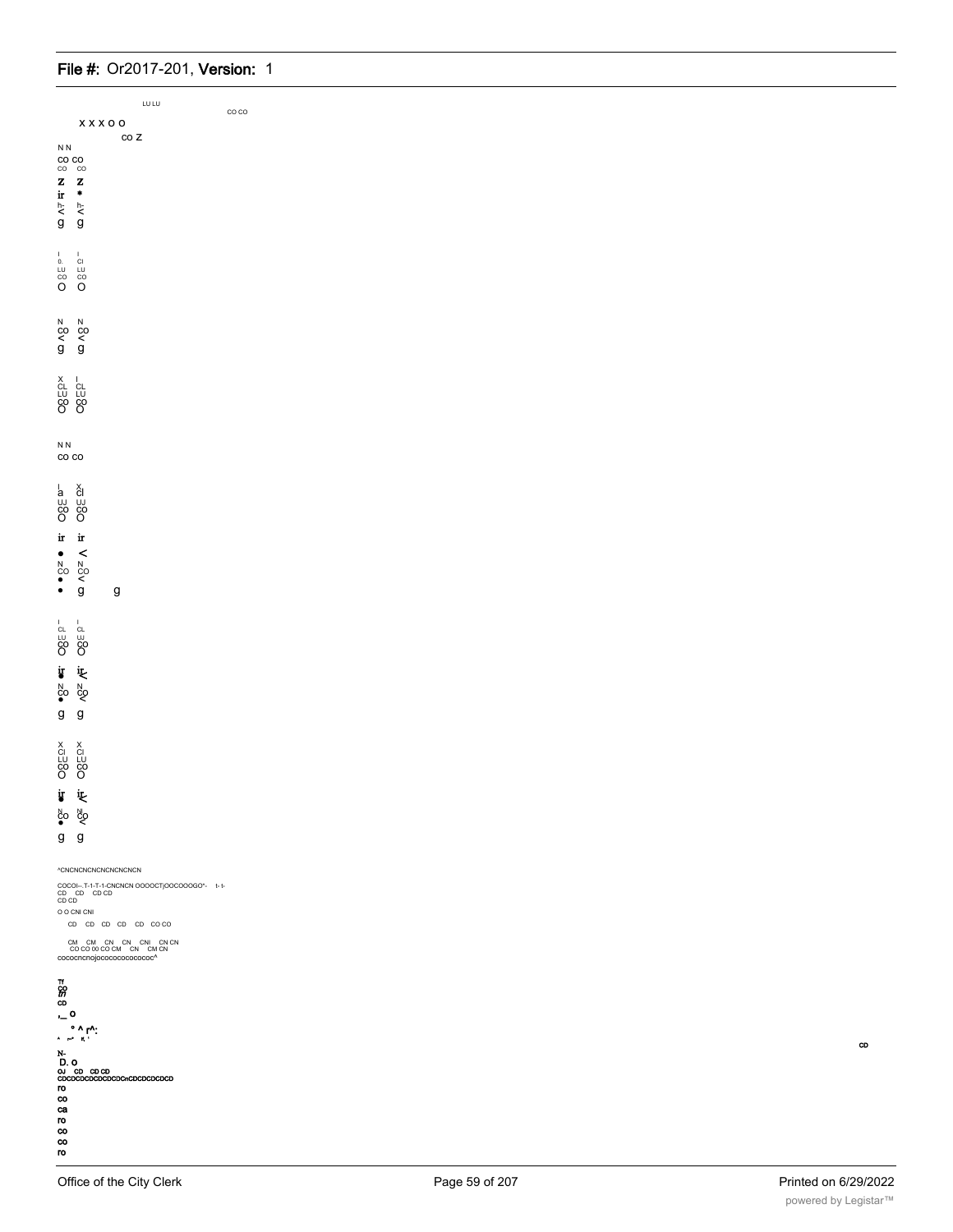LU LU

CO CO

X X X O O

CO Z

N N
CO CO
CO CO
Z Z
ir *
h- h-
< <
g g

I I
0. CI
LU LU
CO CO
O O

N N
CO CO
< <
g g

X I
CL CL
LU LU
CO CO
O O

N N
CO CO

I X
a Cl
UJ UJ
CO CO
O O

ir ir
• <
N N
CO CO
• <
• g g

I I
CL CL
LU UJ
CO CO
O O

ir ir
• <
N N
CO CO
• <
g g

X X
Cl Cl
LU LU
CO CO
O O

ir ir
• <
N N
CO CO
• <
g g

^CNCNCNCNCNCNCNCN

COCOi-.T-1-T-1-CNCNCN OOOOCTjOOCOOOGO"- t-1-
CD CD CD CD
CD CD

O O CNI CNI

CD CD CD CD CD CO CO

CM CM CN CN CNI CN CN
CO CO 00 CO CM CN CM CN
cococncnojococococococoooc^

Tf
CO
m
CD
,_ O
° ^ r^:
^ r-" K '
N-
D. O
OJ CD CD CD
CDCDCDCDCDCDCDCnCDCDCDCDCD
ro
co
ca
ro
co
co
ro

CD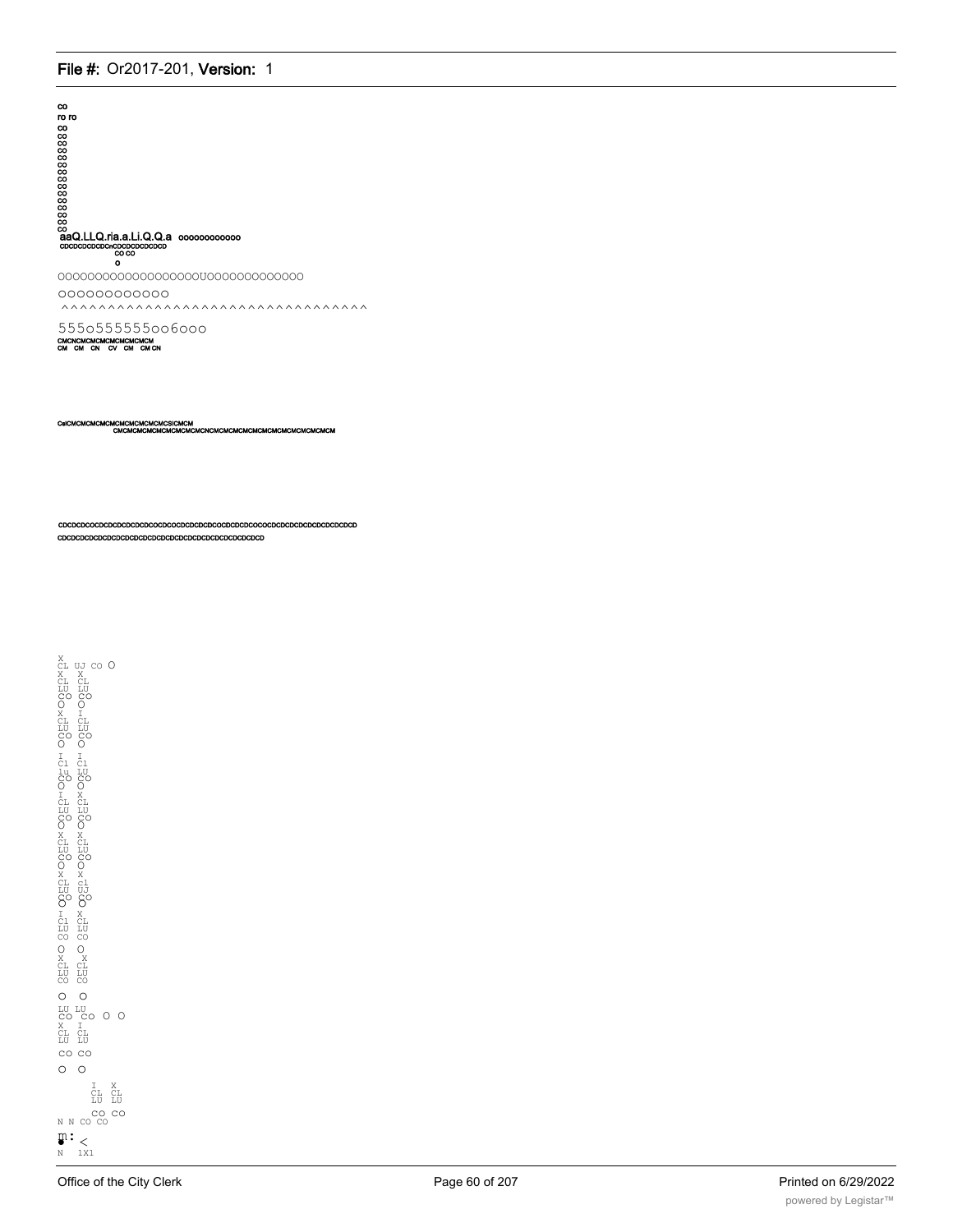co
ro ro
co
co
co
co
co
co
co
co
co
co
co
co
co
co
co

aaQ.LLQ.ria.a.Li.Q.Q.a oooooooooooo

CDCDCDCDCDCrCDCDCDCDCDCD

CO CO

o

OOOOOOOOOOOOOOOOOOUOOOOOOOOOOOOO

OOOOOOOOOOOO

^^^^^^^^^^^^^^^^^^^^^^^^^^^^^^^^

555o555555oo6ooo

CMCNCMCMCMCMCMCMCMCM
CM CM CN CV CM CM CN

CslCMCMCMCMCMCMCMCMCMCSICMCM
CMCMCMCMCMCMCMCMCNCMCMCMCMCMCMCMCMCMCMCMCM

CDCDCDCOCDCDCDCDCDCDCOCDCOCDCDCDCDCOCDCDCDCOCOCDCDCDCDCDCDCDCDCD
CDCDCDCDCDCDCDCDCDCDCDCDCDCDCDCDCDCDCDCDCDCDCD

X
CL UJ CO O
X X
CL CL
LU LU
CO CO
O O
X I
CL CL
LU LU
CO CO
O O
I I
C1 C1
1u LU
CO CO
O O
I X
CL CL
LU LU
CO CO
O O
X X
CL CL
LU LU
CO CO
O O
X X
CL c1
LU UJ
CO CO
O O
I X
C1 CL
LU LU
CO CO
O O
X X
CL CL
LU LU
CO CO

O O
LU LU
CO CO O O
X I
CL CL
LU LU

CO CO

O O

I X
CL CL
LU LU
CO CO
N N CO CO

m: <
N 1X1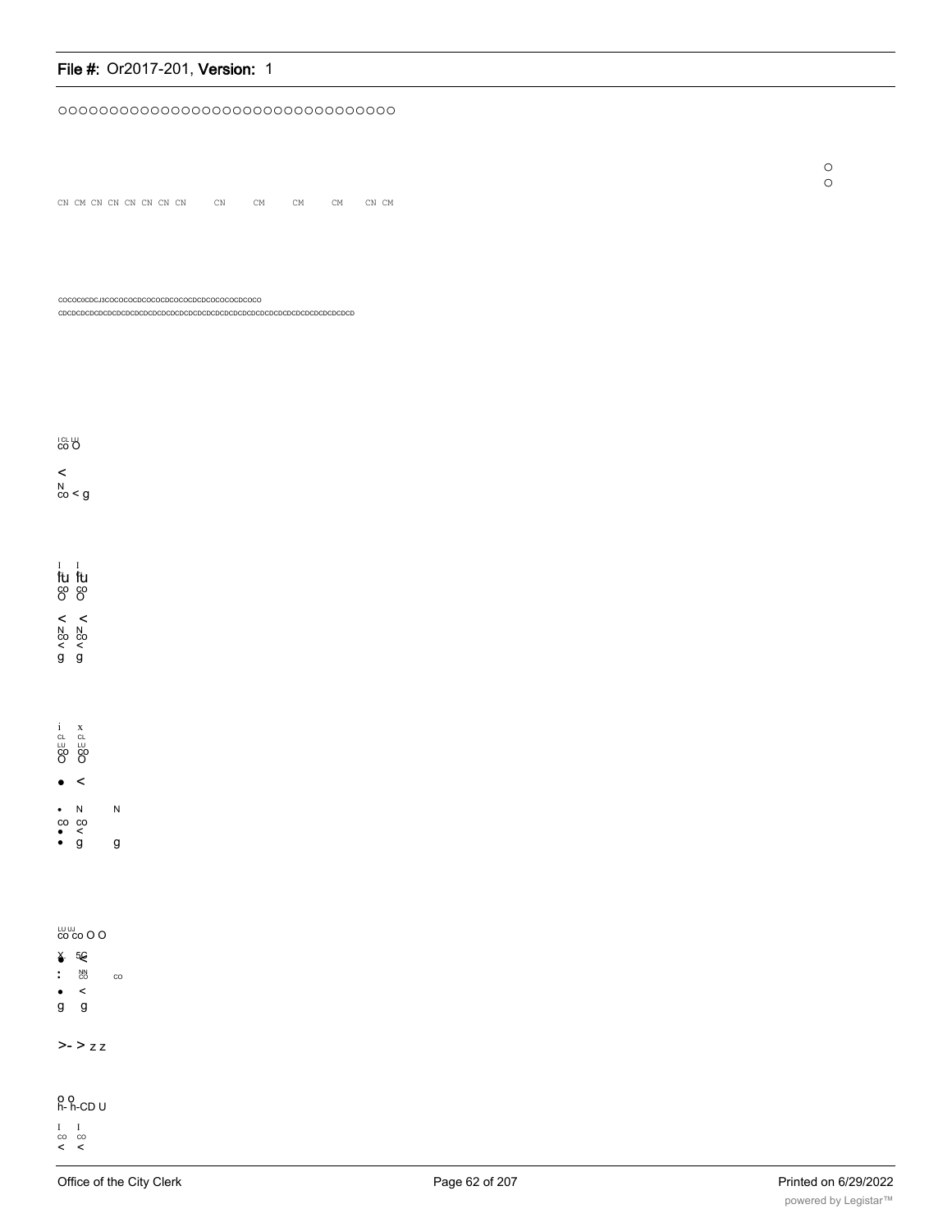OOOOOOOOOOOOOOOOOOOOOOOOOOOOOOOO

O
O

CN CM CN CN CN CN CN CN CN CM CM CM CN CM

COCOCOCDCJ3COCOCOCDCOCOCDCOCOCDCDCOCOCOCDCOCO
CDCDCDCDCDCDCDCDCDCDCDCDCDCDCDCDCDCDCDCDCDCDCDCDCDCDCDCDCDCDCDCD

I CL LU
CO O

<
N
CO < g

I I
fu fu
CO CO
O O

< <
N N
CO CO
< <
g g

i x
CL CL
LU LU
CO CO
O O

• <

• N N
CO CO
• <
• g g

LU UJ
CO CO O O

X 5C
• <
: NN
CO CO
• <
g g

>- > z z

O O
h- h-CD U

I I
CO CO
< <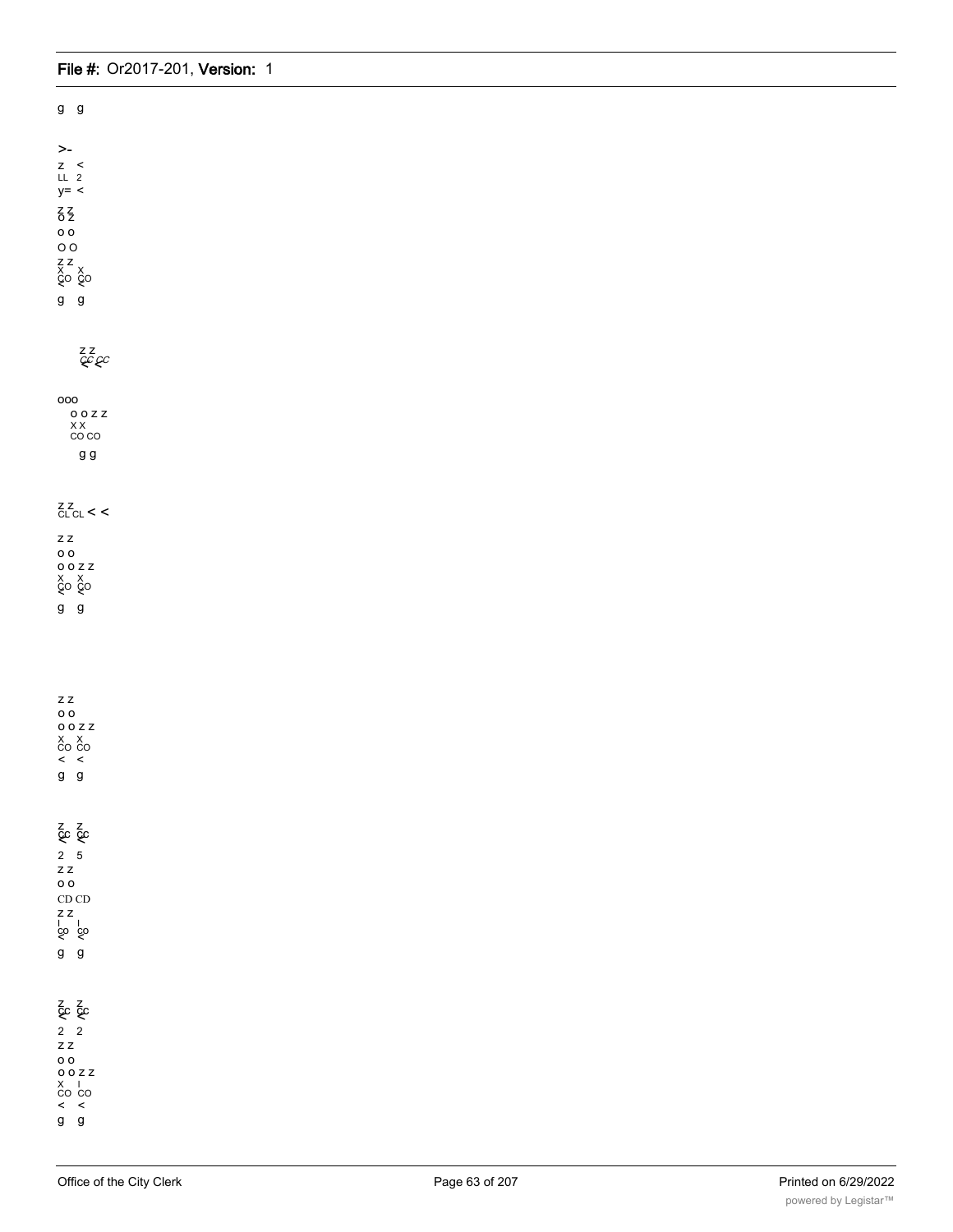g g

>-
z <
LL 2
y= <

z z
o z
o o
O O
z z
x x
co co
< <
g g

z z
cc cc
< <

ooo
o o z z
x x
co co
g g

z z
CL CL < <

z z
o o
o o z z
x x
co co
< <
g g

z z
o o
o o z z
x x
co co
< <
g g

z z
cc cc
< <
2 5
z z
o o
CD CD
z z
I I
co co
< <
g g

z z
cc cc
< <
2 2
z z
o o
o o z z
x I
co co
< <
g g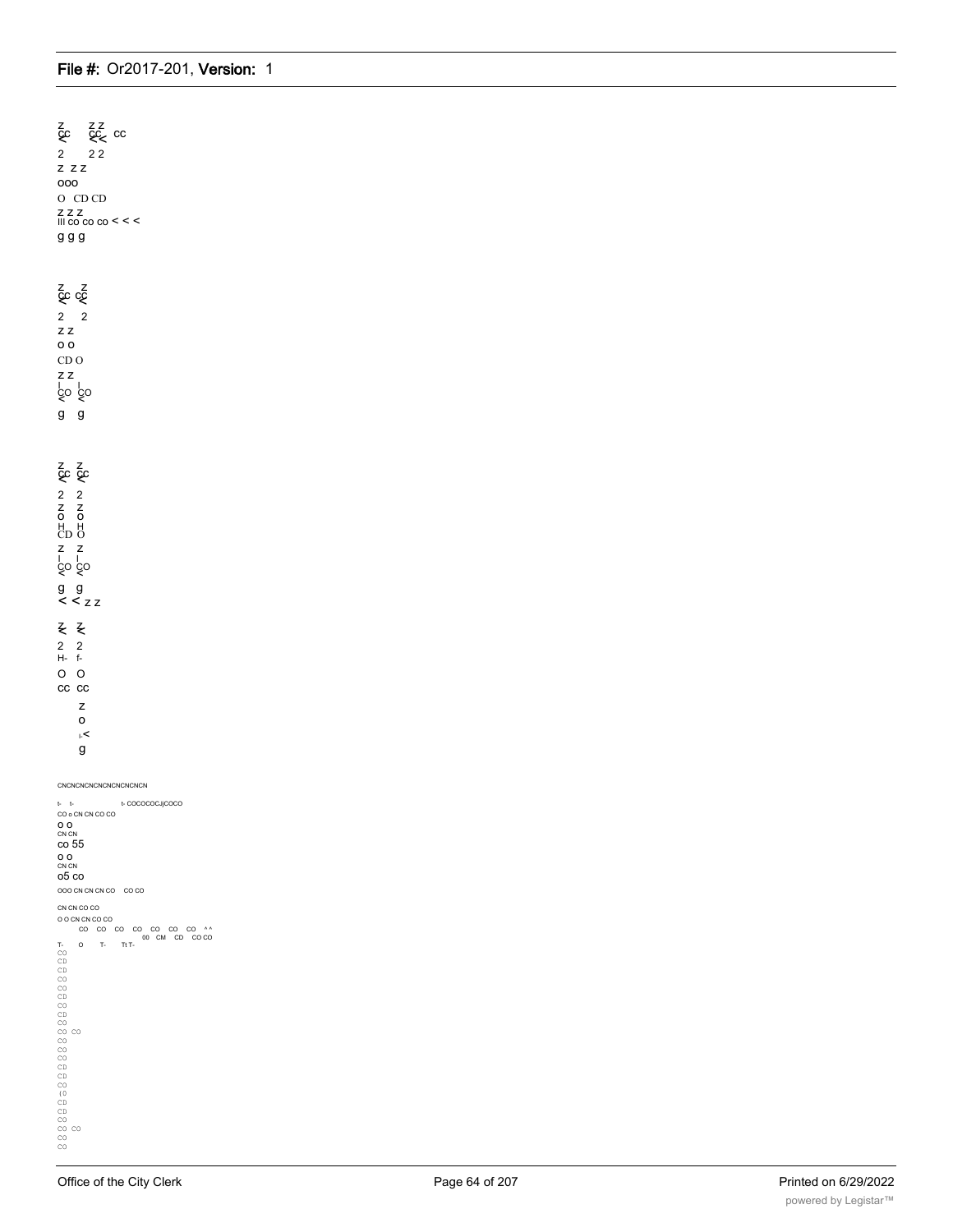z zz
cc cc cc
< <<
2 2 2
z z z
ooo
O CD CD
z z z
III co co co < < <
g g g

z z
cc cc
< <
2 2
z z
o o
CD O
z z
I I
CO CO
< <
g g

z z
cc cc
< <
2 2
z z
o o
H H
CD O
z z
I I
CO CO
< <
g g
< < z z

z z
< <
2 2
H- f-
O O
cc cc
z
o
I<
g

CNCNCNCNCNCNCNCNCNCN

t- t- t- COCOCOCJjCOCO
CO o CN CN CO CO
o o
CN CN
co 55
o o
CN CN
o5 co
OOO CN CN CN CO CO CO

CN CN CO CO
O O CN CN CO CO
CO CO CO CO CO CO CO ^ ^
00 CM CD CO CO
T- O T- Tt T-
CO
CD
CD
CO
CO
CD
CO
CD
CO
CO CO
CO
CO
CO
CD
CD
CO
(O
CD
CD
CO
CO CO
CO
CO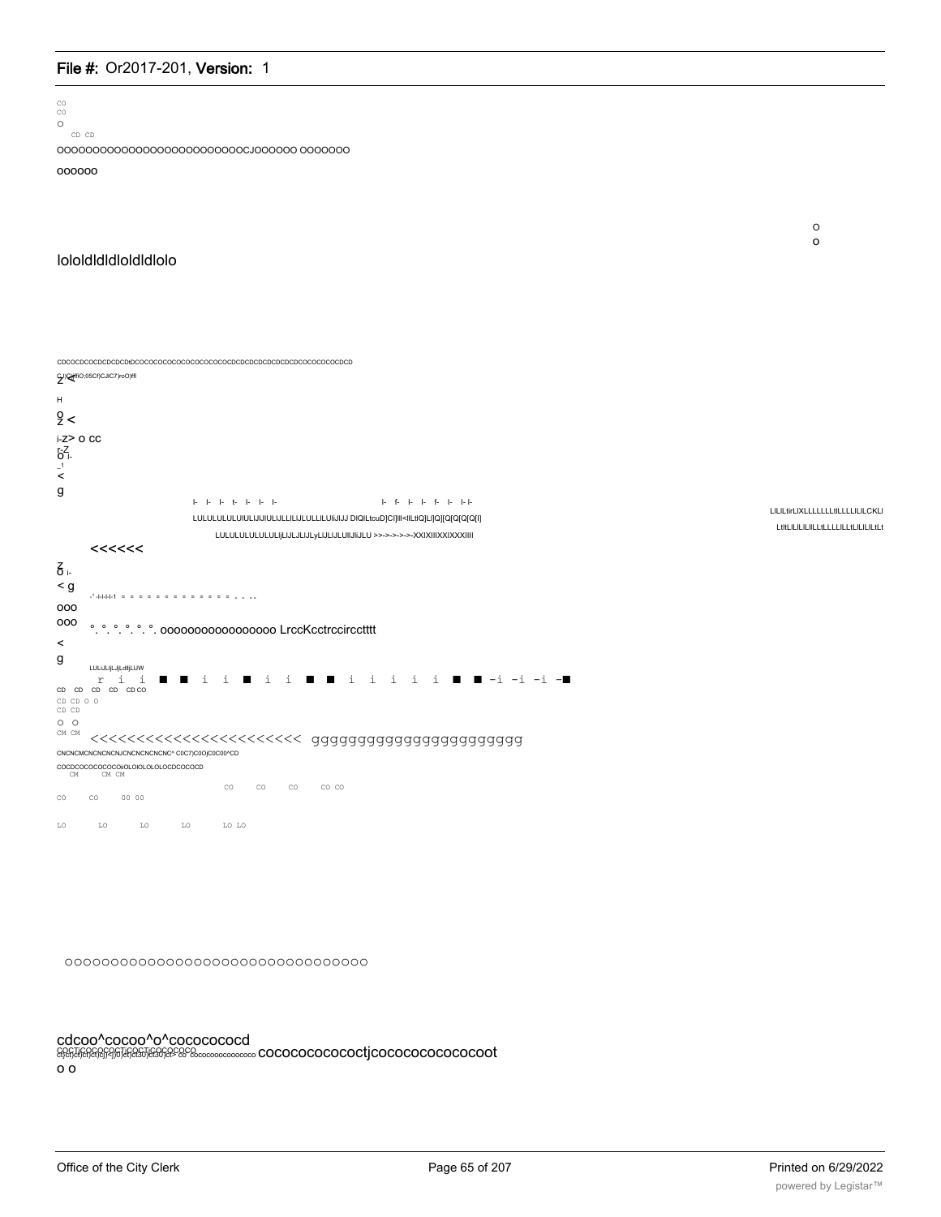CO
CO
O
CD CD

OOOOOOOOOOOOOOOOOOOOOOOOOOCJOOOOOO OOOOOOO

OOOOOO

O
o

lololdldldloldldlolo

CDCOCDCOCDCDCDCDtDCOCOCOCOCOCOCOCOCOCOCOCDCDCDCDCDCDCDCOCOCOCOCOCDCD
Z^C(Cyff(O;05Cf)CJ(C7)roO)ffl

H

O
Z <

i-Z> O CC
r-Z
O i-
_1
<
g

I- I- I- t- I- I- I- I- f- I- I- f- I- I-I-

LULULULULUIULIJIJIULIJLLILIJLULLILUIiJIJJ DIQILtcuD]CI]lll<llLtlQ]LI]Q][Q[Q[Q[Q[I]

LULULULULULULjLIJLJLIJLyLIJLIJLUIIJIiJLU >>->->->->-XXIXIIIXXIXXXIIII

LILILtirLIXLLLLLLLtILLLLILILCKLI
LtILILILILILLtLLLLILLtLILILILtLt

<<<<<<

Z
O i-
< g

-¹-I-I-I-I-1 = = = = = = = = = = = = = = . . . .

OOO
OOO

°. °. °. °. °. °. oooooooooooooooo LrccKcctrccirccttt

<
g

LULIJLIjLJjLdIjLIJW

r i i ■ ■ i i ■ i i ■ ■ i i i i i ■ ■ -i -i -i -■

CD CD CD CD CD CO
CD CD O O
CD CD
O O
CM CM

<<<<<<<<<<<<<<<<<<<<<<< gggggggggggggggggggggg

CNCNCMCNCNCNCNJCNCNCNCNCNC* C0C7)C0OjC0C00^CD

COCDCOCOCOCOCOiOLOIOLOLOLOCDCOCOCD
CM CM CM

CO CO CO CO CO
CO CO 00 00

LO LO LO LO LO LO

OOOOOOOOOOOOOOOOOOOOOOOOOOOOOOOO

cdcoo^cocoo^o^cocococd
COCTiCOCOCOCTiCOCTiCOCOCOCO
cf)cf)cf)cf)cf)cf)-f)0)cf)ct30)ct30)cr> co cococoooccooocoo cococococococtjcocococococoot
o o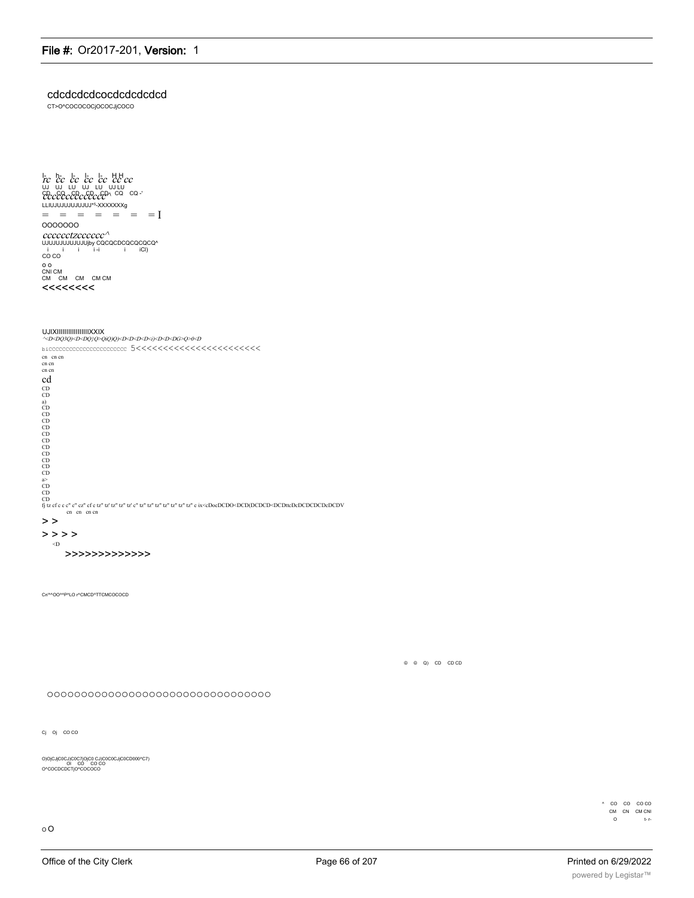cdcdcdcdcocdcdcdcdcd

CT>O^COCOCOCjOCOCJjCOCO

I- h- I- I- I- H H
rc cc cc cc cc cc cc
UJ UJ LU UJ LU UJ LU
CD CO CD CD CD\ CQ CQ -'
cccccccccccc
LLIUJUJUJUJUJ*5-XXXXXXXg

= = = = = = = = I

OOOOOOO

cccccctzcccccc^

UJUJUJUJUJUJUjby CQCQCDCQCQCQCQ^

i i i i -i i iCI)

CO CO

o o

CNI CM

CM CM CM CM CM

<<<<<<<<

UJIXIIIIIIIIIIIIIIIIIXXIX

^<D<DQ3Q)<D<DQ}Q>QiQ)Q)<D<D<D<D<i)<D<D<DG>Q>0<D

bicccccccccccccccccccccc 5<<<<<<<<<<<<<<<<<<<<<<<

cn cn cn
cn cn
cn cn

cd
CD
CD
a)
CD
CD
CD
CD
CD
CD
CD
CD
CD
CD
CD
a>
CD
CD
CD

fj tz cf c c c" c" cz" cf c tz" tz' tz" tz" tz' c" tz" tz" tz" tz" tz" tz" tz" c ix<cDocDCDO<DCD(DCDCD<DCDttcDcDCDCDCDcDCDV

cn cn cn cn

> >

> > > >

<D

>>>>>>>>>>>>>

Cn^^OO^^P^LO r^CMCD^TTCMCOCOCD

@ @ Q) CD CD CD

OOOOOOOOOOOOOOOOOOOOOOOOOOOOOOOOOO

Cj Oj CO CO

O)O)CJjC0CJ)C0C7)O)C0 CJ)C0C0CJjC0CD000^C7)
Oi CO CO CO
O^COCDCDCTjO^COCOCO

* CO CO CO CO
CM CN CM CNI
O t- r-

o O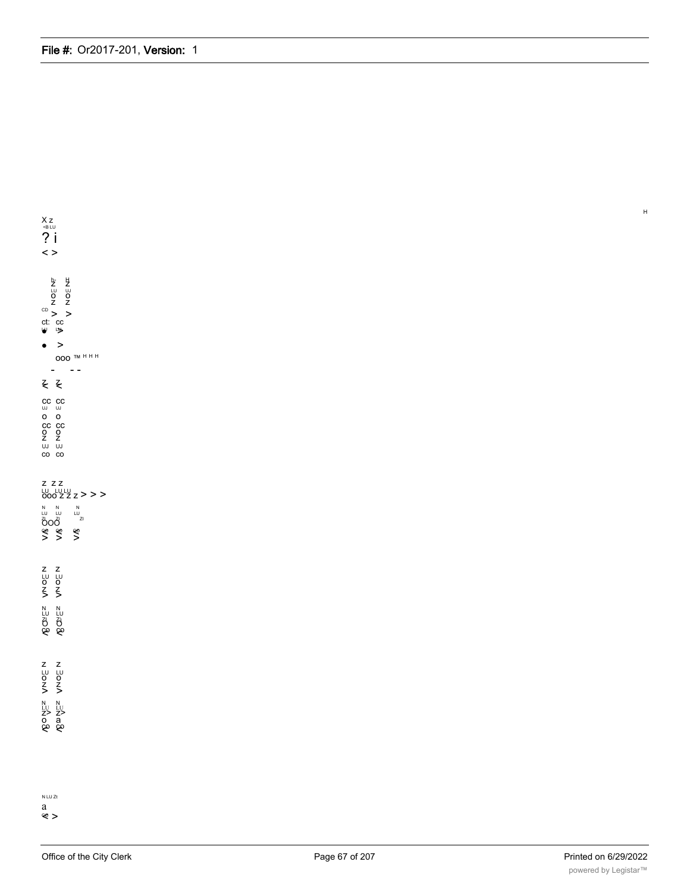X z
<B LU
? i
< >

b- H
Z Z
LU UJ
O O
Z Z
CD > >
ct: cc

● >
ooo ™ H H H

- - -

Z Z
< <

cc cc
UJ UJ
o o
cc cc
O O
Z Z
UJ UJ
co co

z z z
LU LU LU
ooo z z z > > >

N N N
LU LU LU
Zl Zl Zl
O O

z z
LU LU
o o
Z Z
> >

N N
LU LU
Zl Zl
O O

z z
LU LU
o o
Z Z
> >

N N
LU LU
Z> Z>
o a

N LU Zt
a
< >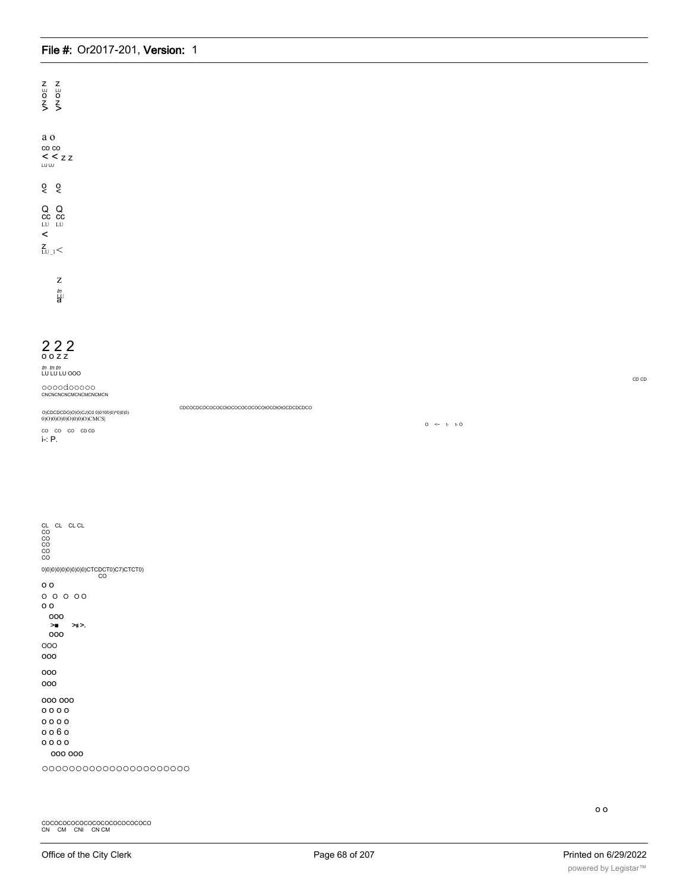z z
UJ LU
o o
z z
> >

a o
co co
< < z z
LU UJ

o o
< <

Q Q
cc cc
LU LU
<

z
LU _I <

z
tn
LU
a

2 2 2
o o z z

tn tn tn
LU LU LU OOO

oooodooooo
CNCNCNCNCMCNCMCNCMCN

CD CD

CDCOCDCOCOCOCOtOCOCOCOCOCOtOCOtOtOCDCDCDCO

O)CDCDCDO)O)O)CJ)C0 0)0100)0)*0)0)0)
0)O)0)O)0)O)0)0)O)CMCS|

O <- t- t- O

CO CO CO CD CD
i-: P.

CL CL CL CL
CO
CO
CO
CO
CO

0)0)0)0)0)0)0)0)0)CTCDCT0)C7)CTCT0)
CO

o o
O O O O O
o o
OOO
>■ >s >.
OOO
OOO
OOO

OOO
OOO

OOO OOO
o o o o
o o o o
o o 6 o
o o o o
OOO OOO

oooooooooooooooooooooo

o o

COCOCOCOCOCOCOCOCOCOCOCOCO
CN CM CNI CN CM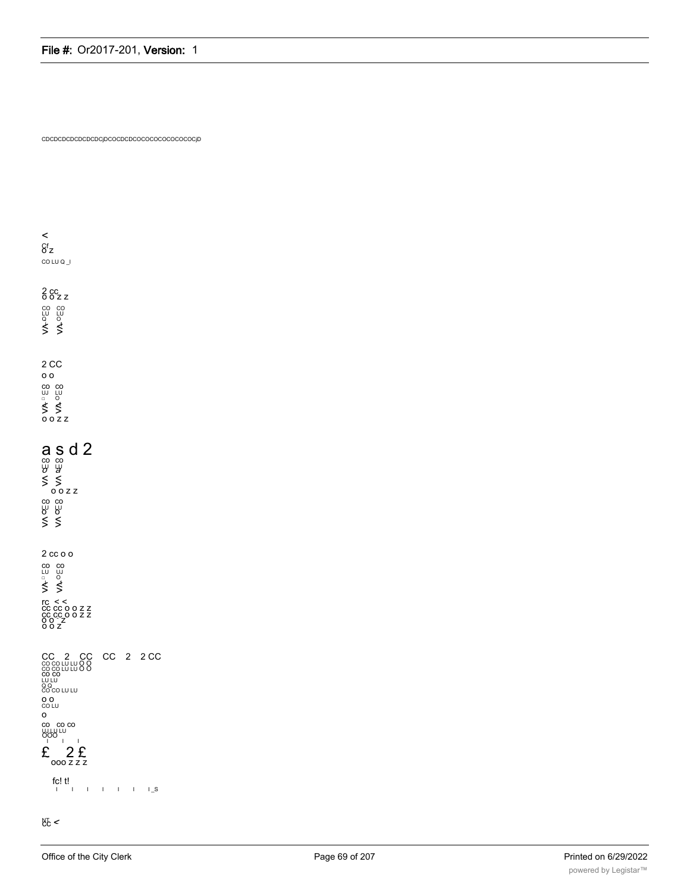CDCDCDCDCDCDCDCjDCOCDCDCOCOCOCOCOCOCOCjD

<
Cf
O Z
CO LU Q _I

2 CC
O O Z Z
CO CO
LU LU
Q O
≤ ≤

2 CC
o o
CO CO
UJ LU
□ O
≤ ≤
O O Z Z

a s d 2
CO CO
LU LU
O a
≤ ≤
O O Z Z
CO CO
LU LU
O O
≤ ≤

2 cc o o
CO CO
LU UJ
□ O
≤ ≤

rc < <
CC CC O O Z Z
CC CC O O Z Z
O O Z
O O Z

CC 2 CC CC 2 2 CC
CO CO LU LU O O
CO CO LU LU O O
CO CO
LU LU
O O
CO CO LU LU
O O
CO LU
O
CO CO CO
UJ LU LU
OOO
I I I
£ 2 £
ooo z z z

fc! t!
I I I I I I I_S

NT
CC <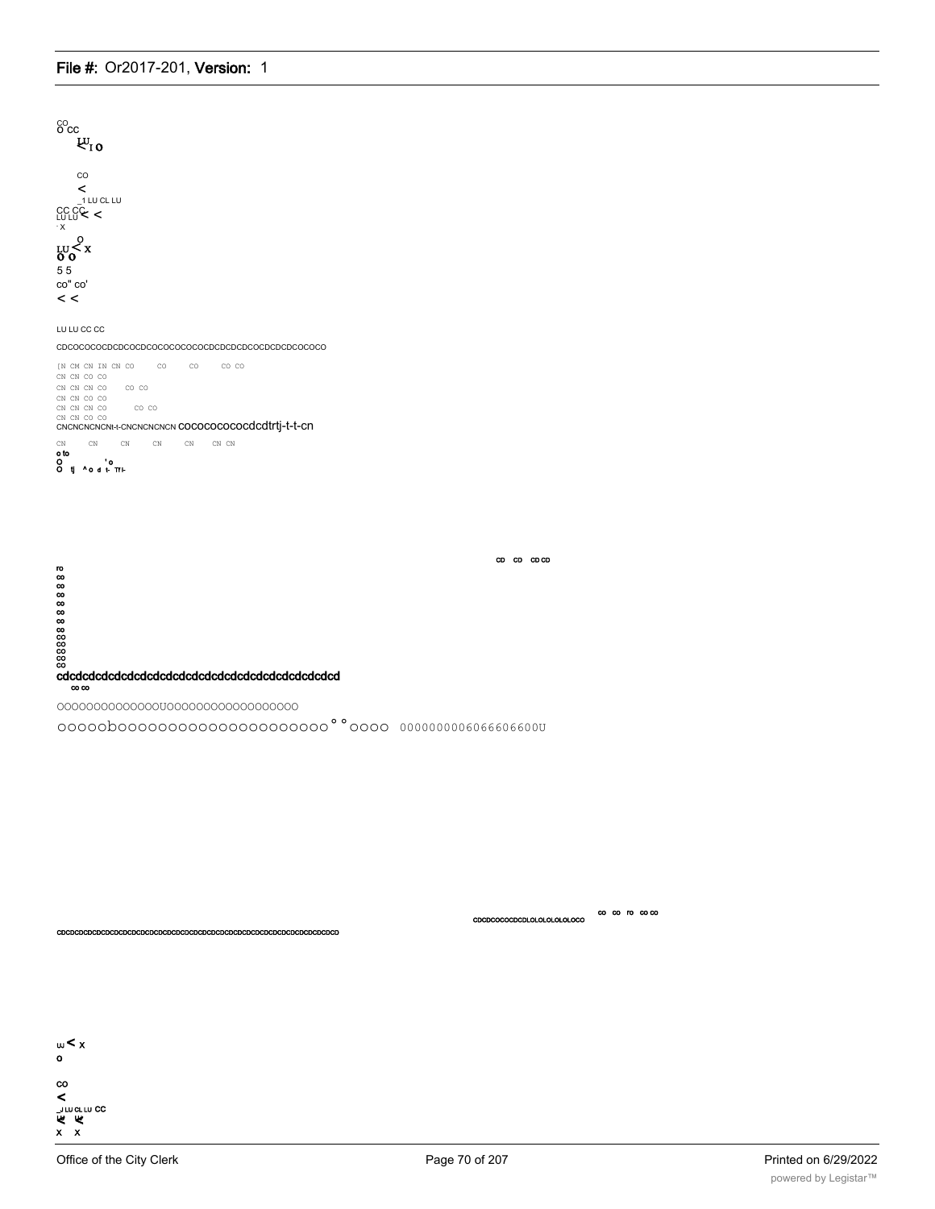CO
O CC

LU
< I O

CO
<
_1 LU CL LU
CC CC
LU LU < <
- X

O
LU < X
O O
5 5
co" co'
< <

LU LU CC CC

CDCOCOCOCDCDCOCDCOCOCOCOCOCDCDCDCDCOCDCDCDCOCOCO

```
[N CM CN IN CN CO      CO      CO      CO CO
CN CN CO CO
CN CN CN CO      CO CO
CN CN CO CO
CN CN CN CO       CO CO
CN CN CO CO
```

CNCNCNCNCNt-t-CNCNCNCNCN cocococococdcdtrtj-t-t-cn

```
CN      CN      CN      CN      CN      CN CN
```

o to
O    'o
O tj ^o d t- m-

CD CD CD CD

ro
co
co
co
co
co
co
co
co
co
co
co
co
co

cdcdcdcdcdcdcdcdcdcdcdcdcdcdcdcdcdcdcdcdcdcd
co co

OOOOOOOOOOOOOOUOOOOOOOOOOOOOOOOOO

ooooobooooooooooooooooooooo ° ° oooo 0000000006066606600U

CDCDCOCOCDCDLOLOLOLOLOLOCO    co co ro co co

CDCDCDCDCDCDCDCDCDCDCDCDCDCDCDCDCDCDCDCDCDCDCDCDCDCDCDCDCDCDCDCDCDCDCDCDCD

ω < x
o

CO
<
_i LU CL LU CC
K K
X X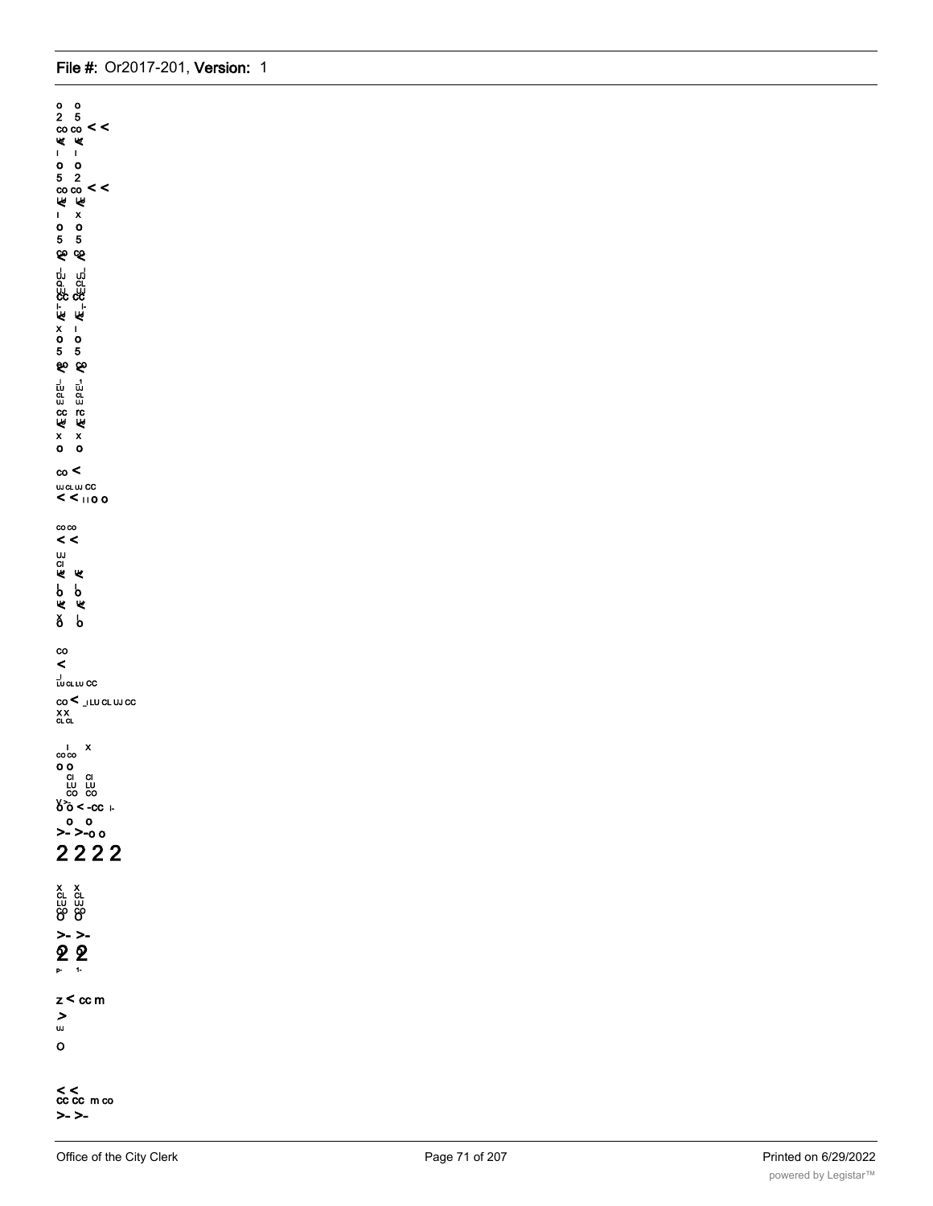o o
2 5
co co < <
K K
I I
o o
5 2
co co < <
K K
I x
o o
5 5
co co

cc cc
K K
x I
o o
5 5
co co

cc rc
K K
x x
o o

co <

UJ CL UJ CC
< < I I O O

co co
< <

UJ
CI
K K

o o
K K
o o

co
<

LU CL LU CC

co < _I LU CL UJ CC
X X
CL CL

I x
co co
o o
CI CI
LU LU
CO CO
o o < -CC I-
o o
>- >-o o

2 2 2 2

x x
CL CL
LU UJ
CO CO

>- >-
2 2
P- 1-

z < cc m
>
UJ

O

< <
cc cc m co
>- >-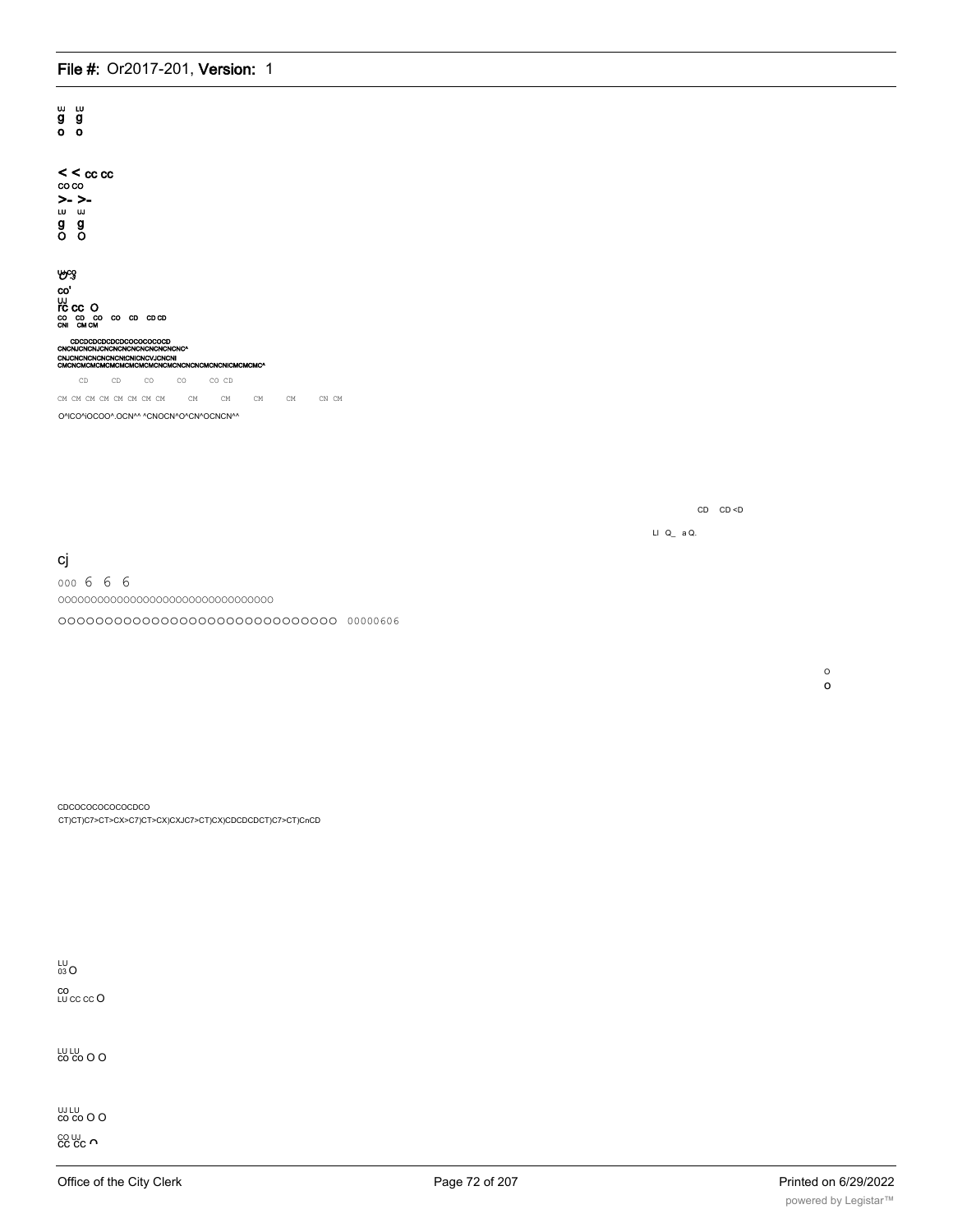UJ LU
g g
o o

< < cc cc
CO CO
>- >-
LU UJ
g g
O O

UJCO
O'3

CO'
UJ
rc cc O
CO CD CO CO CD CD CD
CNI CM CM

CDCDCDCDCDCDCOCOCOCOCD
CNCNJCNCNJCNCNCNCNCNCNCNCNC^
CNJCNCNCNCNCNICNICNCVJCNCNI
CMCNCMCMCMCMCMCMCMCNCMCNCNCMCNCNICMCMCMC^

CD CD CO CO CO CD

CM CM CM CM CM CM CM CM CM CM CM CM CN CM

O^ICO^iOCOO^.OCN^^ ^CNOCN^O^CN^OCNCN^^

CD CD <D

LI Q_ a Q.

cj

000 6 6 6

OOOOOOOOOOOOOOOOOOOOOOOOOOOOOOOOO

OOOOOOOOOOOOOOOOOOOOOOOOOOOOOO 00000606

o
O

CDCOCOCOCOCOCDCO
CT)CT)C7>CT>CX>C7)CT>CX)CXJC7>CT)CX)CDCDCDCT)C7>CT)CnCD

LU
03 O

CO
LU CC CC O

LU LU
CO CO O O

UJ LU
CO CO O O

CO UJ
CC CC ∩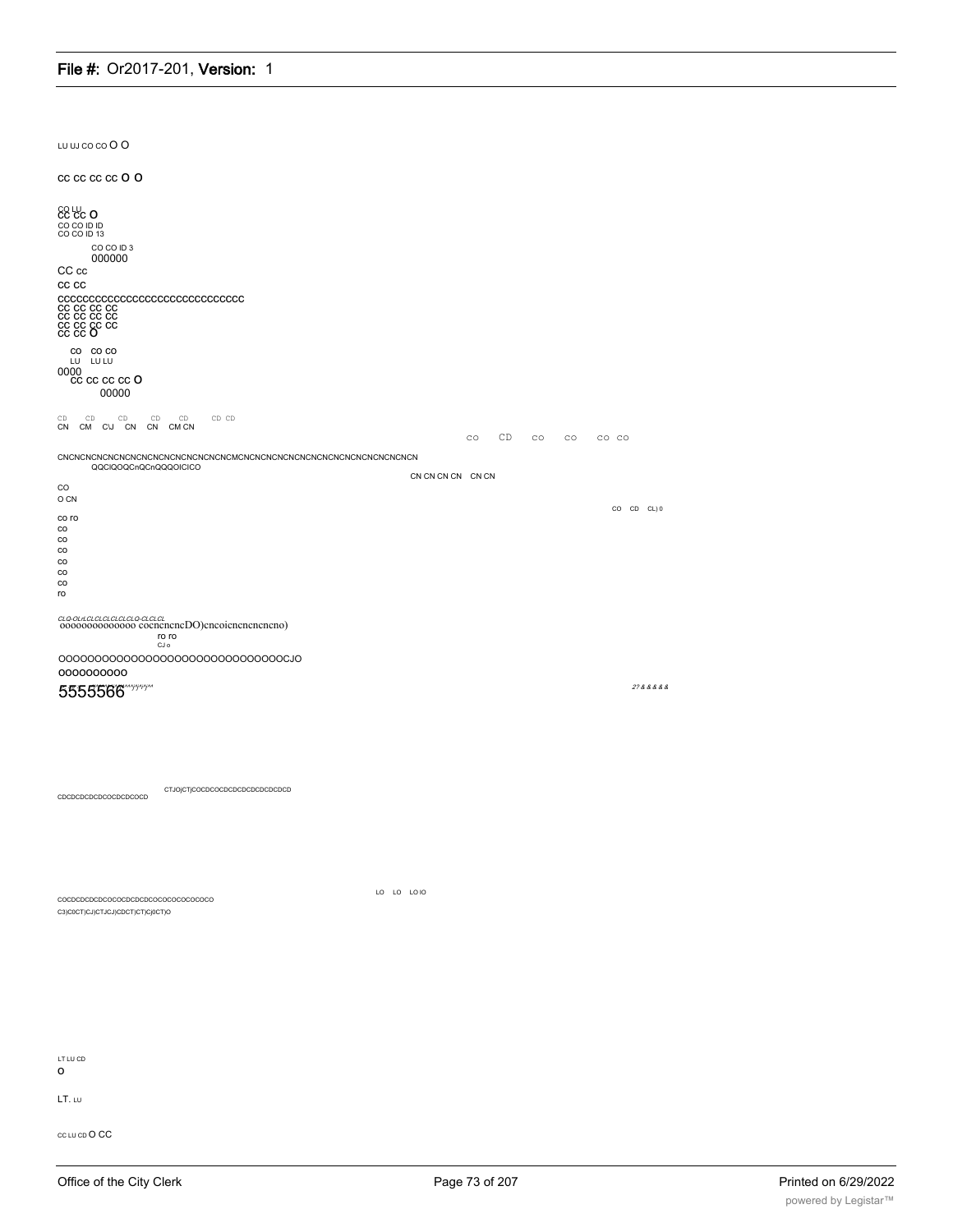LU UJ CO CO O O

CC CC CC CC O O

CO LU
CC CC O
CO CO ID ID
CO CO ID 13

CO CO ID 3
000000

CC cc

cc cc

cccccccccccccccccccccccccccccc
cc cc cc cc
cc cc cc cc
cc cc cc cc
cc cc O

co co co
LU LU LU
0000
cc cc cc cc O
00000

CD CD CD CD CD CD CD
CN CM CJ CN CN CM CN

co CD co co co co

CNCNCNCNCNCNCNCNCNCNCNCNCNCNCMCNCNCNCNCNCNCNCNCNCNCNCNCNCN
QQClQOQCnQCnQQQOICICO

CN CN CN CN CN CN

CO
O CN

CO CD CL) 0

co ro
co
co
co
co
co
co
ro

CLO-OLrLCLCLCLCLCLO-CLCLCL
oooooooooooooo cocncncncDO)cncoicncncncncno)
ro ro
CJ o

OOOOOOOOOOOOOOOOOOOOOOOOOOOOOOOCJO
OOOOOOOOOO
5555566

2? & & & & &

CDCDCDCDCDCOCDCDCOCD

CTJO|CTjCOCDCOCDCDCDCDCDCDCDCD

COCDCDCDCDCOCOCDCDCDCOCOCOCOCOCOCO
C3)C0CT)CJ)CTJCJ)CDCT)CT)Cj0CT)O

LO LO LO IO

LT LU CD
O

LT. LU

CC LU CD O CC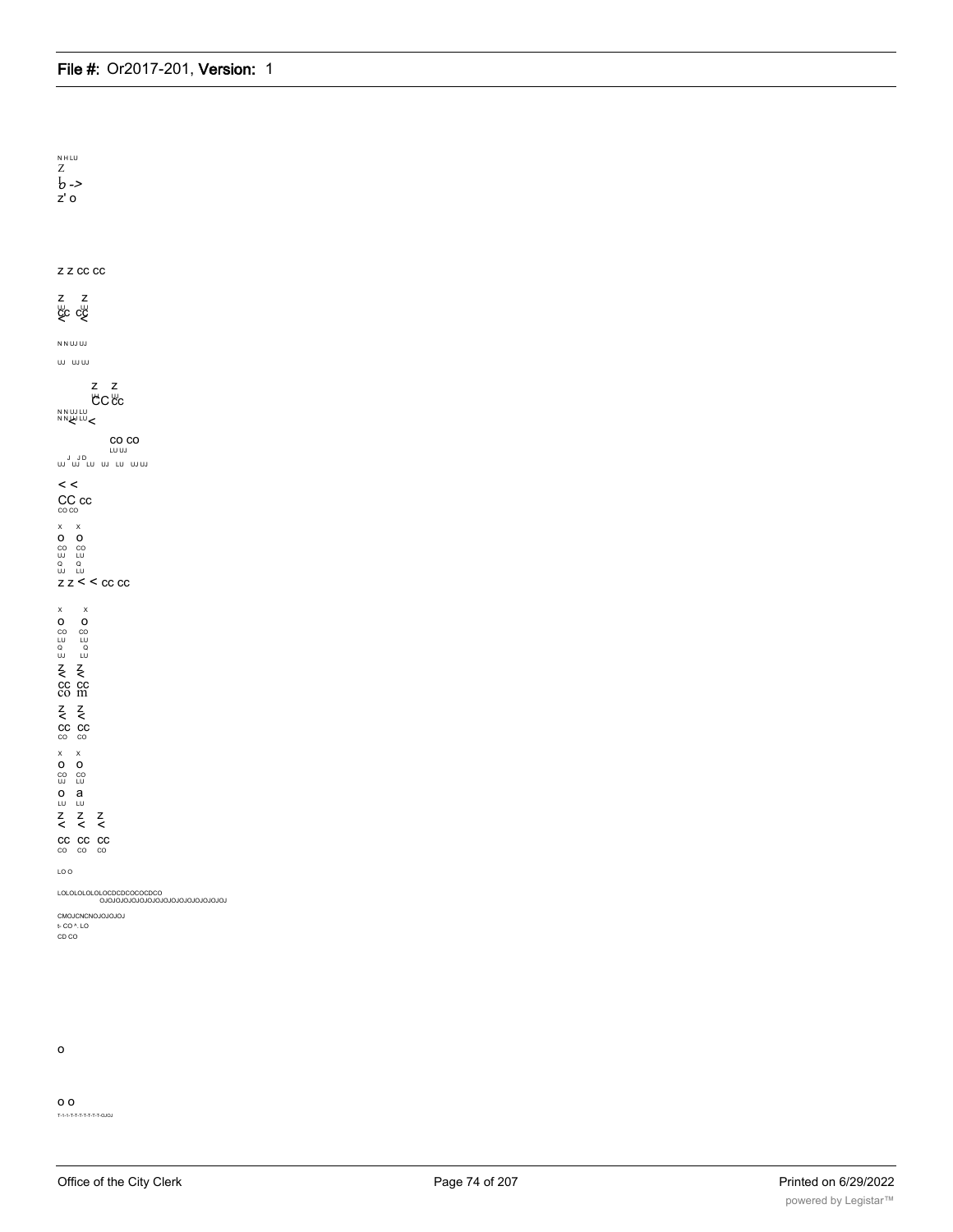N H LU
Z
b ->
z' o

Z Z CC CC

Z Z
CC CC
< <

N N UJ UJ

UJ UJ UJ

Z Z
CC CC
N N UJ LU
N N UJ LU <

CO CO
LU UJ
UJ UJ LU UJ LU UJ UJ

< <
CC CC
CO CO

X X
O O
CO CO
UJ LU
Q Q
UJ LU
Z Z < < CC CC

X X
O O
CO CO
LU LU
Q Q
UJ LU
Z Z
< <
CC CC
CO m

Z Z
< <
CC CC
CO CO

X X
O O
CO CO
UJ LU
O a
LU LU
Z Z Z
< < <
CC CC CC
CO CO CO

LO O

LOLOLOLOLOLOCDCDCOCOCDCO
OJOJOJOJOJOJOJOJOJOJOJOJOJOJOJ

CMOJCNCNOJOJOJOJ
t- CO ^. LO
CD CO

o

o o
T-1-1-T-T-T-T-T-T-OJOJ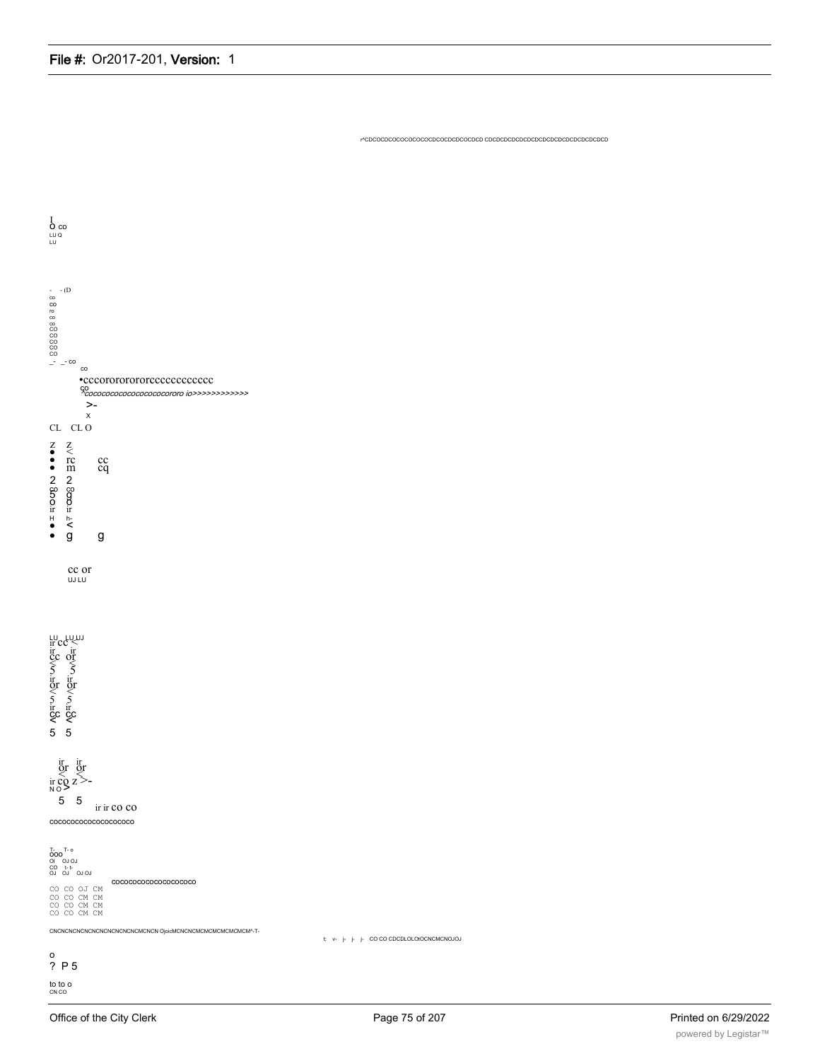r^CDCOCDCOCOCOCOCOCDCOCDCDCOCDCD CDCDCDCDCDCDCDCDCDCDCDCDCDCDCD

I
O co
LU Q
LU

- - (D
co
co
co
co
co
CO
CO
CO
CO
CO
_- _- co
co

•cccorororororcccccccccccc
co
^cocococococococococororo io>>>>>>>>>>>>
>-
x

CL CL O

Z Z
• <
• rc cc
• m cq
2 2
co co
5 g
O O
ir ir
H h-
• <
• g g

cc or
UJ LU

LU LU UJ
ir cc <
ir ir
cc or
< <
5 5
ir ir
or or
< <
5 5
ir ir
cc cc
< <
5 5

ir ir
or or
< <
ir co z >-
N O >
5 5
ir ir co co

cococococococococoCO

T- T- o
ooo
OJ OJ OJ
CO t- t-
OJ OJ OJ OJ

cocococococococococo

CO CO OJ CM
CO CO CM CM
CO CO CM CM
CO CO CM CM

CNCNCNCNCNCNCNCNCNCNCMCNCN OjoiCMCNCNCMCMCMCMCMCM^-T-

t: v- |- |- |- CO CO CDCDLOLOtOCNCMCNOJOJ

o
? P 5

to to o
CN CO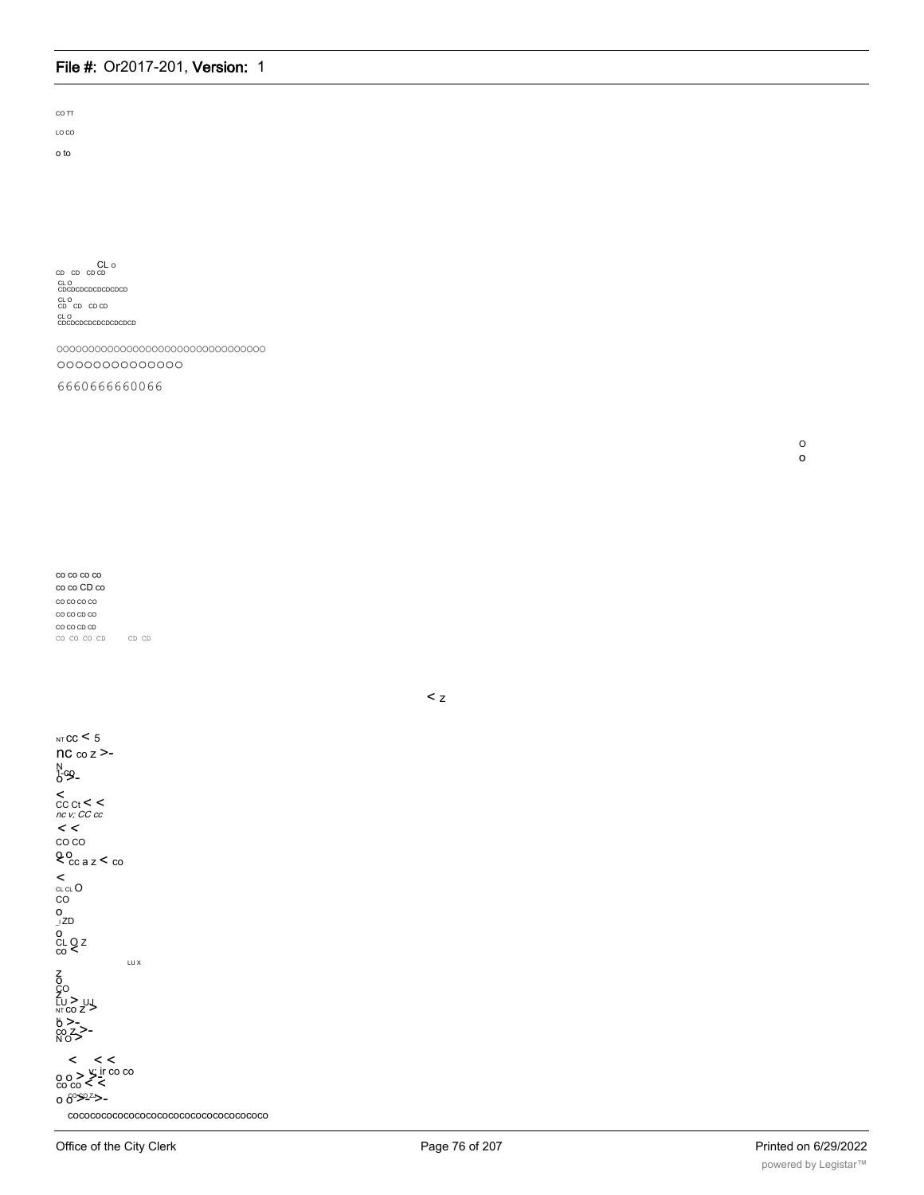CO TT

LO CO

o to

CL o
CD CD CD CD
CL O
CDCDCDCDCDCDCDCD
CL O
CD CD CD CD
CL O
CDCDCDCDCDCDCDCDCD

oooooooooooooooooooooooooooooooo
oooooooooooooo

6660666660066

o
o

co co co co
co co CD co
co co co co
co co CD co
co co CD CD
CO CO CO CD CD CD

< z

NT CC < 5
nc co z >-
N
1-co
o >-
<
CC Ct < <
*nc v; CC cc*
< <
CO CO
o o
< cc a z < co
<
CL CL O
CO
o
_I ZD
o
CL O Z
co <
LU X
z
o
co
z
LU > UJ
NT CO Z >
o >-
co z >-
N O >
< < <
o o > v; ir co co
co co < <
o o >->-
cococococococococococococococococo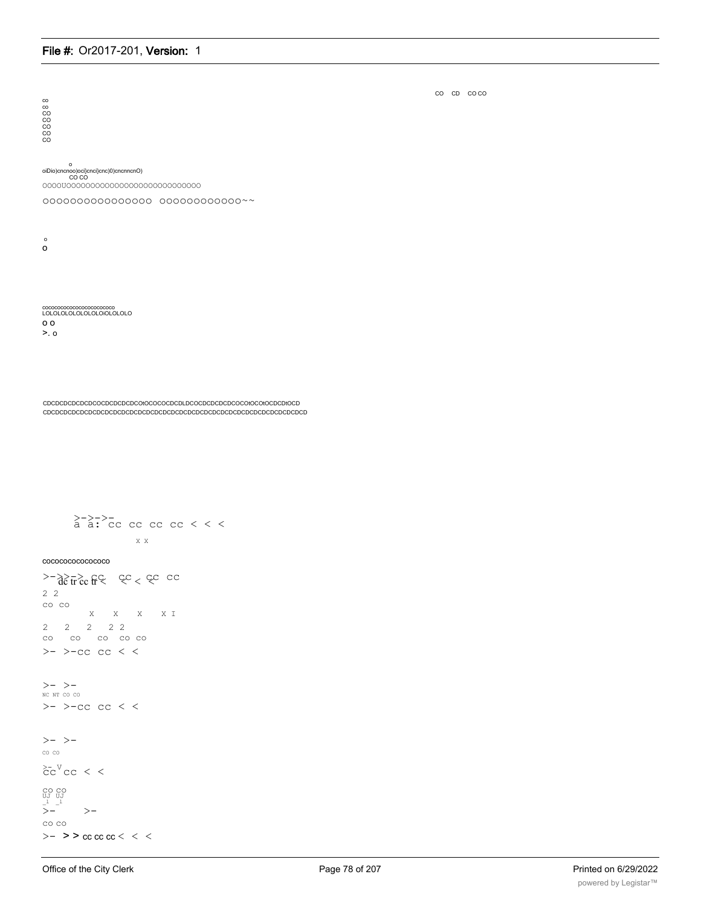CO CD CO CO

co
co
CO
CO
CO
CO
CO

o
oiDio)cncnoo)oci)cnci)cnc)0)cncnncnO)
CO CO
OOOOUOOOOOOOOOOOOOOOOOOOOOOOOOOOO

OOOOOOOOOOOOOOOO OOOOOOOOOOOO~~

o
O

cocococococococococococo
LOLOLOLOLOLOLOiOLOLOLO
O O
>. o

CDCDCDCDCDCDCOCDCDCDCDCOtOCOCOCDCDLDCOCDCDCDCOCOtOCOtOCDCDtOCD
CDCDCDCDCDCDCDCDCDCDCDCDCDCDCDCDCDCDCDCDCDCDCDCDCDCDCDCDCDCDCD

>->->-
a a: cc cc cc cc < < <

X X

cocococococococo

>->>-> cc cc cc cc
dc tr cc tr < < < <

2 2
co co

X X X X I

2 2 2 2 2
co co co co co

>- >-cc cc < <

>- >-
NC NT CO CO
>- >-cc cc < <

>- >-
CO CO

>- V
cc cc < <

CO CO
UJ UJ
_l _l
>- >-

co co

>- > > cc cc cc < < <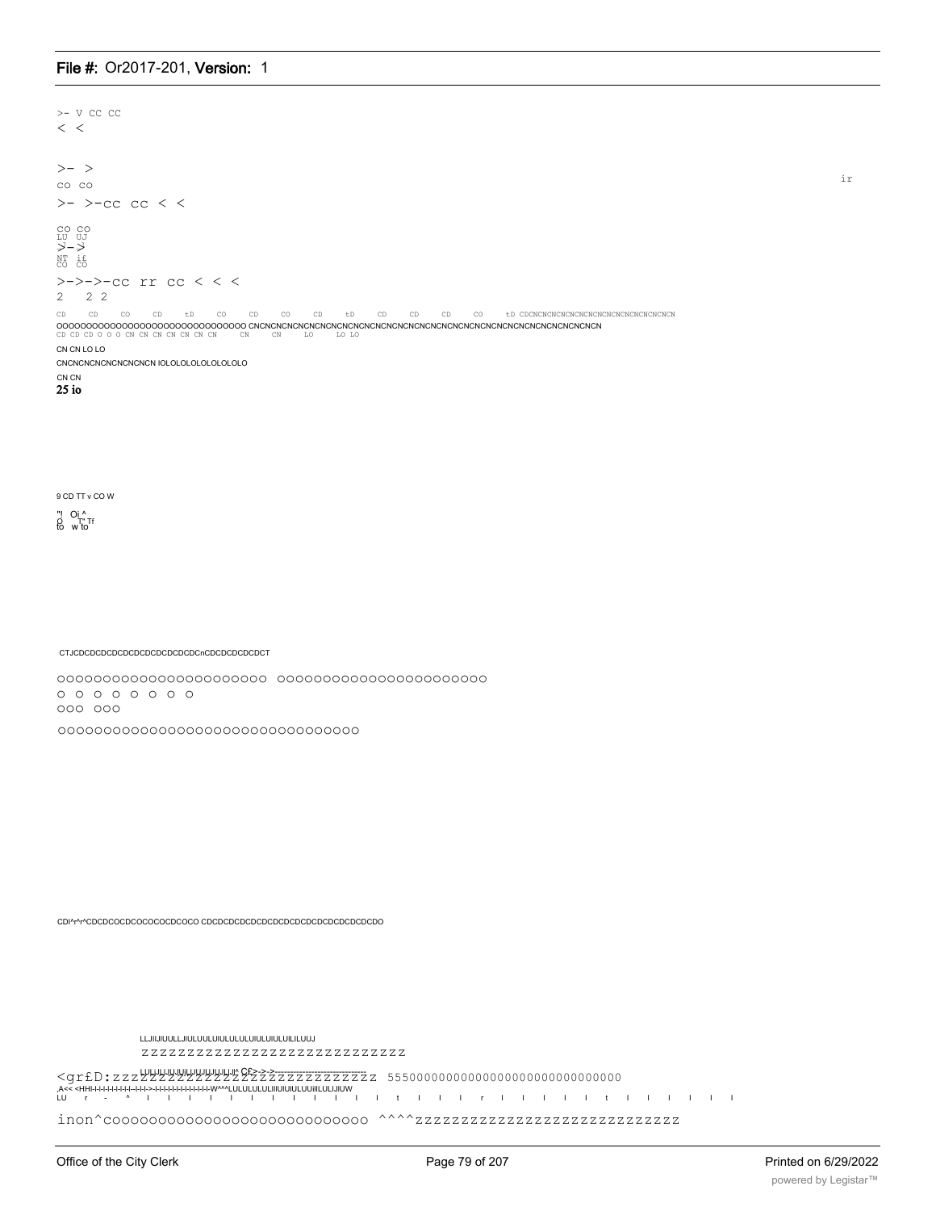>- V CC CC
< <

>- >
CO CO
>- >-cc cc < <

CO CO
LU UJ
>-->
NT if
CO CO

>->->-cc rr cc < < <
2 2 2

CD CD CO CD tD CO CD CO CD tD CD CD CD CO tD CDCNCNCNCNCNCNCNCNCNCNCNCNCNCN
OOOOOOOOOOOOOOOOOOOOOOOOOOOOOO CNCNCNCNCNCNCNCNCNCNCNCNCNCNCNCNCNCNCNCNCNCNCNCNCNCNCNCNCNCN
CD CD CD O O O CN CN CN CN CN CN CN CN CN LO LO LO

CN CN LO LO

CNCNCNCNCNCNCNCNCN lOLOLOLOLOLOLOLO

CN CN
25 io

ir

9 CD TT v CO W

"! Oi ^
O T' Tf
to w to

CTJCDCDCDCDCDCDCDCDCDCDCnCDCDCDCDCDCT

OOOOOOOOOOOOOOOOOOOOOOO OOOOOOOOOOOOOOOOOOOOOOO
O O O O O O O O
OOO OOO

OOOOOOOOOOOOOOOOOOOOOOOOOOOOOOOO

CDI^r^r^CDCDCOCDCOCOCOCDCOCO CDCDCDCDCDCDCDCDCDCDCDCDCDCDCDO

LLJIIJIUULLJIULUULUIULULULUIULUIULUILILUUJ
ZZZZZZZZZZZZZZZZZZZZZZZZZZZZ
<grfD:zzzZZZZZZZZZZZZZZZZZZZZZZZZZz 5550000000000000000000000000000
,A<< <HHI-I-I-I-I-I-I-I-I--I-I-I->-I-I-I-I-I-I-I-I-I-I-I-I-W^^^LULULULULIIIUIUIULUUilILULIJIUW
LU r - ^ I I I I I I I I I I I I t I I I r I I I I I t I I I I I I

inon^cooooooooooooooooooooooooooo ^^^^zzzzzzzzzzzzzzzzzzzzzzzzzzz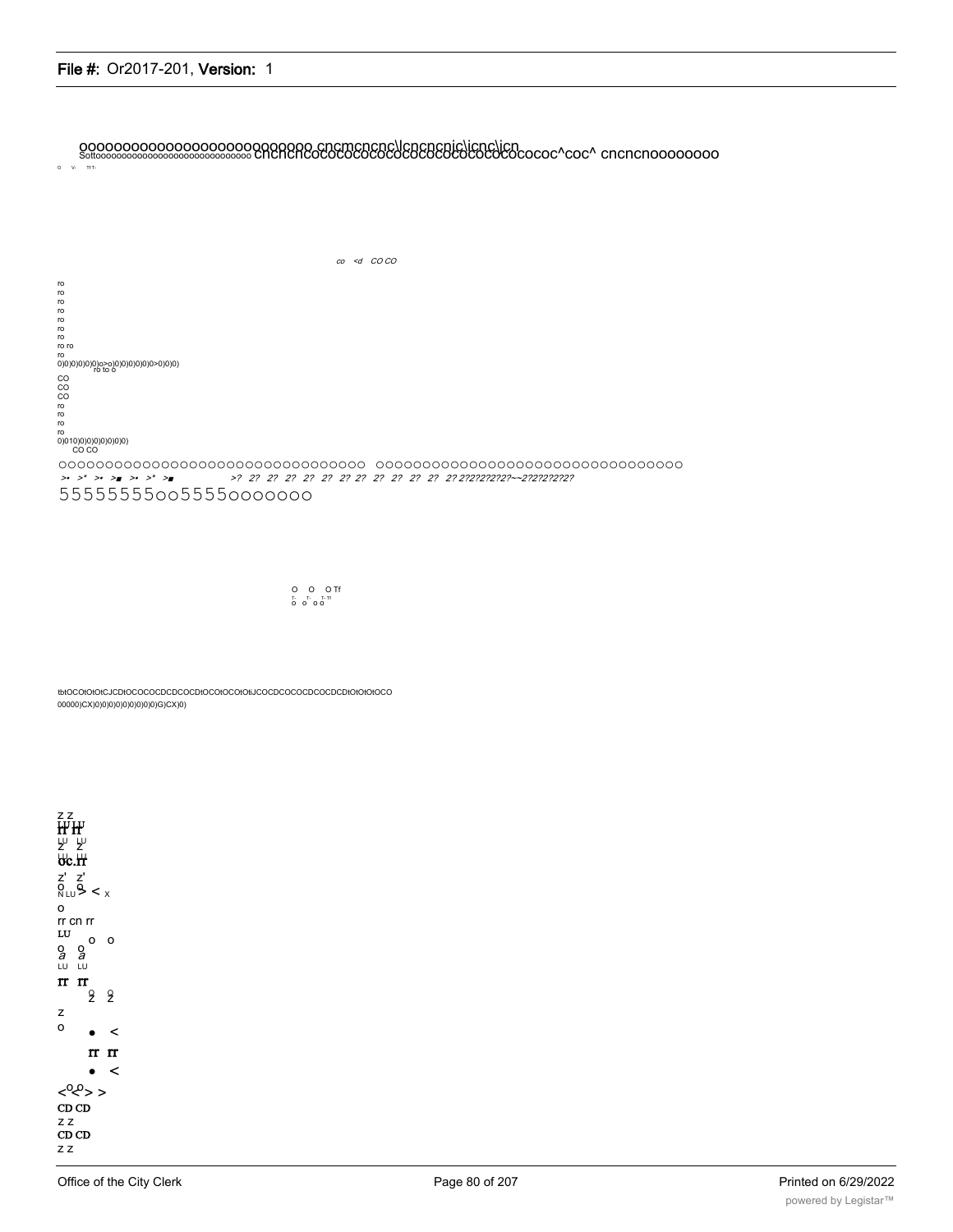oooooooooooooooooooooooooooo cncmcncnc\lcncncnic\icnc\icn
Sottoooooooooooooooooooooooooooooo cncncncocococococococococococococococ^coc^ cncncnoooooooo

o v- Tf T-

co <d CO CO

ro
ro
ro
ro
ro
ro
ro
ro ro
ro
0)0)0)0)0)0)o>o)0)0)0)0)0)0>0)0)0)
ro to o
CO
CO
CO
ro
ro
ro
ro
0)010)0)0)0)0)0)0)0)
CO CO

oooooooooooooooooooooooooooooooo oooooooooooooooooooooooooooooooo
>• >* >• >■ >• >* >■ >? 2? 2? 2? 2? 2? 2? 2? 2? 2? 2? 2? 2? 2? 2?2?2?2?2?2?~~2?2?2?2?2?
55555555oo5555ooooooo

O O O Tf
T- T- T- Tf
o o o o

tbtOCOtOtOtCJCDtOCOCOCDCDCOCDtOCOtOCOtOtiJCOCDCOCOCDCOCDCDtOtOtOtOCO
00000)CX)0)0)0)0)0)0)0)0)0)G)CX)0)

Z Z
LU LU
rr rr
LU LU
Z Z
LU LU
oc.rr
Z' Z'
O O
N LU > < x
O
rr cn rr
LU
O O
O O
a a
LU LU
rr rr
O O
Z Z
Z
O • <
rr rr
• <
<°<°> >
CD CD
Z Z
CD CD
Z Z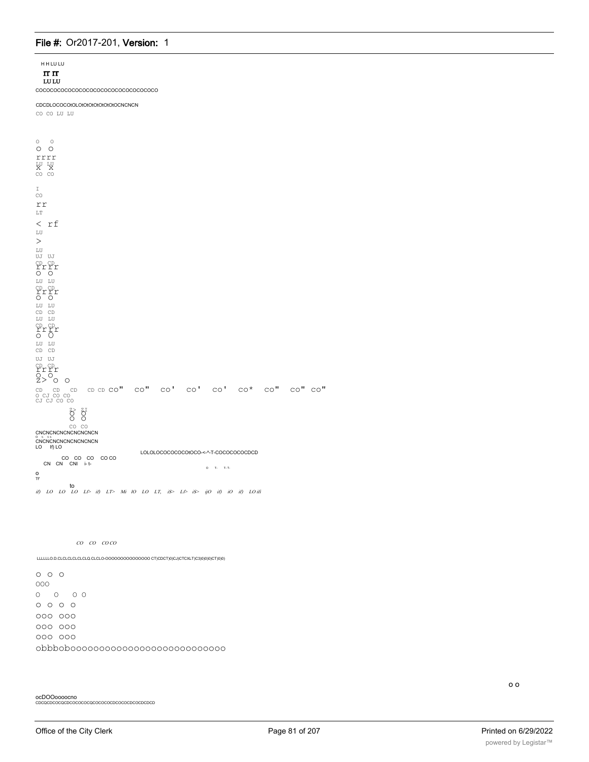H H LU LU

IT IT

LU LU

COCOCOCOCOCOCOCOCOCOCOCOCOCOCOCOCO

CDCDLOCOCOtOLOtOtOtOtOtOtOCNCNCN

CO CO LU LU

O O

O O

rrrr

LU LU

X X

CO CO

I

CO

rr

LT

< rf

LU

>

LU

UJ UJ

CD CD

rrrr

O O

LU LU

CD CD

rrrr

O O

LU LU

CD CD

LU LU

CD CD

rrrr

O O

LU LU

CD CD

UJ UJ

CD CD

rrrr

O O

Z> O O

CD CD CD CD CD CO" CO" CO' CO' CO' CO* CO" CO" CO"

O CJ CO CO

CJ CJ CO CO

Z> ZI

O O

O O

CO CO

CNCNCNCNCNCNCNCNCN

CNCNCNCNCNCNCNCNCN

LO If) LO

LOLOLOCOCOCOCOtOCO-<-^-T-COCOCOCOCDCD

CO CO CO CO CO

CN CN CNI i- t-

o T- T- T-

o

TF

to

if) LO LO LO Lf> if) LT> Mi lO LO LT, iS> Lf> iS> ijO if) iO if) LO ifi

CO CO CO CO

LLLLLLO.D.CLCLCLCLCLCLQ.CLCLO-OOOOOOOOOOOOOOO CT)CDCT)0)CJ)CTCXLT)C3)0)0)0)CT)0)0)

O O O

OOO

O O O O

O O O O

OOO OOO

OOO OOO

OOO OOO

obbbobooooooooooooooooooooooooo

o o

ocDOOooooocno

CDCQCDCOCQCDCOCOCOCQCOCOCOCDCOCOCDCOCDCDCD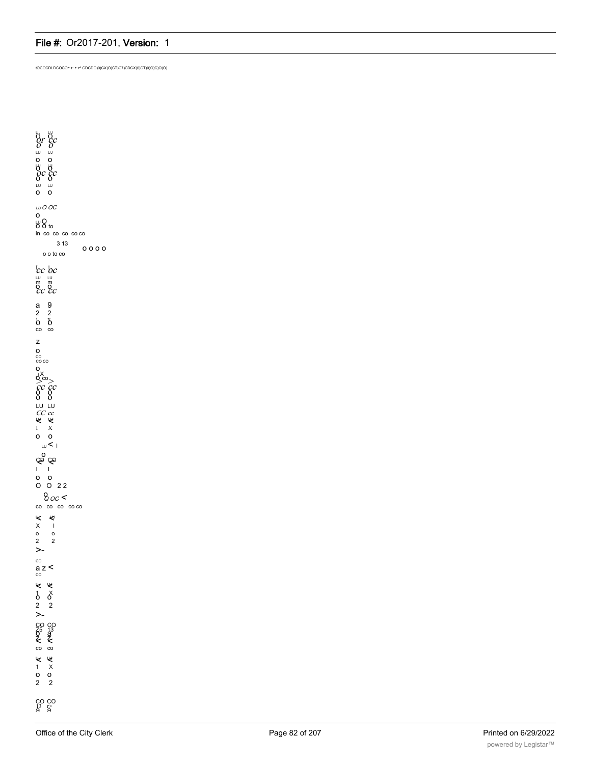tOCOCDLDCOCOr~r~r~r* CDCDO)0)CX)O)CT)C7)CDCX)0)CT)0)0)C)O)O)

UJ UJ
O O
or cc
O O
LU UJ
o o
UJ UJ
O O
oc cc
O O
LU LU
o o

LU O OC
o
LU O
O O to
in co co co co co

3 13
o o to co
o o o o

cc bc
LU LU
m m
O O
cc cc

a 9
2 2
b b
co co

z
o
co
co co
o
x
o co
> >
cc cc
O O
O O
LU LU
CC cc
< <
I x
o o
LU < I

o
CO CO
< <
I I
o o
O O 2 2

o
Q OC <
co co co co co

< <
x I
o o
2 2
>-

co
a z <
co

< <
1 x
o o
2 2
>-

CO CO
Z5 13
a a
Z Z
< <
co co

< <
1 x
o o
2 2

CO CO
13 r>
a a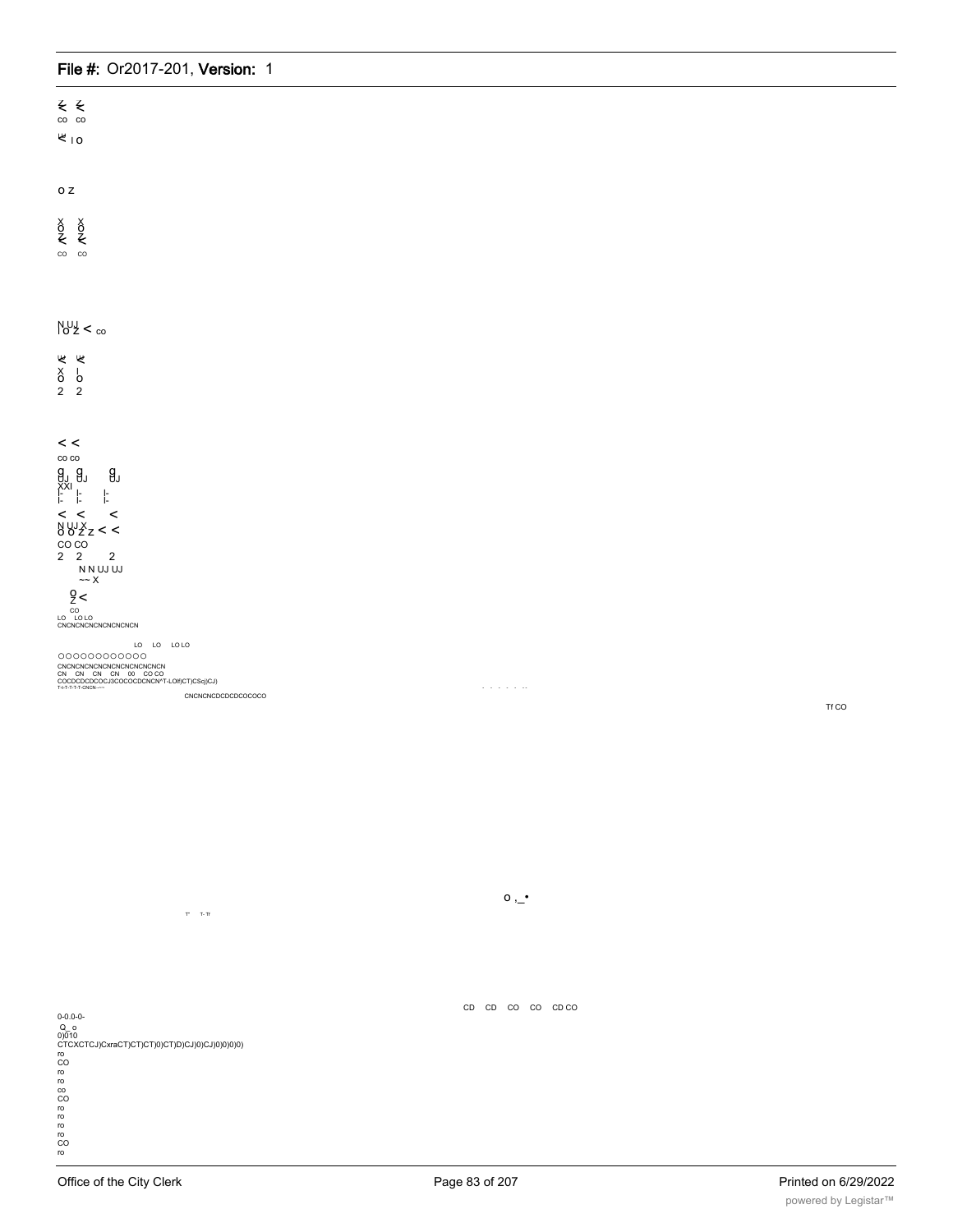⋵ ⋵
co co

⋭ l o

o z

x x
o o
⋵ ⋵
co co

N UJ
l o z < co

⋭ ⋭
x l
o o
2 2

< <
co co
g g g
UJ UJ UJ
XXI
|- |- |-
|- |- |-
< < <
N UJ X
o o z z < <
CO CO
2 2 2
N N UJ UJ
~~ X
o
z <
CO
LO LO LO
CNCNCNCNCNCNCNCNCN

LO LO LO LO
OOOOOOOOOOOO
CNCNCNCNCNCNCNCNCNCNCN
CN CN CN CN 00 CO CO
COCDCDCDCOCJ3COCOCDCNCN^T-LOtf)CT)CSçj)CJ)
T-t-T-T-T-T-CNCN—~
CNCNCNCDCDCDCOCOCO

Tf CO

o ,_•

T' T- Tf

CD CD CO CO CD CO

0-0.0-0-
Q_ o
0)010
CTCXCTCJ)CxraCT)CT)CT)0)CT)D)CJ)0)CJ)0)0)0)0)
ro
CO
ro
ro
co
CO
ro
ro
ro
ro
CO
ro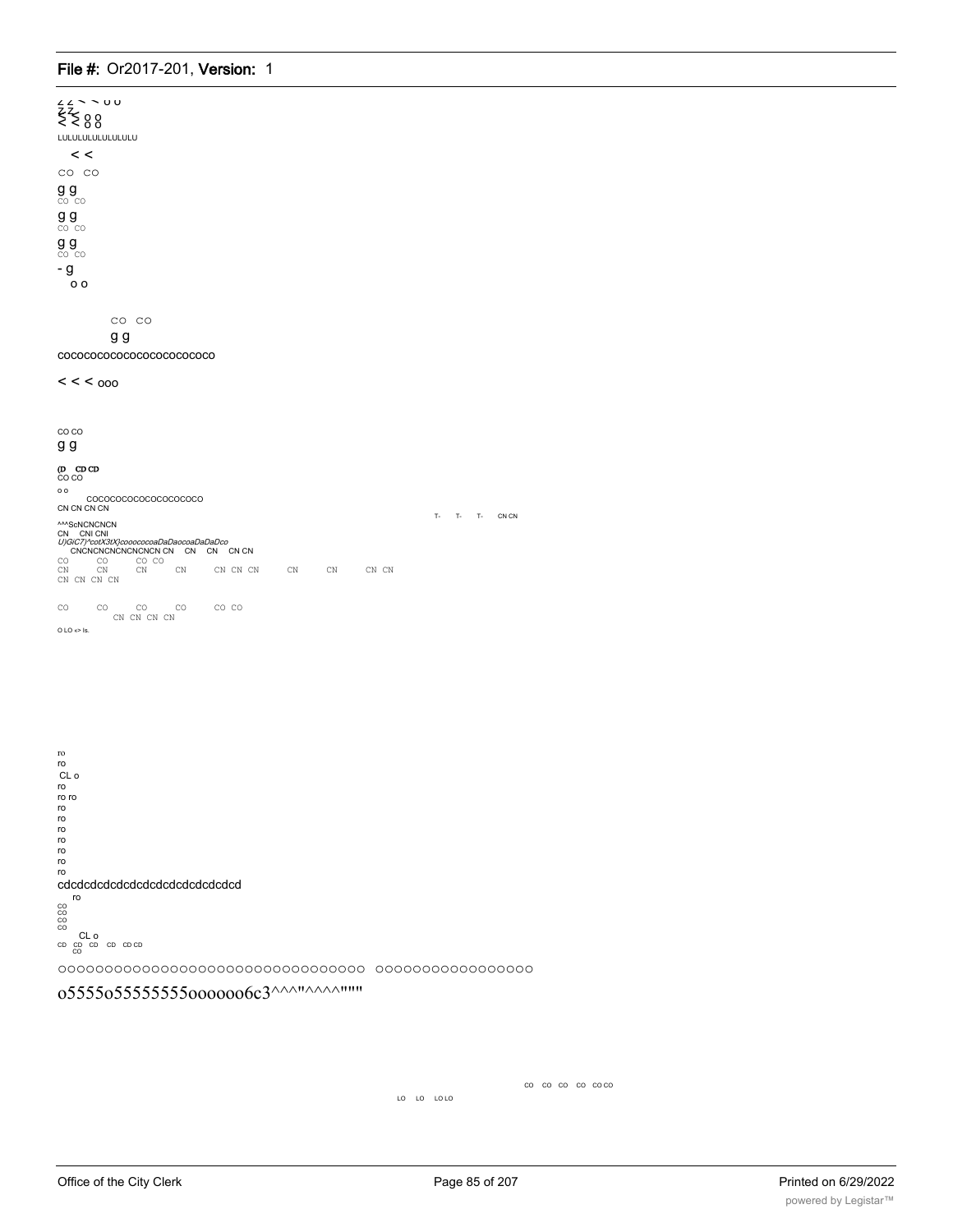z z ~ ~ u u
< < o o
LULULULULULULULU

< <

CO CO

g g
CO CO

g g
CO CO

g g
CO CO

- g
o o

CO CO
g g

cococococococococococococo

< < < ooo

CO CO
g g

(D CD CD
CO CO

o o
COCOCOCOCOCOCOCOCOCO
CN CN CN CN

T- T- T- CN CN

^^^ScNCNCNCN
CN CNI CNI
*U)GiC7)^cotX3tX)cooococoaDaDaocoaDaDaDco*
CNCNCNCNCNCNCNCN CN CN CN CN CN
CO CO CO CO
CN CN CN CN CN CN CN CN CN CN CN
CN CN CN CN

CO CO CO CO CO CO
CN CN CN CN

O LO «> ls.

ro
ro
CL o
ro
ro ro
ro
ro
ro
ro
ro
ro
ro

cdcdcdcdcdcdcdcdcdcdcdcdcd
ro
CO
CO
CO
CO
CL o
CD CD CD CD CD CD
CO

OOOOOOOOOOOOOOOOOOOOOOOOOOOOOOOO OOOOOOOOOOOOOOOOO

o5555o55555555oooooo6c3^^^"^^^^""""

CO CO CO CO CO CO

LO LO LO LO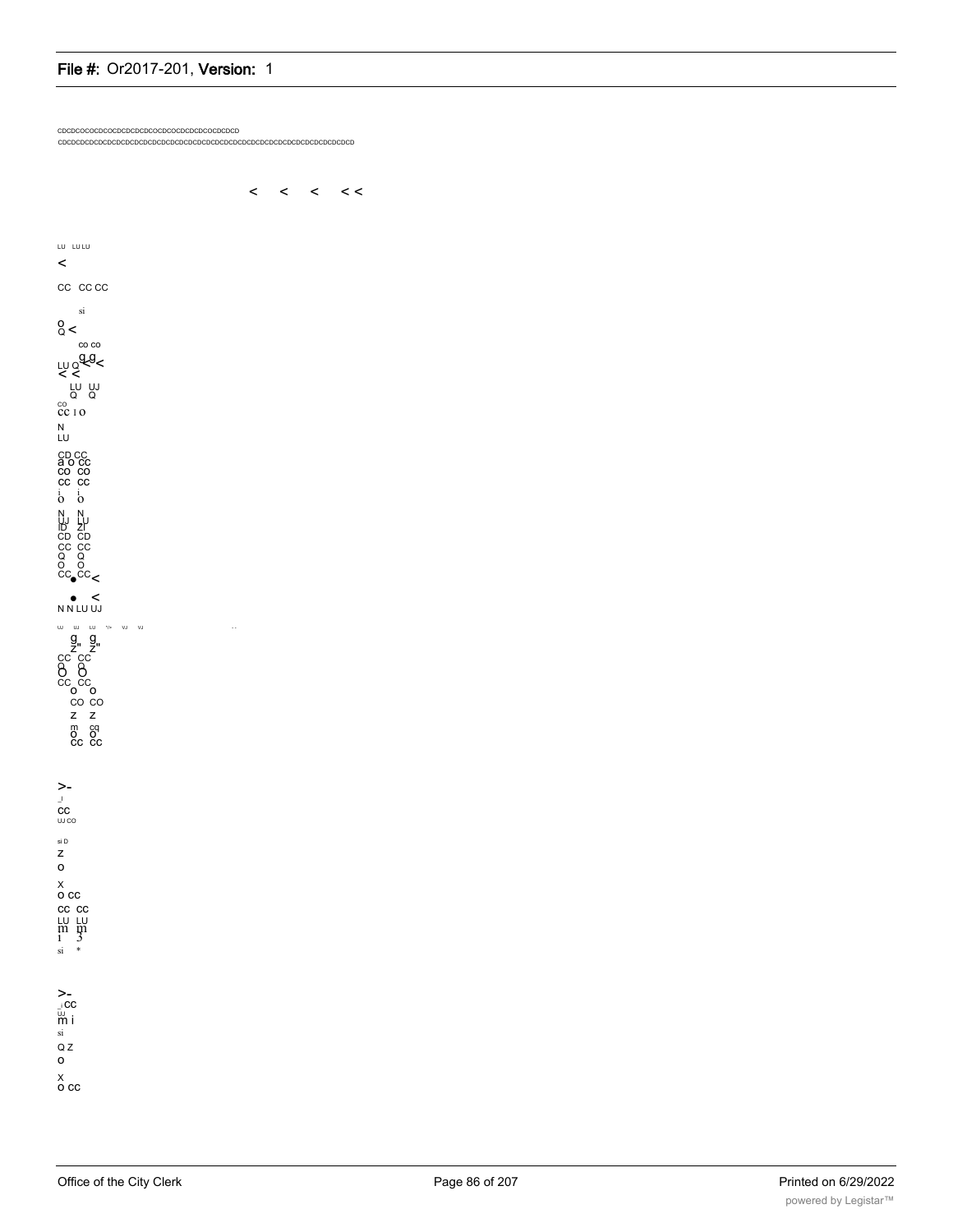CDCDCOCOCDCOCDCDCDCDCOCDCOCDCDCDCOCDCDCD
CDCDCDCDCDCDCDCDCDCDCDCDCDCDCDCDCDCDCDCDCDCDCDCDCDCDCDCDCDCDCDCD

< < < < <

LU LU LU

<

CC CC CC

si

O
Q <

CO CO

LU Q g g <
< <

LU UJ
Q Q

CO
CC I O

N
LU

CD CC
a o CC
CO CO
CC CC
i i
O O

N N
LU LU
ID ZI
CD CD
CC CC
Q Q
O O
CC CC <

• <
N N LU UJ

UJ UJ LU VJ VJ

g g
Z" Z"
CC CC
O O
O O
CC CC
O O
CO CO
Z Z
m cq
O O
CC CC

>-
_I
CC
UJ CO

si D
Z
O

X
O CC
CC CC
LU LU
m m
1 3
si *

>-
_I CC
UJ
m i
si
Q Z
O

X
O CC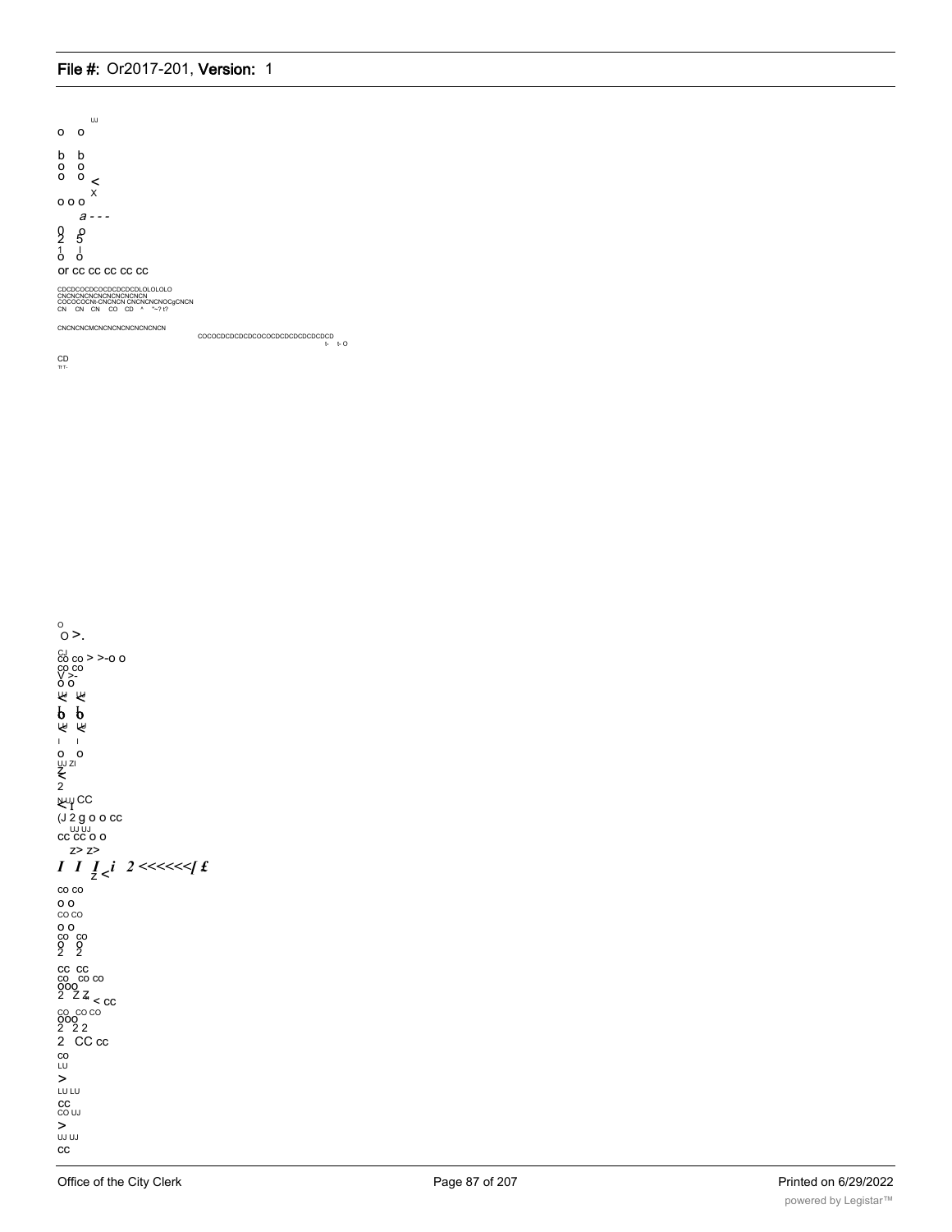UJ
o o

b b
o o
o o <
x
o o o
a - - -
0 o
2 5
1 |
o o
or cc cc cc cc

CDCDCOCDCOCDCDCDCDLOLOLOLO
CNCNCNCNCNCNCNCNCNCN
COCOCOCNt-CNCNCN CNCNCNCNOCgCNCN
CN CN CN CO CD ^ "~? t?

CNCNCNCMCNCNCNCNCNCNCN

COCOCDCDCDCDCOCOCDCDCDCDCDCDCD
t- t- O

CD
T! T-

o
O >.
CJ
co co > >-o o
co co
V >-
o o
UJ UJ
< <
I I
b b
UJ UJ
< <
I I
o o
UJ ZI
Z
<
2
N UJ CC
< I
(J 2 g o o cc
UJ UJ
cc cc o o
z> z>
*I I I i 2 <<<<<<I £*
z <
co co
o o
CO CO
o o
co co
o o
2 2
cc cc
co co co
ooo
2 Z Z < cc
co co co
ooo
2 2 2
2 CC cc
co
LU
>
LU LU
cc
CO UJ
>
UJ UJ
cc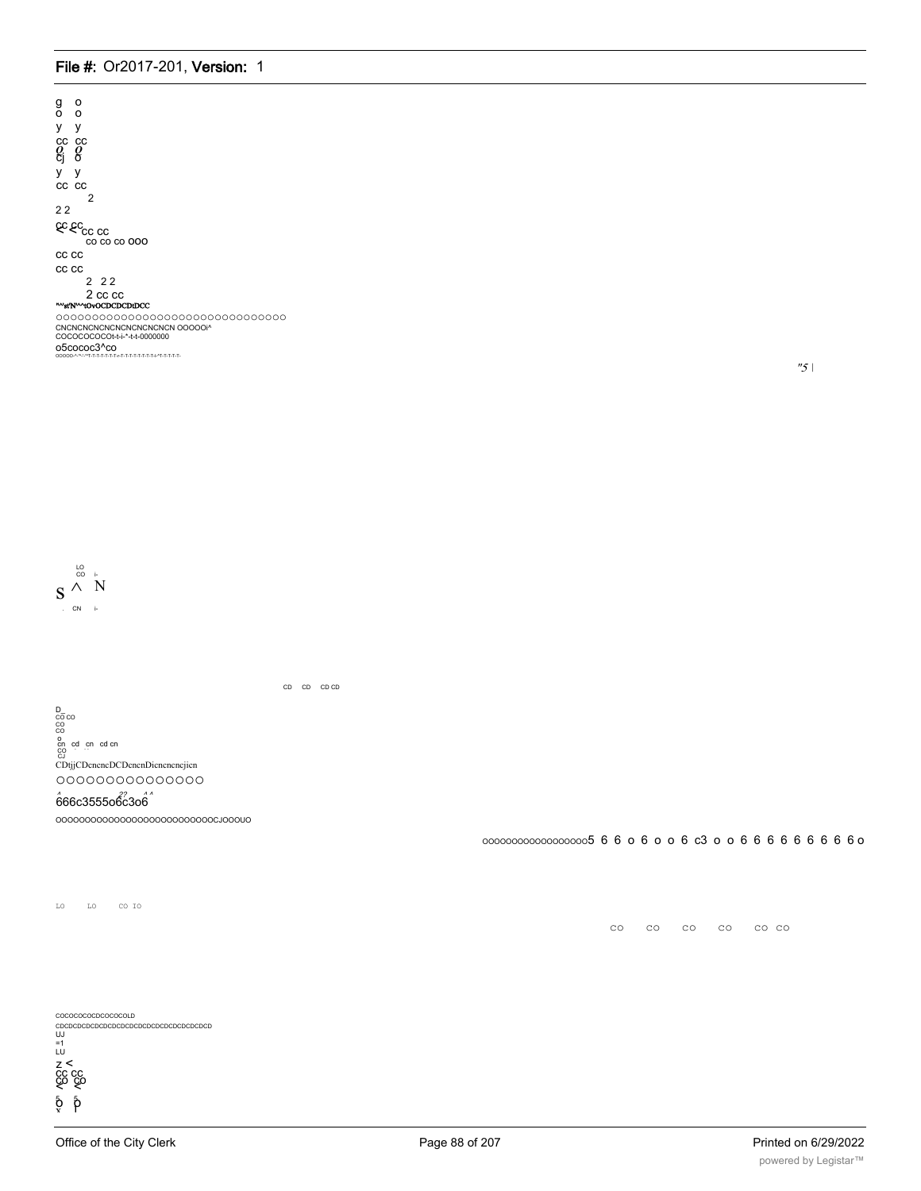g o
o o
y y
cc cc
Q Q
cj o
y y
cc cc
2
2 2
cc cc
< < cc cc
co co co ooo
cc cc
cc cc
2 2 2
2 cc cc
"^st'N^^tOvOCDCDCDtDCC
oooooooooooooooooooooooooooooo
CNCNCNCNCNCNCNCNCNCNCN OOOOOi^
COCOCOCOCOt-t-i-^-t-t-0000000
o5cococ3^co
ooooo-^-^-'^T-T-T-T-T-T-r-T-T-T-T-T-T-T-r^T-T-T-T-T-

"5 |

LO
CO i-
S ^ N
. CN i-

CD CD CD CD

D
CO CO
CO
CO
o
cn cd cn cd cn
CO
CJ
CDtjjCDenencDCDenenDicnenenejicn
ooooooooooooooo
666c3555o6c3o6
oooooooooooooooooooooooooooCJOOOUO

oooooooooooooooooo5 6 6 o 6 o o 6 c3 o o 6 6 6 6 6 6 6 6 6 o

LO LO CO IO

CO CO CO CO CO CO

COCOCOCOCDCOCOCOLD
CDCDCDCDCDCDCDCDCDCDCDCDCDCDCDCDCDCD
UJ
=1
LU
z <
cc cc
co co
< <
o o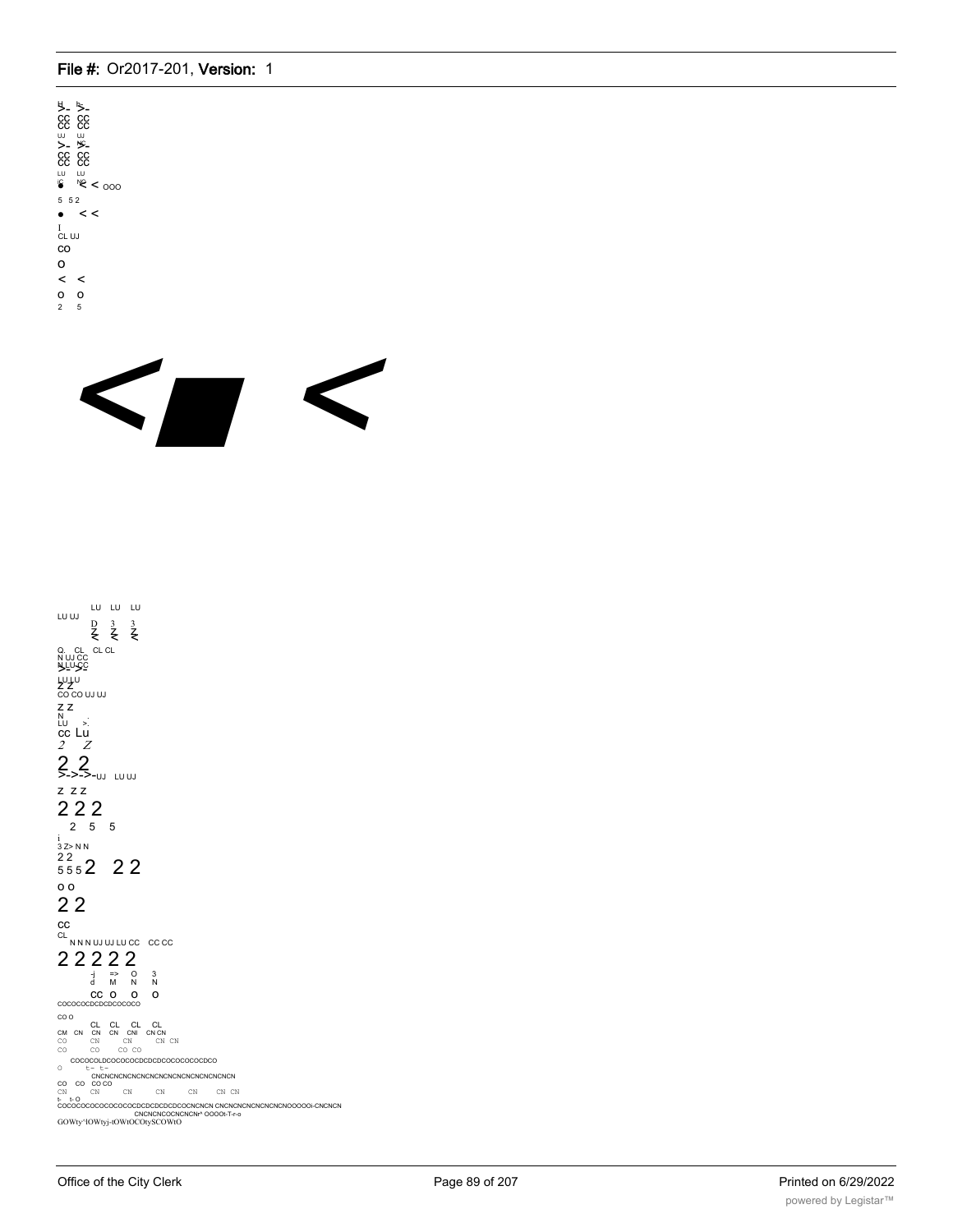H_ h>_
CC CC
CC CC
UJ UJ
>- >-
CC CC
CC CC
LU LU
< 000

5 5 2

< <

I
CL UJ
CO
O
< <
O O
2 5

LU UJ LU LU LU

D 3 3
Z Z Z
< < <

Q. CL CL CL
N UJ CC
N LU CC

LU LU
Z Z
CO CO UJ UJ
Z Z
N
LU >.
CC Lu
2 Z

2 2
>->->-UJ LU UJ

Z Z Z
2 2 2
2 5 5

i
3 Z> N N
2 2
5 5 5 2 2 2

O O
2 2

CC
CL
N N N UJ UJ LU CC CC CC

2 2 2 2 2
-j => O 3
d M N N
CC O O O

COCOCOCDCDCDCOCOCO

CO O
CL CL CL CL
CM CN CN CN CNI CN CN
CO CN CN CN CN
CO CO CO CO

COCOCOLDCOCOCOCDCDCDCOCOCOCOCDCO
O t- t-
CNCNCNCNCNCNCNCNCNCNCNCNCNCNCN
CO CO CO CO
CN CN CN CN CN CN CN
t- t- O
COCOCOCOCOCOCOCOCDCDCDCDCOCNCNCN CNCNCNCNCNCNCNOOOOOi-CNCNCN
CNCNCNCOCNCNCN\* OOOOt-T-r-o
GOWty^lOWtyj-tOWtOCOtySCOWtO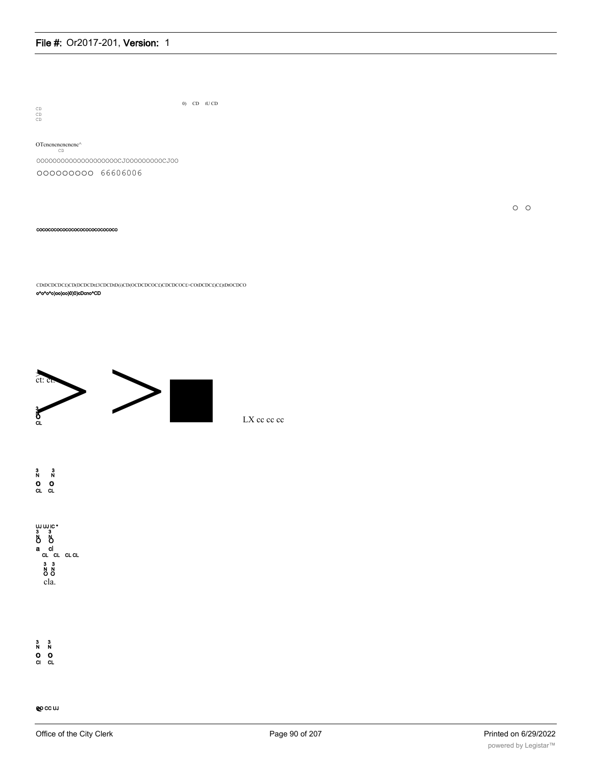0) CD tU CD

CD
CD
CD

OTenenenenenenc^
CD

OOOOOOOOOOOOOOOOOOOOCJOOOOOOOOOOCJOO

OOOOOOOOO 66606006

O O

cocococococococococococococo

CDtDCDCDC£)CD(DCDCDt£3CDCDtD(i)CD(OCDCDCOC£)CDCDCOC£>COtDCDC£)C£)tDtOCDCO

o^o^o^o)oo)oo)0)0)cDcno^CD

ct: ct.

3
N
O
CL

LX cc cc cc

3 3
N N
O O
CL CL

UJ UJ IC *
3 3
N N
O O
a cl
CL CL CL CL
3 3
N N
O O
cla.

3 3
N N
O O
Cl CL

CO CC UJ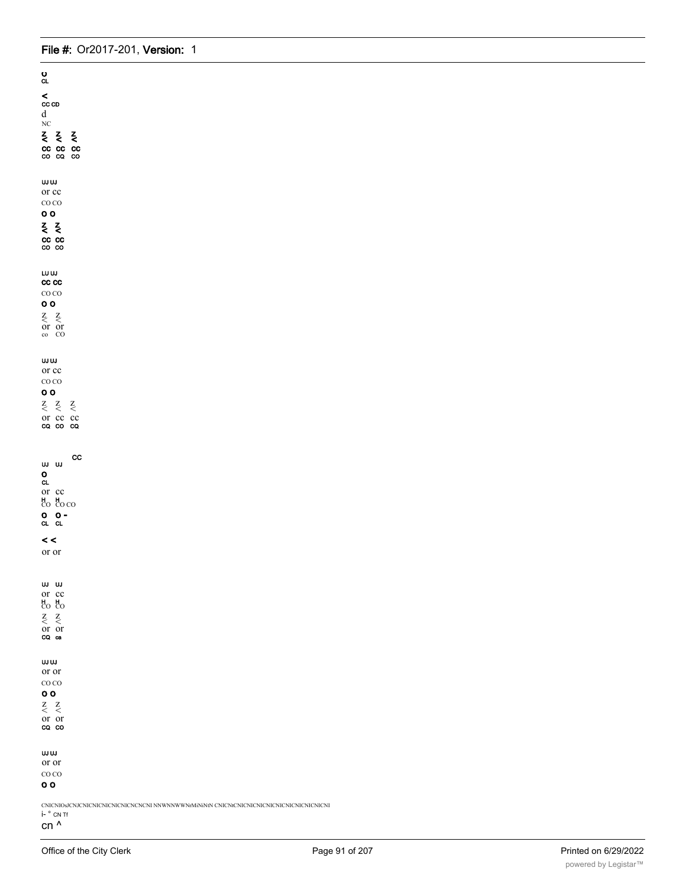O
CL

<
CC CD
d
NC
Z Z Z
< < <
CC CC CC
CO CQ CO

UJ UJ
or cc
CO CO
O O
Z Z
< <
CC CC
CO CO

LU UJ
CC CC
CO CO
O O
Z Z
< <
or or
co CO

UJ UJ
or cc
CO CO
O O
Z Z Z
< < <
or cc cc
CQ CO CQ

CC
UJ UJ
O
CL
or cc
H H
CO CO CO
O O -
CL CL

< <
or or

UJ UJ
or cc
H H
CO CO
Z Z
< <
or or
CQ ca

UJ UJ
or or
CO CO
O O
Z Z
< <
or or
CQ CO

UJ UJ
or or
CO CO
O O

CNICNIOJCNJCNICNICNICNICNICNCNCNI NNWNNWWNrMiNiNtN CNICNtCNICNICNICNICNICNICNICNICNI
i- ° CN Tf
cn ^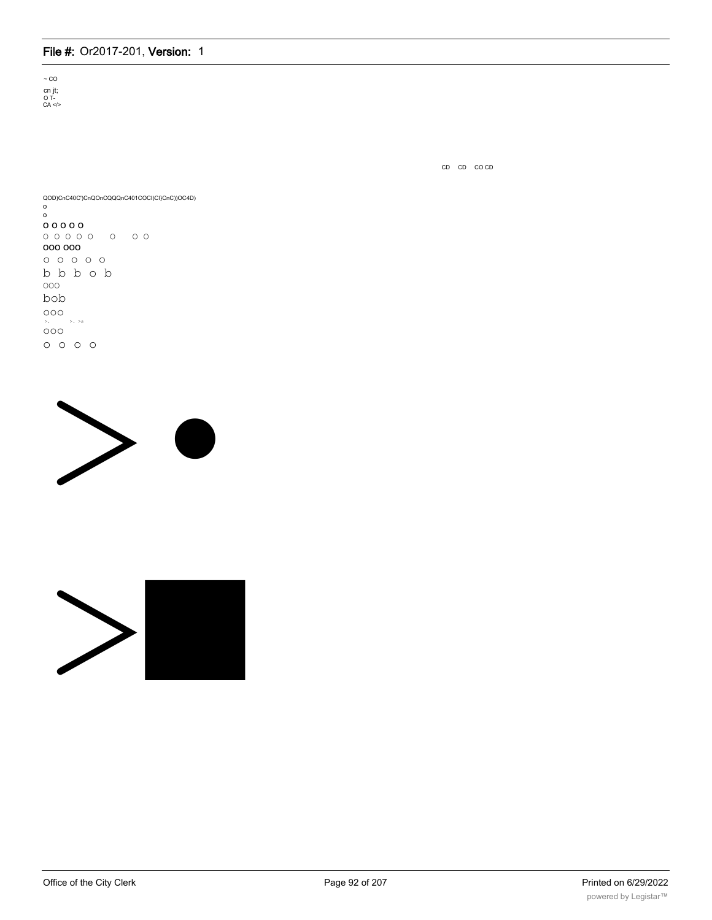~ CO

cn jt;
O T-
CA </>

CD CD CO CD

QOD)CnC40C')CnQOnCQQQnC401COCI)CI}CnC))OC4D)
o
o
o o o o o
o o o o o o o o
ooo ooo
o o o o o
b b b o b
ooo
bob
ooo
>. >. >=
ooo
o o o o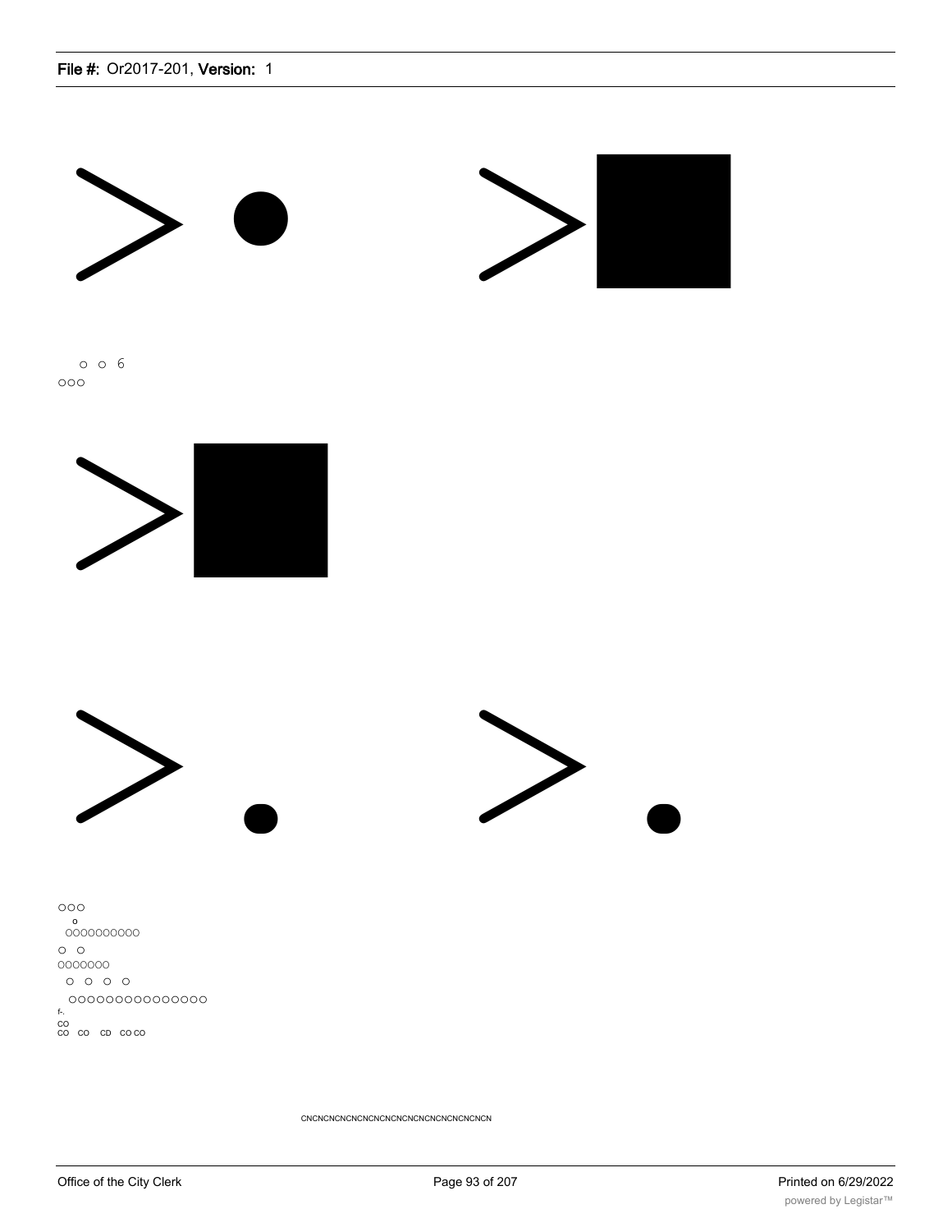o o 6
ooo

ooo
o
0000000000
o o
0000000
o o o o
000000000000000
f-.
CO
CO CO CD CO CO

CNCNCNCNCNCNCNCNCNCNCNCNCNCNCNCNCN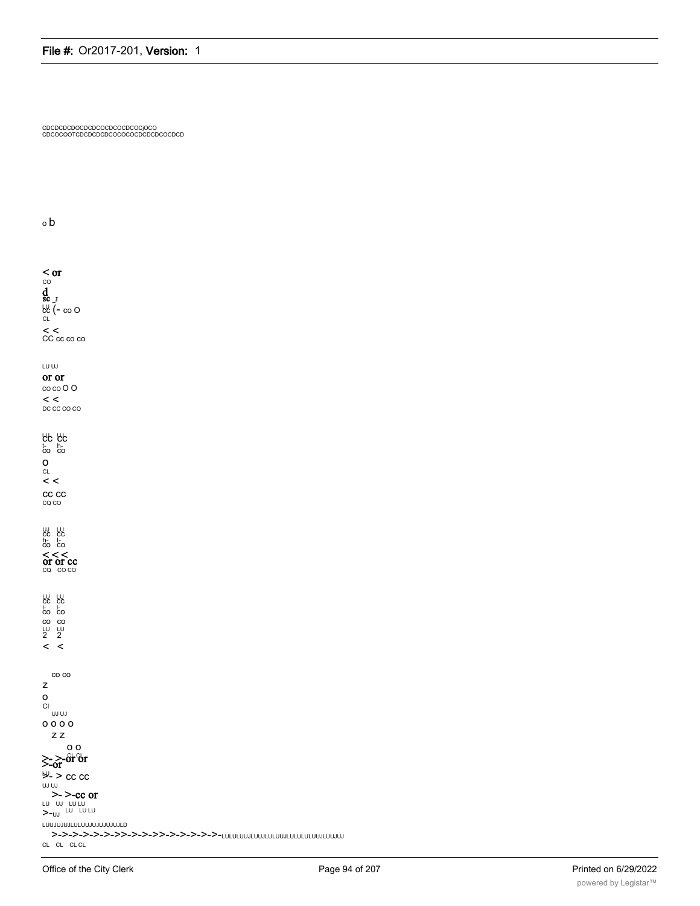CDCDCDCDOCDCDCOCDCOCDCOCjOCO
CDCOCOOTCDCDCDCDCOCOCOCDCDCDCOCDCD

o b

< or
CO
d
sc _j
LU
cc (- co O
CL
< <
CC cc co co

LU UJ
or or
co co O O
< <
DC CC CO CO

LU LU
cc cc
t- h-
co co
O
CL
< <
CC CC
CQ CO

UJ LU
cc cc
h- t-
co co
< < <
or or cc
CQ CO CO

LU LU
cc cc
I- I-
co co
co co
LU LU
2 2
< <

co co
Z
O
Cl
UJ UJ
O O O O
Z Z
O O
>- >-or or
>-or CL CL
LU
>- > cc cc
UJ UJ
>- >-cc or
LU UJ LU LU
>-UJ LU LU LU
LUUJUJUJLULUUJUJUJUJUJLD
>->->->->->->>->->->>->->->->->-LULULUUJLUUJLULUUJLULULULUUJLUUJUJ
CL CL CL CL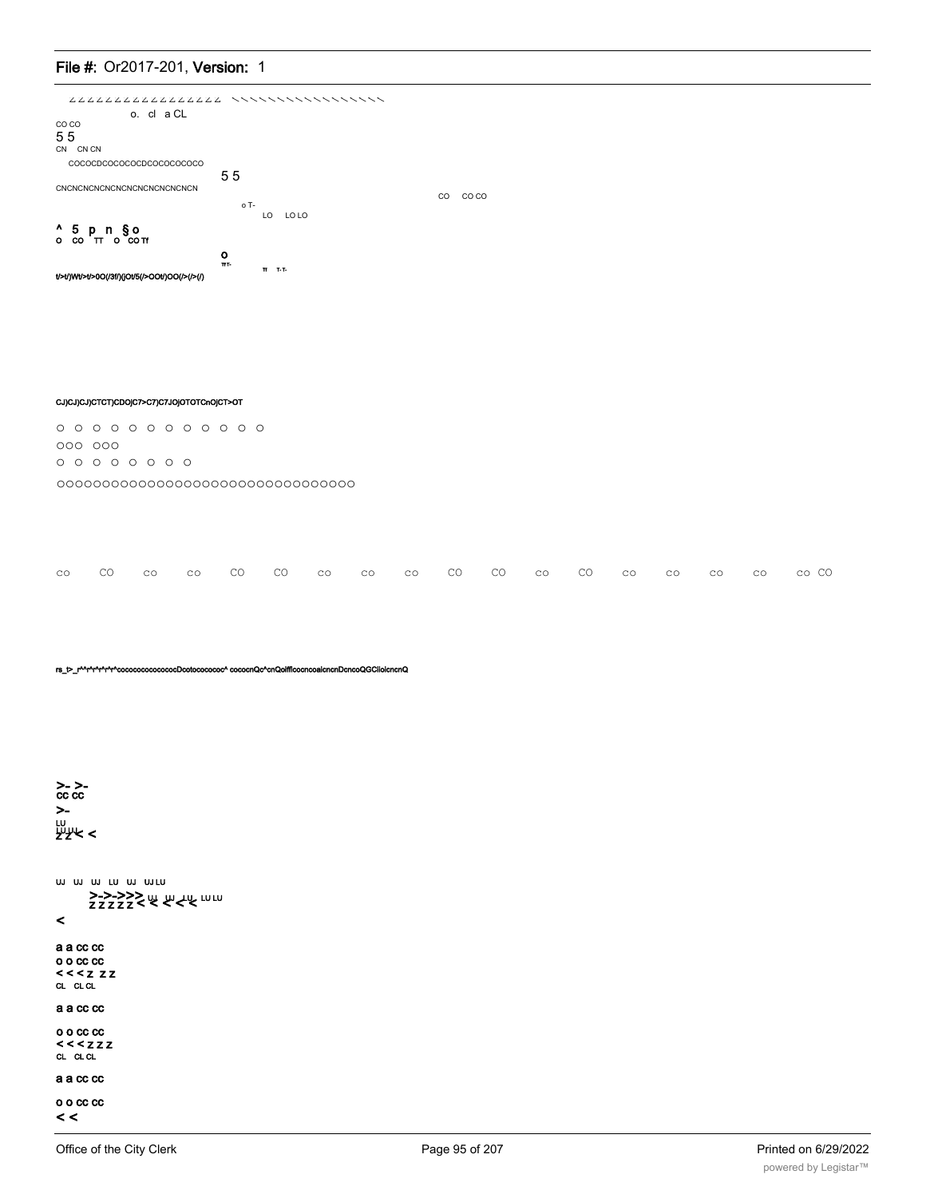ZZZZZZZZZZZZZZZZZZ \\\\\\\\\\\\\\\\\\

o. cl a CL

CO CO

5 5

CN CN CN

COCOCDCOCOCOCDCOCOCOCOCO

5 5

CNCNCNCNCNCNCNCNCNCNCNCN

CO CO CO

o T-

LO LO LO

^ 5 p n §o

o CO TT o CO Tf

o

TfT-

Tf T-T-

t/>t/)Wt/>t/>0O(/3f/)(jOt/5(/>OOt/)OO(/>(/>(/)

CJ)CJ)CJ)CTCT)CDO)C7>C7)C7JOjOTOTCnOjCT>OT

o o o o o o o o o o o o o

ooo ooo

o o o o o o o o

oooooooooooooooooooooooooooooooo

co CO co co CO CO co co co CO CO co CO co co co co co CO

rs_t>_r^^r^r^r^r^r^cococococococococDcotococococ^ cococnQc^cnQolfflcocncoalcncnDcncoQGClioicncnQ

>- >-
cc cc

>-

LU
LU LU
Z Z < <

UJ UJ UJ LU UJ UJ LU

>->->>> UJ UJ LU LU LU
Z Z Z Z Z < < < <

<

a a cc cc

o o cc cc

< < < z z z

CL CL CL

a a cc cc

o o cc cc

< < < z z z

CL CL CL

a a cc cc

o o cc cc

< <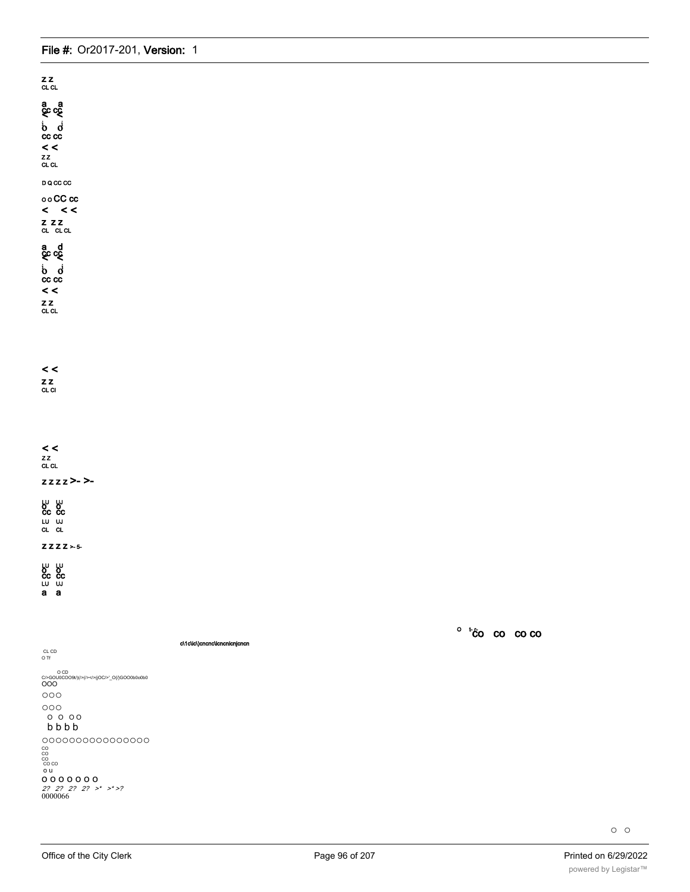z z
CL CL

a a
cc cc
< <

b d
cc cc
< <
z z
CL CL

D Q CC CC

o o CC cc
< < <
z z z
CL CL CL

a d
cc cc
< <

b d
cc cc
< <
z z
CL CL

< <
z z
CL Cl

< <
z z
CL CL

z z z z >- >-

LU LU
O O
cc cc
LU UJ
CL CL

Z Z Z Z >- 5-

LU LU
O O
cc cc
LU UJ
a a

o t-CO CO CO CO

c\1c\ic\)cncnc\icncnicnjcncn

CL CD
O Tf

O CD
C/>GOU0COO9t/)(/>(/></>(jOC/>'_O(/)GOO0b0o0b0
OOO

OOO

OOO
O O OO
b b b b

OOOOOOOOOOOOOOO
CO
CO
CO
CO CO
O U
O O O O O O O
2? 2? 2? 2? >* >* >?
0000066

O O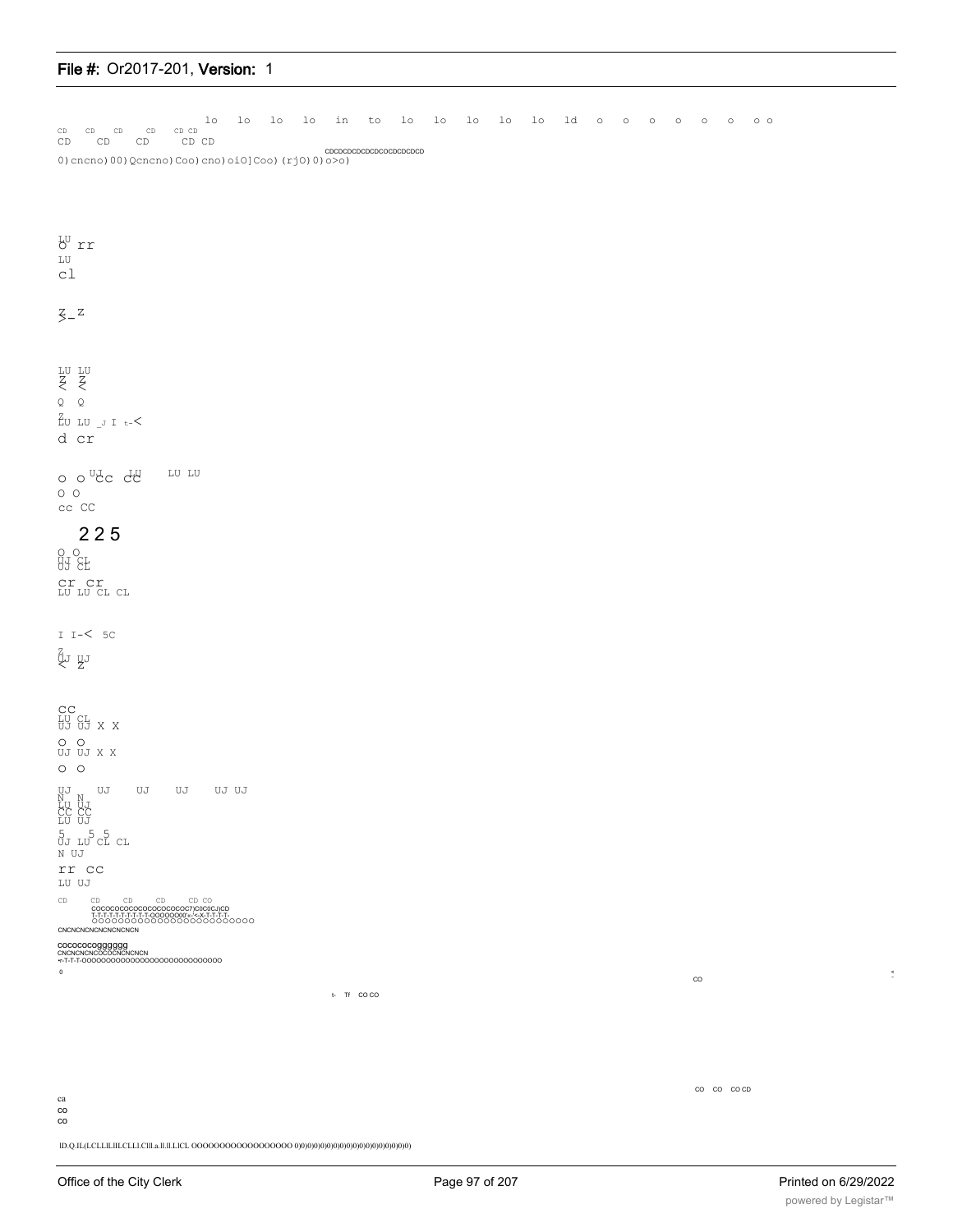lo lo lo lo in to lo lo lo lo lo ld o o o o o o o o

CD CD CD CD CD CD
CD CD CD CD CD

CDCDCDCDCDCDCOCDCDCDCD
0)cncno)00)Qcncno)Coo)cno)oiO]Coo)(rjO)0)o>o)

LU
O rr
LU
cl

Z_Z
>-

LU LU
Z Z
< <
Q Q
Z
LU LU _J I t-<
d cr

o o UJ cc LU cc LU LU
O O
cc CC

2 2 5

O O
UJ CL
UJ CL
cr cr
LU LU CL CL

I I-< 5C
Z
UJ UJ
< Z

CC
LU CL
UJ UJ X X
O O
UJ UJ X X
O O

UJ UJ UJ UJ UJ UJ
N N
LU UJ
CC CC
LU UJ
5 5 5
UJ LU CL CL
N UJ
rr CC
LU UJ

CD CD CD CD CD CO
COCOCOCOCOCOCOCOCOCOC7)C0C0C/)CD
T-T-T-T-T-T-T-T-T-OOOOOO00'«-'<-X-T-T-T-T-
OOOOOOOOOOOOOOOOOOOOOOOO
CNCNCNCNCNCNCNCNCN

cocococoggggggg
CNCNCNCNCOCOCNCNCNCN
<-T-T-T-OOOOOOOOOOOOOOOOOOOOOOOOOOOO
0

CO

t- Tf CO CO

CO CO CO CD

ca
co
co

ID.Q.IL(LCLLIL lILCLLl.CllLa.ll.ll.LlCL OOOOOOOOOOOOOOOOOO 0)0)0)0)0)0)0)0)0)0)0)0)0)0)0)0)0)0)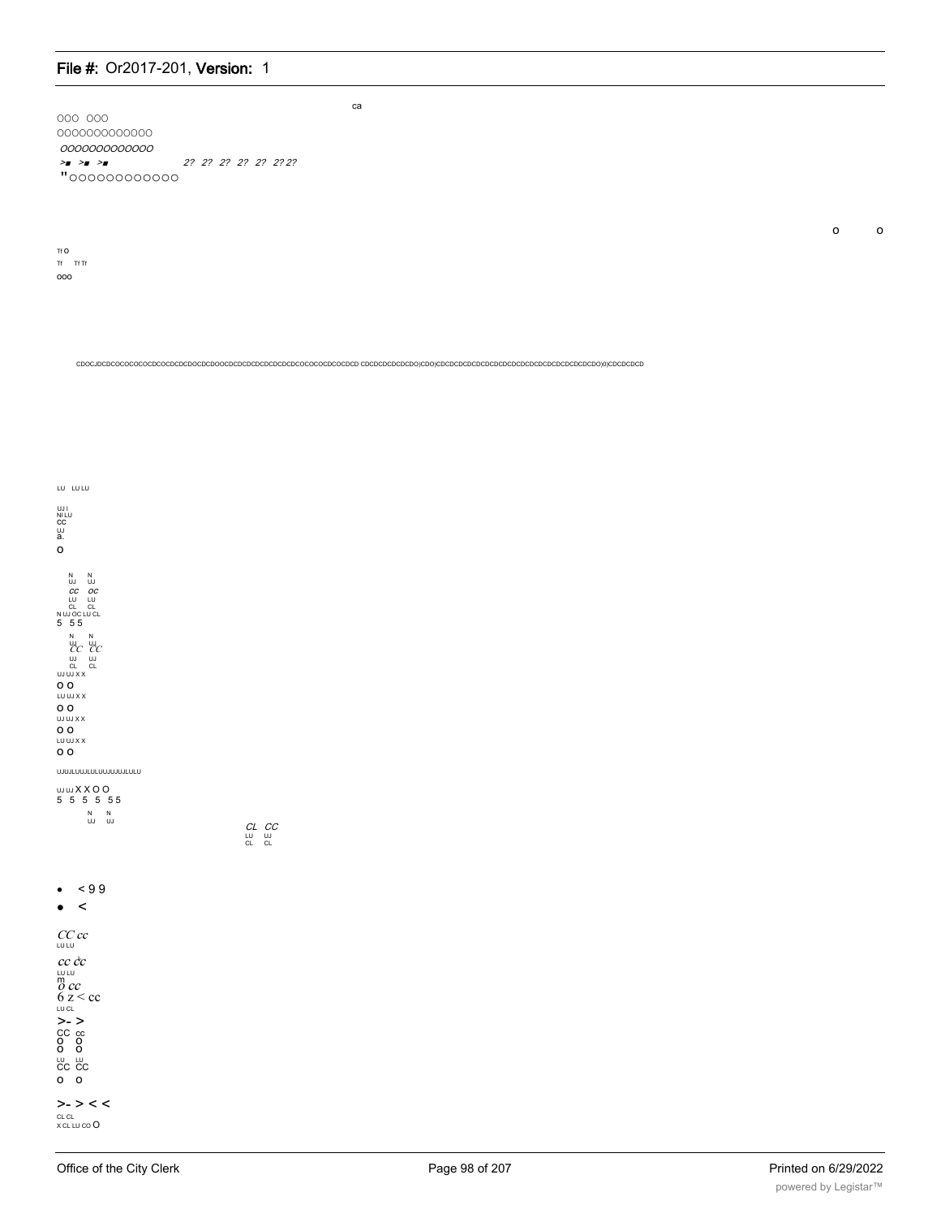ca

OOO OOO

OOOOOOOOOOOOO

*OOOOOOOOOOOO*

*>■ >■ >■ 2? 2? 2? 2? 2? 2? 2? 2?*

"OOOOOOOOOOOO

O O

Tf O

Tf Tf Tf

OOO

CDOCJDCDCOCOCOCOCDCOCDCDCDOCDCDOOCDCDCDCDCDCDCDCDCOCOCOCDCOCDCD CDCDCDCDCDCDO)CDO)CDCDCDCDCDCDCDCDCDCDCDCDCDCDCDCDCDCDO)0)CDCDCDCD

LU LU LU

UJ I
NI LU
CC
UJ
a.

O

N N
UJ UJ
CC OC
LU LU
CL CL
N UJ OC LU CL
5 5 5

N N
UJ UJ
CC CC
UJ UJ
CL CL
UJ UJ X X

O O
LU UJ X X

O O
UJ UJ X X

O O
LU UJ X X

O O

UJUJLUUJLULUUJUJUJLULU

UJ UJ X X O O
5 5 5 5 5 5

N N
UJ UJ

*CL CC*
LU UJ
CL CL

- < 9 9
- <

*CC cc*
LU LU

*cc cc*
LU LU
m
*O cc*
6 z < cc
LU CL
>- >
CC cc
O O
O O
LU LU
CC CC
O O

>- > < <
CL CL
X CL LU CO O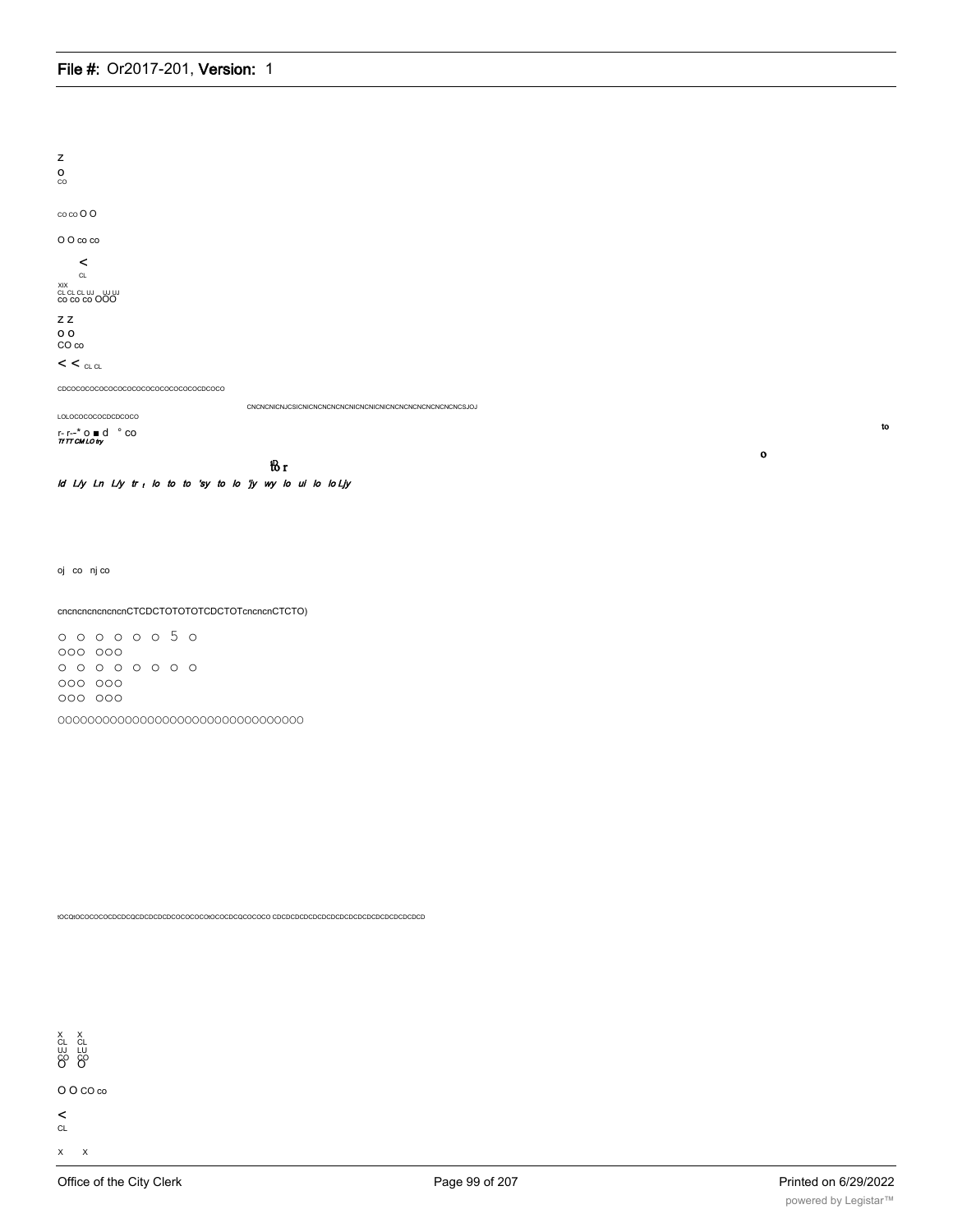Z
O
CO

CO CO O O

O O co co

<
CL
XIX
CL CL CL UJ UJ UJ
co co co OOO

Z Z
O O
CO co

< < CL CL

CDCOCOCOCOCOCOCOCOCOCOCOCOCOCOCDCOCO

CNCNCNICNJCSICNICNCNCNCNICNCNICNICNCNCNCNCNCNCNCNCSJOJ

LOLOCOCOCOCDCDCOCO

to

r- r--* o ■ d ° co
*TI TT CM LO try*

o

t͡ö r

*Id L/y Ln L/y tr t lo to to 'sy to lo 'jy wy lo ul lo lo Ljy*

oj co nj co

cncncncncncncnCTCDCTOTOTOTCDCTOTcncncnCTCTO)

O O O O O O 5 O
OOO OOO
O O O O O O O O
OOO OOO
OOO OOO

OOOOOOOOOOOOOOOOOOOOOOOOOOOOOOOOO

tOCQtOCOCOCOCDCDCQCDCDCDCDCOCOCOCOtOCOCDCQCOCOCO CDCDCDCDCDCDCDCDCDCDCDCDCDCDCDCD

X X
CL CL
UJ LU
CO CO
O O

O O CO co

<
CL

X X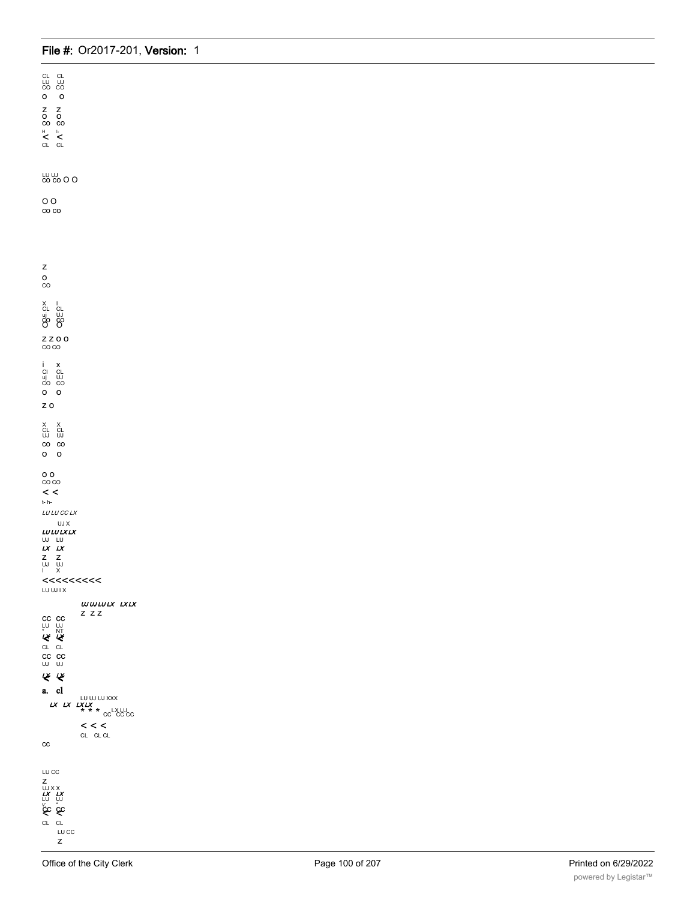CL CL
LU UJ
CO CO
O O

Z Z
O O
CO CO
H I-
< <
CL CL

LU UJ
CO CO O O

O O
CO CO

Z
O
CO

X I
CL CL
uj UJ
CO CO
O O

Z Z O O
CO CO

i x
Cl CL
uj UJ
CO CO
O O

Z O

X X
CL CL
UJ UJ
CO CO
O O

O O
CO CO
< <
t- h-

*LU LU CC LX*

UJ X
*LU LU LX LX*
UJ LU
*LX LX*
Z Z
UJ UJ
I X

<<<<<<<<<
LU UJ I X

*UJ UJ LU LX LX LX*
Z Z Z

CC CC
LU UJ
* NT
LX LX
CL CL
CC CC
UJ UJ

LX LX

a. cl

LU UJ UJ XXX
*LX LX LX LX*
\* \* \* CC LX LU CC CC

< < <
CL CL CL

CC

LU CC
Z
UJ X X
*LX LX*
LU UJ
V: \*
CC CC
< <
CL CL
LU CC
Z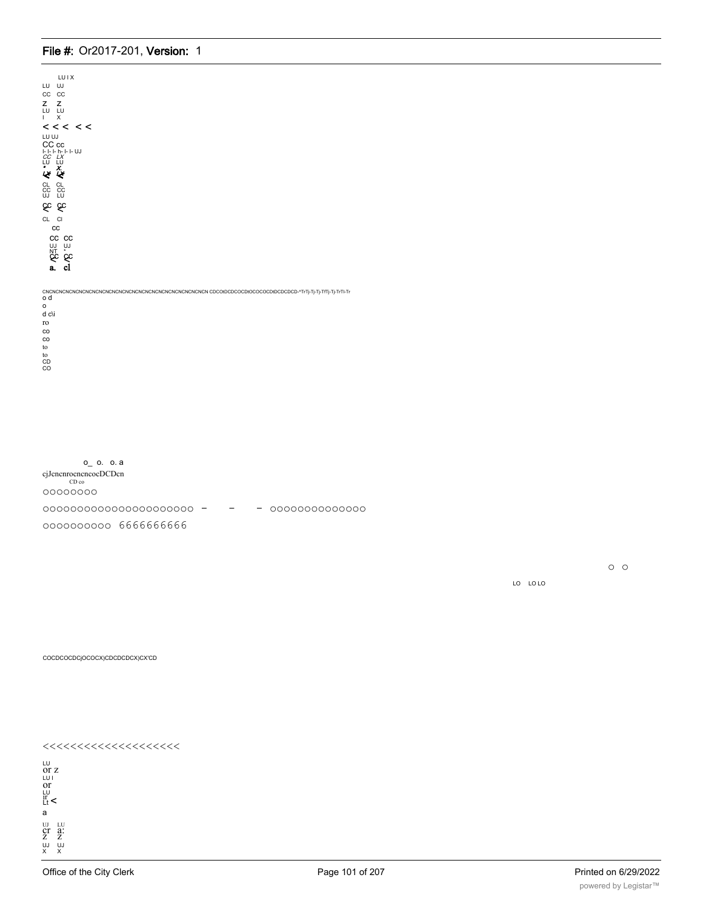LU I X
LU UJ
CC CC
Z Z
LU LU
I X

< < < < <

LU UJ
CC cc
I- I- I- h- I- I- UJ
CC LX
LU LU
• X
LX LX
CL CL
CC CC
UJ LU
CC CC
< <
CL CI
CC
CC CC
UJ UJ
NT •
CC CC
< <
a. cl

CNCNCNCNCNCNCNCNCNCNCNCNCNCNCNCNCNCNCNCNCNCNCNCNCNCNCN CDCOtDCDCOCDtOCOCOCDtDCDCDCD-^TrTj-Tj-Tj-TfTj-Tj-TrTI-Tr
o d
o
d c\i
ro
co
co
to
to
CD
CO

o_ o. o. a
cjJencnroencncocDCDcn
CD co
oooooooo

oooooooooooooooooooooo - - - oooooooooooooo

oooooooooo 6666666666

o o

LO LO LO

COCDCOCDCjOCOCX)CDCDCDCX)CX'CD

<<<<<<<<<<<<<<<<<<<<

LU
or z
LU I
or
LU
ir
Lt <
a
UJ LU
cr a:
Z Z
UJ UJ
X X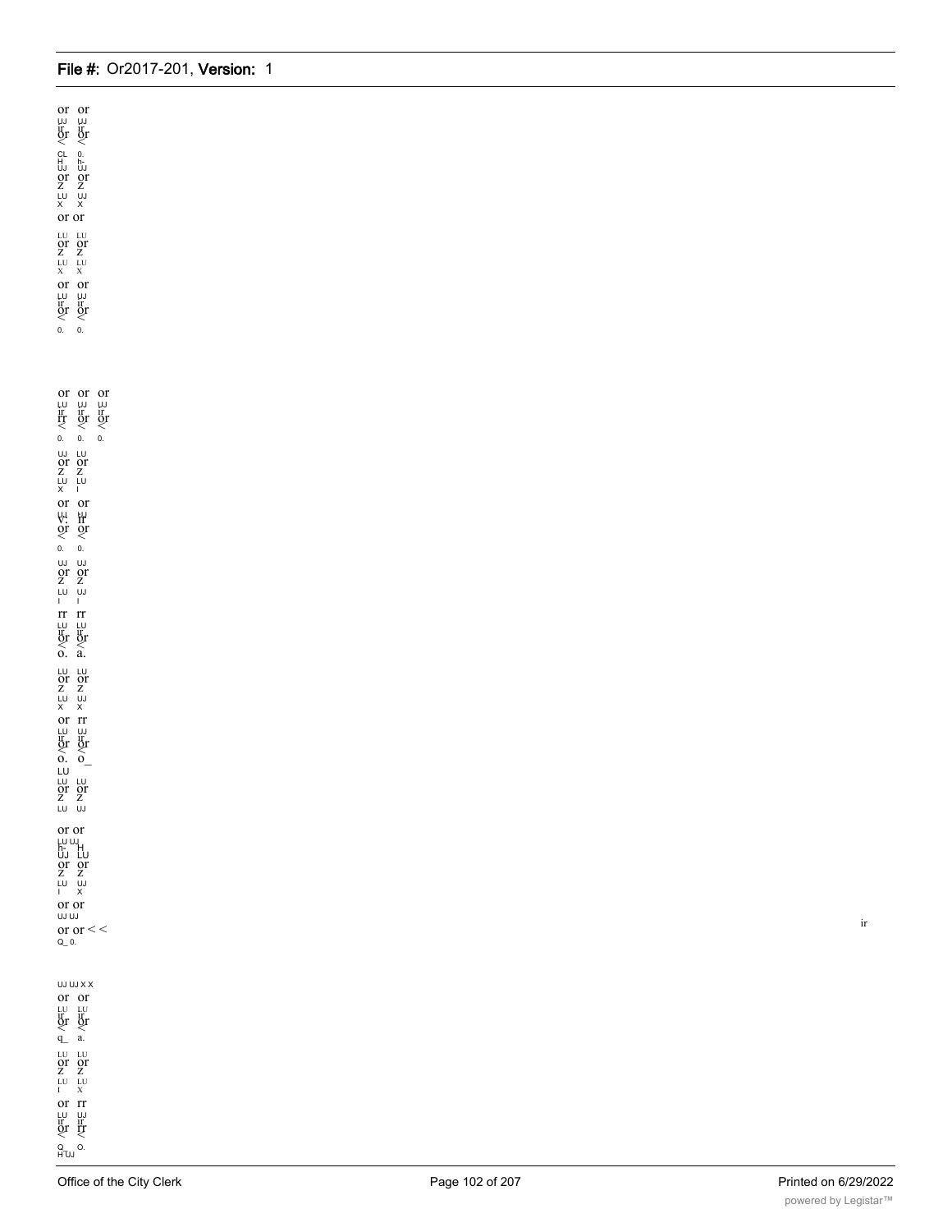or or
UJ UJ
ir ir
or or
< <
CL 0.
H h-
UJ UJ
or or
Z Z
LU UJ
X X
or or

LU LU
or or
Z Z
LU LU
X X
or or
LU UJ
ir ir
or or
< <
0. 0.

or or or
LU UJ UJ
ir ir ir
rr or or
< < <
0. 0. 0.
UJ LU
or or
Z Z
LU LU
X I
or or
UJ UJ
V: ir
or or
< <
0. 0.
UJ UJ
or or
Z Z
LU UJ
I I
rr rr
LU LU
ir ir
or or
< <
o. a.
LU LU
or or
Z Z
LU UJ
X X
or rr
LU UJ
ir ir
or or
< <
o. o_
LU
LU LU
or or
Z Z
LU UJ

or or
LU UJ
h- H
UJ LU
or or
Z Z
LU UJ
I X
or or
UJ UJ
or or < <
Q_ 0.

ir

UJ UJ X X
or or
LU LU
ir ir
or or
< <
q_ a.
LU LU
or or
Z Z
LU LU
I X
or rr
LU UJ
ir ir
or rr
< <
Q_ O.
H UJ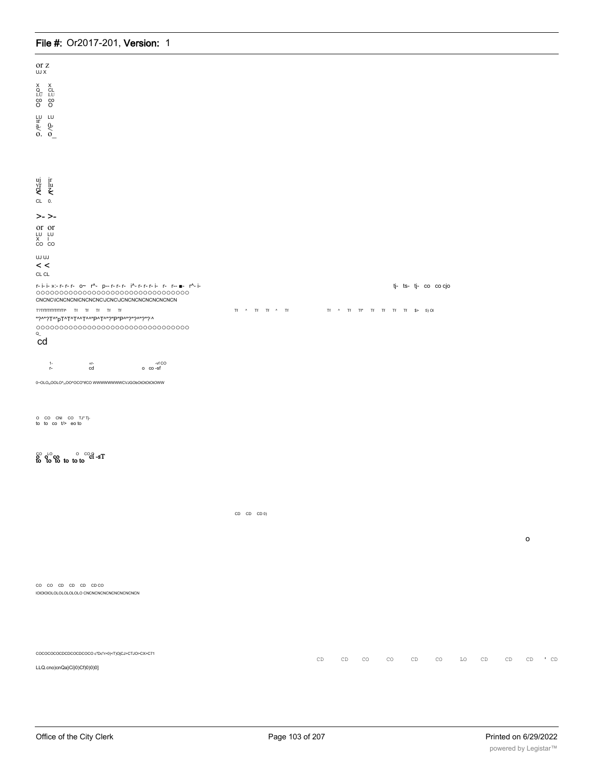or z
UJ X

X X
Q_ CL
LU LU
CO CO
O O

LU LU
ir
a- 0-
< <
o. o_

uj ir
vr lu
cl z
< <
CL 0.

>- >-

or or
LU LU
X I
CO CO

UJ UJ
< <
CL CL

r- i- i- »:- r- r- r- o~ r^- p-- r- r- r- i^- r- r- r- i- r- r-- ■- r^- i- tj- ts- tj- co co cjo

OOOOOOOOOOOOOOOOOOOOOOOOOOOOOOOO

CNCNC\ICNCNCNICNCNCNC\JCNC\JCNCNCNCNCNCNCN

T?TfTfTfTfTfTfTfTf^ Tf Tf Tf Tf Tf Tf ^ Tf Tf ^ Tf Tf ^ Tf Tf* Tf Tf Tf Tf $> 5) Ol

"?^"?T^"pT^T^T^^T^^"P^T^"?"P"P^"?"?^"?"?:^

OOOOOOOOOOOOOOOOOOOOOOOOOOOOOOOO

O_
cd

1- xr- -vf CO
r- cd o co -sf

0~OLO„OOLO^„OO^OCO^tfCO WWWWWWWWCVJGObOtOtOtOWW

O CO CNI CO TJ" Tj-
to to co t/> eo to

CO LO O CO G
o o co to to to to ci -sT
to to to

CD CD CD 0)

o

CO CO CD CD CD CD CO
IOIOIOIOLOLOLOLOLO CNCNCNCNCNCNCNCNCN

COCOCOCOCDCDCOCDCOCO c"Dc"r>0)<T)O(CJ>CTJO>CX>C71

CD CD CO CO CD CO LO CD CD CD ' CD

LLQ.cno)cnQa}Cij0)Cf)0)0)0]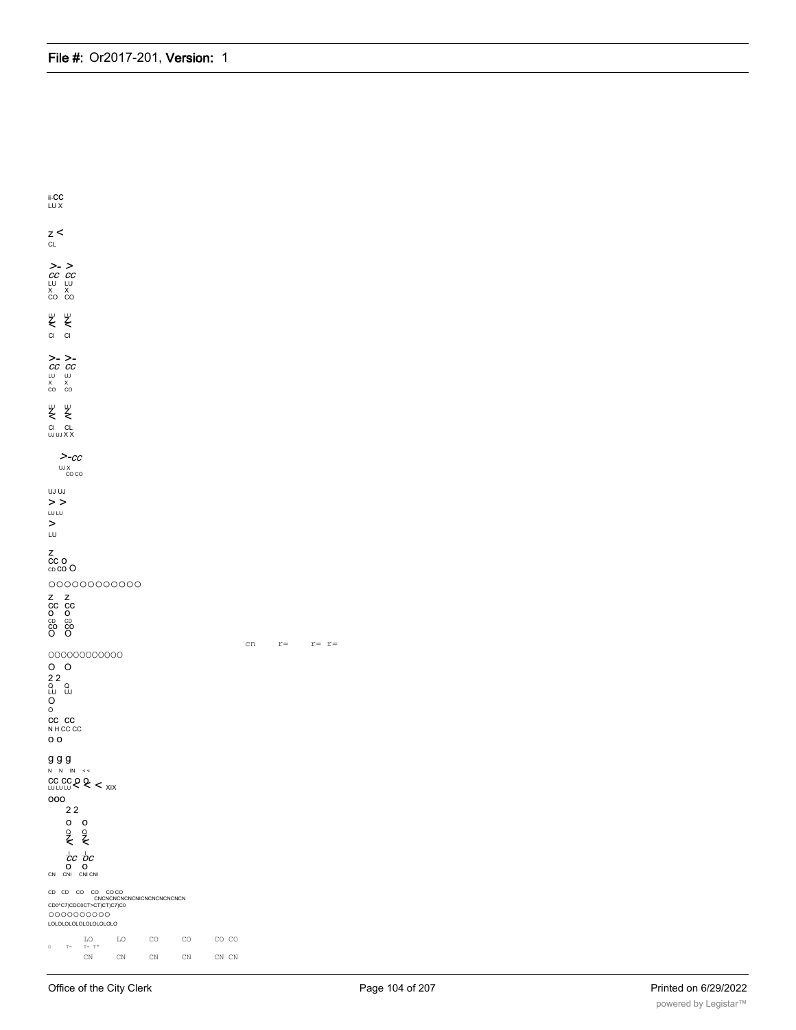ii-CC
LU X

z <
CL

>- >
CC CC
LU LU
X X
CO CO

LU LU
Z Z
< <
Cl Cl

>- >-
CC CC
LU UJ
X X
CO CO

LU LU
Z Z
< <
Cl CL
UJ UJ X X

>-CC
UJ X
CO CO

UJ UJ
> >
LU LU
>
LU

Z
CC O
CD CO O

OOOOOOOOOOOO

Z Z
CC CC
O O
CD CD
CO CO
O O

cn r= r= r=

OOOOOOOOOOOO

O O
2 2
Q Q
LU UJ
O
O

CC CC
N H CC CC
O O

g g g
N N IN < <
CC CC Q Q < < < XIX
LU LU LU

OOO
2 2
O O
Q Q
Z Z
< <

CC OC
O O
CN CNI CNI CNI

CD CD CO CO CO CO
CNCNCNCNCNICNCNCNCNCNCN
CD0^C7)CDC0CT>CT)CT)C7)C0
OOOOOOOOOO
LOLOLOLOLOLOLOLOLO

| | | LO | LO | CO | CO | CO CO |
|---|---|---|---|---|---|---|
| 0 | T- | T- T" | | | | |
| | | CN | CN | CN | CN | CN CN |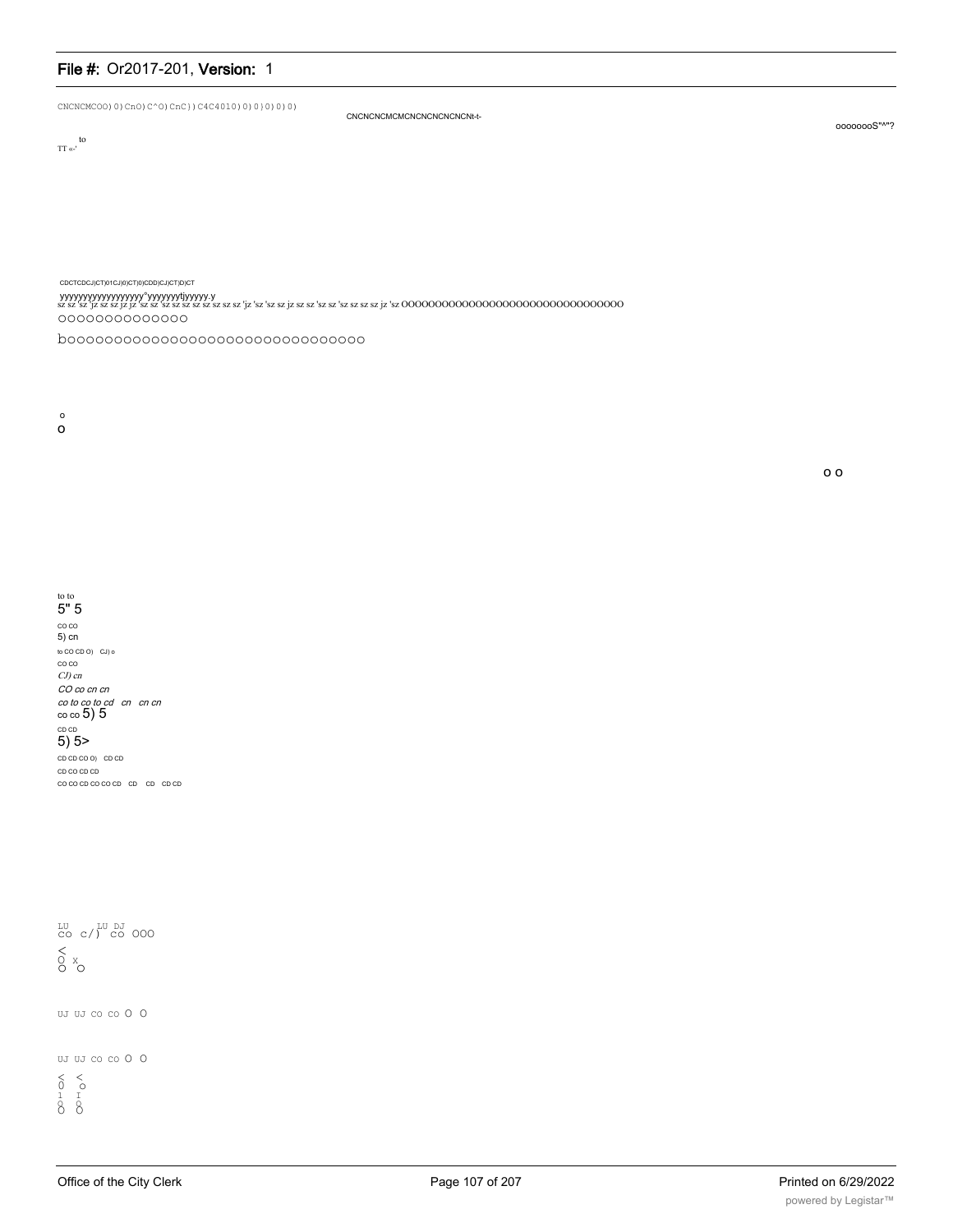CNCNCMCOO)0)CnO)C^O)CnC))C4C4010)0)0}0)0)0)

CNCNCNCMCMCNCNCNCNCNCNt-t-

oooooooS"^"?

TT «-' to

CDCTCDCJ)CT)01CJ)0)CT)0)CDD)CJ)CT)D)CT

yyyyyyyyyyyyyyyyy"yyyyyyytjyyyyy.y

sz sz 'sz 'jz sz sz jz jz 'sz sz 'sz sz sz sz sz sz sz 'jz 'sz 'sz sz jz sz sz 'sz sz 'sz sz sz sz jz 'sz OOOOOOOOOOOOOOOOOOOOOOOOOOOOOOOO

OOOOOOOOOOOOOO

bOOOOOOOOOOOOOOOOOOOOOOOOOOOOOOOO

o

O

O O

to to

5" 5

CO CO

5) cn

to CO CD O) CJ) o

CO CO

*CJ) cn*

*CO co cn cn*

*co to co to cd cn cn cn*

co co 5) 5

CD CD

5) 5>

CD CD CO O) CD CD

CD CO CD CD

CO CO CD CO CO CD CD CD CD CD

LU LU DJ

CO c/) CO OOO

<

O x

O O

UJ UJ CO CO O O

UJ UJ CO CO O O

< <

0 o

1 I

O O

O O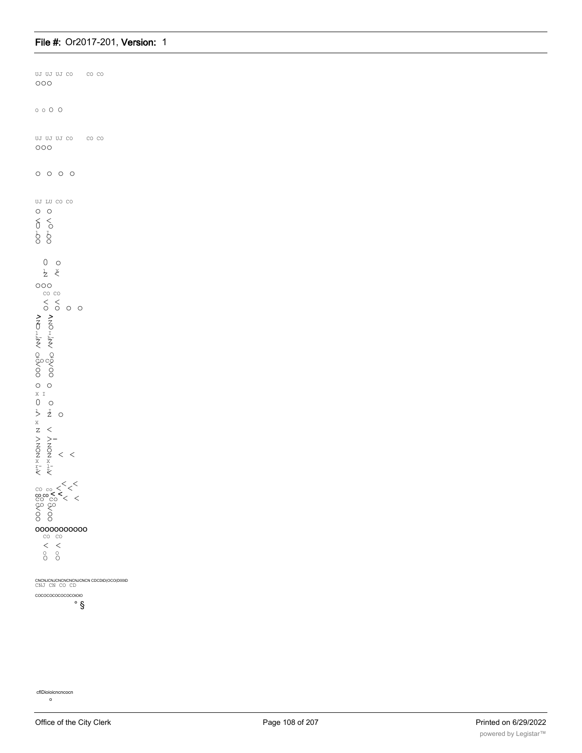UJ UJ UJ CO CO CO
OOO

o o O O

UJ UJ UJ CO CO CO
OOO

O O O O

UJ LU CO CO
O O
< <
O O
O O

O O
Z <

OOO
CO CO
< <
O O O O
> >
Z Z
O O
Z Z
< <

O O
X I
O O
> Z O
X
Z <
> >-
Z Z
O O
Z Z < <
X X
< <

CO co < <
co co < <
CO CO < <
O O
O O

OOOOOOOOOOO
CO CO
< <
O O

CNCNJCNJCNCNCNCNJCNCN CDCDlD(OCO(D00lD
CNJ CN CO CD

COCOCOCOCOCOCOtOlO
° §

cflDioioicncncocn
o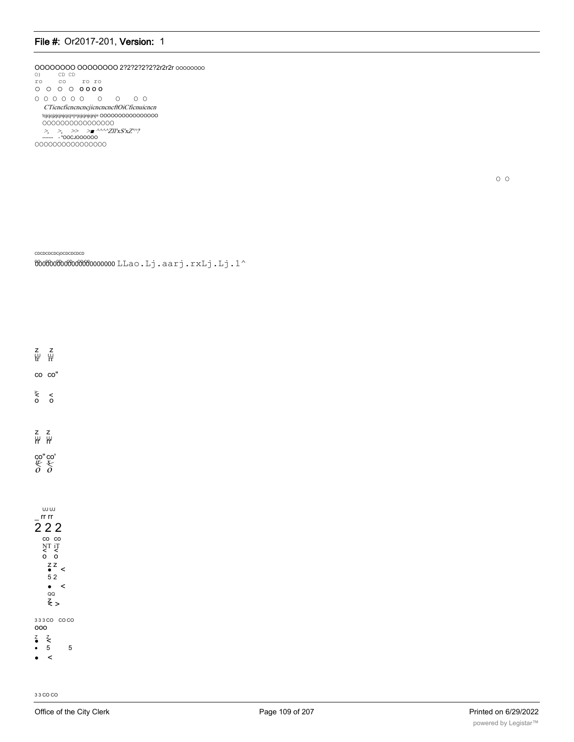OOOOOOOO OOOOOOOO 2?2?2?2?2?2r2r2r oooooooo

0) CD CD

ro co ro ro

O O O O O O O O

O O O O O O O O O O

*CTicncficncncncjicncncncftOiCficnuicncn*

!cjcjcjzjcjnjcjcj=j=jcjcjnjcjnj= OOOOOOOOOOOOOOO

OOOOOOOOOOOOOOOO

>, >, >> >■ ^^^^Zll'xS'xZ'^?

------- - "OOCJOOOOOO

OOOOOOOOOOOOOOOO

O O

CDCDCDCDCjOCDCDCDCD

OOOOOOOOOOOOOOOOOOO LLao.Lj.aarj.rxLj.Lj.1^

Z Z
LU UJ
tr rr

co co"

< <
o o

Z Z
UJ UJ
rr rr

co" co'
< <
o o

UJ UJ
_ rr rr
2 2 2
co co
NT iT
< <
o o
Z Z
● <
5 2
● <
QQ
Z
< >

3 3 3 CO CO CO
OOO
Z Z
● <
● 5 5
● <

3 3 CO CO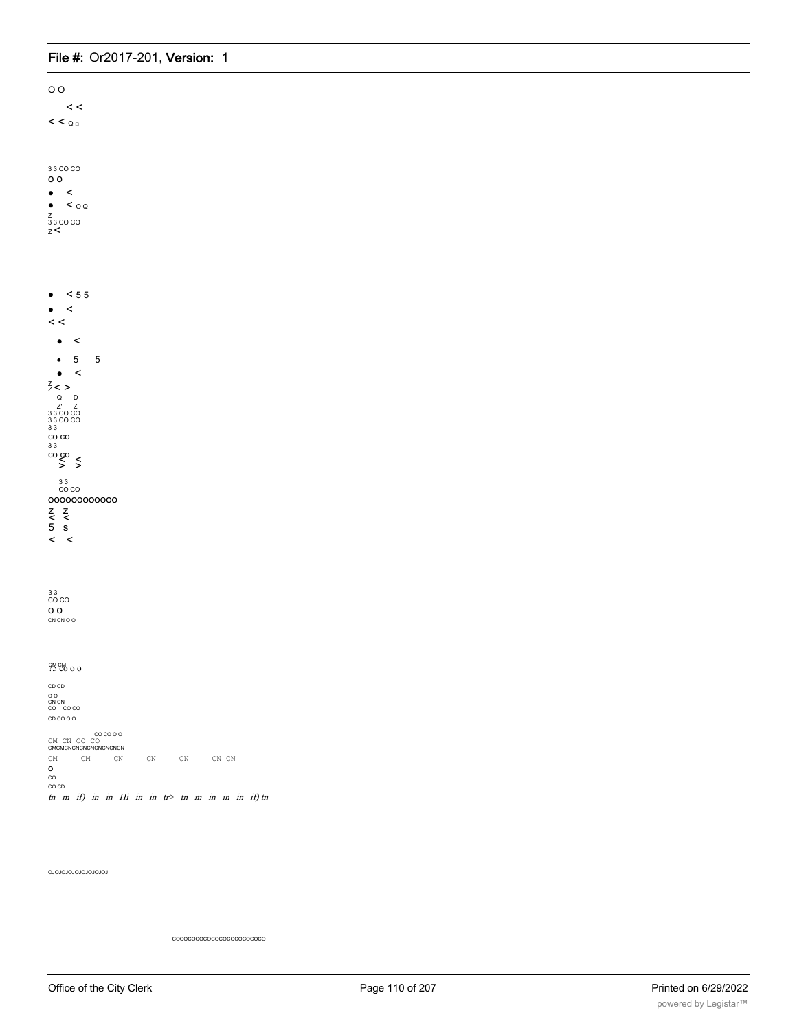O O

< <

< < Q D

3 3 CO CO

O O

- <
- < O Q

Z

3 3 CO CO

Z <

- < 5 5
- <

< <

- <
- 5 5
- <

Z

Z < >

Q D

Z' Z

3 3 CO CO

3 3 CO CO

3 3

CO CO

3 3

CO CO

< <

3 3

CO CO

OOOOOOOOOOOO

Z Z

< <

5 S

< <

3 3

CO CO

O O

CN CN O O

CM CM

75 CO O O

CD CD

O O

CN CN

CO CO CO

CD CO O O

CO CO O O

CM CN CO CO

CMCMCNCNCNCNCNCNCNCN

CM CM CN CN CN CN CN

O

CO

CO CD

*tn m if) in in Hi in in tr> tn m in in in if) tn*

OJOJOJOJOJOJOJOJ

COCOCOCOCOCOCOCOCOCOCOCO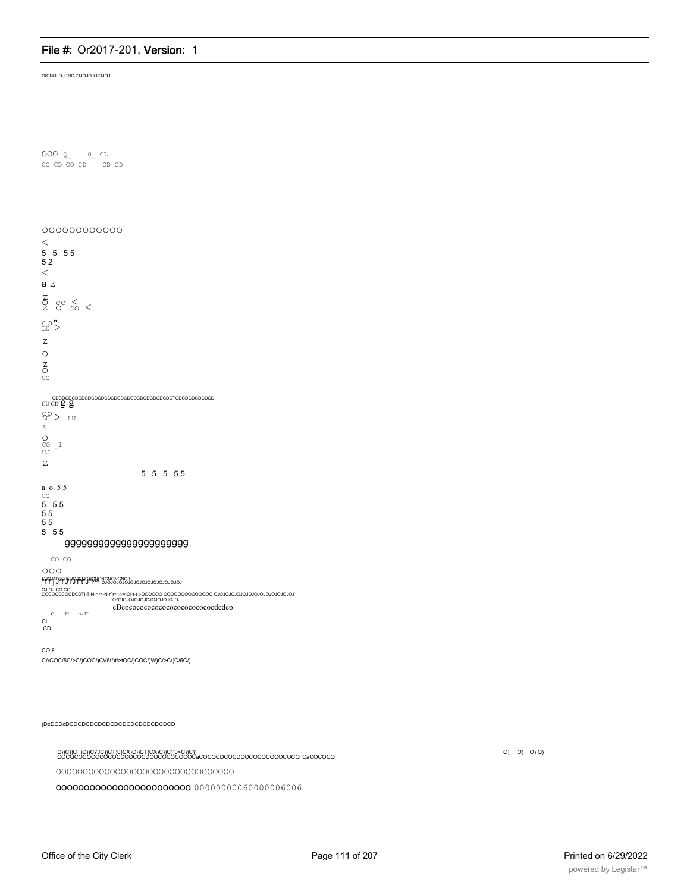OICNOJOJCNOJOJOJOJOIOJOJ

OOO Q_ 0_ CL
CO CD CO CD CD CD

OOOOOOOOOOOO
<
5 5 55
52
<
a Z
Z
O CO <
Z O CO <
CO "
LU >
Z
O
Z
O
CO

CDCDCDCDCDCDCDCDCDCDCDCDCDCDCDCDCDCDCTCDCDCDCDCD
CU CD g g
CO
LU > LU
Z
O
CO _l
UJ
Z
5 5 5 55
a. o. 5 5
CO
5 55
55
55
5 55
gggggggggggggggggggggg

CO CO
OOO
OJOJOJOJOJOJCNCNCNCNCNCNCNOJ OJOJOJOJOJOJOJOJOJOJOJOJOJOJ
OJ OJ CO CO
COCOCDCOCDCDTj-T-N-r-r>-N-r^r^ t-t-v-Ot-t-t-t-OOOOOO OOOOOOOOOOOOOO OJOJOJOJOJOJOJOJOJOJOJOJOJOJ
O^OIOJOJOJOJOJOJOJOJOJ
cBcocococococococococococdcdco
O T" 1- T"
CL
CD

CO £
CACOC/5C/>C/)COC/)CV5t/)t/>tOC/)COC/)W)C/>C/)C/5C/)

(DcDCDcDCDCDCDCDCDCDCDCDCDCDCDCD

C))C))CT)C))C7JC))CT)0)CX)C))CT)CX)C))C))0>C))C))
COCQCOCOCOCOCOCDCOCOCDCOCOCOCOCOCaCOCOCDCOCDCOCOCOCOCOCOCO 'CaCOCOCQ
O) O) O) O)

OOOOOOOOOOOOOOOOOOOOOOOOOOOOOOOO

OOOOOOOOOOOOOOOOOOOOOOOO 00000000060000006006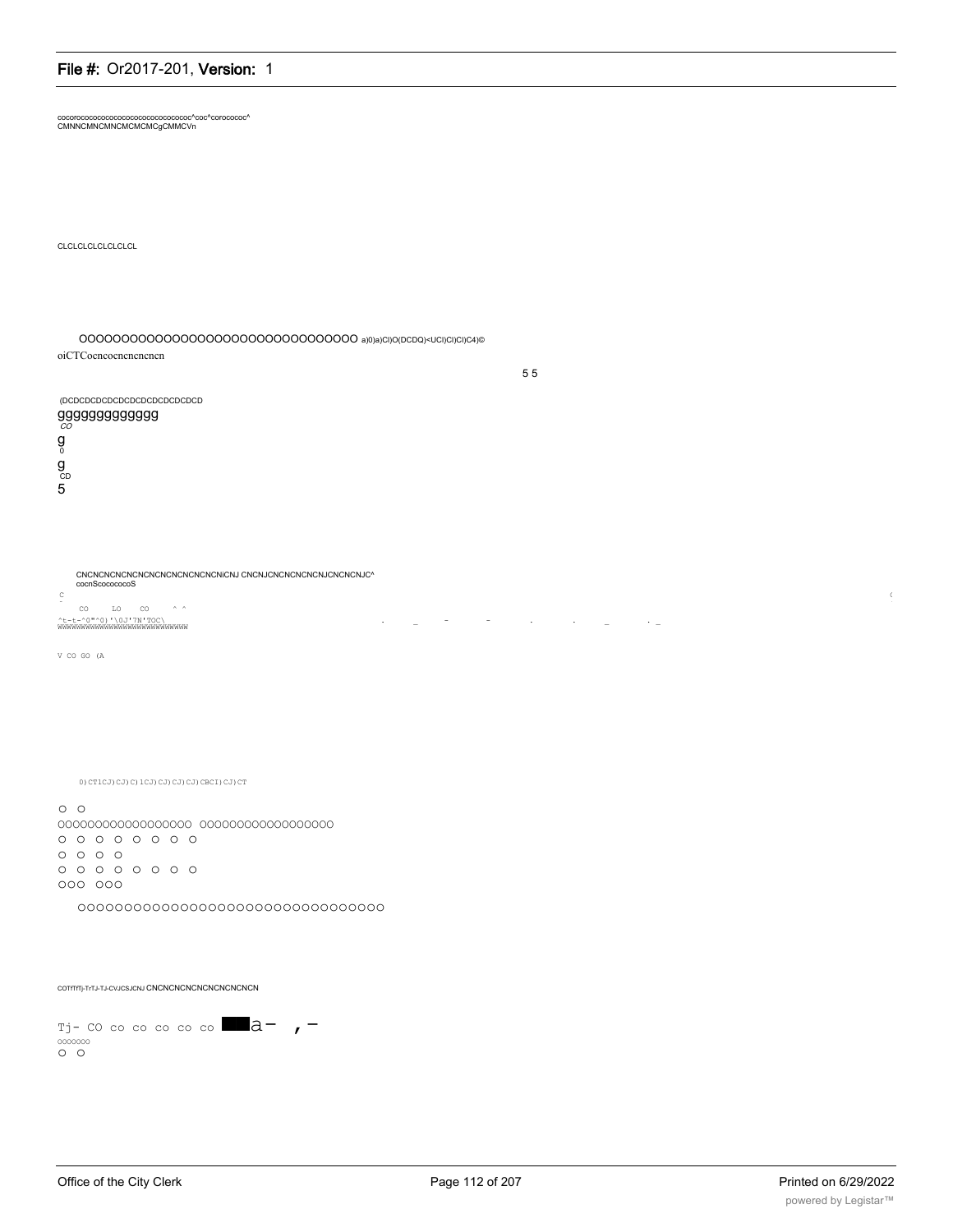cocorococococococococococococococ^coc^corococoс^
CMNNCMNCMNCMCMCMCgCMMCVn

CLCLCLCLCLCLCLCL

OOOOOOOOOOOOOOOOOOOOOOOOOOOOOOOO a)0)a)Cl)O(DCDQ)<UCI)CI)CI)C4)©
oiCTCocncocncncncncn

5 5

(DCDCDCDCDCDCDCDCDCDCDCDCD
gggggggggggg
CO
g
0
g
CD
5

CNCNCNCNCNCNCNCNCNCNCNCNiCNJ CNCNJCNCNCNCNCNJCNCNCNJC^
cocnScococococoS
C

CO LO CO ^ ^
^t-t-^0"^0)'\0J'7N'TOC\
WWWWWWWWWWWWWWWWWWWWWWWWWWW

V CO GO (A

0)CT1CJ)CJ)C)1CJ)CJ)CJ)CJ)CBCI)CJ)CT

O O
OOOOOOOOOOOOOOOOOO OOOOOOOOOOOOOOOOO
O O O O O O O O
O O O O
O O O O O O O O
OOO OOO

OOOOOOOOOOOOOOOOOOOOOOOOOOOOOOOO

COTfTfTj-TrTJ-TJ-CVJCSJCNJ CNCNCNCNCNCNCNCNCN

Tj- CO co co co co co a- , -
ooooooo
O O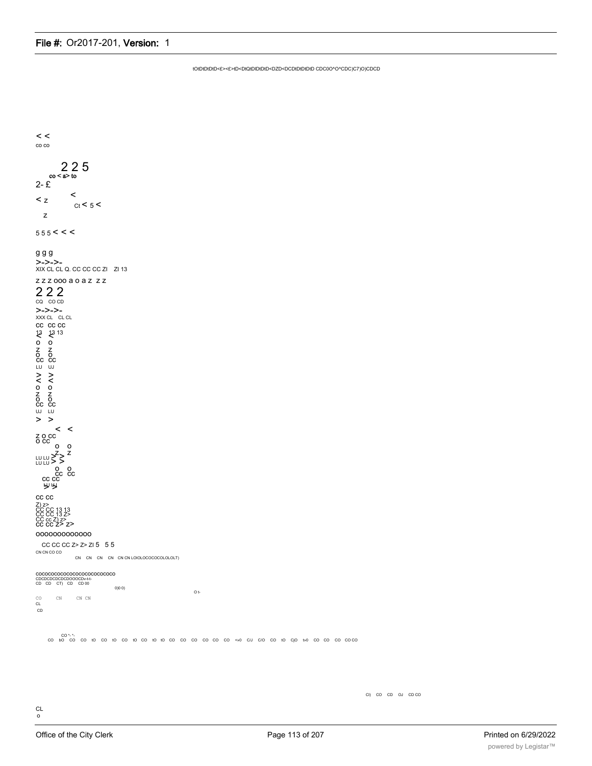tOtDtDtDtD<£><£>tD<DtQtDlDtDtD<DZD<DCDtDtDtDtD CDC0O^O^CDC)C7)O)CDCD

< <
co co

2 2 5
co < a> to
2- £
< z
<
Ct < 5 <
z

5 5 5 < < <

g g g
>->->-
XIX CL CL Q. CC CC CC ZI ZI 13

z z z ooo a o a z z z
2 2 2
CQ CO CD
>->->-
XXX CL CL CL
CC CC CC
13 13 13
< <
o o
Z Z
O O
CC CC
LU UJ
> >
< <
o o
Z Z
O O
CC CC
UJ LU
> >
< <
Z O CC
O CC
O O
Z Z
LU LU > >
LU LU > >
O O
CC CC
CC CC
LU LU
> >

CC CC
Z) z>
CC CC 13 13
CC CC 13 Z>
CC cc Z) z>
CC CC Z> Z>

oooooooooooo

CC CC CC Z> Z> ZI 5 5 5
CN CN CO CO
CN CN CN CN CN CN LOIOLOCOCOCOLOLOLT)

cocococococococococococo
CDCDCDCDCDCDOOOCDv-t-t-
CD CD CT) CD CD 00
0)0 0)
O t-
CO CN CN CN
CL
CD

CO "- "-
CO bO CO CO tO CO tO CO tO CO tO tO CO CO CO CO CO CO <x0 C/J C/O CO tO CjO t»0 CO CO CO CO CO

Cl) CO CD OJ CD CO

CL
o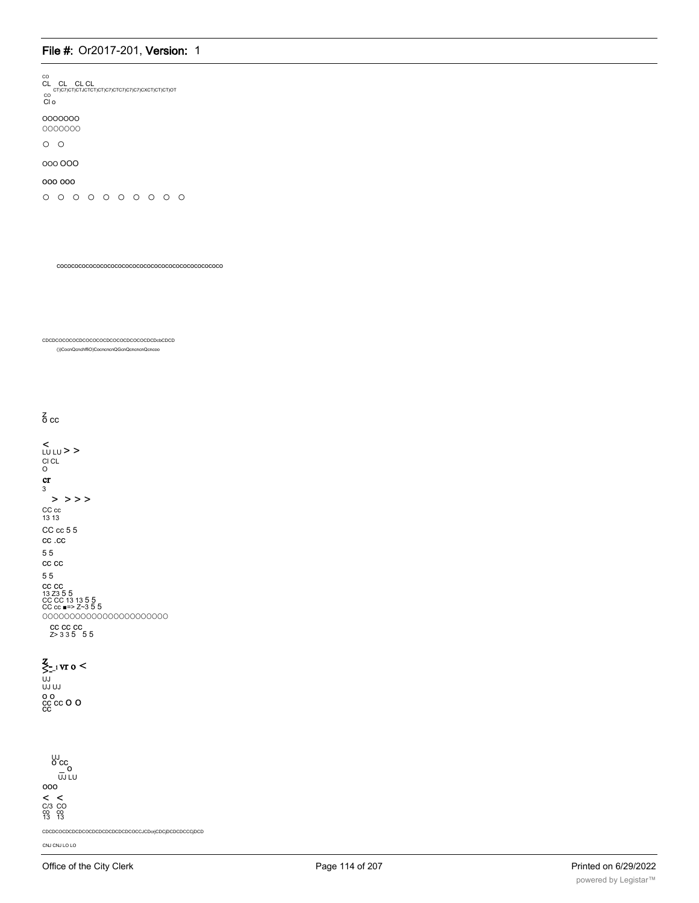CO
CL CL CL CL
CT)C7)CT)CTJCTCT)CT)C7)CTC7)C7)C7)CXCT)CT)CT)OT
CO
Cl o

OOOOOOO
OOOOOOO

O O

ooo OOO

ooo ooo

O O O O O O O O O O

cocococococococococococococococococococococo

CDCDCOCOCOCDCOCOCOCDCOCOCDCOCOCDCDcbCDCD
())CocnQcnchffiO)CocncncnQGcnQcncncnQcncoo

Z
O CC

<
LU LU > >
Cl CL
O
cr
3
> > > >
CC cc
13 13
CC cc 5 5
cc .cc
5 5
cc cc
5 5
cc cc
13 Z3 5 5
CC CC 13 13 5 5
CC cc ■=> Z~3 5 5
OOOOOOOOOOOOOOOOOOOOOOO
cc cc cc
Z> 3 3 5 5 5

Z
<_ -1 vr o <
>-
UJ
UJ UJ
o o
cc cc O O
CC

UJ
O CC
_ O
UJ LU
ooo
< <
C/3 CO
co co
13 13

CDCDCOCDCDCDCOCDCDCDCDCDCDCOCCJCDcrjCDCjDCDCDCCCjDCD

CNJ CNJ LO LO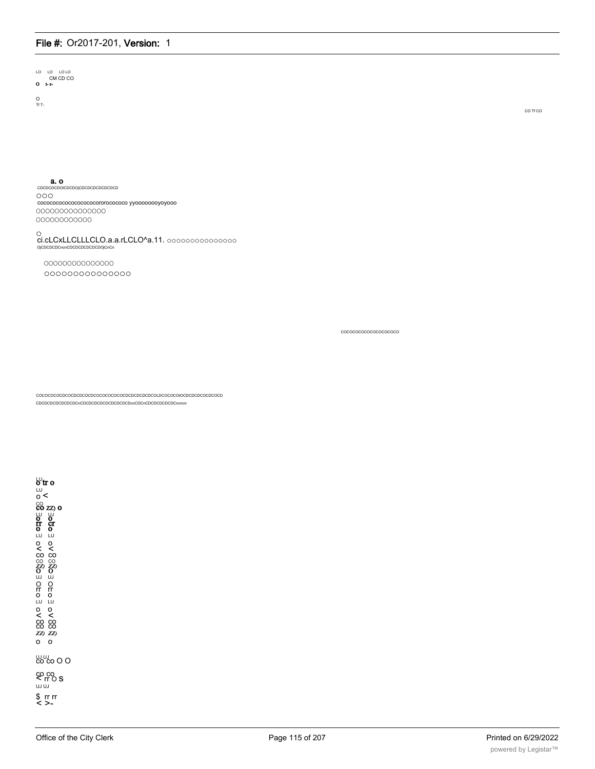LO LO LO LO
CM CD CO
O t- r-

O
Tf T-

CO Tf CO

a. o
CDCDCDCDOICDCDOjCDCDCDCDCDCDCD
OOO
cocococococococococororococoo yyoooooooyoyooo
OOOOOOOOOOOOOOO
OOOOOOOOOOOO

O
ci.cLCxLLCLLLCLO.a.a.rLCLO^a.11. OOOOOOOOOOOOOOO
OjCDCDCDCnCnCDCDCDCDCDCDOjCnCn

OOOOOOOOOOOOOOO
OOOOOOOOOOOOOOO

COCOCOCOCOCOCOCOCOCO

COCOCOCOCDCOCDCDCOCDCOCOCOCOCOCDCDCDCDCDCOLDCOCOCOtOCDCDCDCOCDCOCD
CDCDCDCDCDCDCDCnCDCDCDCDCDCDCDCDcnCDCnCDCDCDCDCDCncncn

LU
O tr o
LU
o <
CO
CO ZZ) O
LU UJ
O O
rr cr
O O
LU LU
O O
< <
CO CO
CO CO
ZZ) ZZ)
O O
UJ UJ
O O
rr rr
O O
LU LU
O O
< <
CO CO
CO CO
ZZ) ZZ)
O O

UJ UJ
CO CO O O

CO CO
< rr O S
UJ UJ

$ rr rr
< >-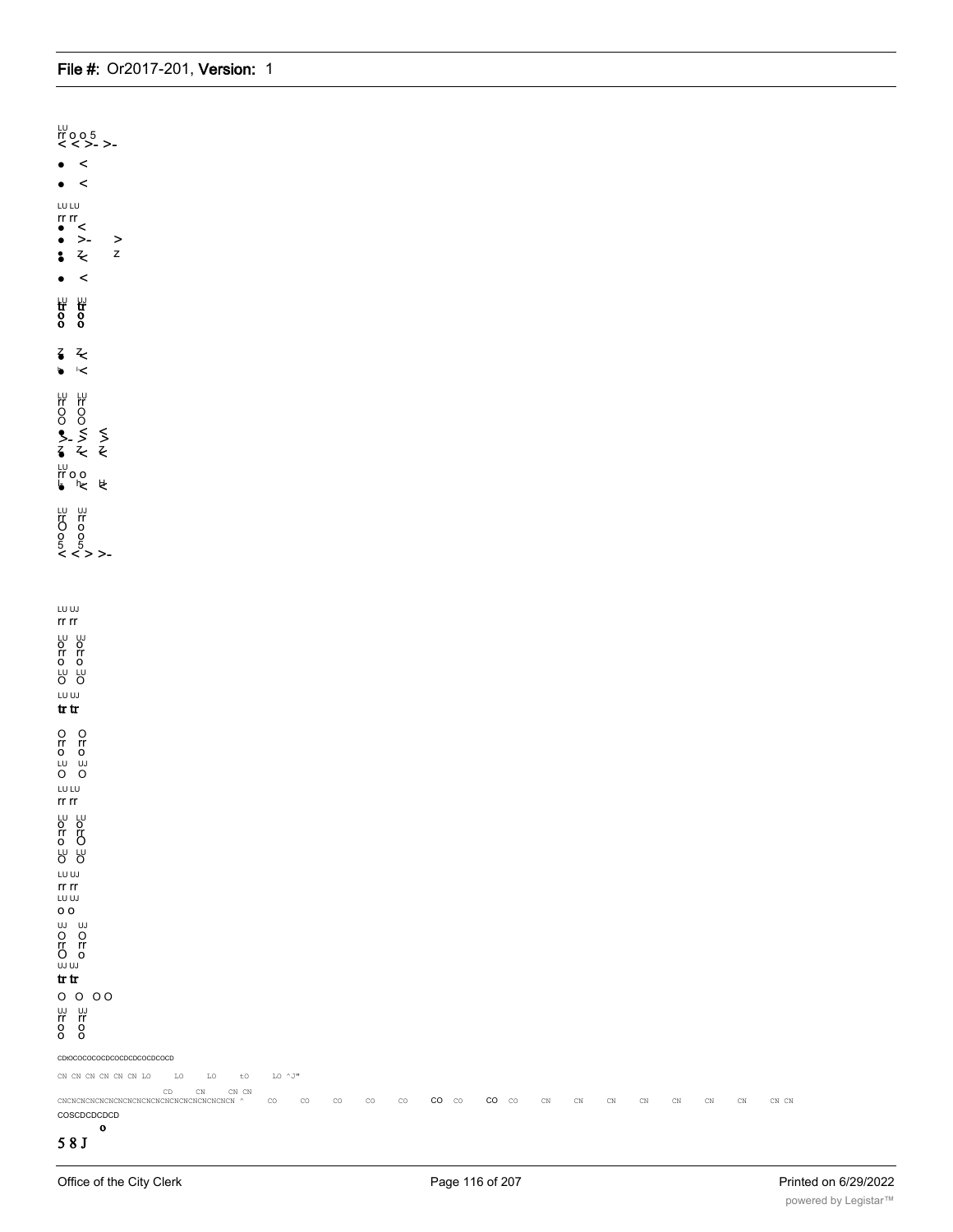LU
rr o o 5
< < >- >-

- <

- <

LU LU
rr rr
- <
- >- >
- z< z
- <

LU LU
tr tr
o o
o o

z z<
- '<

LU LU
rr rr
O O
O O
- >- ≤ ≤
z z< z<

LU
rr o o
- h< ⱶ<

LU UJ
rr rr
O o
o o
5 5
< < > >-

LU UJ
rr rr
LU UJ
o o
rr rr
o o
LU LU
O O
LU UJ
tr tr

O O
rr rr
o o
LU UJ
O O
LU LU
rr rr
LU LU
o o
rr rr
o O
LU LU
O O
LU UJ
rr rr
LU UJ
o o
UJ UJ
O O
rr rr
O o
UJ UJ
tr tr
O O O O
UJ UJ
rr rr
o o
o o

CDtOCOCOCOCDCOCDCDCOCDCOCD

CN CN CN CN CN CN LO LO LO tO LO ^J"

CD CN CN CN
CNCNCNCNCNCNCNCNCNCNCNCNCNCNCNCNCNCNCN ^ CO CO CO CO CO CO CO CO CO CN CN CN CN CN CN CN CN CN

COSCDCDCDCD
o
5 8 J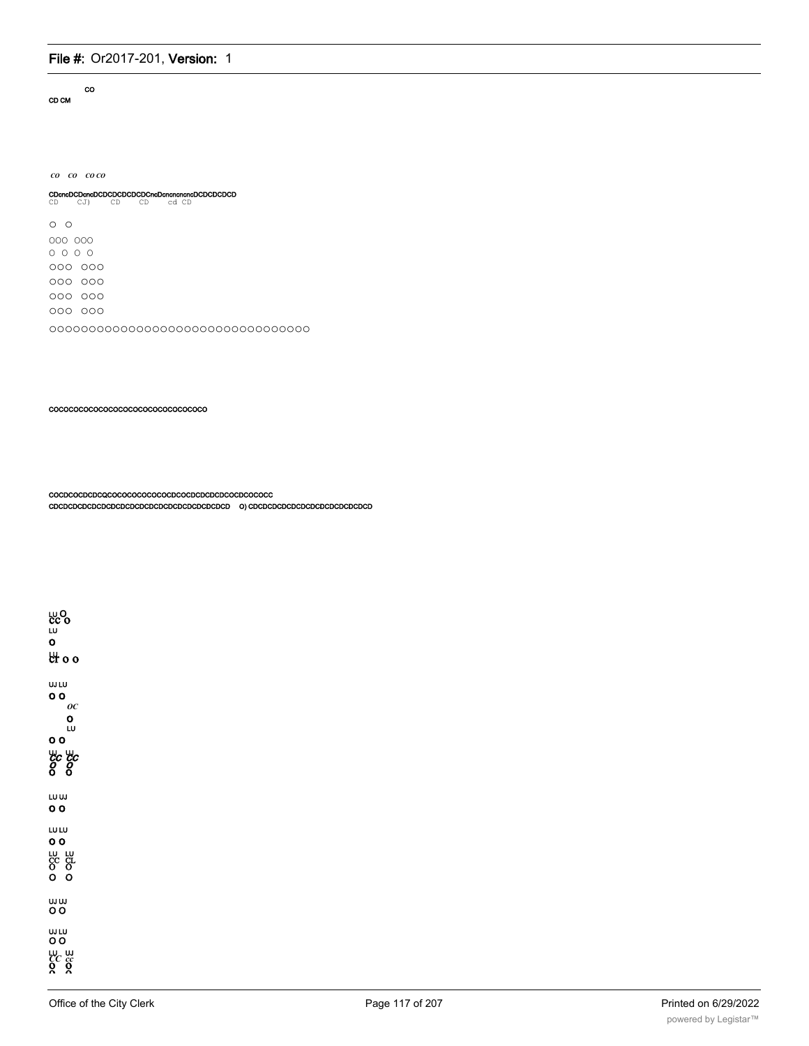CO
CD CM

*co co co co*

CDcncDCDcncDCDCDCDCDCDCncDcncncncncDCDCDCDCD
CD CJ) CD CD cd CD

O O

OOO OOO

O O O O

OOO OOO

OOO OOO

OOO OOO

OOO OOO

OOOOOOOOOOOOOOOOOOOOOOOOOOOOOOOO

COCOCOCOCOCOCOCOCOCOCOCOCOCOCOCO

COCDCOCDCDCQCOCOCOCOCOCOCDCOCDCDCDCDCOCDCOCOCC
CDCDCDCDCDCDCDCDCDCDCDCDCDCDCDCDCDCDCD O) CDCDCDCDCDCDCDCDCDCDCDCD

LU O
CC O
LU
O
LU
CT O O

UJ LU
O O
*OC*
O
LU
O O
LU LU
*CC CC*
*O O*
O O

LU UJ
O O

LU LU
O O
LU LU
CC CL
O O
O O

UJ UJ
O O

UJ LU
O O
LU UJ
*CC cc*
O O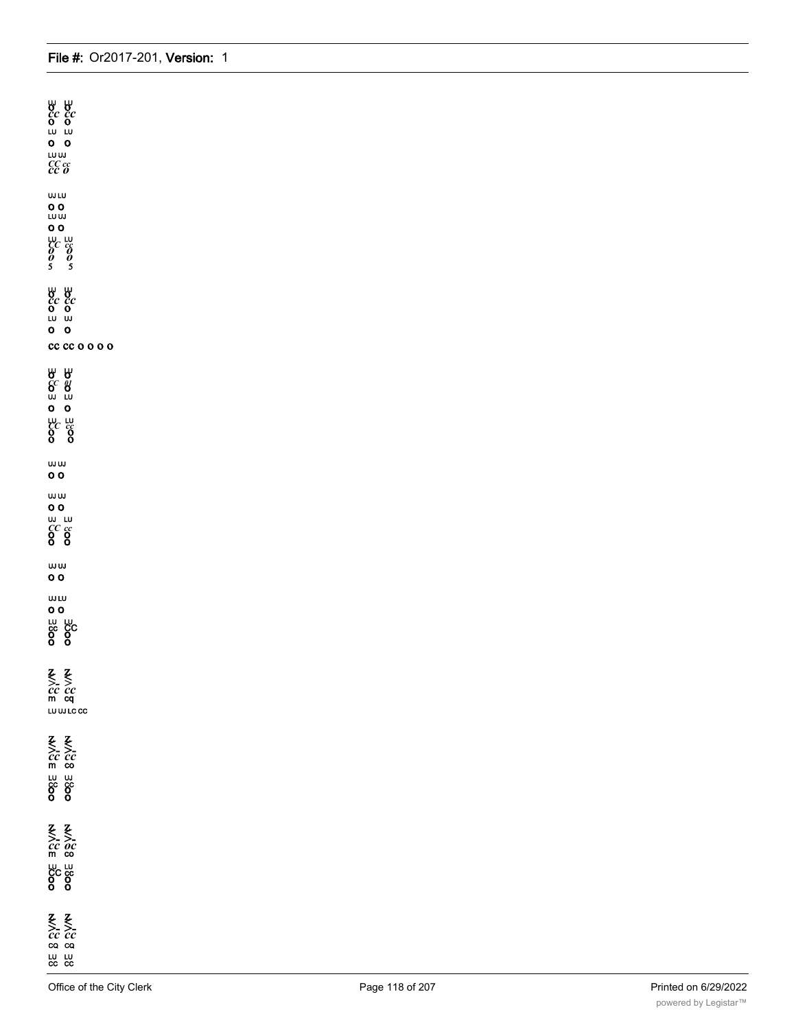UJ UJ
cc cc
O O
LU LU
O O
LU UJ
CC cc
cc o

UJ LU
O O
LU UJ
O O
LU LU
CC cc
o o
o o
5 5

UJ UJ
cc cc
O O
LU UJ
O O

cc cc o o o o

UJ UJ
CC a/
O O
UJ LU
O O
LU LU
CC cc
O O
O O

UJ UJ
O O

UJ UJ
O O
UJ LU
CC cc
O O
O O

UJ UJ
O O

UJ LU
O O
LU LU
cc CC
O O
O O

Z Z
>- >-
cc cc
m cq
LU UJ LC CC

Z Z
>- >-
cc cc
m co
LU UJ
cc cc
O O
O O

Z Z
>- >-
cc oc
m co
LU LU
CC cc
O O
O O

Z Z
>- >-
cc cc
cq cq
LU LU
cc cc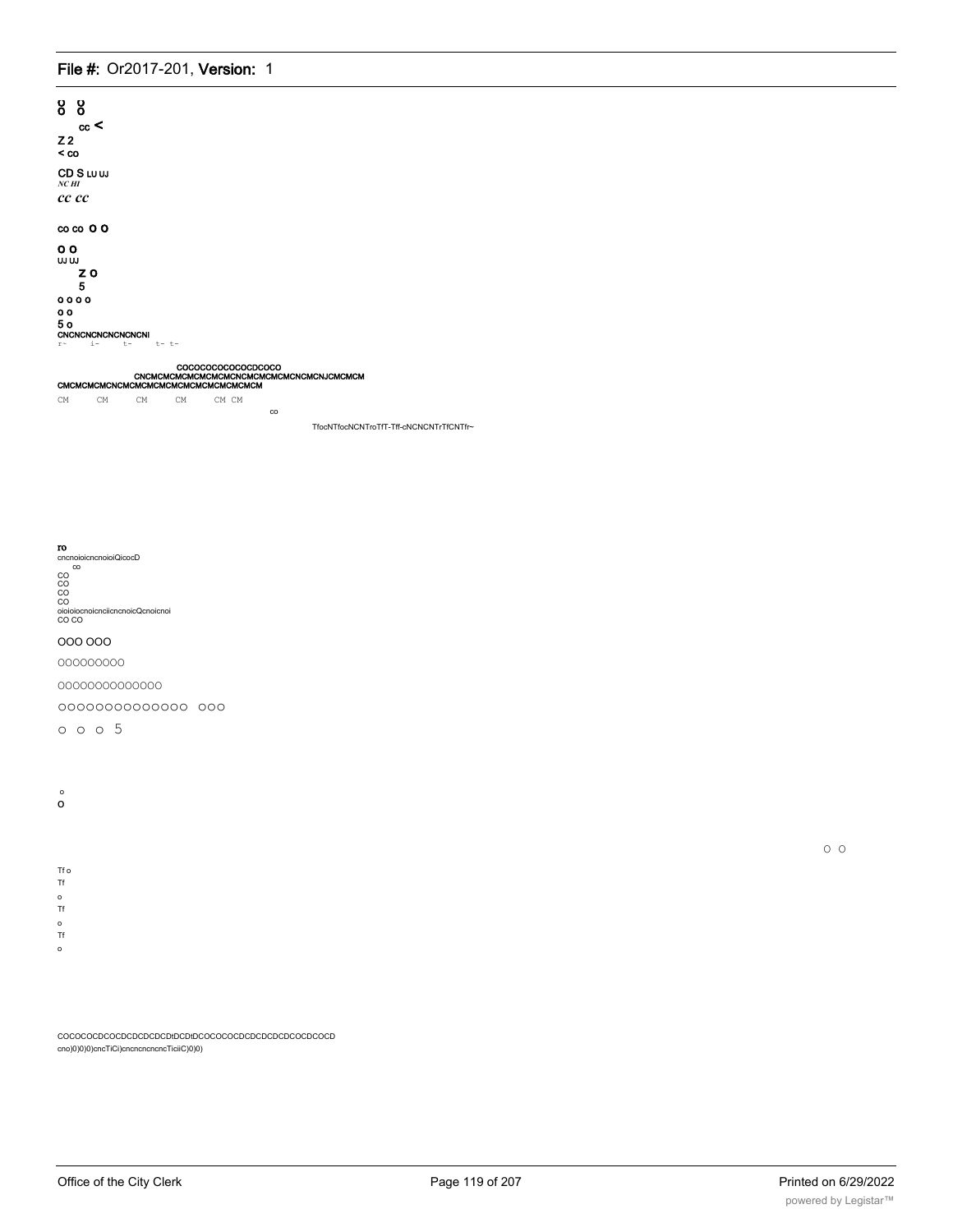o o
o o

cc <

Z 2

< co

CD S LU UJ

*NC HI*

*cc cc*

co co O O

O O

UJ UJ

Z O

5

o o o o

o o

5 o

CNCNCNCNCNCNCNCNI

r- i- t- t- t-

COCOCOCOCOCOCDCOCO

CNCMCMCMCMCMCMCNCMCMCMCMCNCMCNJCMCMCM

CMCMCMCMCNCMCMCMCMCMCMCMCMCMCMCMCM

CM CM CM CM CM CM

co

TfocNTfocNCNTroTfT-Tff-cNCNCNTrTfCNTfr~

ro

cncnoioicncnoioiQicocD

co

CO

CO

CO

CO

oioioiocnoicnciicncnoicQcnoicnoi

CO CO

OOO OOO

OOOOOOOOO

OOOOOOOOOOOOOO

OOOOOOOOOOOOOO OOO

O O O 5

o

O

O O

Tf o

Tf

o

Tf

o

Tf

o

COCOCOCDCOCDCDCDCDCDtDCDtDCOCOCOCDCDCDCDCDCOCDCOCD

cno)0)0)0)cncTiCi)cncncncncncTiciiC)0)0)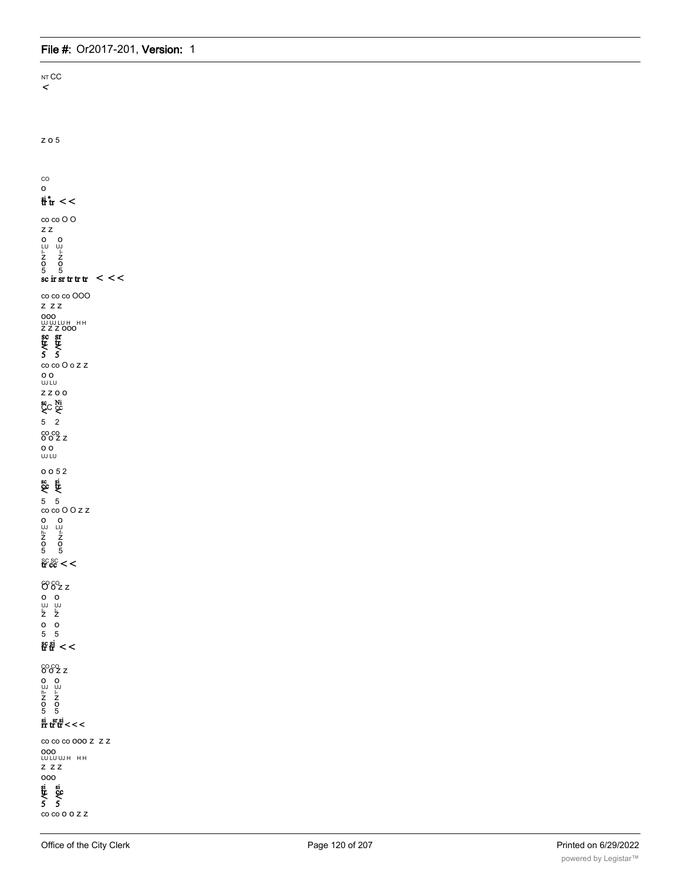NT CC
<

Z O 5

CO
O
si tr tr < <

co co O O
Z Z
O O
LU UJ
I- I-
Z Z
O O
5 5
sc ir sr tr tr tr < < <

co co co OOO
Z Z Z
OOO
UJ UJ LU H H H
Z Z Z OOO
sc sr
tr tr
< <
5 5
co co O o Z Z
O O
UJ LU
Z Z O O
sc Ni
CC cc
< <
5 2
co co
O O Z Z
O O
UJ LU

O O 5 2
sc si
cc tr
< <
5 5
co co O O Z Z
O O
UJ LU
h- I-
Z Z
O O
5 5
SC SC
tr cc < <

CO CO
O O Z Z
O O
UJ UJ
I- I-
Z Z
O O
5 5
sc si
tr tr < <

CO CO
O O Z Z
O O
UJ UJ
h- I-
Z Z
O O
5 5
si sr si
rr tr tr < < <

CO CO CO OOO Z Z Z
OOO
LU LU UJ H H H
Z Z Z
OOO
si si
tr cc
< <
5 5
CO CO O O Z Z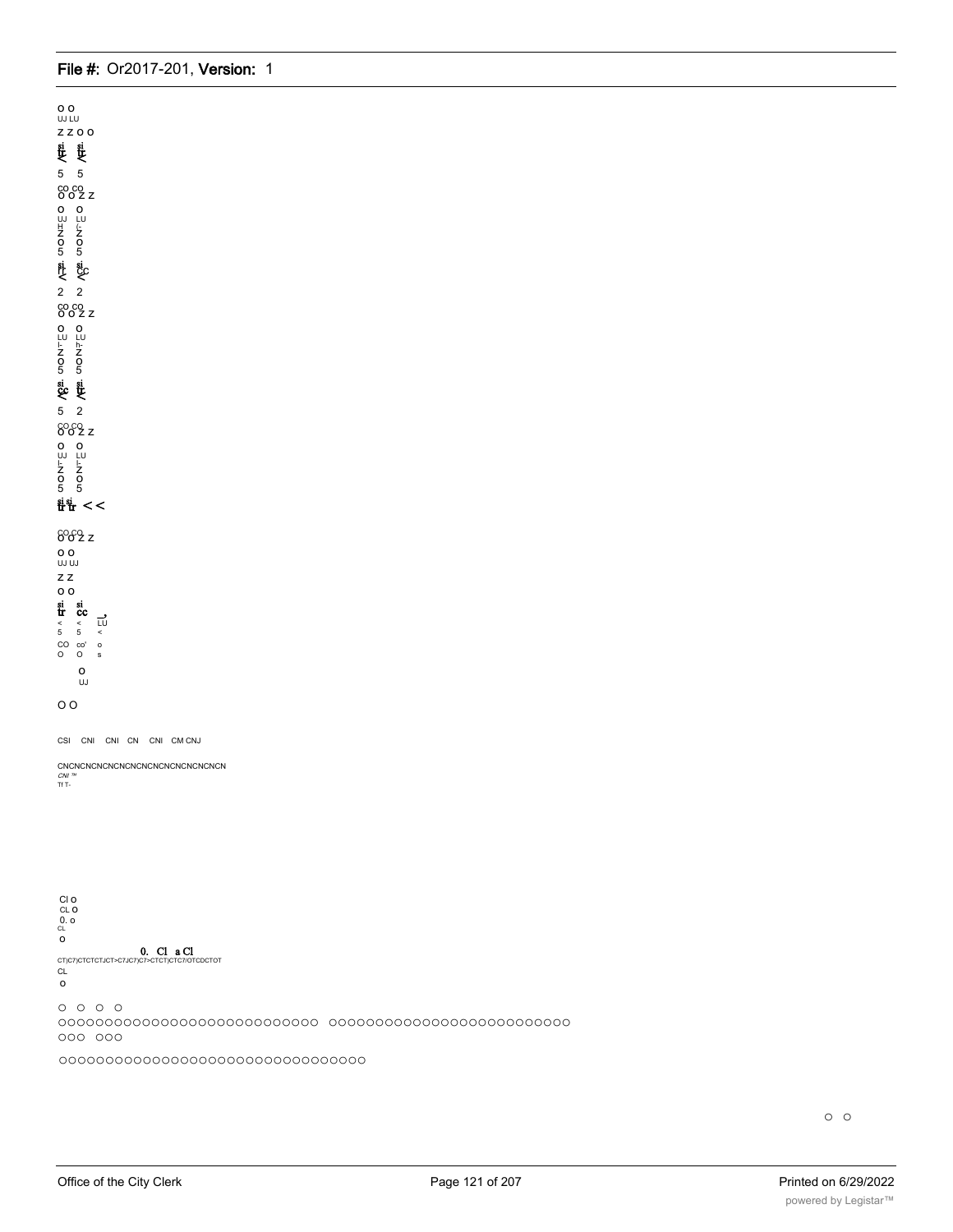O O
UJ LU
Z Z O O
si si
tr tr
< <
5 5
CO CO
O O Z Z
O O
UJ LU
H (-
Z Z
O O
5 5
si si
I- CC
< <
2 2
CO CO
O O Z Z
O O
LU LU
I- h-
Z Z
O O
5 5
si si
CC tr
< <
5 2
CO CO
O O Z Z
O O
UJ LU
I- I-
Z Z
O O
5 5
si si
tr tr < <

CO CO
O O Z Z
O O
UJ UJ
Z Z
O O
si si
tr cc
< < LU
5 5 <
CO co' o
O O s
O
UJ

O O

CSI CNI CNI CN CNI CM CNJ

CNCNCNCNCNCNCNCNCNCNCNCNCNCN
*CNI ™*
Tf T-

Cl o
CL O
0. o
CL
o
0. Cl a Cl
CT)C7)CTCTCTJCT>C7JC7)C7>CTCT)CTC7/OTCDCTOT
CL
o

○ ○ ○ ○
○○○○○○○○○○○○○○○○○○○○○○○○○○○ ○○○○○○○○○○○○○○○○○○○○○○○○○
○○○ ○○○

○○○○○○○○○○○○○○○○○○○○○○○○○○○○○○○

○ ○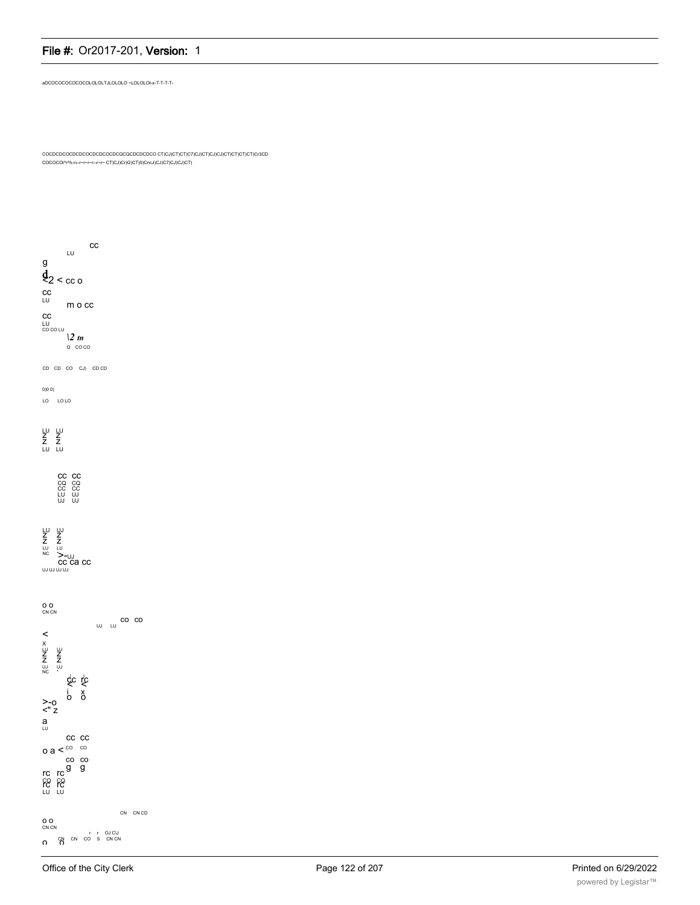aDCOCOCOCOCOCOLOLOLTJLOLOLO ~LOLOLOt-x-T-T-T-T-

COCDCDCOCDCDCOCDCDCOCDCQCQCDCDCDCO CT)CJ)CT)CT)C7)CJ)CT)CJ)CJ)CT)CT)CT)CT)Cr3CD
COCOCO/^r^h-rx-r~r~r~r~r~r~ CT)CJ)Cr)G)CT)0)CncJ)CJ)C7)CJ)CJ)CT)

CC
LU
g
d
<2 < cc o
cc
LU
m o cc
cc
LU
CO CO LU
\2 *tn*
Q CO CO

CD CD CO CJ) CD CD

0)0 0)

LO LO LO

LU LU
Z Z
Z Z
LU LU

CC CC
CQ CQ
CC CC
LU UJ
UJ UJ

LU UJ
Z Z
Z Z
LU LU
NC >-UJ
cc ca cc
UJ UJ UJ UJ

o o
CN CN
UJ LU co co
<
x
LU UJ
Z Z
Z Z
UJ UJ
NC
cc rc
< <
i x
o o
>-o
<" z
a
LU
cc cc
o a < CO CO
co co
rc rc g g
CO CO
rc rc
LU LU

CN CN CD
o o
CN CN
r r OJ CIJ
o CN CN CO S CN CN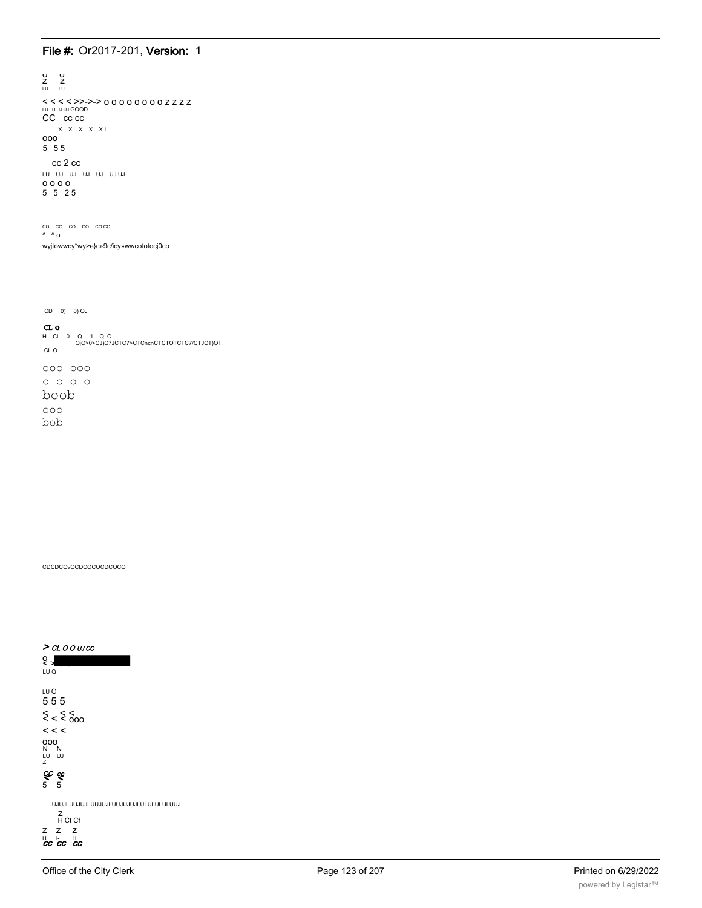U U
Z Z
LU LU

< < < < >>->-> O O O O O O O O O Z Z Z Z
LU LU UJ UJ GOOD
CC cc cc
X X X X X I
OOO
5 5 5

cc 2 cc
LU UJ UJ UJ UJ UJ UJ
O O O O
5 5 2 5

co co co co co co
^ ^ o
wyjtowwcy*wy>e}c»9c/icy»wwcototocj0co

CD 0) 0) OJ

CL O
H CL 0. Q. 1 Q. O.
OjO>0>CJ)C7JCTC7>CTCncnCTCTOTCTC7/CTJCT)OT
CL O

OOO OOO
O O O O
boob
OOO
bob

CDCDCOvOCDCOCOCDCOCO

> CL O O UJ CC
O
< >
LU Q

LU O
5 5 5
< < < < < OOO
< < <
OOO
N N
LU UJ
Z
CC cc
< <
5 5

UJUJLUUJUJLUUJUJLUUJUJUJLULULULUUJ
Z
H Ct Cf
Z Z Z
H I- H
CC CC CC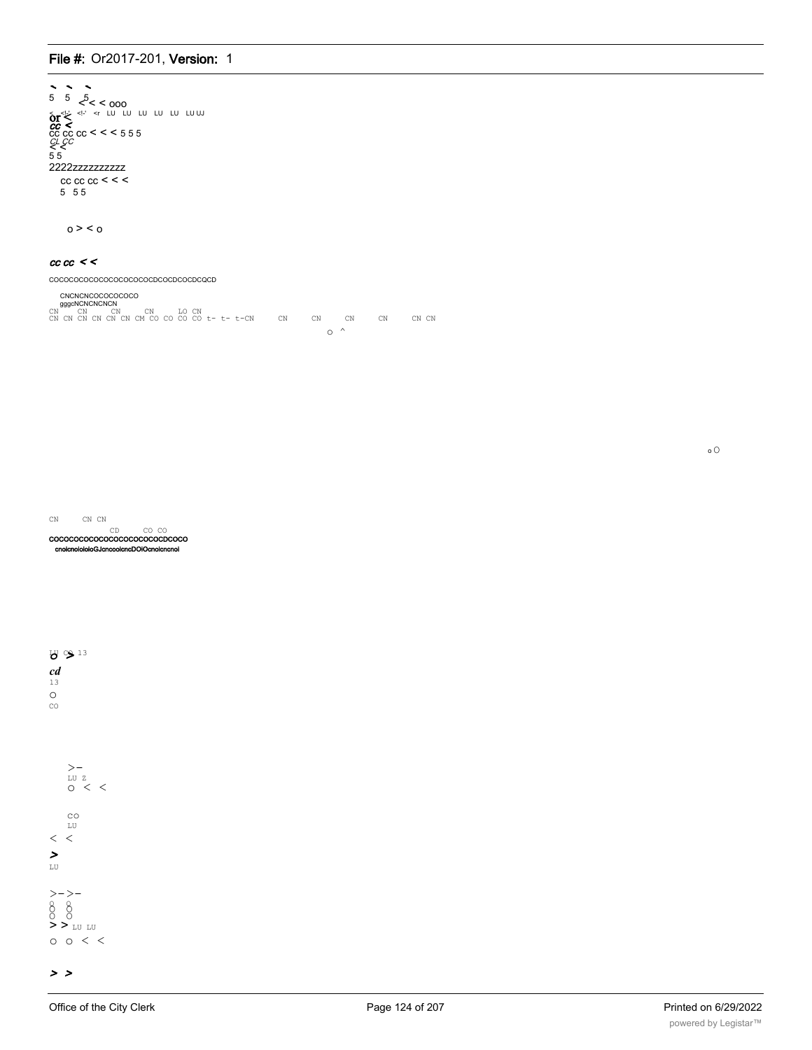5 5 5 < < ooo

< <LU <l-' <r LU LU LU LU LU LU UJ

or <

cc <

cc cc cc < < < 5 5 5

CL CC

< <

5 5

2222zzzzzzzzzz

cc cc cc < < <

5 5 5

o > < o

*cc cc < <*

COCOCOCOCOCOCOCOCOCOCDCOCDCOCDCQCD

CNCNCNCOCOCOCOCO

gggcNCNCNCNCN

CN CN CN CN LO CN

CN CN CN CN CN CN CM CO CO CO CO t- t- t-CN CN CN CN CN CN CN

o ^

o O

CN CN CN

CD CO CO

COCOCOCOCOCOCOCOCOCOCOCDCOCO

cnoicnoioioioGJcncooicncDOiOcnoicncnoi

LU CO 13

o >

*cd*

13

o

CO

>-

LU Z

o < <

CO

LU

< <

>

LU

>- >-

o o

O O

> > LU LU

o o < <

> >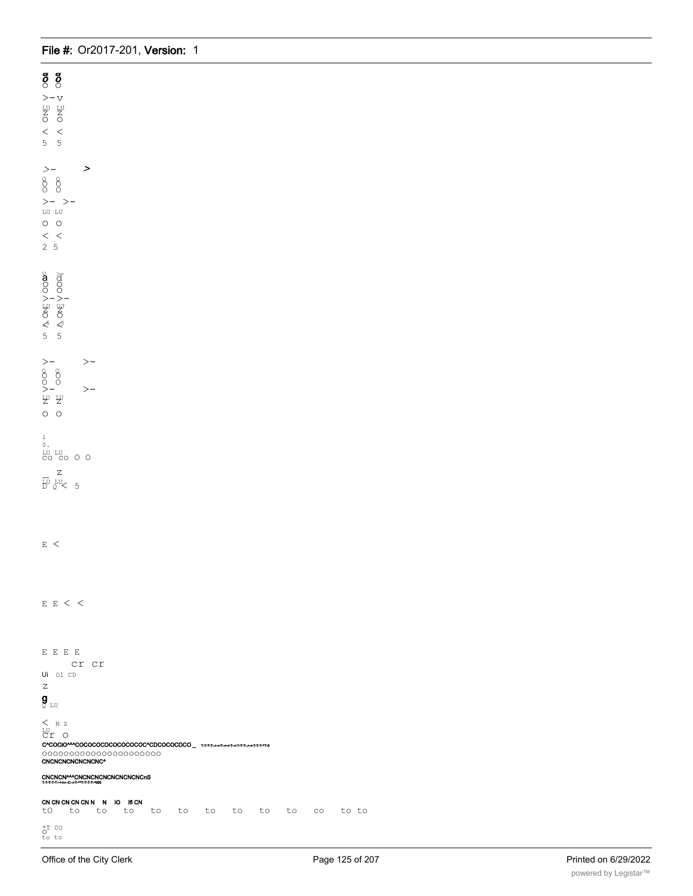8 8
O O
>- v
LU LU
Z Z
O O
< <
5 5

>- >
8 8
O O
>- >-
LU LU
O O
< <
2 5

a d
O O
O O
>- >-
LU LU
Z Z
O O
< <
5 5

>- >-
8 8
O O
>- >-
LU LU
Z Z
O O

i
0.
LU LU
CO CO O O
_ Z
LU LU
D Q < 5

E <

E E < <

E E E E
cr cr
Ui 01 CD
Z
g
Q LU
< N Z
LU
Cr O
C^COCIO^^^COCOCOCDCOCOCOCOC^CDCOCOCDCO _ T-T-T-T-r-r-T-r-r-T-r-T-T-T-r-r-T-T-T-T-0
OOOOOOOOOOOOOOOOOOOOOO
CNCNCNCNCNCNCNC^

CNCNCN^^^CNCNCNCNCNCNCNCNCnS
T-T-T-T-T--r-r-r--C--r-T-^T-T-T-T-^000

CN CN CN CN CN N N IO lfl CN
tO to to to to to to to to to co to to

*T CO
O
to to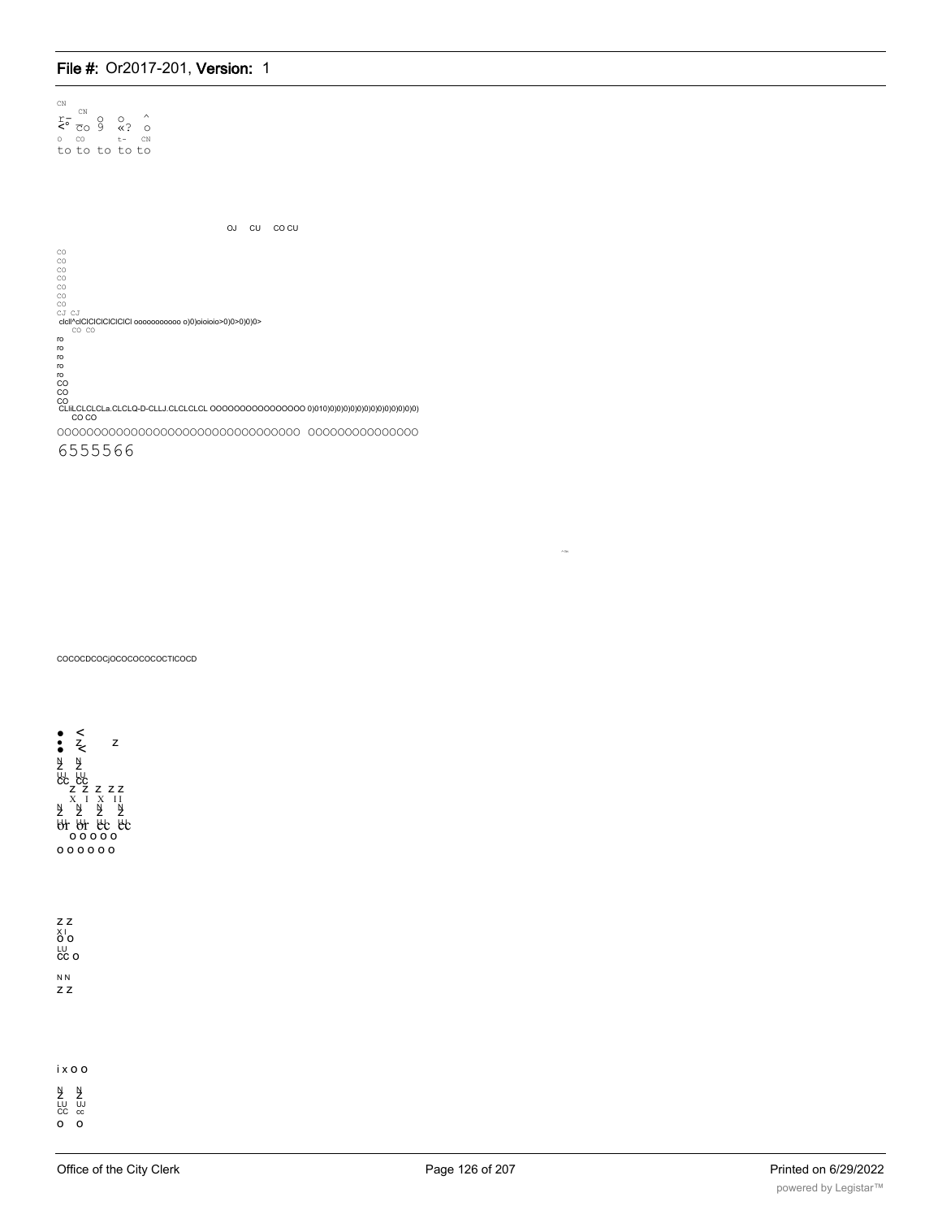CN
CN
r- O O ^
<° co 9 «? o
o CO t- CN
to to to to to

OJ CU CO CU

CO
CO
CO
CO
CO
CO
CO
CJ CJ
clcll^clClClClClClClCl ooooooooooo o)0)oioioio>0)0>0)0)0>
CO CO
ro
ro
ro
ro
ro
CO
CO
CO
CLliLCLCLCLa.CLCLQ-D-CLLJ.CLCLCLCL OOOOOOOOOOOOOOO 0)010)0)0)0)0)0)0)0)0)0)0)0)0)0)
CO CO

OOOOOOOOOOOOOOOOOOOOOOOOOOOOOOOOO OOOOOOOOOOOOOOO

6555566

COCOCDCOCjOCOCOCOCOCTICOCD

• <
• z z
• <
N N
Z Z
LU LU
CC CC
Z Z Z Z Z
X I X I I
N N N N
Z Z Z Z
or or cc cc
O O O O O
O O O O O O

Z Z
X I
O O
LU
CC O
N N
Z Z

i x O O
N N
Z Z
LU UJ
CC cc
O O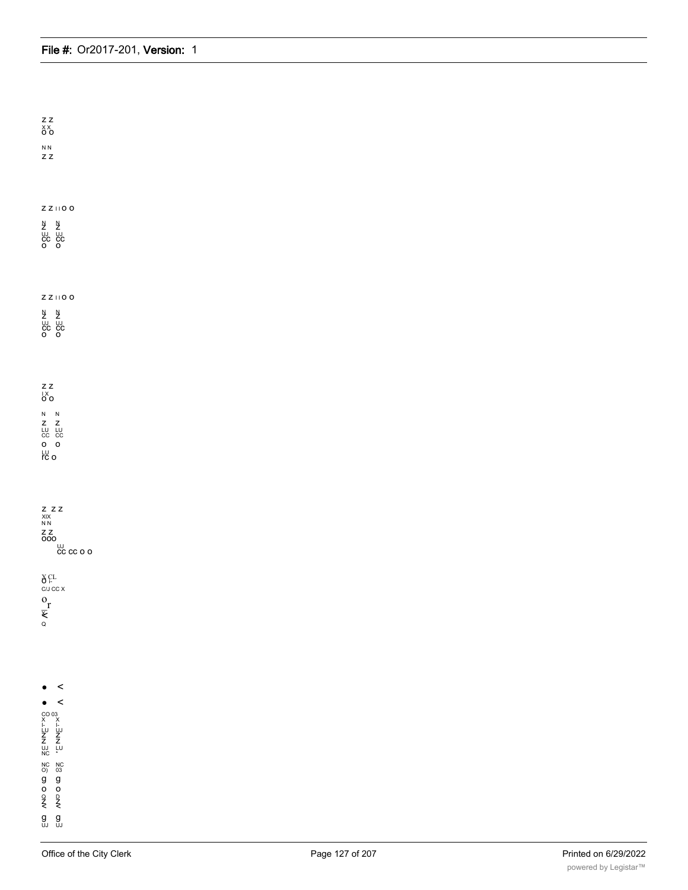Z Z
X X
O O

N N
Z Z

Z Z I I O O

N N
Z Z
UJ UJ
CC CC
O O

Z Z I I O O

N N
Z Z
UJ UJ
CC CC
O O

Z Z
I X
O O

N N
Z Z
LU LU
CC CC
O O
LU
rc O

Z Z Z
XIX
N N
Z Z
OOO
UJ
CC CC O O

X CL
O I-
C/J CC X
O
r
<
Q

• <

• <

CO 03
X X
I- I-
LU UJ
Z Z
Z Z
UJ LU
NC *
NC NC
O) 03
g g
O O
Q D
Z Z
< <
g g
UJ UJ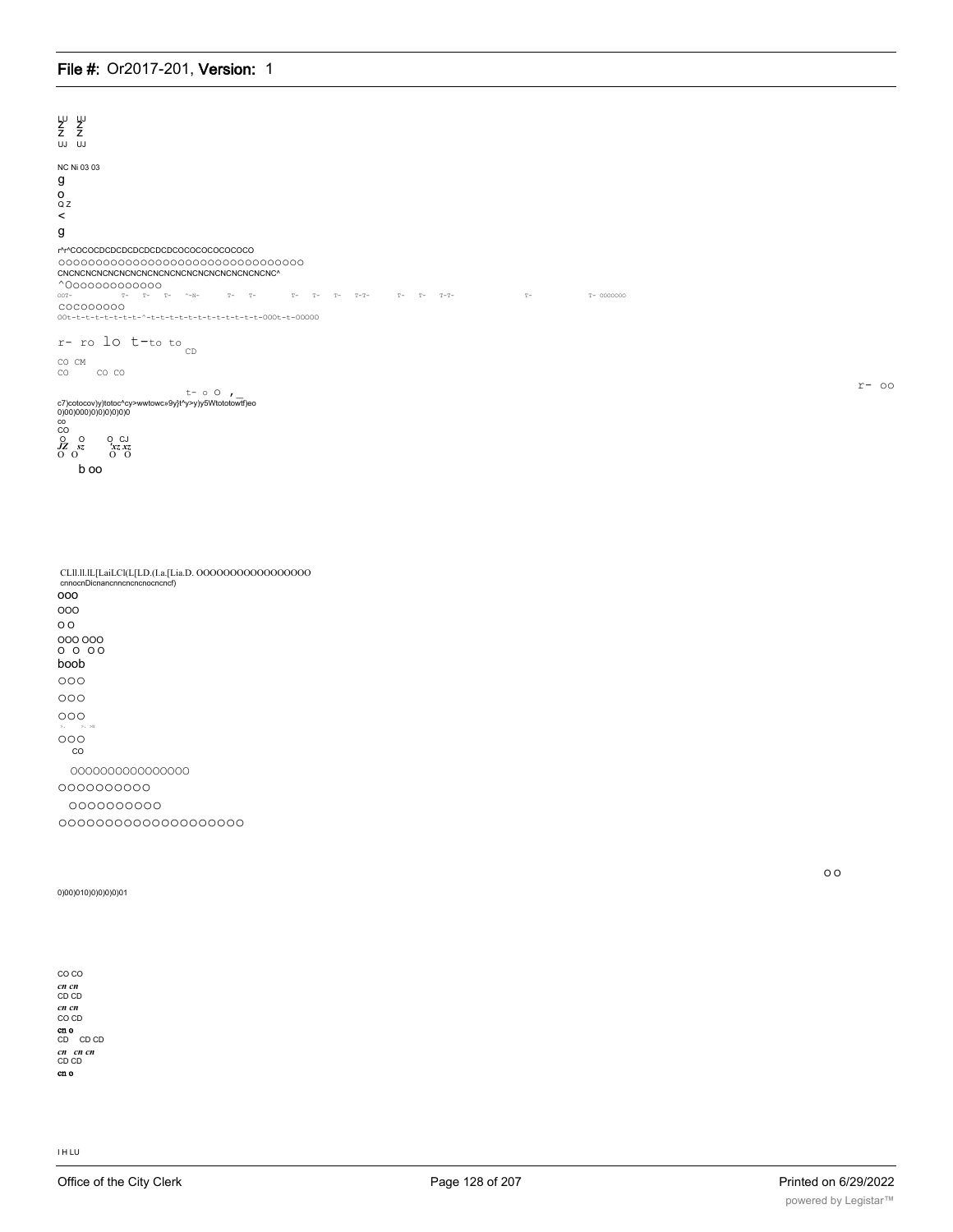LU LU
Z Z
Z Z
UJ UJ

NC Ni 03 03

g

o

Q Z

<

g

r^r^COCOCDCDCDCDCDCDCDCOCOCOCOCOCOCO

OOOOOOOOOOOOOOOOOOOOOOOOOOOOOOOO

CNCNCNCNCNCNCNCNCNCNCNCNCNCNCNCNCNCNCNC^

^Ooooooooooooo

OOT- T- T- T- ^-N- T- T- T- T- T- T-T- T- T- T-T- T- T- OOOOOOO

COCOOOOOOO

OOt-t-t-t-t-t-t-t-^-t-t-t-t-t-t-t-t-t-t-t-t-OOOt-t-OOOOO

r- ro lo t-to to CD

CO CM

CO CO CO

r- oo

t- o O ,_

c7)cotocov)y)totoc^cy>wwtowc»9y}t^y>y)y5Wtototowtf)eo

0)00)000)0)0)0)0)0)0

co

CO

O O O CJ

JZ sz xz xz

O O O O

b oo

CLll.ll.lL[LaiLCl(L[LD.(La.[Lia.D. OOOOOOOOOOOOOOOOO

cnnocnDicnancnncncnocncncf)

ooo

ooo

o o

ooo ooo

o o oo

boob

ooo

ooo

ooo

>. >. >=

ooo

co

OOOOOOOOOOOOOOOO

OOOOOOOOOO

OOOOOOOOOO

OOOOOOOOOOOOOOOOOOOO

o o

0)00)010)0)0)0)0)01

CO CO

cn cn

CD CD

cn cn

CO CD

cn o

CD CD CD

cn cn cn

CD CD

cn o

I H LU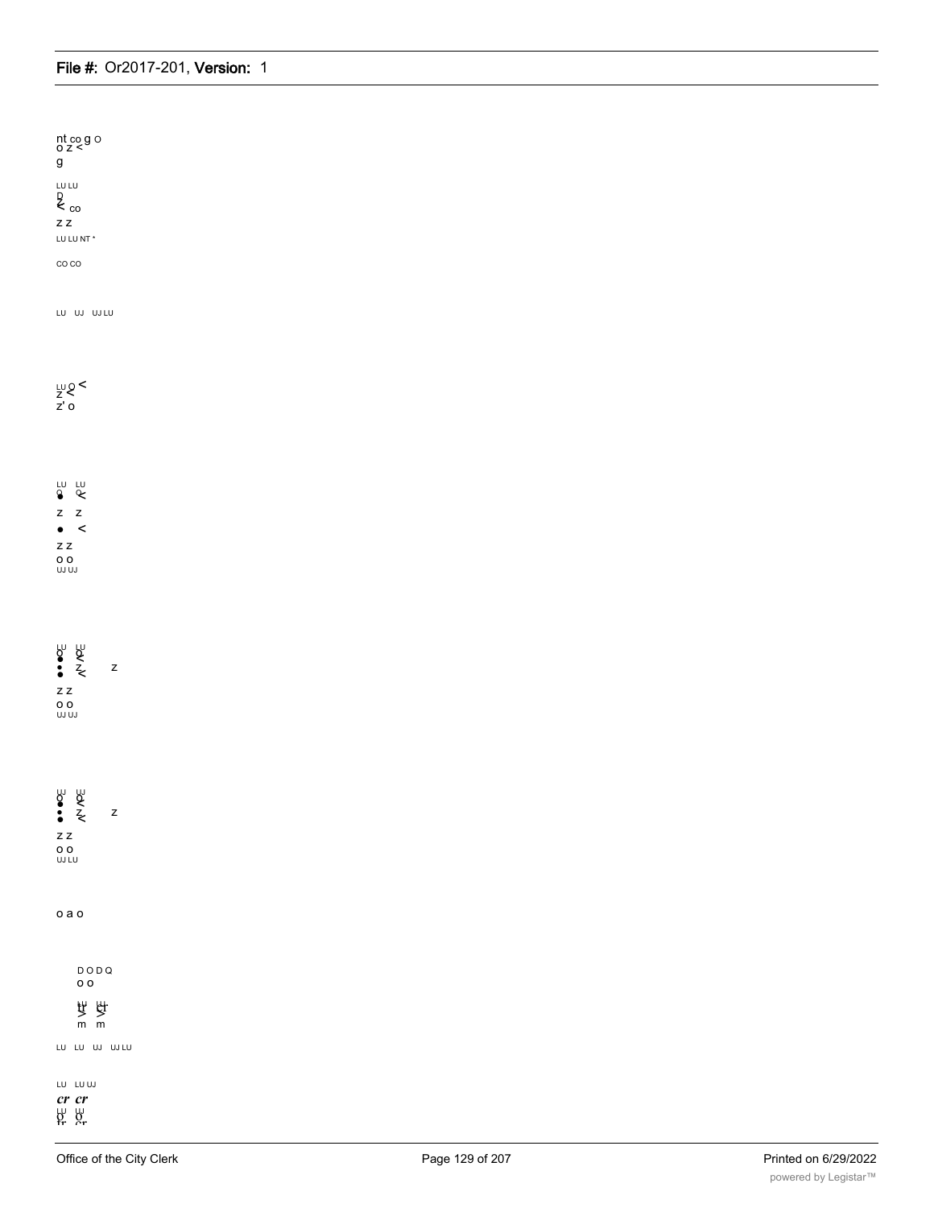nt co g o
o z <
g

LU LU
D
< co
z z
LU LU NT *

CO CO

LU UJ UJ LU

LU Q <
z <
z' o

LU LU
Q Q
• <
z z
• <
z z
o o
UJ UJ

LU LU
Q Q
• <
• z
• < z
z z
o o
UJ UJ

LU LU
Q Q
• <
• z
• < z
z z
o o
UJ LU

o a o

D O D Q
o o

LU LU
tr tr
> >
m m

LU LU UJ UJ LU

LU LU UJ
*cr cr*
LU LU
Q Q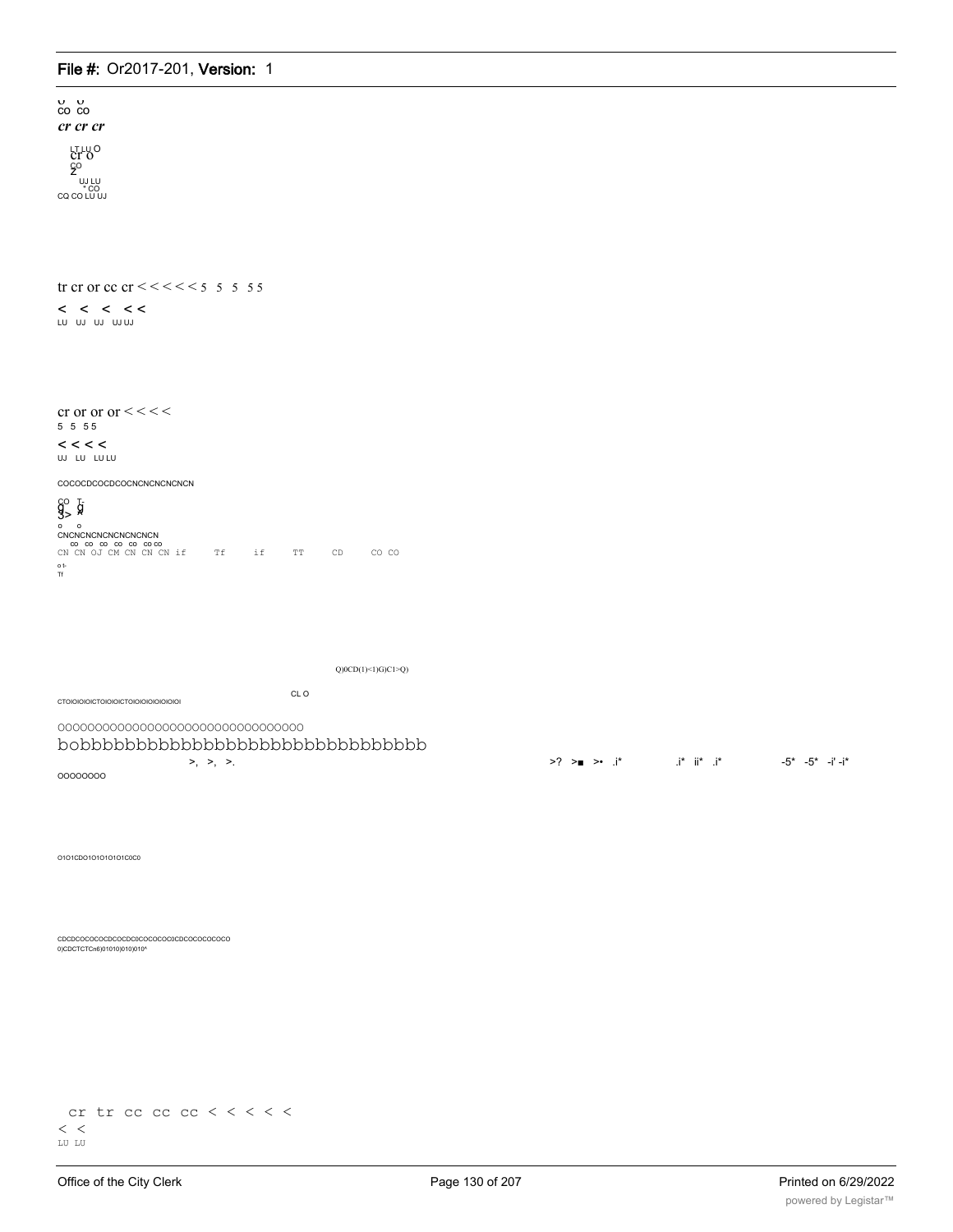o o
co co
*cr cr cr*

LT LU O
cr o
co
z
UJ LU
* CO
CQ CO LU UJ

tr cr or cc cr < < < < < 5 5 5 5 5

< < < < <
LU UJ UJ UJ UJ

cr or or or < < < <
5 5 5 5

< < < <
UJ LU LU LU

COCOCDCOCDCOCNCNCNCNCNCN

CO T-
g Q
3> *
o o
CNCNCNCNCNCNCNCNCN
co co co co co co co
CN CN OJ CM CN CN CN if Tf if TT CD CO CO

o t-
Tf

Q)0CD(1)<1)G)C1>Q)

CL O

CTOIOIOIOICTOIOIOICTOIOIOIOIOIOIOI

OOOOOOOOOOOOOOOOOOOOOOOOOOOOOOOO
bobbbbbbbbbbbbbbbbbbbbbbbbbbbbbbb

>, >, >. >? >■ >• .i* .i* ii* .i* -5* -5* -i' -i*

OOOOOOOO

O1O1CDO1O1O1O1C0C0

CDCDCOCOCOCDCOCDC0COCOCOC0CDCOCOCOCOCO
0)CDCTCTCn6)01010)010)010^

cr tr cc cc cc < < < < <
< <
LU LU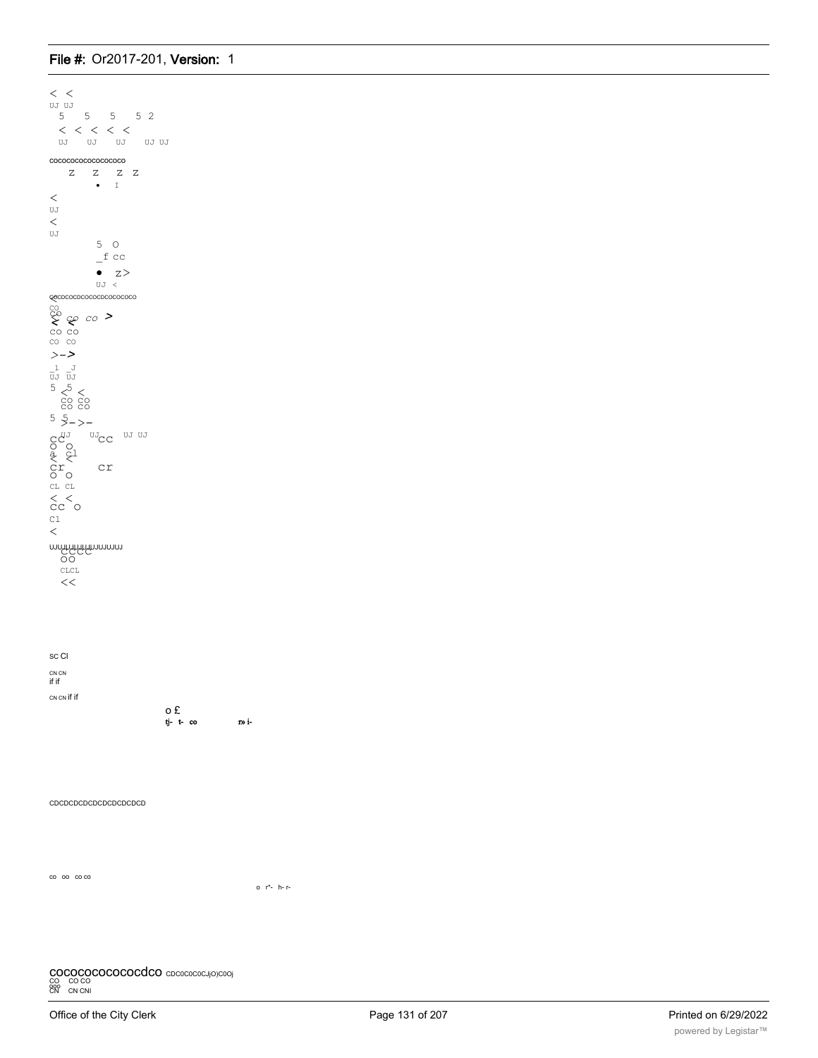< <
UJ UJ
5 5 5 5 2
< < < < <
UJ UJ UJ UJ UJ

cocococococococoo

Z Z Z Z
• I

<
UJ
<
UJ

5 O
_f cc
• z>
UJ <

cocdcocdcococdcocococo
co
co
< < co co >
co co
co co
>->
_1 _J
UJ UJ
5 5
< <
co co
co co
5 5
>->-
cc UJ UJ cc UJ UJ
O O
a cl
< <
cr cr
O O
CL CL
< <
cc O
Cl
<

UJUJUJUJUJUJUJUJUJUJ
CCCC
OO
CLCL
<<

sc Cl

CN CN
if if

CN CN if if

o £
tj- t- co r» i-

CDCDCDCDCDCDCDCDCDCD

co oo co co

o r^- h- r-

cocococococococdco CDC0C0C0CJ)O)C0Oj
CO CO CO
OOO
CN CN CNI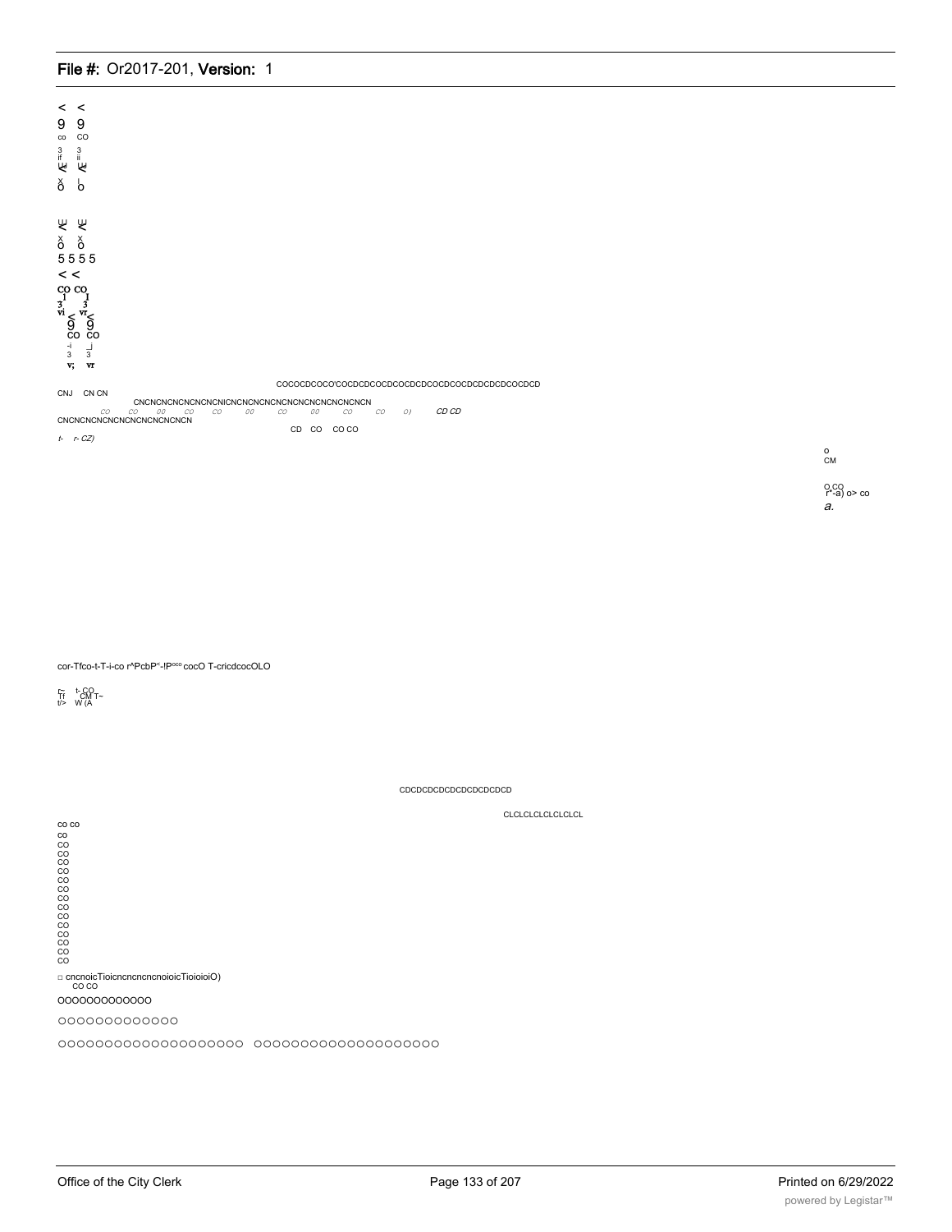< <
9 9
co CO
3 3
if ii
Ж Ж
X |
O O

Ж Ж
X X
O O
5 5 5 5
< <
CO CO
3 3
vi vr
< <
9 9
CO CO
-i _|
3 3
v; vr

COCOCDCOCO'COCDCDCOCDCOCDCDCOCDCOCDCDCDCDCOCDCD

CNJ CN CN

CNCNCNCNCNCNCNCNICNCNCNCNCNCNCNCNCNCNCNCN

CO CO 00 CO CO 00 CO 00 CO CO O) CD CD

CNCNCNCNCNCNCNCNCNCNCNCN

CD CO CO CO

t- r- CZ)

o
CM

O CO
r"-a) o> co
a.

cor-Tfco-t-T-i-co r^PcbP<-!P^oco cocO T-cricdcocOLO

r~ t- CO
Tf CM T~
t/> W (A

CDCDCDCDCDCDCDCDCDCD

CLCLCLCLCLCLCLCL

co co
co
CO
CO
CO
CO
CO
CO
CO
CO
CO
CO
CO
CO
CO
CO

□ cncnoicTioicncncncncnoioicTioioioiO)
CO CO

OOOOOOOOOOOO

OOOOOOOOOOOOO

OOOOOOOOOOOOOOOOOOOO OOOOOOOOOOOOOOOOOOOO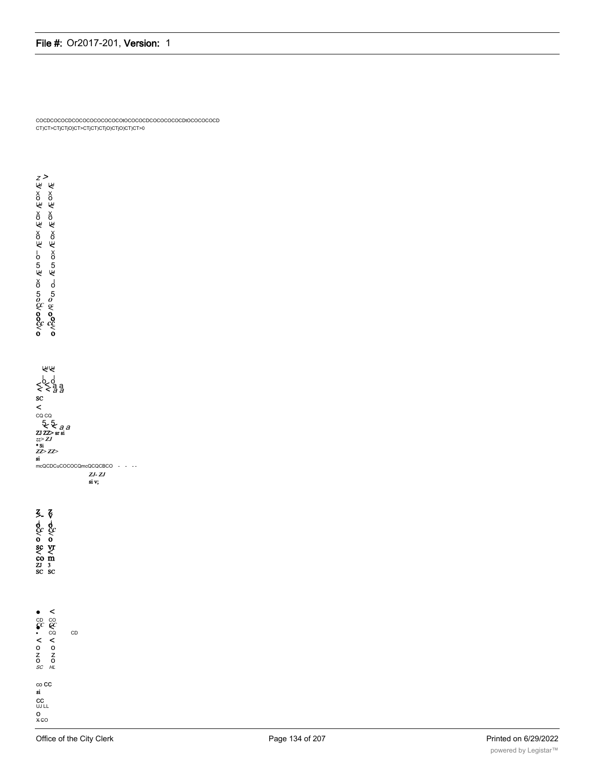COCDCOCOCDCOCOCOCOCOCOCOtOCOCOCDCOCOCOCOCDtOCOCOCOCD
CT)CT>CTjCTjO)CT>CTjCT)CTjO)CTjO)CT)CT>0

CQ CQ

ZJ ZZ> sr si
zz> ZJ
• si
ZZ> ZZ>
si
mcQCDCuCOCOCQmcQCQCBCO - - - -
ZJ- ZJ
si v;

co CC
si
CC
UJ LL
O
x CO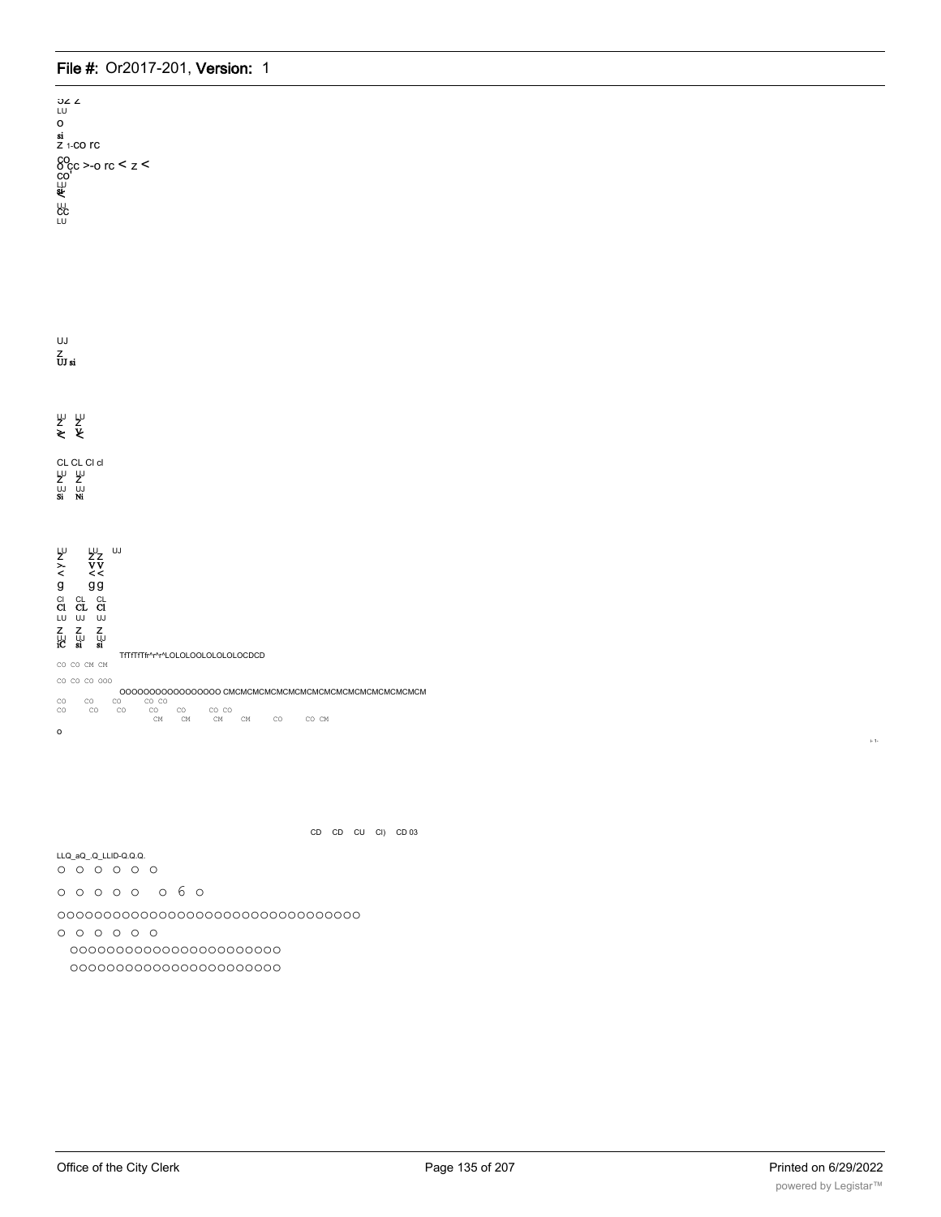ɔz z
LU
o
si
Z 1-CO rc
CO
O cc >-o rc < z <
CO'
LU
SI-

LU
CC
LU

UJ
Z
UJ si

LU LU
Z Z
≷ ⋝

CL CL Cl cl
LU LU
Z Z
UJ UJ
Si Ni

LU LU UJ
Z Z Z
> V V
< < <
g g g
Cl CL CL
Cl CL Cl
LU UJ UJ
Z Z Z
LU UJ UJ
iC si si

TfTfTfTfr^r^r^LOLOLOOLOLOLOLOCDCD

CO CO CM CM

CO CO CO OOO

OOOOOOOOOOOOOOOO CMCMCMCMCMCMCMCMCMCMCMCMCMCMCMCM

CO CO CO CO CO
CO CO CO CO CO CO CO
CM CM CM CM CO CO CM

o

i- 1-

CD CD CU Cl) CD 03

LLQ_aQ_.Q_LLID-Q.Q.Q.
O O O O O O

O O O O O O 6 O

OOOOOOOOOOOOOOOOOOOOOOOOOOOOOOOOO

O O O O O O

OOOOOOOOOOOOOOOOOOOOOOO

OOOOOOOOOOOOOOOOOOOOOOO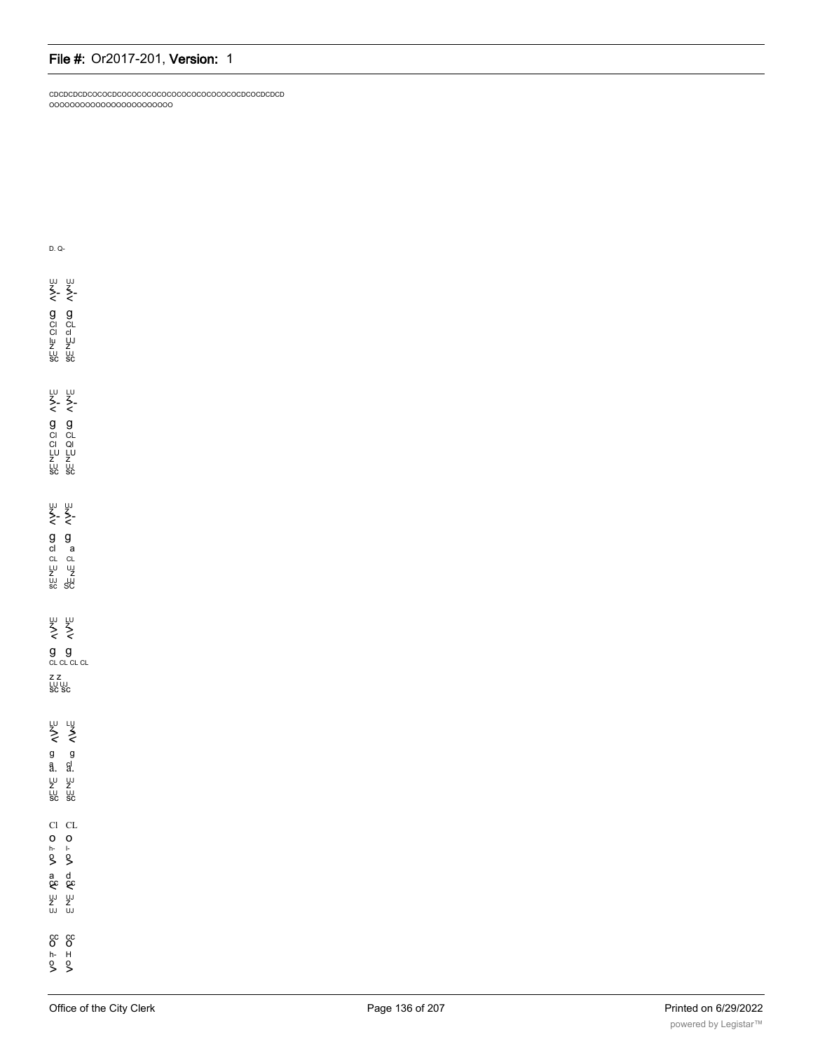CDCDCDCDCOCOCDCOCOCOCOCOCOCOCOCOCOCOCOCOCDCOCDCDCD
OOOOOOOOOOOOOOOOOOOOOOO

D. Q-

UJ UJ
Z Z
>- >-
< <

g g
Cl CL
Cl cl
lu UJ
Z Z
LU UJ
SC SC

LU LU
Z Z
>- >-
< <

g g
Cl CL
Cl Ql
LU LU
Z Z
LU UJ
SC SC

UJ UJ
Z Z
>- >-
< <

g g
cl a
CL CL
LU UJ
Z Z
UJ LU
sc SC

UJ LU
Z Z
> >
< <

g g
CL CL CL CL

Z Z
LU UJ
SC SC

LU LU
Z Z
> >
< <

g g
a cl
a. a.
LU UJ
Z Z
LU UJ
SC SC

Cl CL
O O
h- I-
O O
> >
a d
CC CC
< <
UJ UJ
Z Z
UJ UJ

CC CC
O O
h- H
O O
> >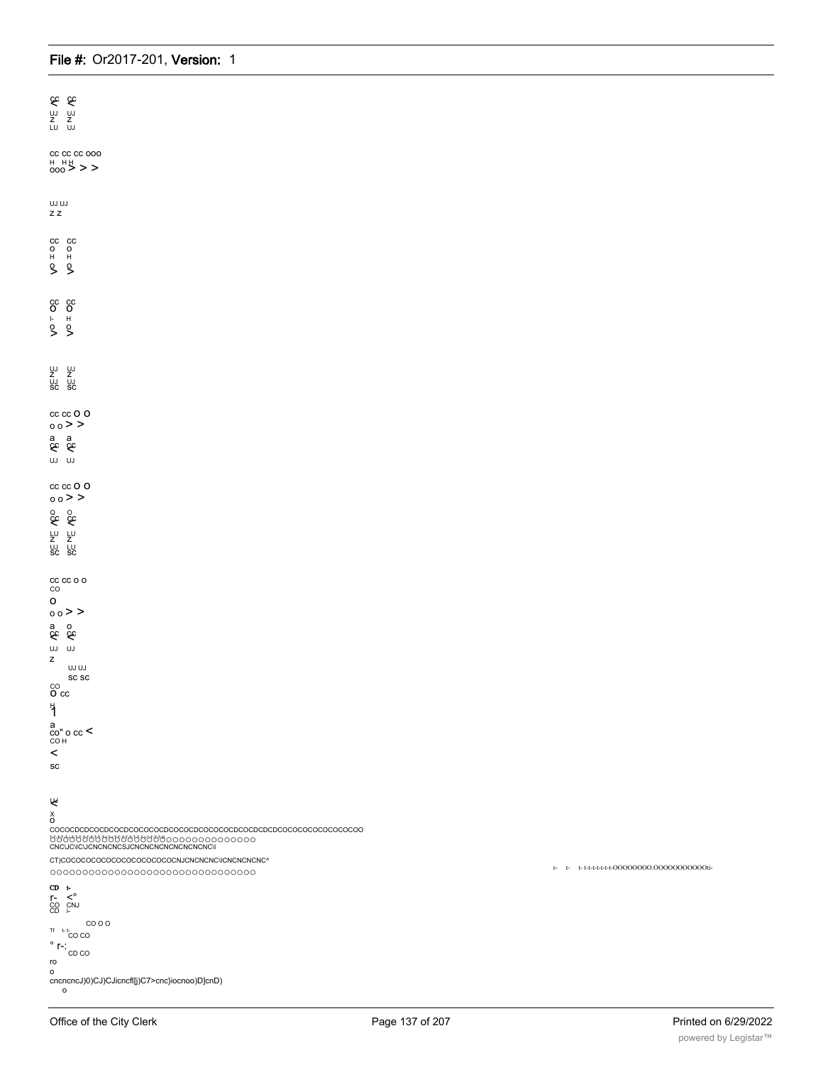CC CC
UJ UJ
Z Z
LU UJ

CC CC CC OOO
H HH
OOO > > >

UJ UJ
Z Z

CC CC
O O
H H
O O
> >

CC CC
O O
I- H
O O
> >

UJ UJ
Z Z
UJ UJ
SC SC

CC CC O O
O O > >
a a
CC CC
UJ UJ

CC CC O O
O O > >
O O
CC CC
LU LU
Z Z
UJ LU
SC SC

CC CC O O
CO
O
O O > >
a O
CC CC
UJ UJ
Z
UJ UJ
SC SC
CO
O CC
H
1
a
CO" O CC <
CO H
<
SC

UJ
<
X
O
COCOCDCDCOCDCOCDCOCOCOCDCOCOCDCOCOCOCDCOCDCDCDCOCOCOCOCOCOCOCOO
OOOOOOOOOOOOOOOOOOOOOOOOOOOOOOO
CNC\JC\IC\JCNCNCNCSJCNCNCNCNCNCNCNCNC\I
CT)COCOCOCOCOCOCOCOCOCOCNJCNCNCNC\ICNCNCNCNC^
OOOOOOOOOOOOOOOOOOOOOOOOOOOOOOO

r- t- t-t-t-t-t-t-t-t-OOOOOOOO.OOOOOOOOOOOti-

CD t-
r- <°
CO CNJ
CD I-
CO O O
Tf t-t-
CO CO
° r-:
CD CO
ro
o
cncncncJ)0)CJ)CJicncfl[j)C7>cnc}iocnoo)D]cnD)
o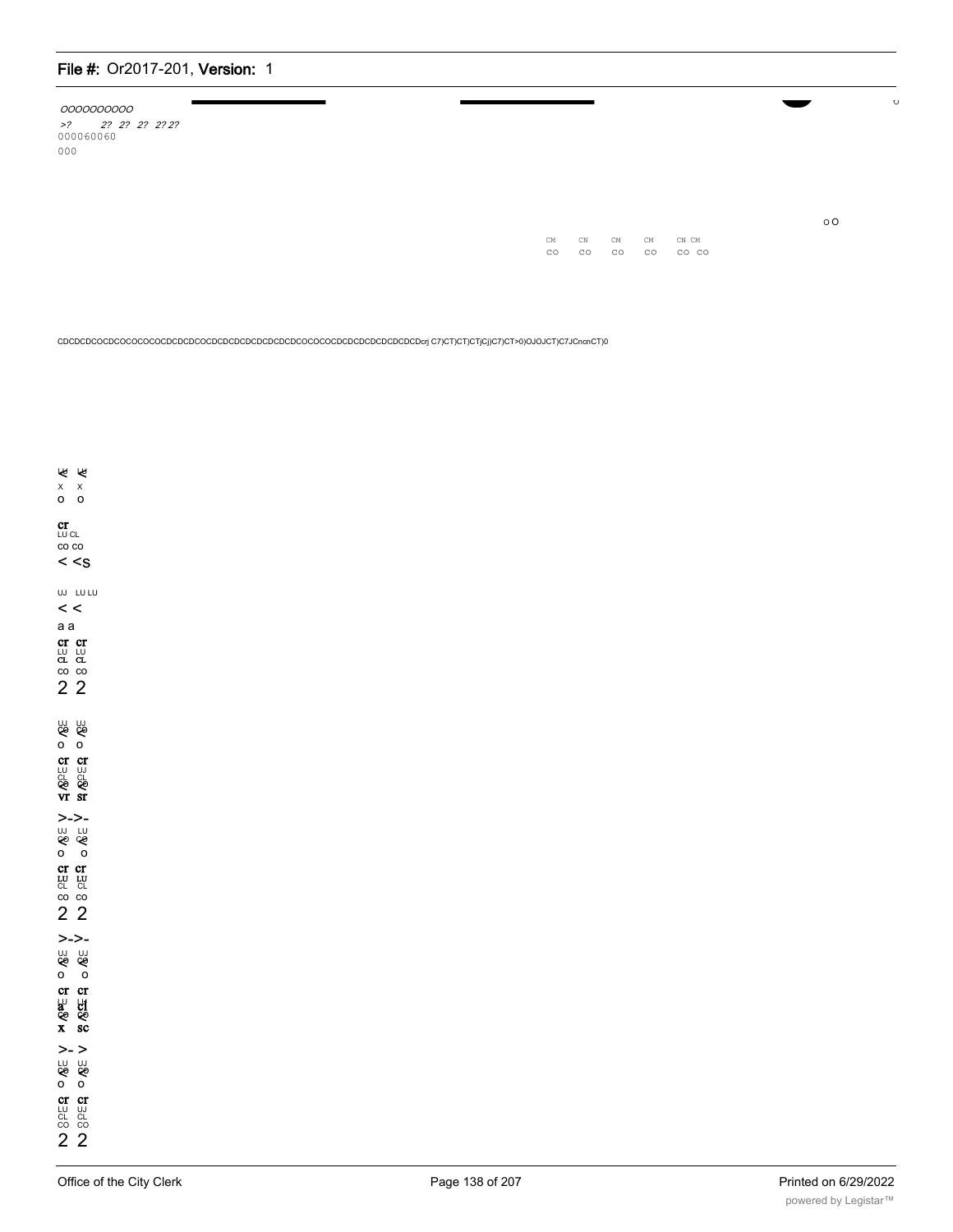oooooooooo
>? 2? 2? 2? 2? 2?
000060060
000

o O

CM CN CM CM CN CM
CO CO CO CO CO CO

CDCDCDCOCDCOCOCOCOCDCDCDCOCDCDCDCDCDCDCDCDCOCOCOCDCDCDCDCDCDCDCDcrj C7)CT)CT)CTjCj)C7)CT>0)OJOJCT)C7JCncnCT)0

x x
o o

cr
LU CL
co co
< <s

UJ LU LU
< <
a a
cr cr
LU LU
CL CL
co co
2 2

o o
cr cr
LU UJ
CL CL
vr sr

>->-
UJ LU
o o
cr cr
LU LU
CL CL
co co
2 2

>->-
UJ UJ
o o
cr cr
a cl
x sc

>- >
LU UJ
o o
cr cr
LU UJ
CL CL
CO CO
2 2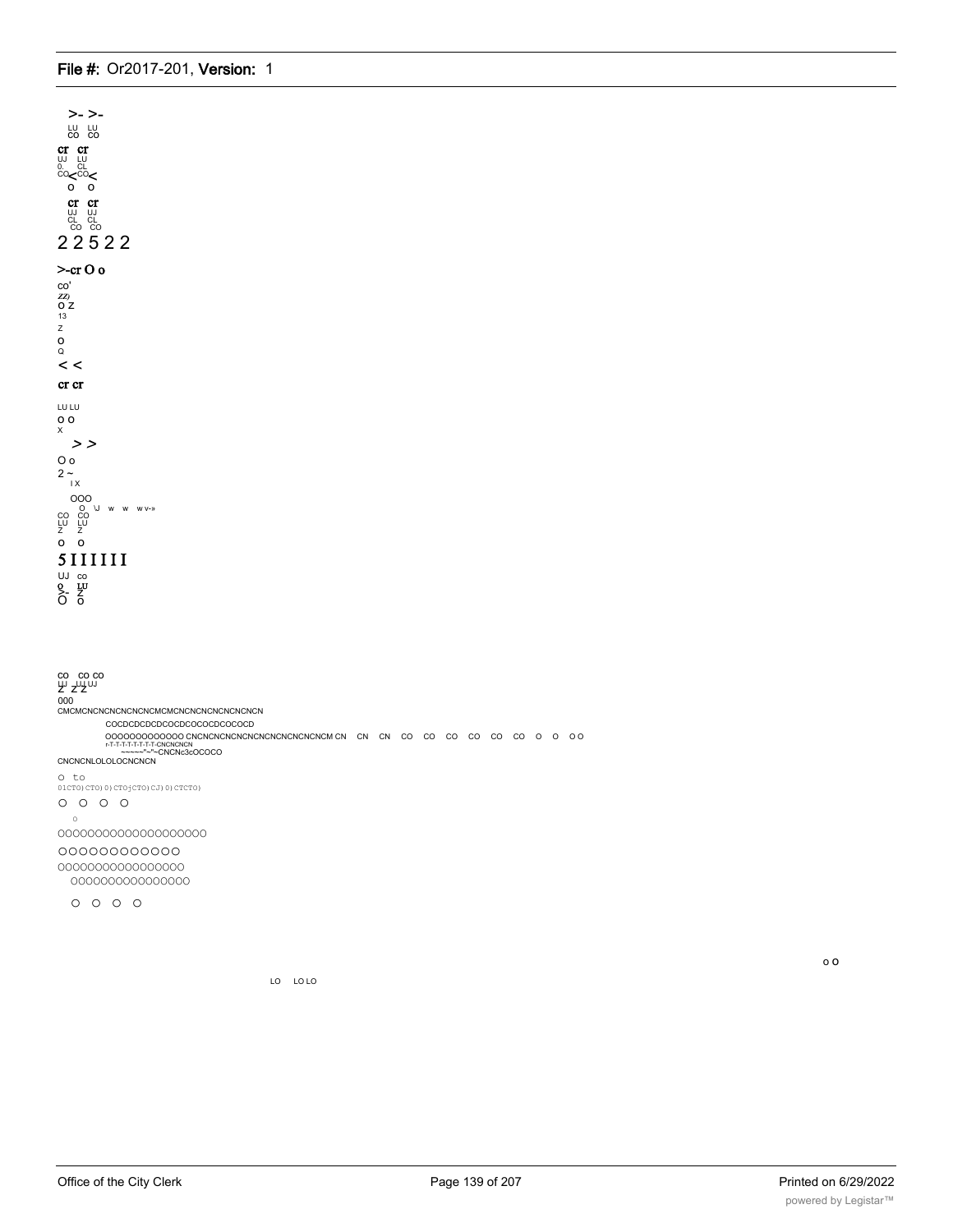>- >-
LU LU
CO CO
cr cr
UJ LU
0. CL
CO< CO<
o o
cr cr
UJ UJ
CL CL
CO CO

2 2 5 2 2

>-cr O o
co'
ZZ)
O Z
13
Z
O
Q

< <

cr cr

LU LU
O O
X

> >

O o
2 ~
I X

OOO
O \J w w w v-»
CO CO
LU LU
Z Z
O O

5 I I I I I I

UJ co
O LU
>- Z
O o

CO CO CO
LU LU UJ
Z Z Z
000
CMCMCNCNCNCNCNCNCMCMCNCNCNCNCNCNCNCN
COCDCDCDCDCOCDCOCOCDCOCOCD
OOOOOOOOOOOO CNCNCNCNCNCNCNCNCNCNCNCNCM CN CN CN CO CO CO CO CO CO O O O O
r-T-T-T-T-T-T-T-T-CNCNCNCN
~~~~~"~"~CNCNc3cOCOCO
CNCNCNLOLOLOCNCNCN

O to
01CTO)CTO)0)CTOjCTO)CJ)0)CTCTO)

O O O O
O
OOOOOOOOOOOOOOOOOOOO
OOOOOOOOOOOO
OOOOOOOOOOOOOOOOO
OOOOOOOOOOOOOOOO

O O O O

O O

LO LO LO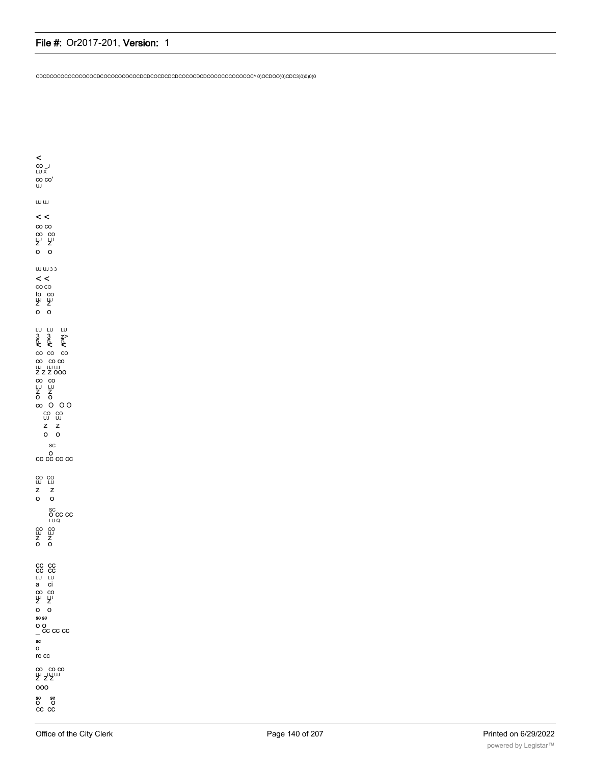CDCDCOCOCOCOCOCOCDCOCOCOCOCOCDCDCOCDCDCDCOCOCDCDCOCOCOCOCOCOC^ 0)OCDOO)0)CDC3)0)0)0)0

<
CO _J
LU X
CO CO'
UJ

UJ UJ

< <
CO CO
CO CO
UJ UJ
Z Z
O O

UJ UJ 3 3

< <
CO CO
to CO
UJ UJ
Z Z
O O

LU LU LU
3 3 Z>
5 5 5
< < <
CO CO CO
CO CO CO
UJ UJ UJ
Z Z Z OOO
CO CO
LU LU
Z Z
O O
co O O O
CO CO
UJ UJ
Z Z
O O

SC
O
CC CC CC CC

CO CO
UJ LU
Z Z
O O

SC
O CC CC
LU Q
CO CO
UJ UJ
Z Z
O O

CC CC
CC CC
LU LU
a ci
CO CO
UJ LU
Z Z
O O
sc sc
O O
_ CC CC CC
sc
O
rc CC

CO CO CO
UJ UJ UJ
Z Z Z
OOO
sc sc
O O
CC CC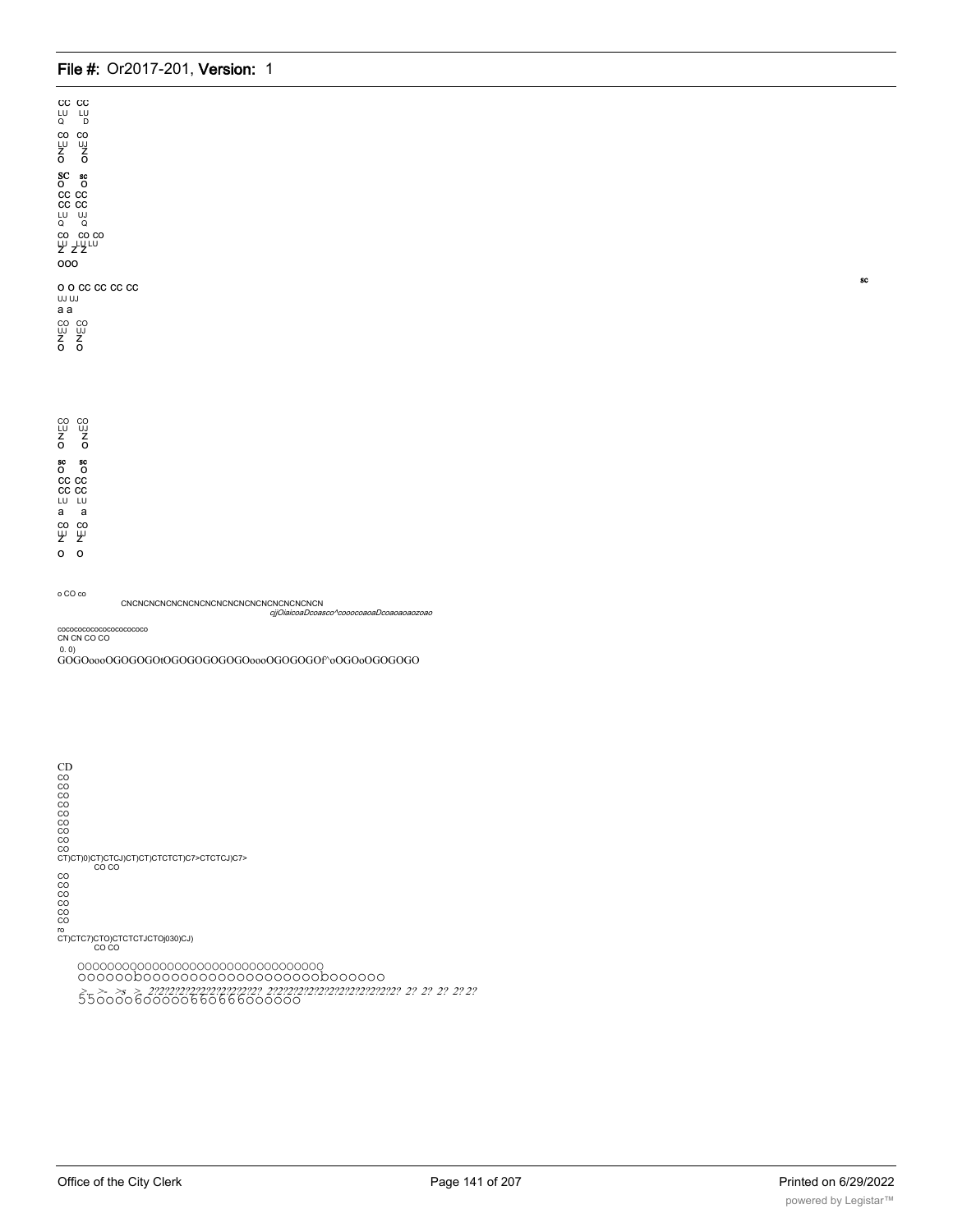CC CC
LU LU
Q D

CO CO
LU UJ
Z Z
O O

SC sc
O O
CC CC
CC CC
LU UJ
Q Q

CO CO CO
LU LU LU
Z Z Z

OOO

O O CC CC CC CC
UJ UJ
a a

CO CO
UJ UJ
Z Z
O O

sc

CO CO
LU UJ
Z Z
O O

sc sc
O O
CC CC
CC CC
LU LU
a a

CO CO
LU LU
Z Z

O O

o CO co

CNCNCNCNCNCNCNCNCNCNCNCNCNCNCNCNCN

*cjjOiaicoaDcoasco^cooocoaoaDcoaoaoaozoao*

cococococococococococo
CN CN CO CO

0. 0)

GOGOoooOGOGOGOtOGOGOGOGOGOoooOGOGOGOf^oOGOoOGOGOGO

CD
CO
CO
CO
CO
CO
CO
CO
CO
CO

CT)CT)0)CT)CTCJ)CT)CT)CTCTCT)C7>CTCTCJ)C7>
CO CO

CO
CO
CO
CO
CO
CO
ro

CT)CTC7)CTO)CTCTCTJCTOj030)CJ)
CO CO

OOOOOOOOOOOOOOOOOOOOOOOOOOOOOOOO
OOOOOObOOOOOOOOOOOOOOOOOOObOOOOOO

*>- >- >s > 2?2?2?2?2?2?2?2?2?2?2?2?2? 2?2?2?2?2?2?2?2?2?2?2?2?2?2?2? 2? 2? 2? 2? 2?*
55OOOO6OOOOO66O666OOOOOO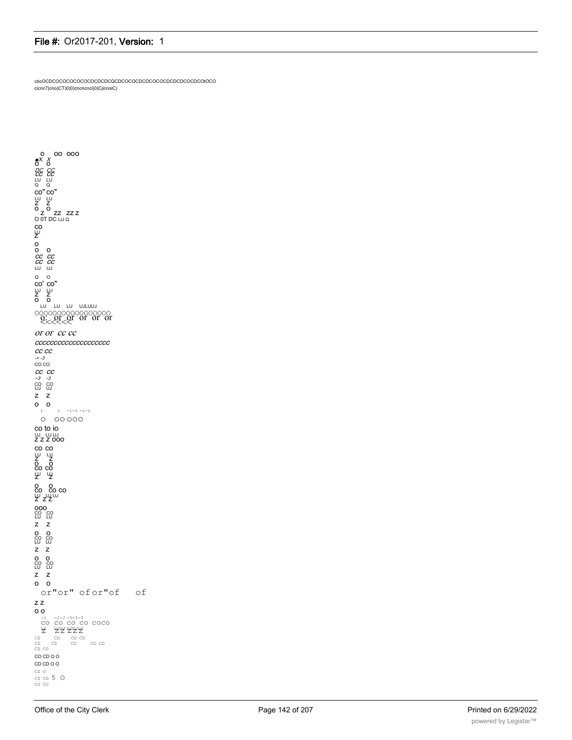cbcOCDCOCOCOCOCOCOCDCDCQCDCOCOCDCOCOCOCDCDCDCOCDCOtOCO
cicnc7}cno)CT)0)0)cncncnci}0)CjicnoiC)

O OO OOO
■X. X
O O
DC CC
CC CC
LU LU
Q Q
co" co"
LU LU
Z Z
O O
Z ZZ ZZ Z
O 0T DC LU Q
co
LU
Z
o
o o
cc cc
cc cc
LU UJ
Q O
co' co"
LU LU
Z Z
O O
LU LU LU UJLUUJ
OOOOOOOOOOOOOOOOO
o: or or or or or
<<<<<<
or or cc cc
cccccccccccccccccc
cc cc
-> -3
CO CO
cc cc
-3 -3
CO CO
LU UJ
Z Z
O O
i i -i-i -i-i
O OO OOO
co to io
UJ LU UJ
Z Z Z OOO
CO CO
LU LU
Z Z
O O
CO CO
LU LU
Z Z
O O
CO CO CO
LU UJ UJ
Z Z Z
OOO
CO CO
LU LU
Z Z
O O
CO CO
LU UJ
Z Z
O O
CO CO
LU LU
Z Z
O O
or"or" of or"of of
Z Z
O O
-) -J-J -3-3-3
CO CO CO CO COCO
LU UJUJ UJUJ UJ
Z ZZ ZZZ
CD CD CD CD
CD CD CD CD CD
CD CO
CO CD O O
CD CD O O
CD O
CD CD 5 O
CO CO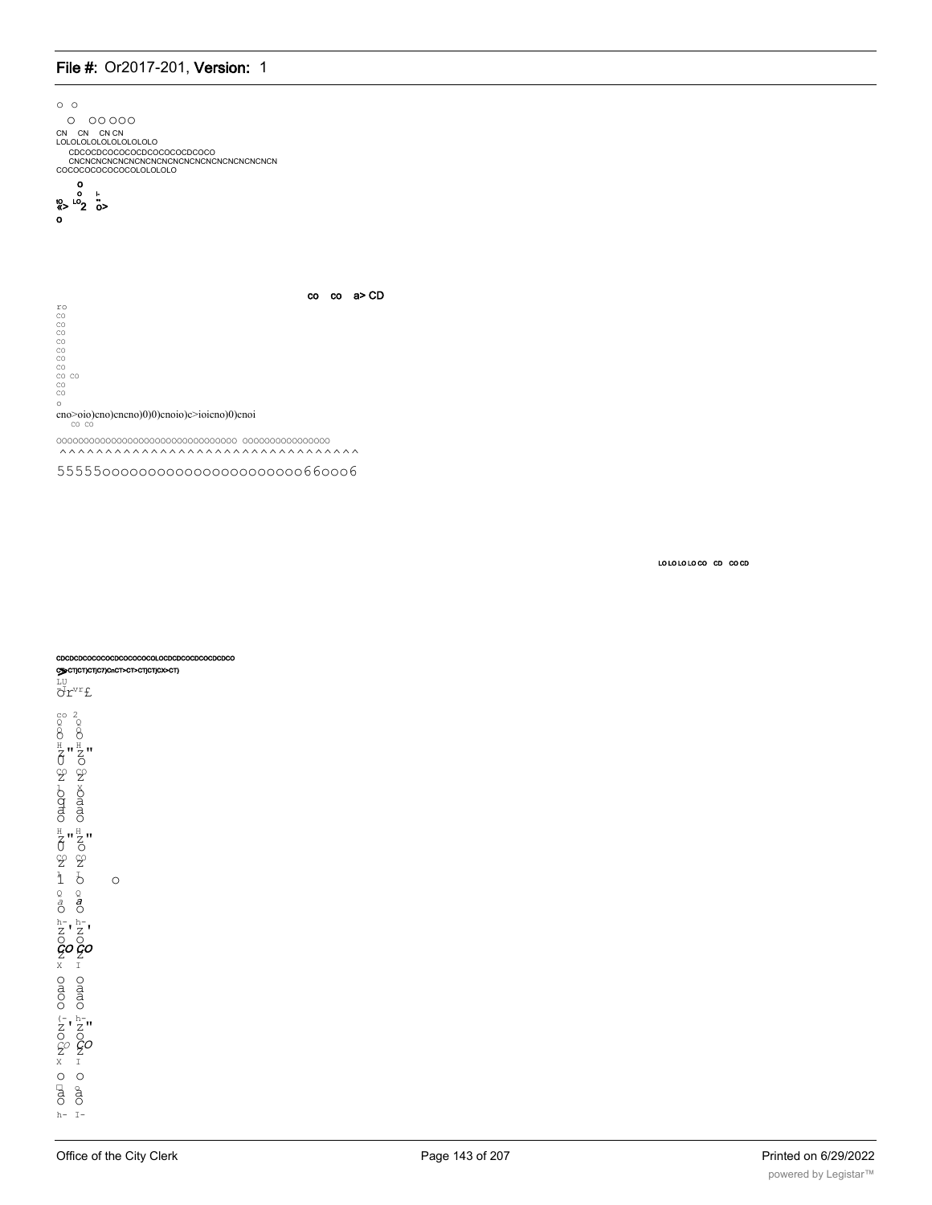o o

O OO OOO

CN CN CN CN

LOLOLOLOLOLOLOLOLO

CDCOCDCOCOCOCDCOCOCOCDCOCO

CNCNCNCNCNCNCNCNCNCNCNCNCNCNCNCNCN

COCOCOCOCOCOCOLOLOLOLO

co co a> CD

ro
CO
CO
CO
CO
CO
CO
CO
CO CO
CO
CO
o

cno>oio)cno)cncno)0)0)cnoio)c>ioicno)0)cnoi

CO CO

oooooooooooooooooooooooooooooooo oooooooooooooooo

^^^^^^^^^^^^^^^^^^^^^^^^^^^^^^^^

55555oooooooooooooooooooooo66ooo6

LO LO LO LO CO CD CO CD

CDCDCDCOCOCOCDCOCOCOCOLOCDCDCOCDCOCDCDCO

CT)CT)CT)CT)C7)CnCT>CT>CT)CT)CX>CT)

LU

Or^vr£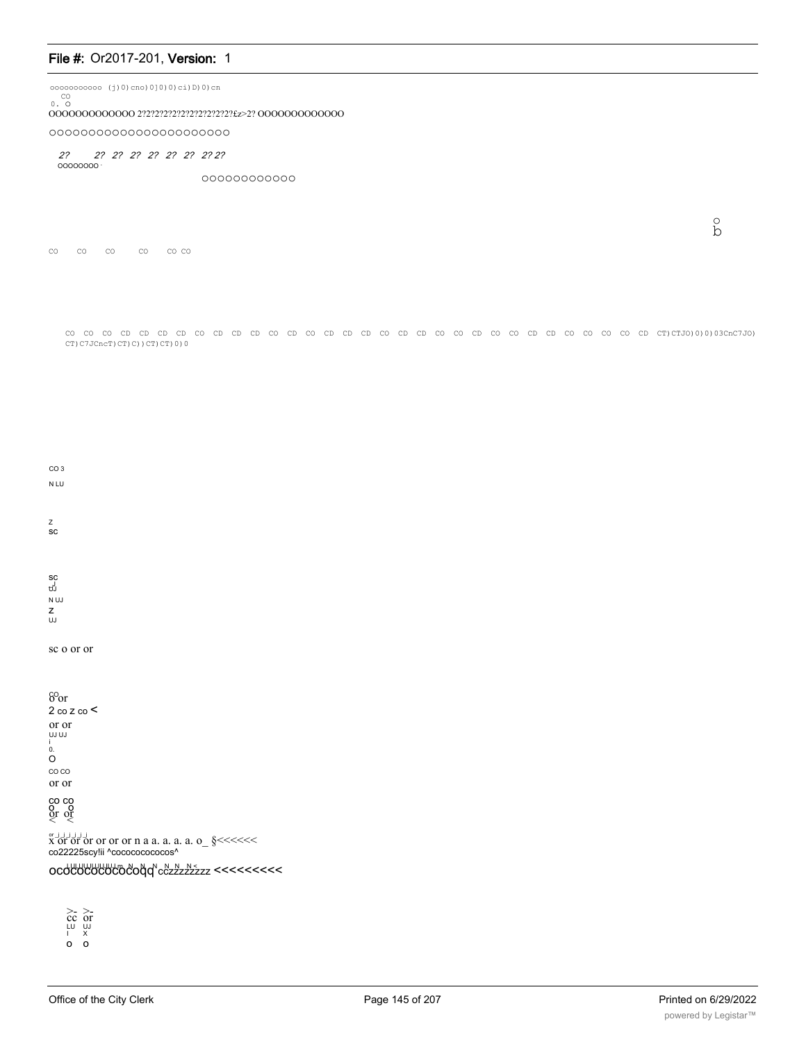ooooooooooo (j)0)cno)0]0)0)ci)D)0)cn
CO
0. O

OOOOOOOOOOOOO 2?2?2?2?2?2?2?2?2?2?2?£z>2? OOOOOOOOOOOOO

OOOOOOOOOOOOOOOOOOOOOOO

2? 2? 2? 2? 2? 2? 2? 2? 2? 2?
OOOOOOOO

OOOOOOOOOOOO

O
b

CO CO CO CO CO CO

CO CO CO CD CD CD CD CO CD CD CD CO CD CO CD CD CD CO CD CD CO CO CD CO CO CD CD CO CO CO CO CD CT)CTJO)0)0)03CnC7JO)
CT)C7JCncT)CT)C))CT)CT)0)0

CO 3
N LU

Z
SC

SC
UJ
N UJ
Z
UJ

sc o or or

CO
o or
2 co z co <
or or
UJ UJ
i
0.
O
CO CO
or or
CO CO
O O
or or
< <

x or or or or or or n a a. a. a. a. o_ §<<<<<<
co22225scy!ii ^cococococos^
ocococococococoqq cczzzzzzzz <<<<<<<<<

>- >-
cc or
LU UJ
I X
O O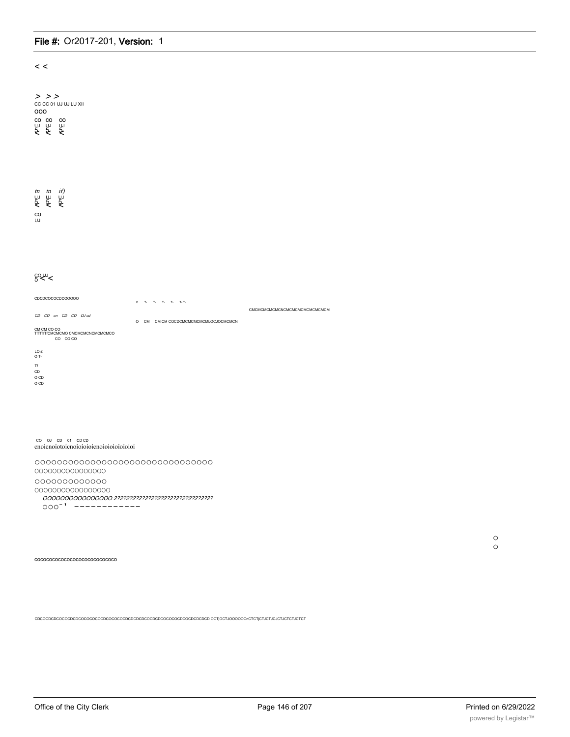< <

> > >
CC CC 01 UJ UJ LU XII
OOO
CO CO CO
UJ UJ UJ

tn tn if)
UJ UJ UJ

CO
UJ

CO UJ <

CDCDCOCOCDCOOOOO

O T- T- T- T- T- T-

CMCMCMCMCMCNCMCMCMCMCMCMCM

CD CD cn CD CD OJ cd

O CM CM CM COCDCMCMCMCMCMLOCJOCMCMCN

CM CM CO CO
TfTfTfTfCMCMCMO CMCMCMCNCMCMCMCO
CO CO CO

LO £
O T-

Tf
CD
O CD
O CD

CO OJ CD 01 CD CD
cnoicnoiotoicnoioioicnoioioioioioi

OOOOOOOOOOOOOOOOOOOOOOOOOOOOOOO
OOOOOOOOOOOOOOOO
OOOOOOOOOOOOO
OOOOOOOOOOOOOOOOO
OOOOOOOOOOOOOOOO 2?2?2?2?2?2?2?2?2?2?2?2?2?2?2?2?
OOO- ' ------------

O
O

COCOCOCOCOCOCOCOCOCOCOCOCOCO

CDCOCDCDCOCOCDCDCOCOCOCOCDCOCOCOCDCDCDCDCOCDCDCOCOCOCDCOCDCDCDCD OCTjOCTJOOOOOCnCTCTjCTJCTJCJCTJCTCTJCTCT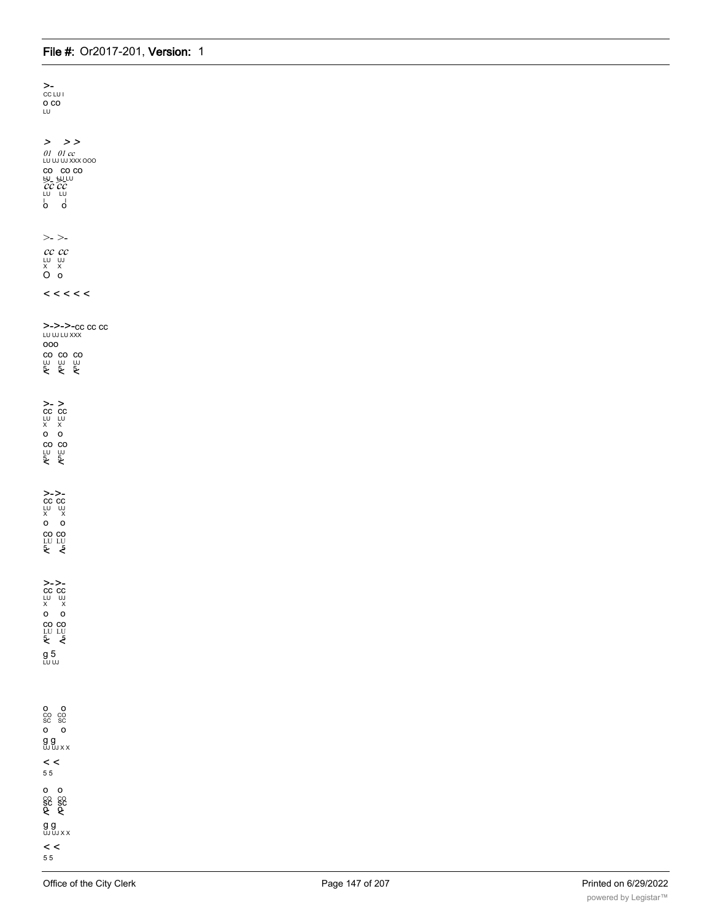>-
CC LU I
O CO
LU

> >>
01 01 cc
LU UJ UJ XXX OOO
CO CO CO
LU LU LU
cc cc
LU LU
I I
O O

>- >-
cc cc
LU UJ
X X
O o

< < < < <

>->->-CC CC CC
LU UJ LU XXX
OOO
CO CO CO
UJ UJ UJ
5 5 5
< < <

>- >
CC CC
LU LU
X X
O O
CO CO
LU UJ
5 5
< <

>->-
CC CC
LU UJ
X X
O O
CO CO
LU LU
5 5
< <

>->-
CC CC
LU UJ
X X
O O
CO CO
LU LU
5 5
< <
g 5
LU UJ

O O
CO CO
SC SC
O O
g g
UJ UJ X X
< <
5 5

O O
CO CO
SC SC
O O
< <
g g
UJ UJ X X
< <
5 5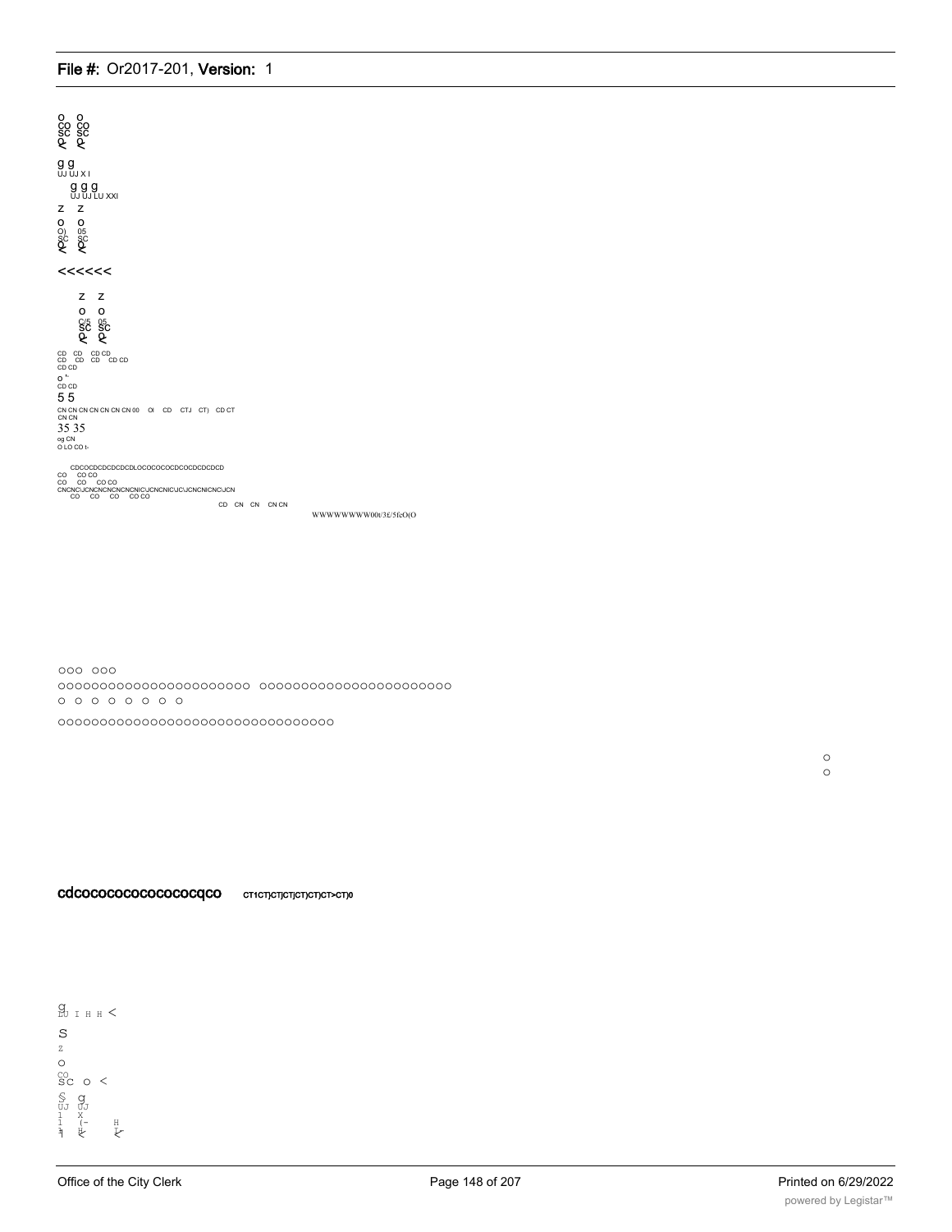o o
CO CO
SC SC
Q Q

g g
UJ UJ X I

g g g
UJ UJ LU XXI

z z

o o
O) 05
SC SC
Q Q

<<<<<<

z z
o o
C/5 05
SC SC
Q Q

CD CD CD CD
CD CD CD CD CD
CD CD

o '-
CD CD

5 5

CN CN CN CN CN CN CN 00 Ol CD CTJ CT) CD CT
CN CN

35 35

og CN
O LO CO t-

CDCOCDCDCDCDLOCOCOCOCDCOCDCDCDCD
CO CO CO
CO CO CO CO
CNCNC\JCNCNCNCNCNCNIC\JCNCNIC\JC\JCNCNICNC\JCN
CO CO CO CO CO

CD CN CN CN CN

WWWWWWWW00t/3£/5fcO(O

ooo ooo

ooooooooooooooooooooooo ooooooooooooooooooooooo

o o o o o o o o

ooooooooooooooooooooooooooooooooo

o
o

**cdcococococococoqco** CT1CT)CT)CT)CT)CT)CT>CT)0

g
LU I H H <

S

z

o

CO
SC o <

S g
UJ UJ
1 X
1 (- H
1 H- I-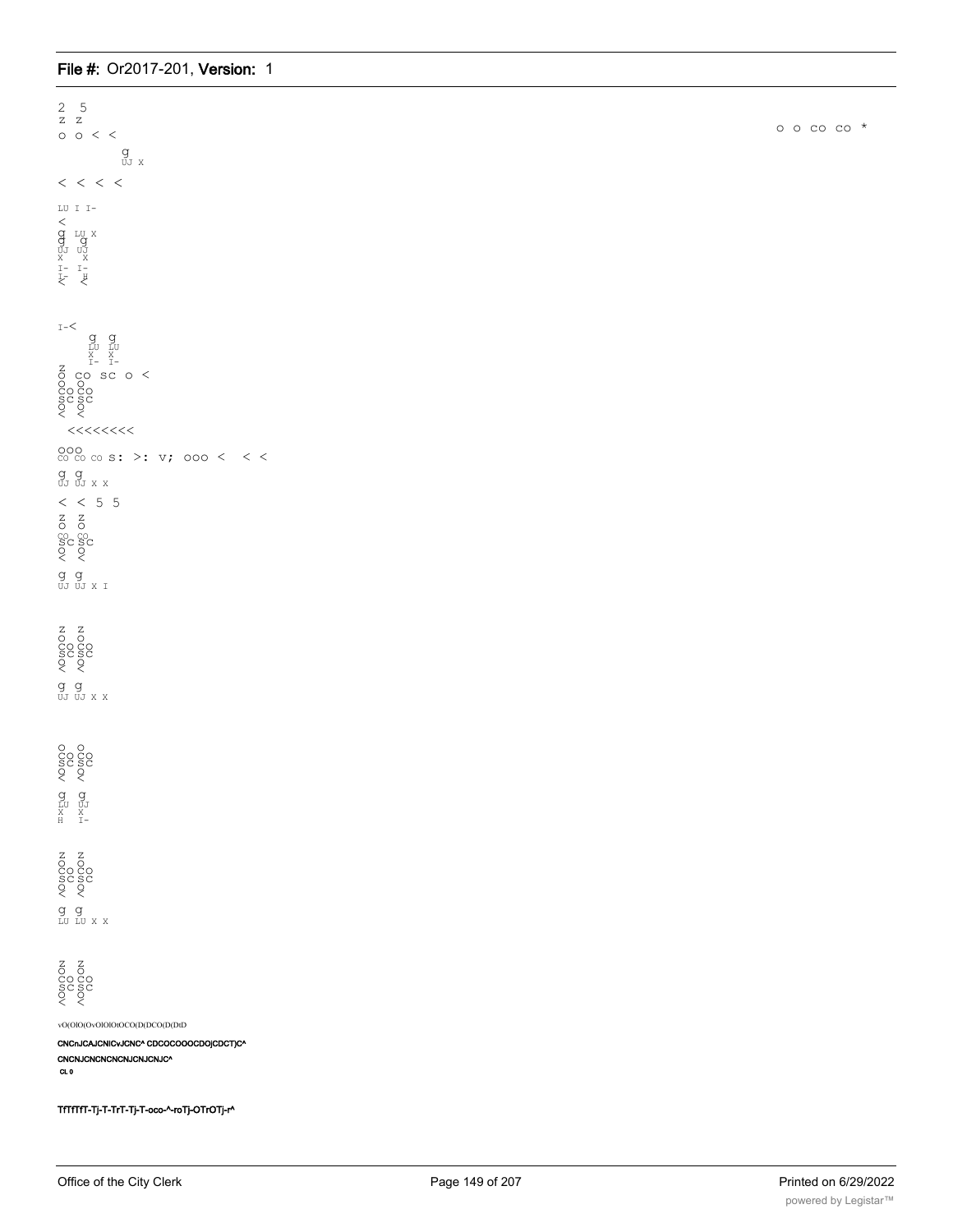2 5
z z
o o < <

o o co co *

g
UJ X

< < < <

LU I I-
<
g LU X
g g
UJ UJ
X X
I- I-
I- H
< <

I-<
g g
LU LU
X X
I- I-
z
o co sc o <
o o
co co
sc sc
o o
< <

<<<<<<<<

ooo
co co co s: >: v; ooo < < <

g g
UJ UJ X X

< < 5 5

z z
o o
co co
sc sc
o o
< <

g g
UJ UJ X I

z z
o o
co co
sc sc
o o
< <

g g
UJ UJ X X

o o
co co
sc sc
o o
< <

g g
LU UJ
X X
H I-

z z
o o
co co
sc sc
o o
< <

g g
LU LU X X

z z
o o
co co
sc sc
o o
< <

vO(OlO(OvOlOlOtOCO(D(DCO(D(DtD

**CNCnJCAJCNICvJCNC^ CDCOCOOOCDOjCDCT)C^**

**CNCNJCNCNCNCNJCNJCNJC^**

**CL 0**

**TfTfTfT-Tj-T-TrT-Tj-T-oco-^-roTj-OTrOTj-r^**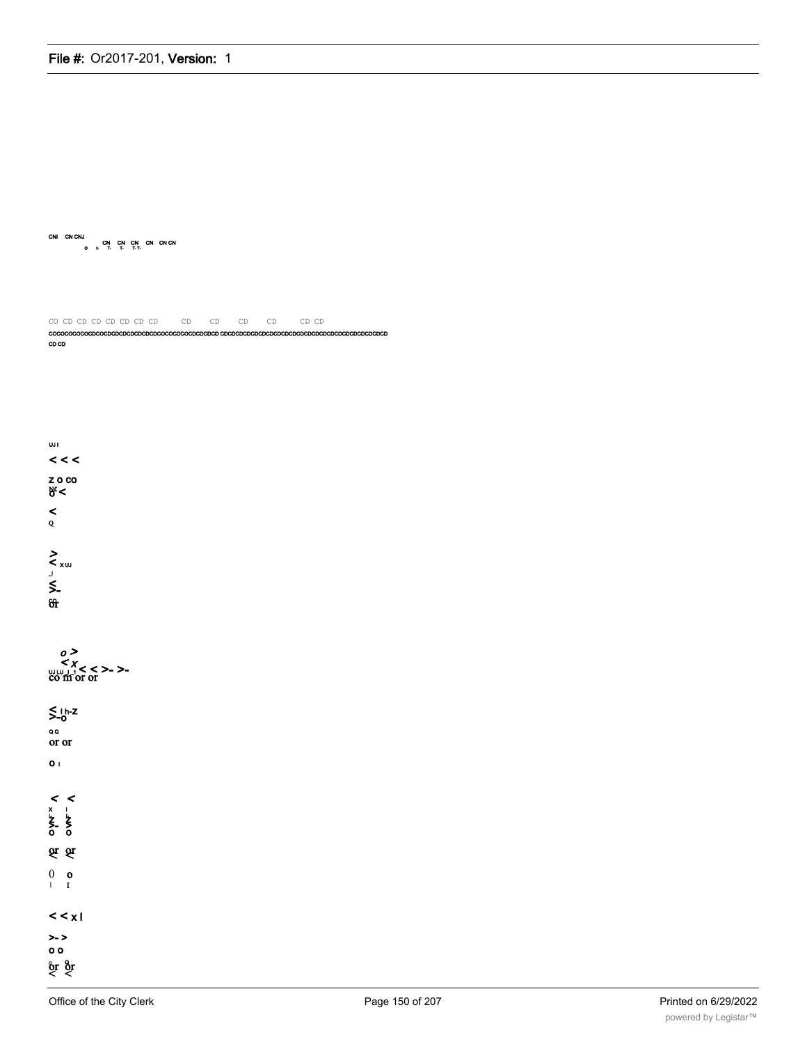CNI CN CNJ
o t- CN T- CN T- CN T-T- CN CN CN

CO CD CD CD CD CD CD CD CD CD CD CD CD CD
COCOCOCOCOCDCOCDCDCDCDCDCDCDCOCOCDCOCDCDCDCD CDCDCDCDCDCDCDCDCDCDCDCDCDCDCDCDCDCDCDCDCD
CD CD

UJ I
< < <
Z O CO
O <
<
Q

>
< x UJ
_l
<
>-
or

o >
< x
UJ UJ _l _l < < >- >-
co m or or

<
>-o l h-z
Q Q
or or
O I

< <
x l
< <
>- >-
o o
or or
< <
0 o
I I

< < x l
>- >
o o
or or
< <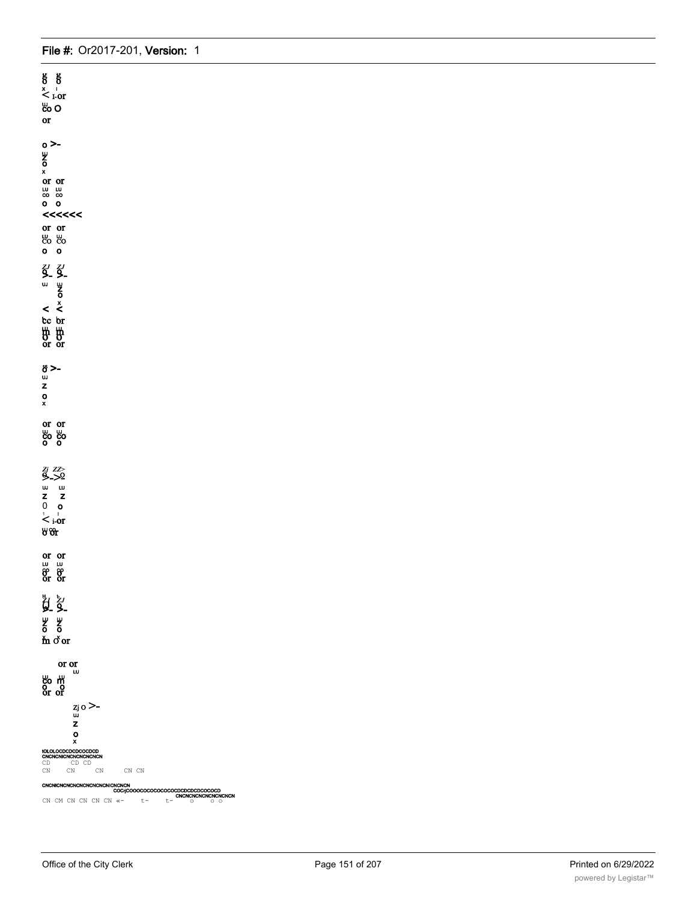ŏ ŏ
< I-or
co O
or

o >-
Z
o

or or
co co
o o
<<<<<<
or or
co co
o o

Q- Q-
Z
o
< <
tc tr
m m
o o
or or

ŏ >-
z
o

or or
co co
o o

Zj ZZ>
>->o
z z
0 o
< i-or
o or

or or
o o
or or

Q- Q-
Z Z
o o
m o or

or or
co m
o o
or or

Zj o >-
z
o
x

lOLOLOCDCDCDCOCDCD
CNCNCNICNCNCNCNCNCN
CD CD CD
CN CN CN CN CN

CNCNICNCNCNCNCNCNCNICNCNCN
COCrjCOOOCOCOCOCOCDCDCDCDCOCOCD
CNCNCNCNCNCNCNCNCN
CN CM CN CN CN CN «- t- t- o o o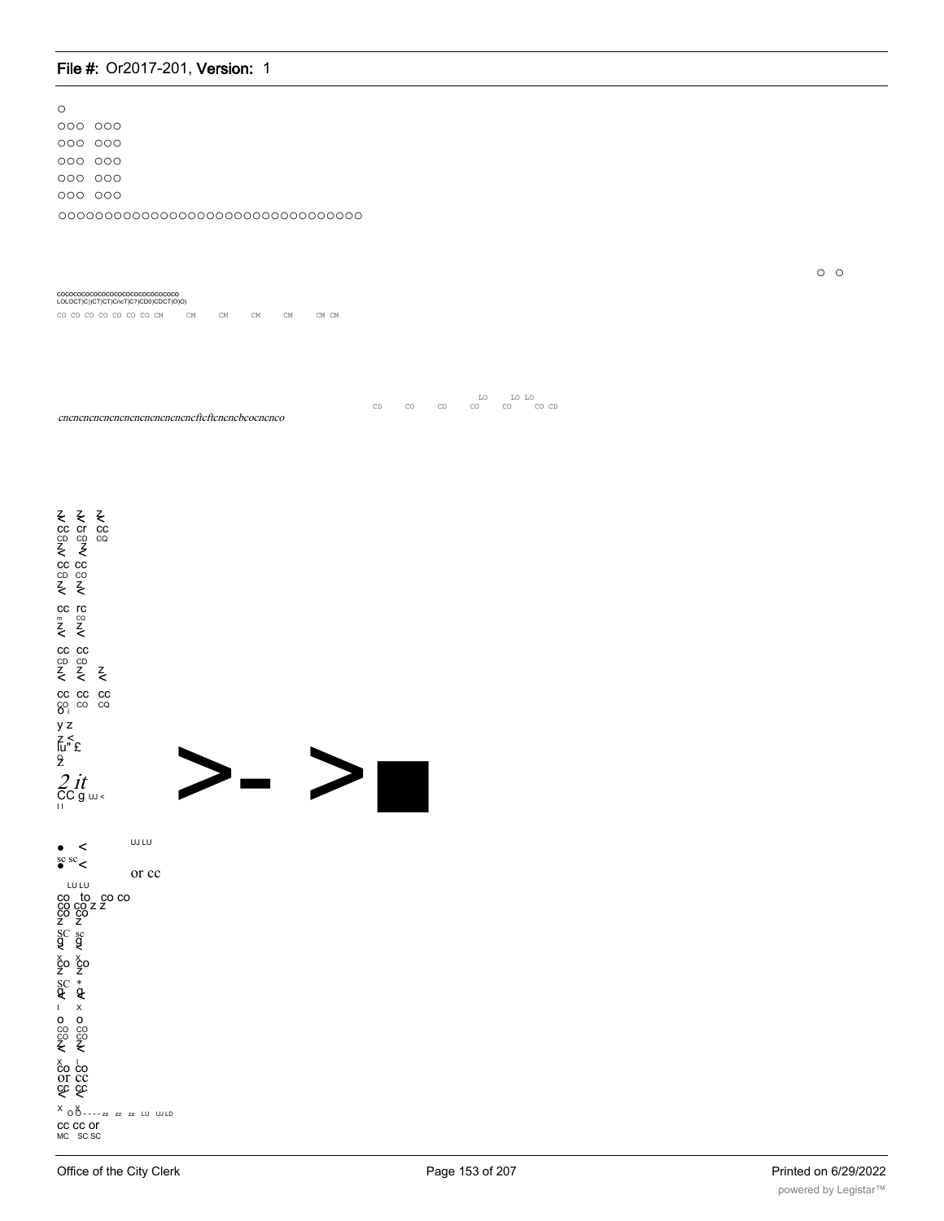o

ooo ooo

ooo ooo

ooo ooo

ooo ooo

ooo ooo

oooooooooooooooooooooooooooooooo

o o

cocococococococococococococococo
LOLOCT)C))CT)CT)CnсT)C?)CD0)CDCT)O)O)

CO CO CO CO CO CO CO CM CM CM CM CM CM CM

LO LO LO
CD CO CD CO CO CO CD

cncncncncncncncncncncncncncftcftcncncbcocncnco

cc cr cc
CD CD CQ

cc cc
CD CO

cc rc
m CQ

cc cc
CD CD

cc cc cc
CO CO CQ
y z
lu" £

*2 it*
CC g UJ <

>- >■

UJ LU
sc sc <
or cc
LU LU
co to co co
co co z z
co co
z z
SC sc
g g
x x
co co
z z
SC *
o
x
o o
co co
co co
x
co co
or cc
cc cc
x o o - - - - zz zz zz LU UJ LD
cc cc or
MC SC SC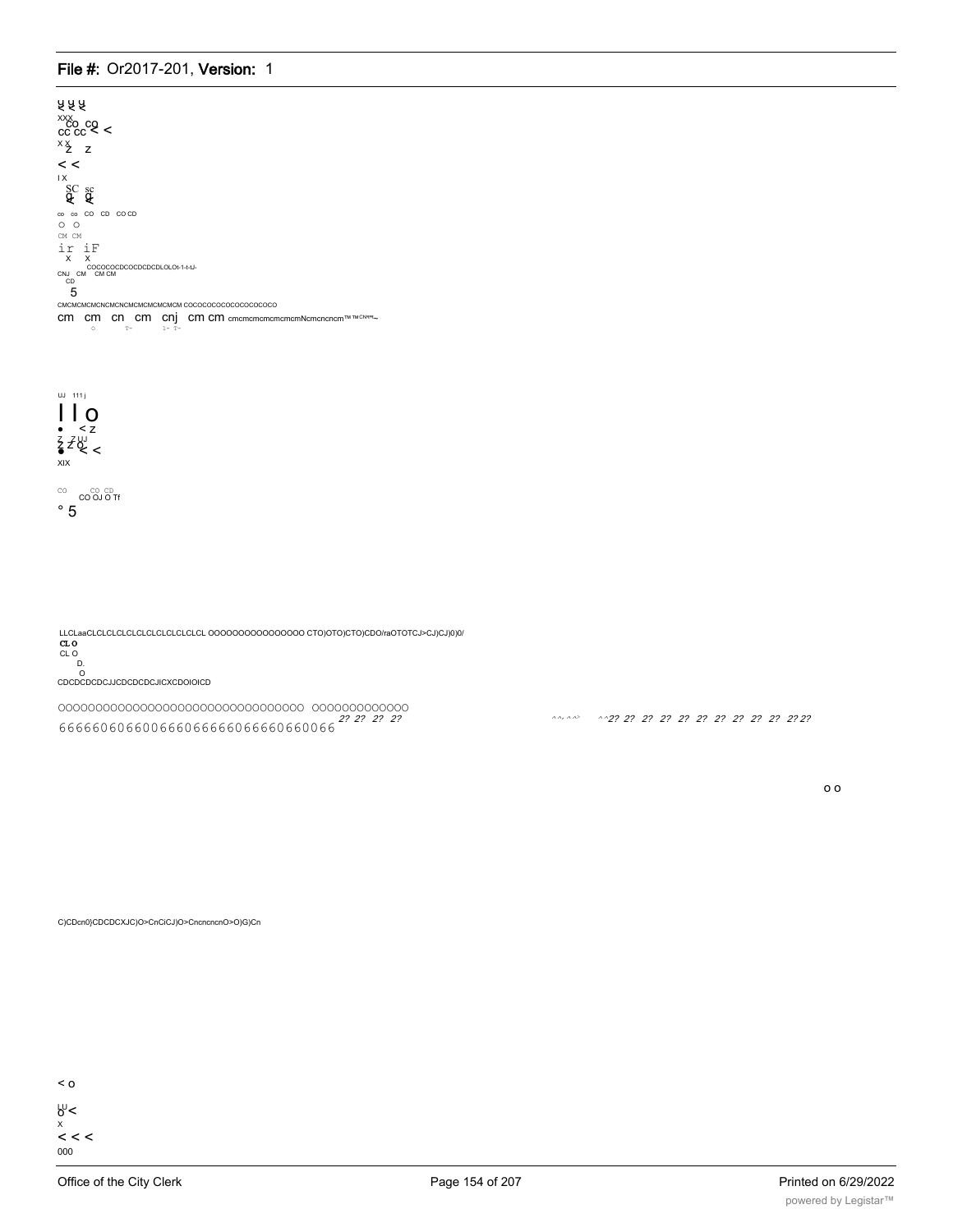ცცც
XXX
CO CO
CC CC < <
X X
Z Z
< <
I X
SC sc
Q Q
co co CO CD CO CD
O O
CM CM
ir iF
X X
COCOCOCDCOCDCDCDLOLOt-1-t-tJ-
CNJ CM CM CM
CD
5
CMCMCMCMCNCMCNCMCMCMCMCMCM COCOCOCOCOCOCOCOCO
cm cm cn cm cnj cm cm cmcmcmcmcmcmcmNcmcncncm™™CN^~
o T- 1- T-

UJ 111 j
I I O
• < Z
Z Z UJ
• O < <
XIX

CO CO CD
CO OJ O Tf
° 5

LLCLaaCLCLCLCLCLCLCLCLCLCLCL OOOOOOOOOOOOOOO CTO)OTO)CTO)CDO/raOTOTCJ>CJ)CJ)0)0/
CL O
CL O
D.
O
CDCDCDCDCJJCDCDCDCJICXCDOIOICD

OOOOOOOOOOOOOOOOOOOOOOOOOOOOOOOOO OOOOOOOOOOOOO
6666606066006660666660666606600 66 2? 2? 2? 2? ^^^^ ^^2? 2? 2? 2? 2? 2? 2? 2? 2? 2? 2? 2? 2? 2?

o o

C)CDcn0)CDCDCXJC)O>CnCiCJ)O>CncncncnO>O)G)Cn

< o
UJ
o <
x
< < <
000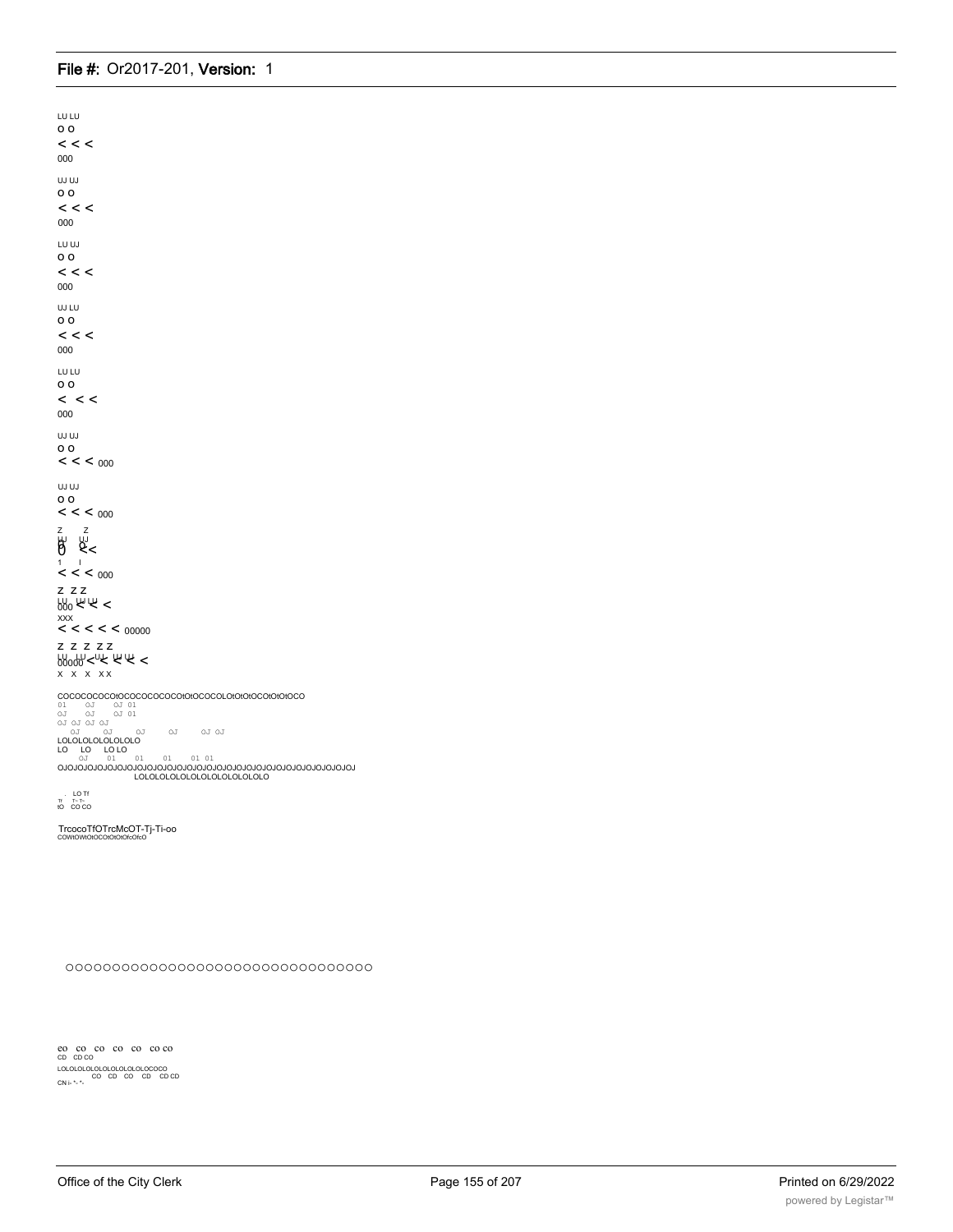LU LU
O O
< < <
000

UJ UJ
O O
< < <
000

LU UJ
O O
< < <
000

UJ LU
O O
< < <
000

LU LU
O O
< < <
000

UJ UJ
O O
< < < 000

UJ UJ
O O
< < < 000

Z Z
LU UJ
O O <<
1 I
< < < 000

Z Z Z
LU UJ UJ
000 < < <
XXX
< < < < < 00000

Z Z Z Z Z
LU LU UJ UJ UJ
00000 < < < < <
X X X X X

COCOCOCOCOtOCOCOCOCOCOtOtOCOCOLOtOtOtOCOtOtOtOCO
01 OJ OJ 01
OJ OJ OJ 01
OJ OJ OJ OJ
OJ OJ OJ OJ OJ OJ
LOLOLOLOLOLOLOLO
LO LO LO LO
OJ 01 01 01 01 01
OJOJOJOJOJOJOJOJOJOJOJOJOJOJOJOJOJOJOJOJOJOJOJOJOJOJOJOJOJOJOJOJOJ
LOLOLOLOLOLOLOLOLOLOLOLOLO

. LO Tf
Tf T- T-
tO CO CO

TrcocoTfOTrcMcOT-Tj-Ti-oo
COWtOWtOtOCOtOtOtOfcOfcO

OOOOOOOOOOOOOOOOOOOOOOOOOOOOOOOO

co co co co co co co
CD CD CO
LOLOLOLOLOLOLOLOLOLOLOCOCO
CO CD CO CD CD CD
CN i- *- *-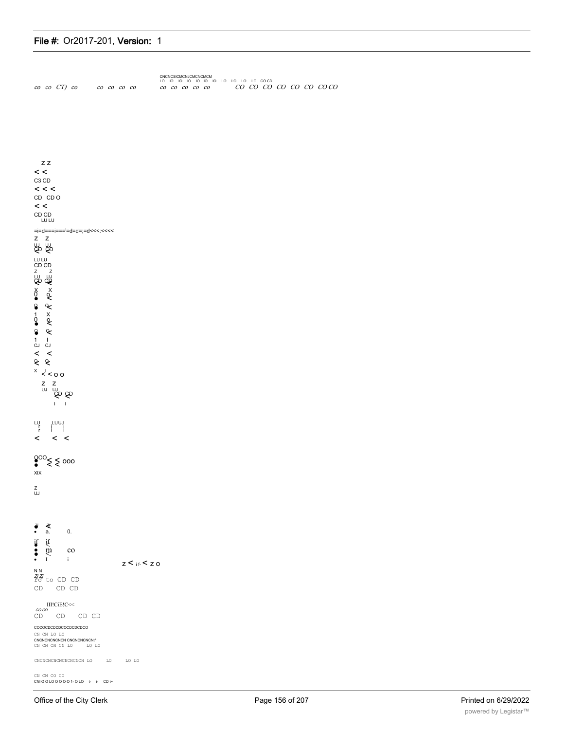CNCNCSICMCNJCMCNCMCM
LO IO IO IO IO IO IO LO LO LO LO COCD

co co CT) co co co co co co co co co co CO CO CO CO CO CO CO CO

Z Z
< <
C3 CD
< < <
CD CD O
< <
CD CD
LU LU

=i=d===i===!=d=d=;=d<<<:<<<<

Z Z
UJ UJ
CD CD

LU LU
CD CD
Z Z
LU UJ
CD CD

X X
0 o
●
o
●
1 X
0 o
●
o
●
1 I
CJ CJ
< <

X I
< < o o
Z Z
UJ UJ
CD CD
I I

LU LU UJ
r
r
< < <

ooo < < ooo
XIX

Z
UJ

a. 0.

if if
m co
I i

z < i f- < z o

N N
Z Z
ro to CD CD
CD CD CD

III!CiE!C<<
co co
CD CD CD CD

COCOCDCDCDCDCDCDCDCO
CN CN LO LO
CNCNCNCNCNCN CNCNCNCNCN^
CN CN CN CN LO LQ LO

CNCNCNCNCNCNCNCNCN LO LO LO LO

CN CN CO CO
CNI O O LO O O O O 1- O LO t- i- CD t-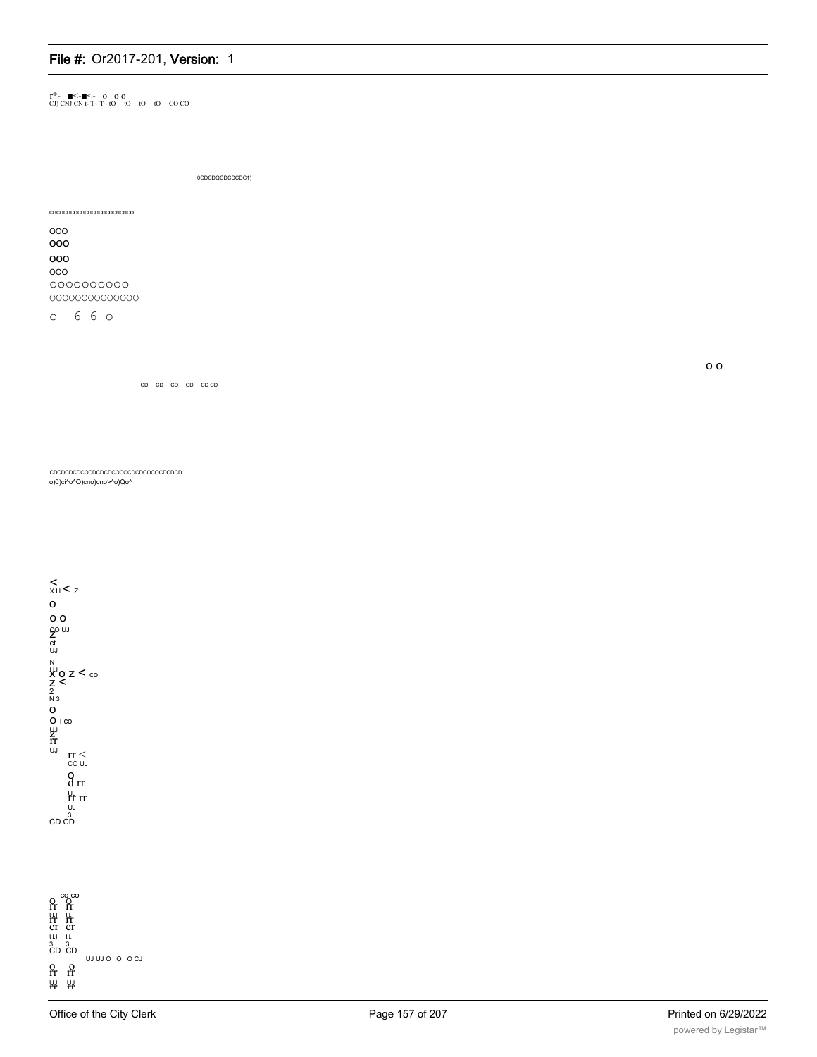r*- ■<-■<- o o o
CJ) CNJ CN t- T- T- tO tO tO tO CO CO

0CDCDQCDCDCDC1)

cncncncocncncncocococncnco

OOO
OOO
OOO
OOO
OOOOOOOOOO
OOOOOOOOOOOOOO

o 6 6 o

o o

CD CD CD CD CD CD

CDCDCDCDCOCDCDCDCOCOCDCDCOCOCDCDCD
o)0)ci^o^O)cno)cno>^o)Qo^

< 
X H < Z
O
O O
CO UJ
Z
ct
UJ
N
UJ
X O Z < CO
Z <
2
N 3
O
O I-CO
UJ
Z
rr
UJ
rr <
CO UJ
O
d rr
UJ
rr rr
UJ
3
CD CD

CO CO
O O
rr rr
UJ UJ
rr rr
cr cr
UJ UJ
3 3
CD CD
UJ UJ O O O CJ
O O
rr rr
UJ UJ
rr rr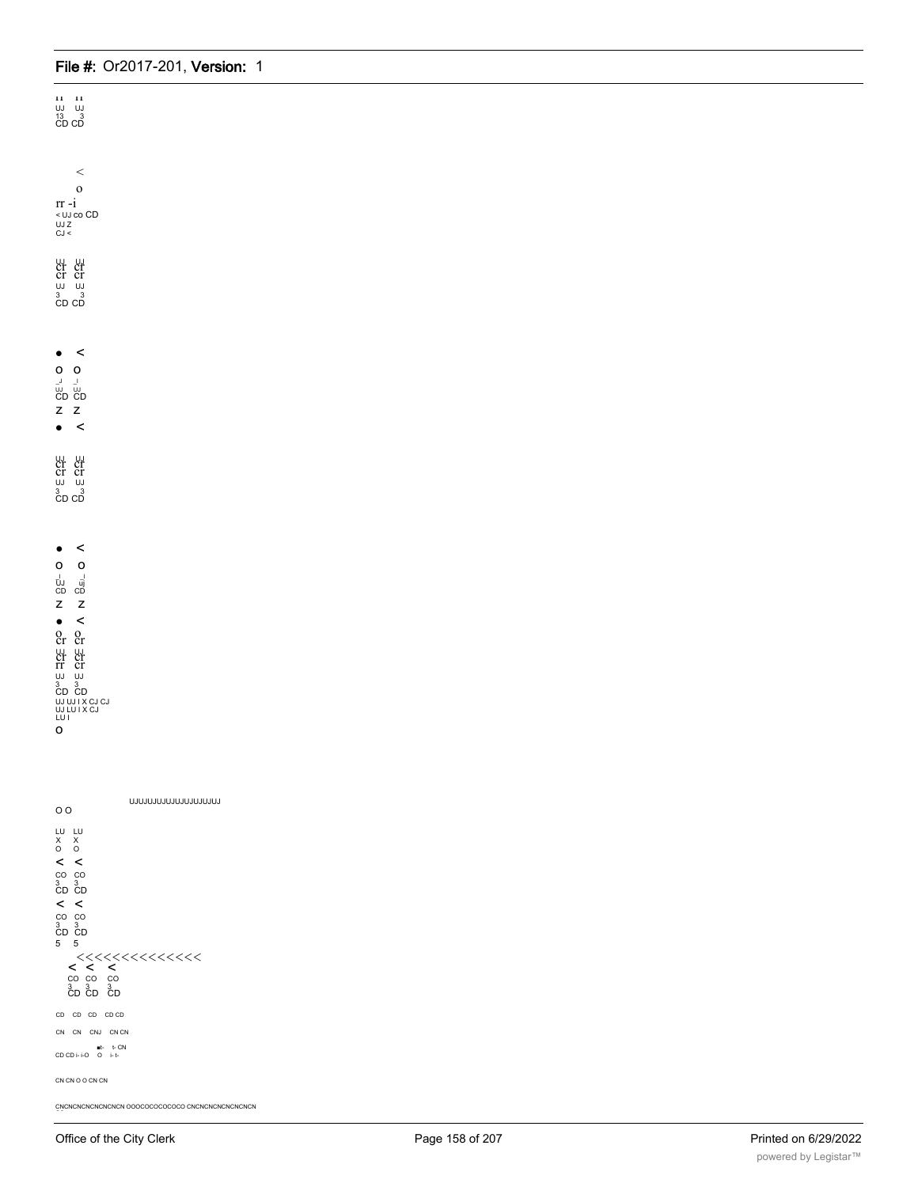ıı ıı
UJ UJ
13 3
CD CD

<
o
rr -i
< UJ co CD
UJ Z
CJ <

UJ UJ
cr cr
cr cr
UJ UJ
3 3
CD CD

• <
O O
_J _I
UJ UJ
CD CD
Z Z
• <

UJ UJ
cr cr
cr cr
UJ UJ
3 3
CD CD

• <
O O
_I _I
UJ uj
CD CD
Z Z
• <
O O
cr cr
UJ UJ
cr cr
rr cr
UJ UJ
3 3
CD CD
UJ UJ I X CJ CJ
UJ LU I X CJ
LU I
O

UJUJUJUJUJUJUJUJUJUJ
O O

LU LU
X X
O O
< <
CO CO
3 3
CD CD
< <
CO CO
3 3
CD CD
5 5
<<<<<<<<<<<<<<
< < <
CO CO CO
3 3 3
CD CD CD

CD CD CD CD CD

CN CN CNJ CN CN

■t- t- CN
CD CD i- i-O O i- t-

CN CN O O CN CN

CNCNCNCNCNCNCNCN OOOCOCOCOCOCO CNCNCNCNCNCNCNCN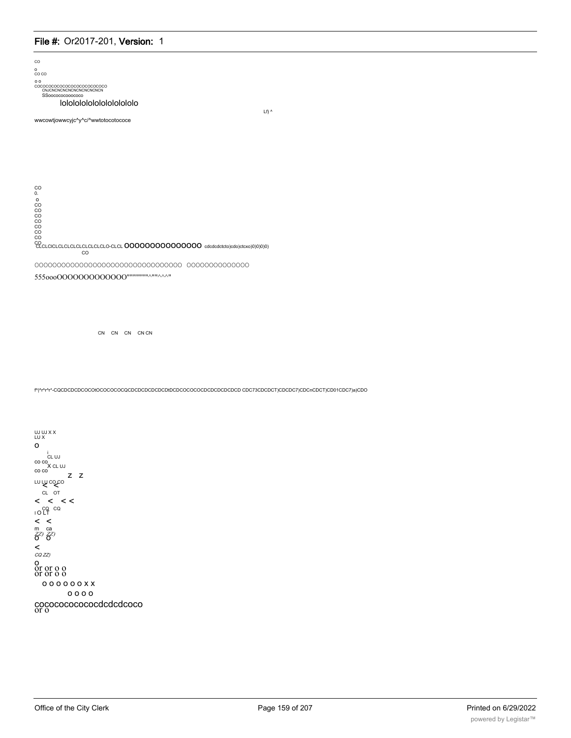CO

o
CO CO

o o
COCOCOCOCOCOCOCOCOCOCOCOCO
CNJCNCNCNCNCNCNCNCNCNCN
SSoocococooocoo

lololololololololololo

Lf) ^

wwcowtjowwcyjc^y^c/^wwtotocotococe

CO
0.
o
CO
CO
CO
CO
CO
CO
CO
CO

CLCLClCLCLCLCLCLCLCLCLO-CLCL OOOOOOOOOOOOOO cdcdcdctcto)cdo)ctcxo)0)0)0)0)

CO

OOOOOOOOOOOOOOOOOOOOOOOOOOOOOOOO OOOOOOOOOOOOOO

555oooOOOOOOOOOOOO"""""""^""^^^"

CN CN CN CN CN

f^|^r^r^r^-CQCDCDCDCOCOtOCOCOCOCQCDCDCDCDCDCDtDCDCOCOCOCDCDCDCDCDCD CDC73CDCDCT)CDCDC7)CDCnCDCT)CD01CDC7)a)CDO

UJ UJ X X
LU X

O

i
CL UJ
CO CO
X CL UJ
CO CO

Z Z

LU LU CO CO
< <

CL OT

< < < <

CQ CQ
I O LT

< <

m ca
ZZ) ZZ)
O O

<

CQ ZZ)

O
or or o o
or or o o

O O O O O O X X

O O O O

cococococococdcdcdcoco
or o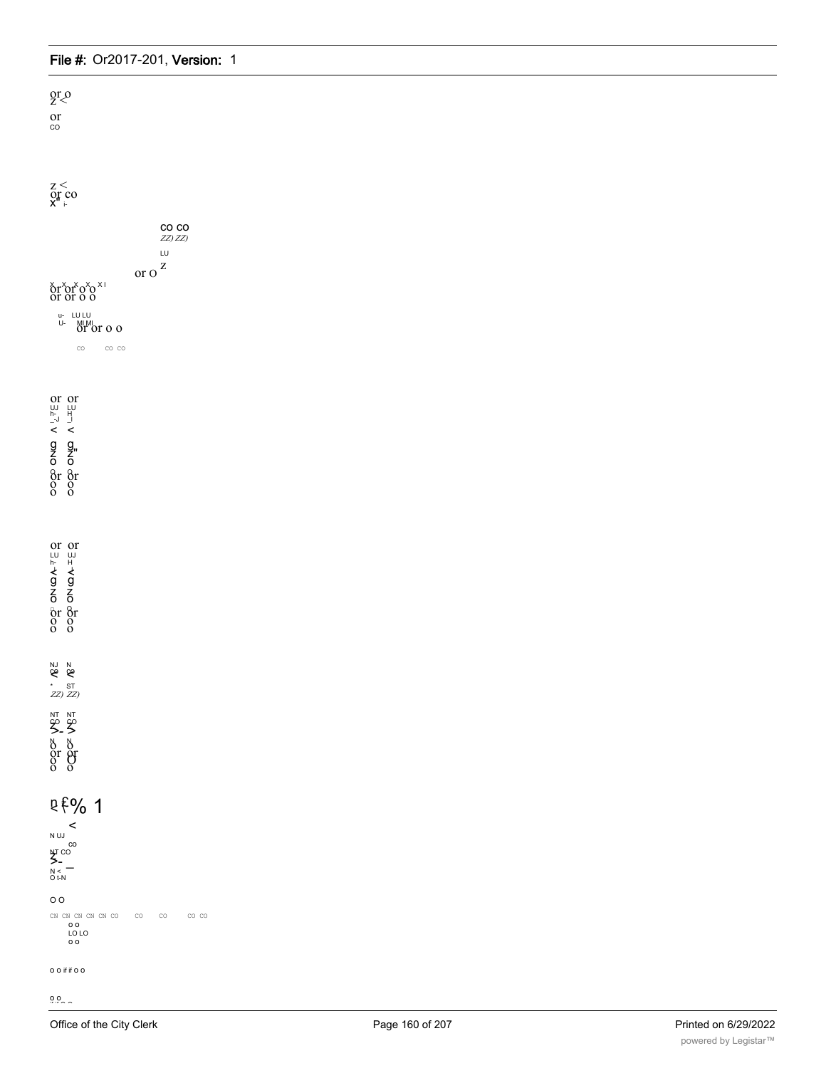or o
z <
or
co

z <
or co
x" i-

co co
ZZ) ZZ)
LU
or O z

or or o o x x x x x I
or or o o

u- LU LU
U- MI MI
or or o o

co co co

or or
UJ LU
h- H
_-J _I
< <
g g
z z"
o o
or or
o o
o o

or or
LU UJ
h- H
< <
g g
z z
o o
or or
o o
o o

NJ N
co co
< <
* ST
ZZ) ZZ)

NT NT
co co
>- >
N N
o o
or or
o O
o o

p £% 1
<
N UJ
co
NT CO
>-
N < —
O t-N

O O

CN CN CN CN CN CO CO CO CO CO
o o
LO LO
o o

o o if if o o

o o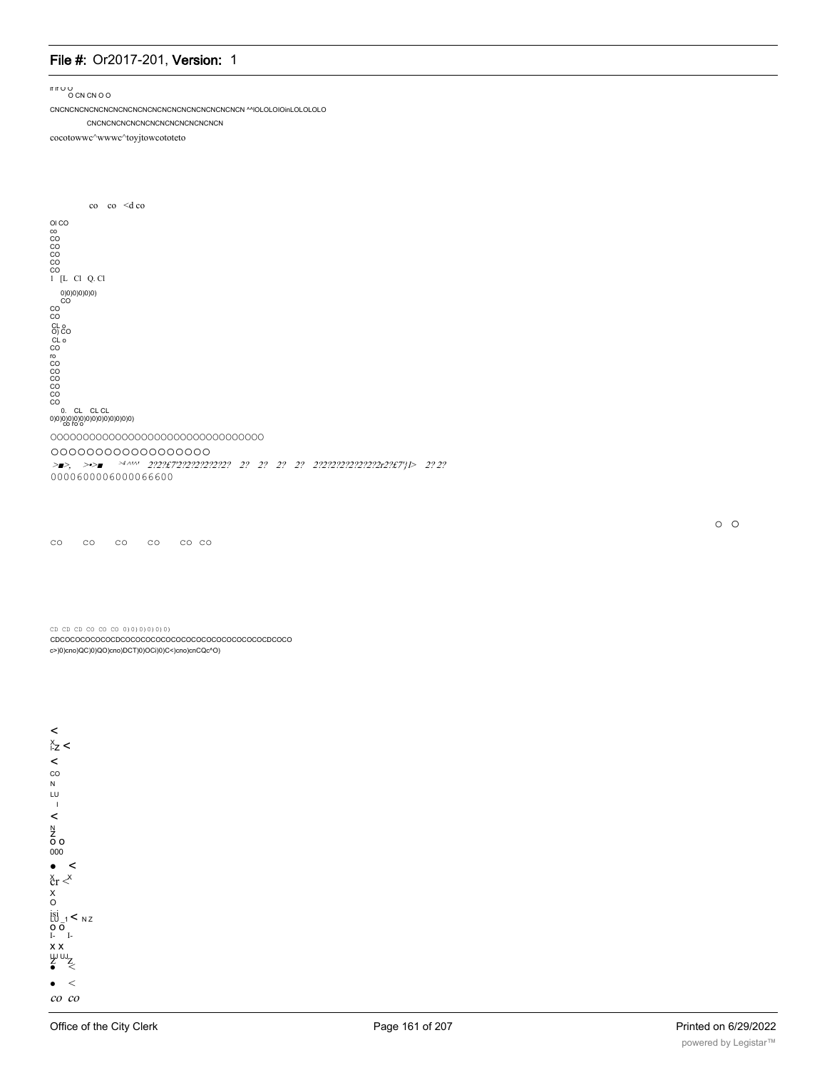rr rr O O
O CN CN O O

CNCNCNCNCNCNCNCNCNCNCNCNCNCNCNCNCNCNCNCNCN ^^lOLOLOlOinLOLOLOLO

CNCNCNCNCNCNCNCNCNCNCNCNCNCN

cocotowwc^wwwc^toyjtowcototeto

co co <d co

Ol CO
co
CO
CO
CO
CO
CO
I [L Cl Q. Cl

0)0)0)0)0)0)
CO
CO
CO
CL o
O) CO
CL o
CO
ro
CO
CO
CO
CO
CO
CO
0. CL CL CL
0)0)0)0)0)0)0)0)0)0)0)0)0)0)0)
co ro o

OOOOOOOOOOOOOOOOOOOOOOOOOOOOOOOOO

OOOOOOOOOOOOOOOOOO

>■>, >•>■ >4 ^\^' 2?2?£7'2?2?2?2?2?2? 2? 2? 2? 2? 2?2?2?2?2?2?2?2r2?£7'}1> 2? 2?

0000600006000066600

O O

CO CO CO CO CO CO

CD CD CD CO CO CO 0)0)0)0)0)0)

CDCOCOCOCOCOCDCOCOCOCOCOCOCOCOCOCOCOCOCOCOCOCDCOCO

c>)0)cno)QC)0)QO)cno)DCT)0)OCi)0)C<)cno)cnCQc^O)

<
X
I-Z <
<
CO
N
LU
I
<
N
Z
O O
000
● <
X X
cr <
X
O
isi
LU _1 < N Z
O O
I- I-
X X
LU UJ
Z Z
● <
● <
co co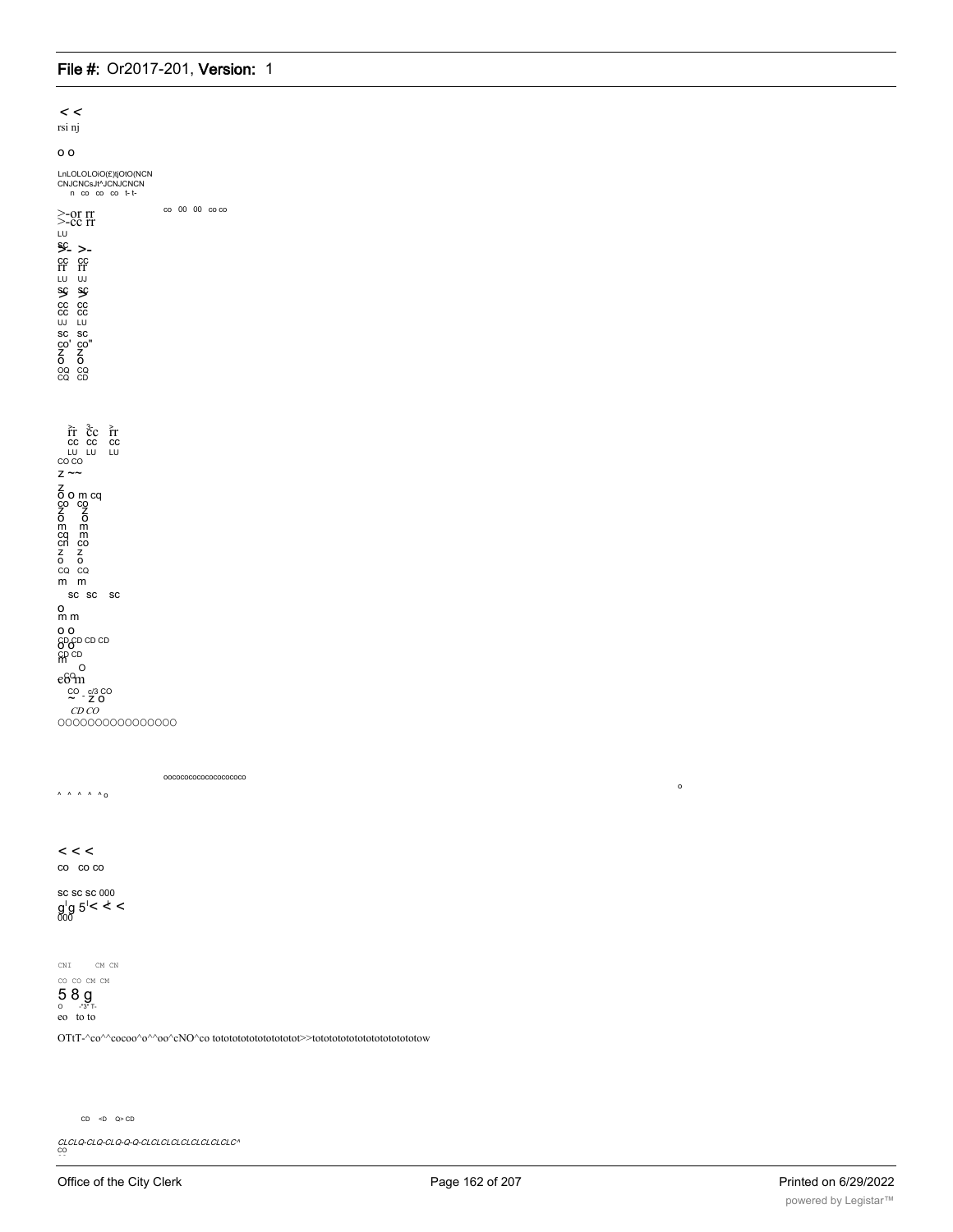< <

rsi nj

o o

LnLOLOLOiO(£)tjOtO(NCN
CNJCNCsJt^JCNJCNCN
n co co co t- t-

co 00 00 co co

>-or rr
>-cc rr
LU

sc
>- >-

cc cc
rr rr
LU UJ

sc sc
> >

cc cc
cc cc
UJ LU

sc sc
co' co"
z z
o o

oq cq
CQ CD

rr cc rr
cc cc cc
LU LU LU

CO CO

z ~~

z
o o m cq
co co
z z
o o
m m
cq m
cn co
z z
o o
CQ CQ
m m

sc sc sc

o
m m

o o
CD CD CD CD
o o
CD CD
m
O
co
e0 m

CO . c/3 CO
~ - z o

*CD CO*

OOOOOOOOOOOOOOOO

oocococococococococo

^ ^ ^ ^ ^ ^ o

o

< < <

co co co

sc sc sc 000
g g 5 < < <
000

CNI CM CN

CO CO CM CM

5 8 g
o -"3" T-

eo to to

OTtT-^co^^cocoo^o^^oo^cNO^co tototototototototot>>tototototototototototow

CD <D Q> CD

*CLCLQ-CLQ-CLQ-Q-Q-CLCLCLCLCLCLCLCLCLC^*

CO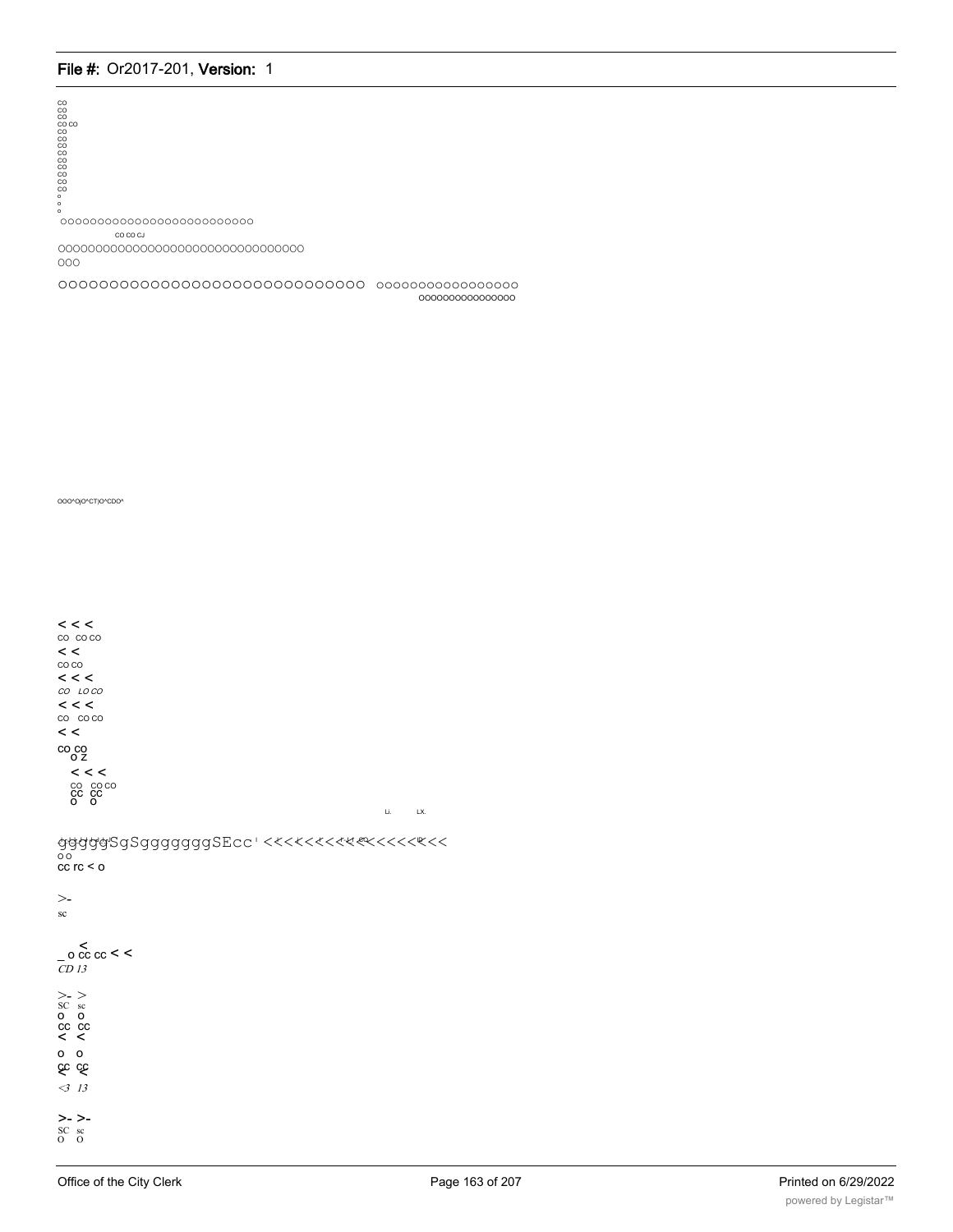CO
CO
CO
CO CO
CO
CO
CO
CO
CO
CO
CO
CO
CO
o
o
o

ooooooooooooooooooooooooo

CO CO CJ

OOOOOOOOOOOOOOOOOOOOOOOOOOOOOOOO

OOO

OOOOOOOOOOOOOOOOOOOOOOOOOOOOOO oooooooooooooooooo
oooooooooooooooo

OOO^O(O^CT)O^CDO^

< < <
CO CO CO
< <
CO CO
< < <
*CO LO CO*
< < <
CO CO CO
< <
CO CO
o z
< < <
CO CO CO
CC CC
O O

Li. LX.

gggggSgSgggggggSEcc ' <<<<<<<<<<<<<<<<<<
o o
cc rc < o

>-
sc

<
_ o cc cc < <
*CD 13*

>- >
SC sc
o o
cc cc
< <
o o
cc cc
< <
*<3 13*

>- >-
SC sc
O O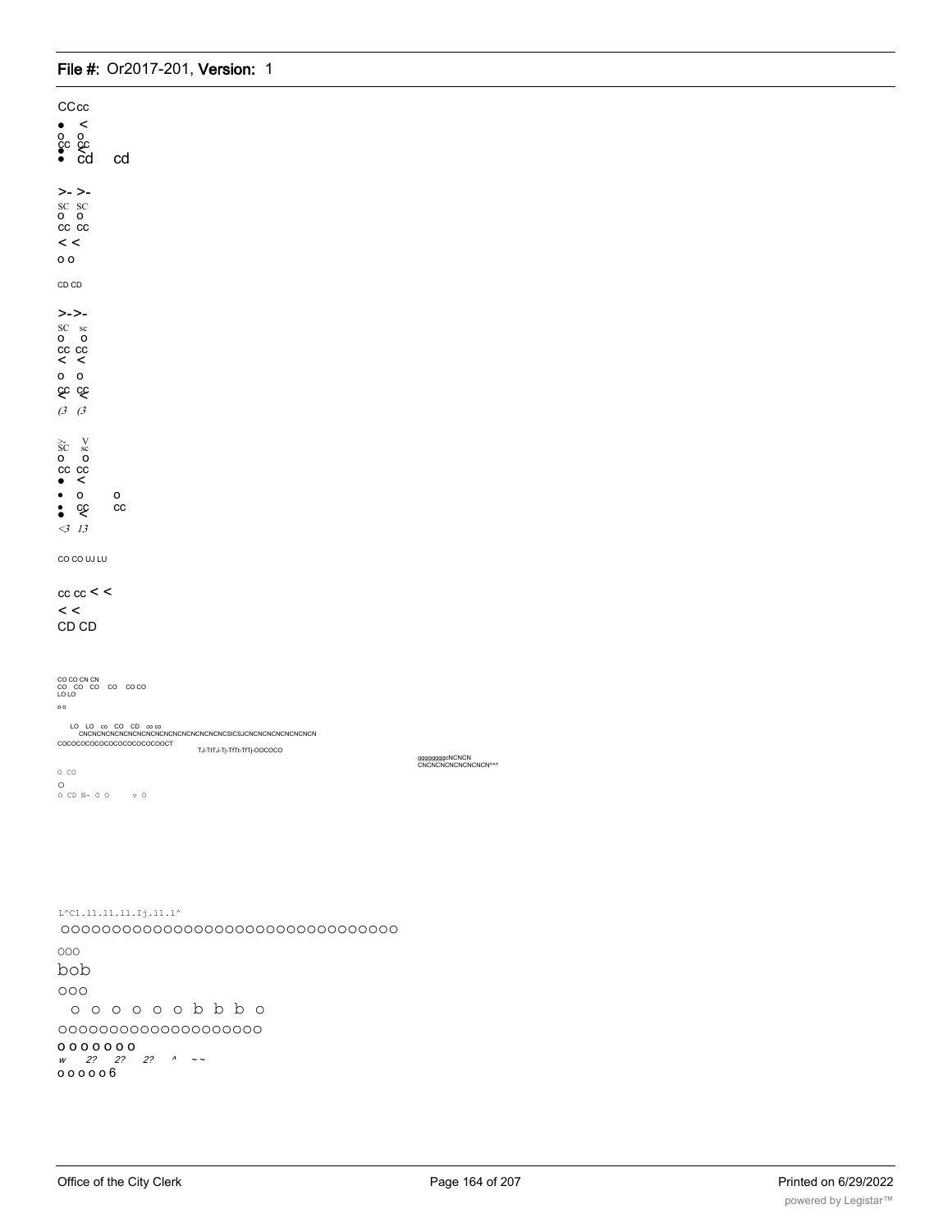CCcc

• <
o o
cc cc
• cd cd

>- >-
SC SC
o o
cc cc
< <
o o

CD CD

>->-
SC sc
o o
cc cc
< <
o o
cc cc
(3 (3

>- V
SC sc
o o
cc cc
• <
• o o
• cc cc
<3 13

CO CO UJ LU

cc cc < <
< <
CD CD

CO CO CN CN
CO CO CO CO CO CO
LO LO
o o

LO LO co CO CD co co
CNCNCNCNCNCNCNCNCNCNCNCNCNCNCNCNCSICSJCNCNCNCNCNCNCNCN
COCOCOCOCOCOCOCOCOCOCOCOCT
TJ-TtTJ-Tj-TfTt-TfTj-OOCOCO

ggggggggcNCNCN
CNCNCNCNCNCNCNCN^^^

O CO
O
O CD N- O O v O

L^C1.11.11.11.Ij.11.1^
OOOOOOOOOOOOOOOOOOOOOOOOOOOOOOOO
OOO
bob
OOO
O O O O O O b b b O
OOOOOOOOOOOOOOOOOOOO
O O O O O O O
w 2? 2? 2? ^ ~ ~
O O O O O 6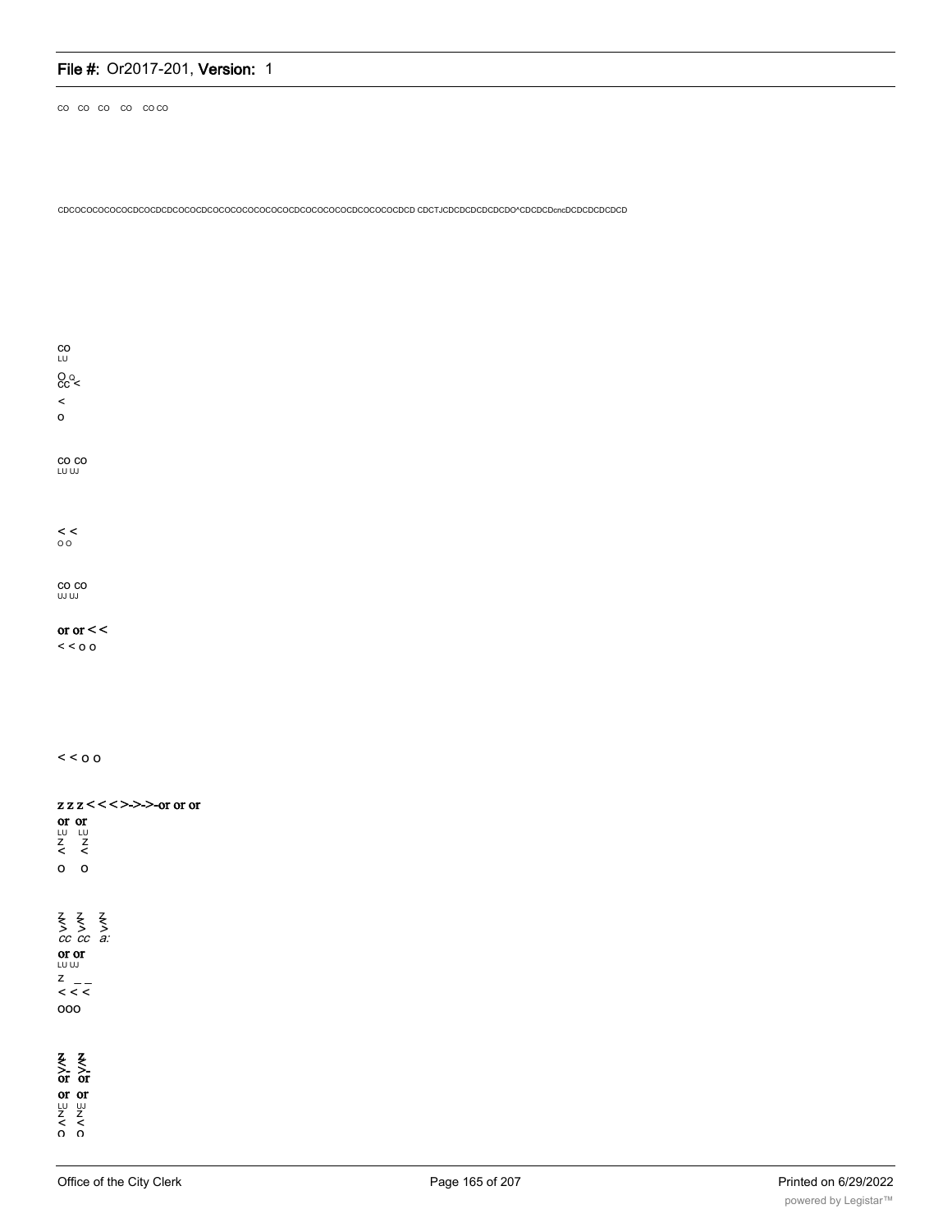CO CO CO CO CO CO

CDCOCOCOCOCOCDCOCDCDCOCOCDCOCOCOCOCOCOCOCDCOCOCOCOCDCOCOCOCDCD CDCTJCDCDCDCDCDCDO^CDCDCDcncDCDCDCDCDCD

CO
LU

O O
CC <

<

O

CO CO
LU UJ

< <
O O

CO CO
UJ UJ

or or < <

< < O O

< < O O

z z z < < < >->->-or or or

or or
LU LU
Z Z
< <

O O

Z Z Z
< < <
> > >
cc cc a:

or or
LU UJ

Z _ _

< < <

OOO

Z Z
< <
>- >-
or or

or or
LU UJ
Z Z
< <
O O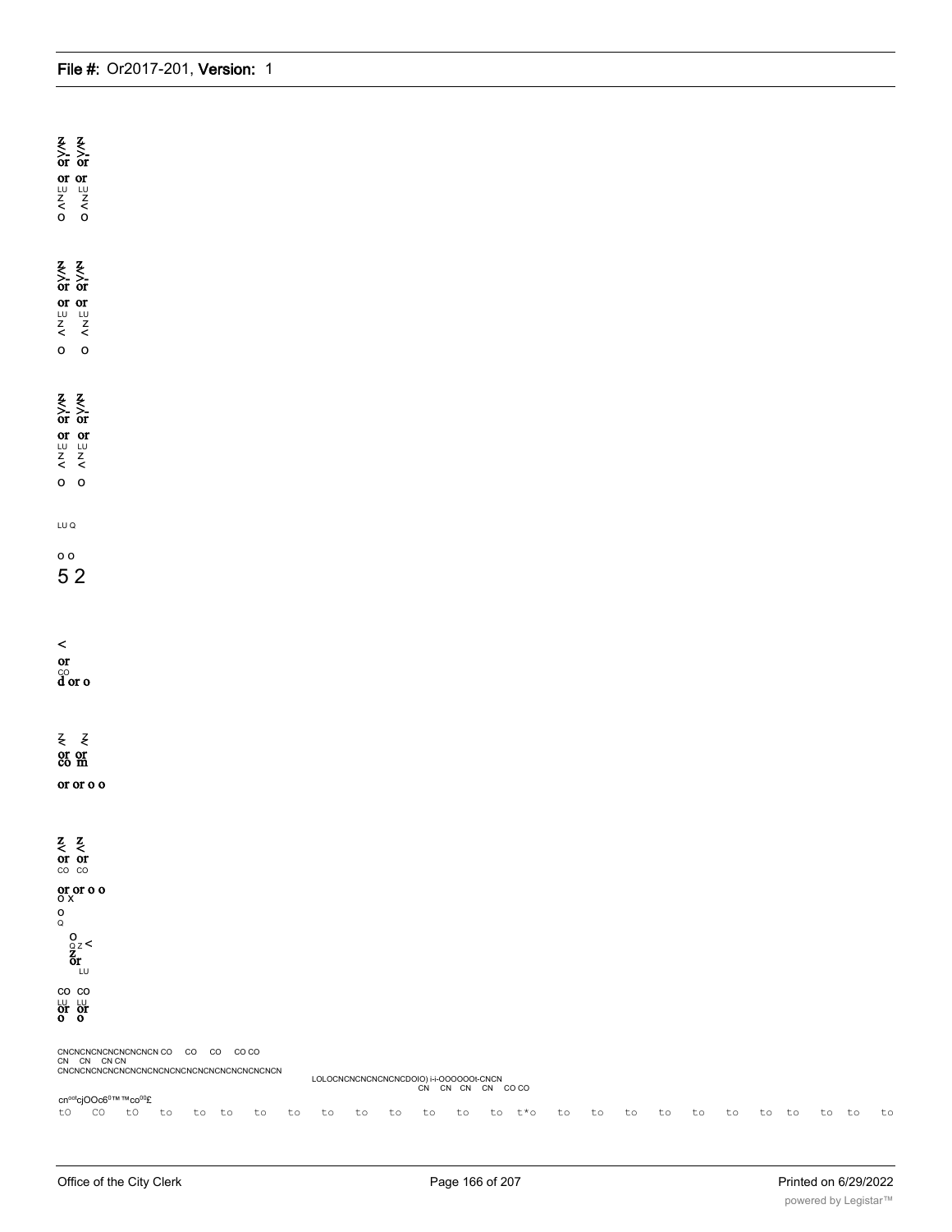z z
>- >-
or or
or or
LU LU
Z Z
< <
o o

z z
>- >-
or or
or or
LU LU
Z Z
< <
o o

z z
>- >-
or or
or or
LU LU
Z Z
< <
o o

LU Q

o o
5 2

<
or
CO
d or o

z z
< <
or or
co m

or or o o

z z
< <
or or
CO CO

or or o o
O X
O
Q
O
Q Z <
Z
or
LU

CO CO
LU LU
or or
o o

CNCNCNCNCNCNCNCNCN CO CO CO CO CO
CN CN CN CN
CNCNCNCNCNCNCNCNCNCNCNCNCNCNCNCNCNCNCNCN
LOLOCNCNCNCNCNCNCDO(O) i-i-OOOOOOt-CNCN
CN CN CN CN CO CO
cn^oo cjOOc6^0™ ™co^00£
tO CO tO to to to to to to to to to to to t*o to to to to to to to to to to to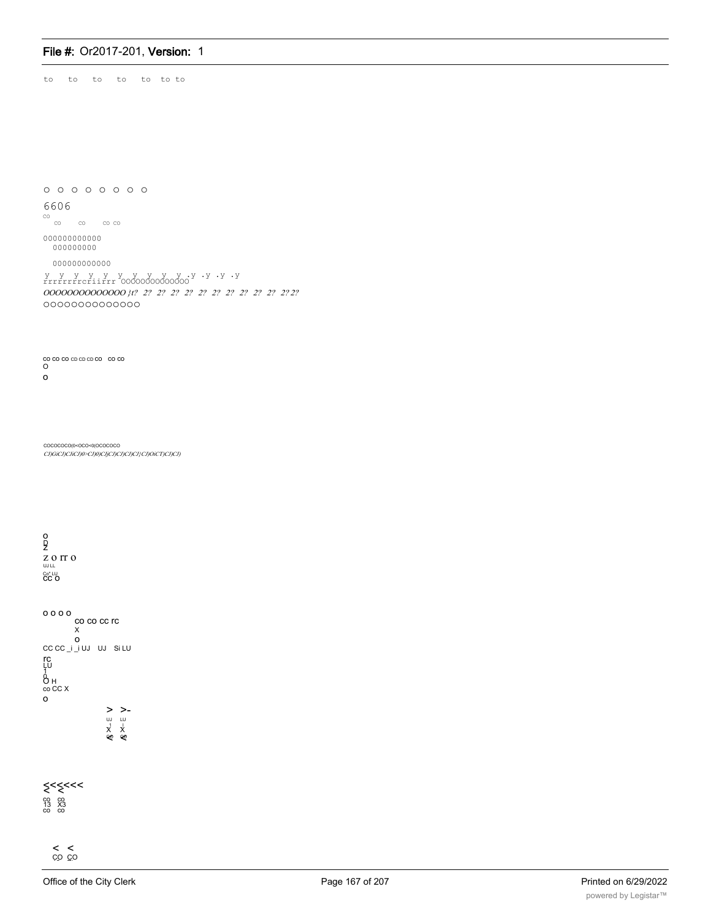to to to to to to to

o o o o o o o o

6606

co co co co co

000000000000
000000000

000000000000

y y y y y y y y y y .y .y .y .y
rrrrrrrrcriirrr OOOOOOOOOOOOO

*OOOOOOOOOOOOOO }t? 2? 2? 2? 2? 2? 2? 2? 2? 2? 2? 2? 2? 2? 2?*

OOOOOOOOOOOOOO

co co co CD CD CD CD co co co
O
o

COCOCOCO(0<OCO<0(OCOCOCO
*CJ)GiCJ)CJiCJ)0>CJ)0)CJjCJ)CJ)CJ)CJ{CJ)OiCT)CJ)CJ)*

o
D
Z
Z O rr O
UJ LL
Co* LU
CC O

o o o o
co co cc rc
X
o
CC CC _i _i UJ UJ Si LU
rc
LU
1
0
O H
co CC X
o
> >-
UJ LU
X X
& &

<<<<<<
co co
13 X3
co co

< <
CO CO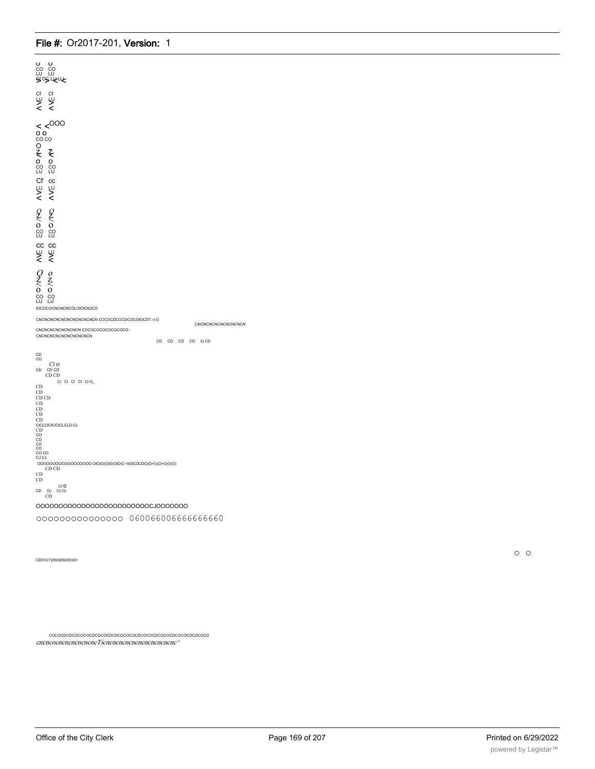tOCOCOCNCNCNCOLOtOtOtOCO

CNCNCNCNCNCNCNCNCNCNCN COCDCDCOCDCOCOtOCDT--t-O

CNCNCNCNCNCNCNCNCN

CNCNCNCNCNCNCNCN COCOCOCOCOCOCOCO

CNCNCNCNCNCNCNCNCN

CD CD CD CD 0) CD

CD
CO

Cl o

CD CD CD

CD CD

Cl Cl Cl Cl Cl Q_

CD
CD
CD CD
CD
CD
CD
CD

ClCLClClClClCLCLD-CL

CD
CO
CO
CO
CO
CO CO
CJ CJ

OOOOOOOOOOOOOOOOO OlO)O)O)D)OlO)C~0OlCDCDO)O>O)O>O)O)O)

CD CD

CD
CD

Cl O

CD 0) O) O)

CD

OOOOOOOOOOOOOOOOOOOOOOOOOCJOOOOOOO

OOOOOOOOOOOOOOO 060066006666666660

CD01C7)050)0503O)O>

o o

COCOCDCDCOCOCOCDCDCOCDCDCDCOCOCDCOCOCDCOCOCDCOCOCDCOCOCDCDCDCD

*cncncocncncncncncncTicncncncncncncncncncncnc^*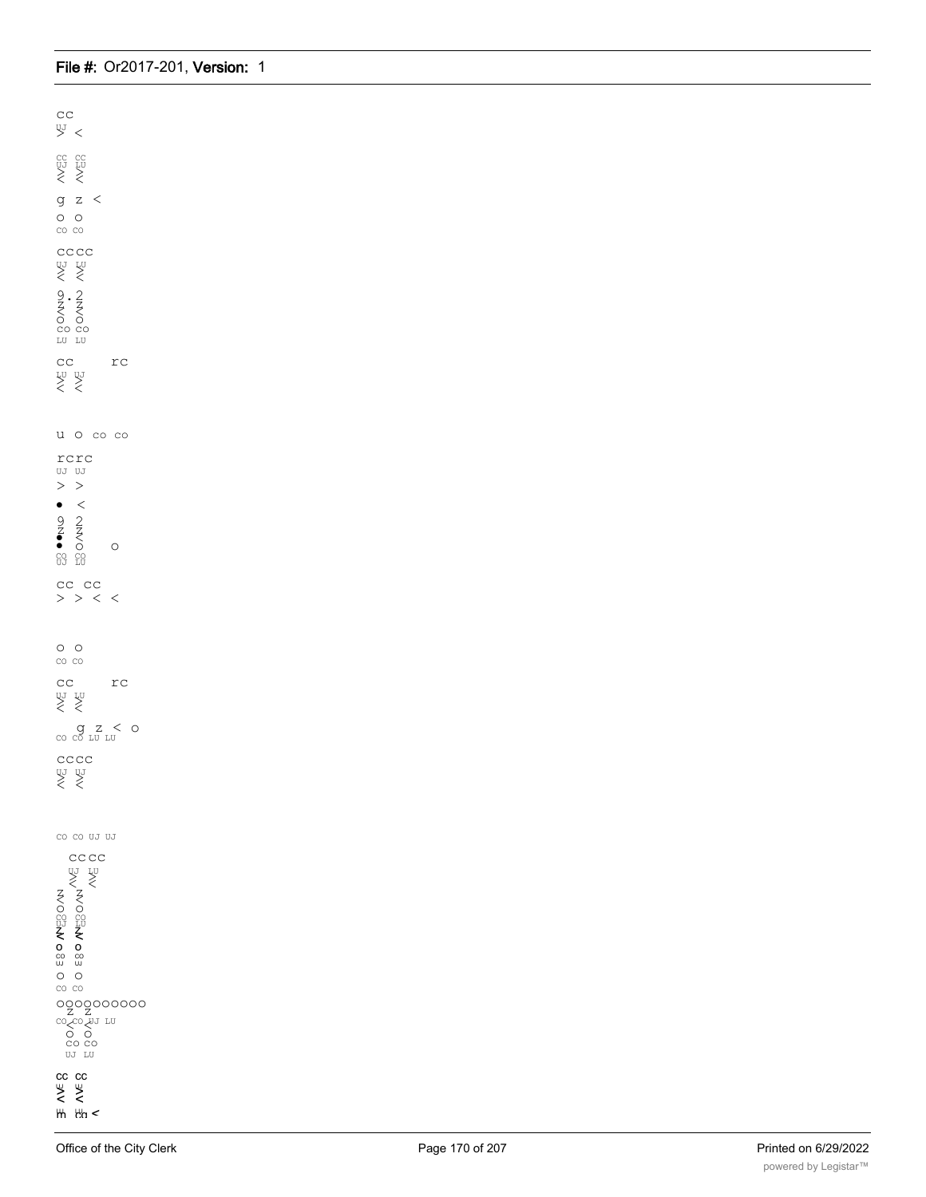CC
> <

CC CC
UJ LU
> >
< <

g z <

o o
CO CO

CCCC
UJ LU
> >
< <

9.2
Z Z
< <
O O
CO CO
LU LU

CC rc
LU UJ
> >
< <

u o co co

rcrc
UJ UJ
> >

• <

9 2
Z Z
• <
• O o
CO CO
UJ LU

CC CC
> > < <

o o
CO CO

CC rc
UJ LU
> >
< <

g z < o
CO CO LU LU

CCCC
UJ UJ
> >
< <

CO CO UJ UJ

CCCC
UJ LU
> >
< <
Z Z
< <
O O
CO CO
UJ LU
Z Z
< <
o o
CO CO
UJ UJ
O O
CO CO

oooooooooo
Z Z
CO CO UJ LU
< <
O O
CO CO
UJ LU

CC CC
> >
< <
m m <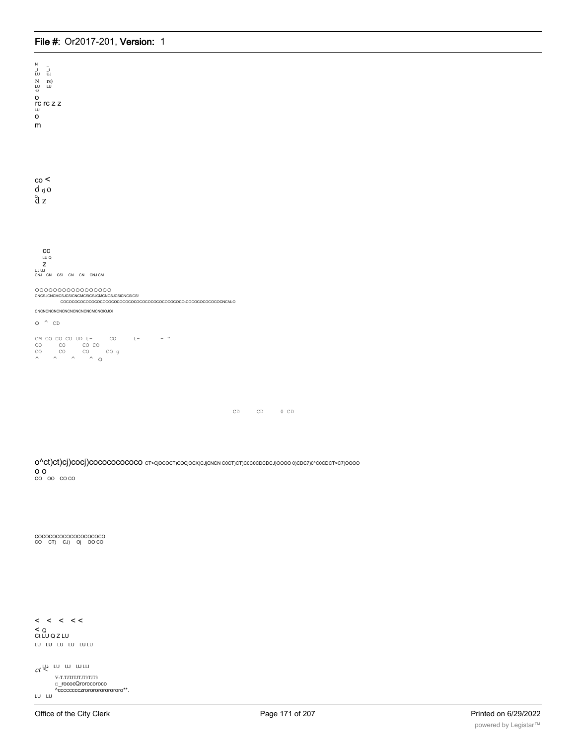N _
_l _t
LU UJ
N rs)
LU LU
13
o
rc rc z z
LU
o
m

co <
o rj O
d z

cc
LU Q
z
UJ UJ
CNJ CN CSI CN CN CNJ CM

OOOOOOOOOOOOOOOOO
CNCSJCNCMCSJCSICNCMCSICSJCMCNCSJCSICNCSICS!
COCOCOCOCOCOCOCOCOCOCOCOCOCOCOCOCOCOCOCOCOCO-COCOCOCOCOCOCNCNLO

CNCNCNCNCNCNCNCNCNCMCNOIOJOI

O ^ CD

CM CO CO CO UD t- CO t- - "
CO CO CO CO
CO CO CO CO g
^ ^ ^ ^ O

CD CD 0 CD

o^ct)ct)cj)cocj)cocococococo CT>CjOCOCT)COCjOCX)CJjCNCN C0CT)CT)C0C0CDCDCJ)OOOO 0)CDC7)0^C0CDCT>C7)OOOO
o o
OO OO CO CO

COCOCOCOCOCOCOCOCOCO
CO CT) CJ) Oj OO CO

< < < < <
< Q
Ct LU Q Z LU
LU LU LU LU LU LU

ct LU LU UJ UJ LLI
V-T.TJTJTJTJT3TJT3
□_rococQrorocoroco
^cccccccczrororororororo**.
LU LU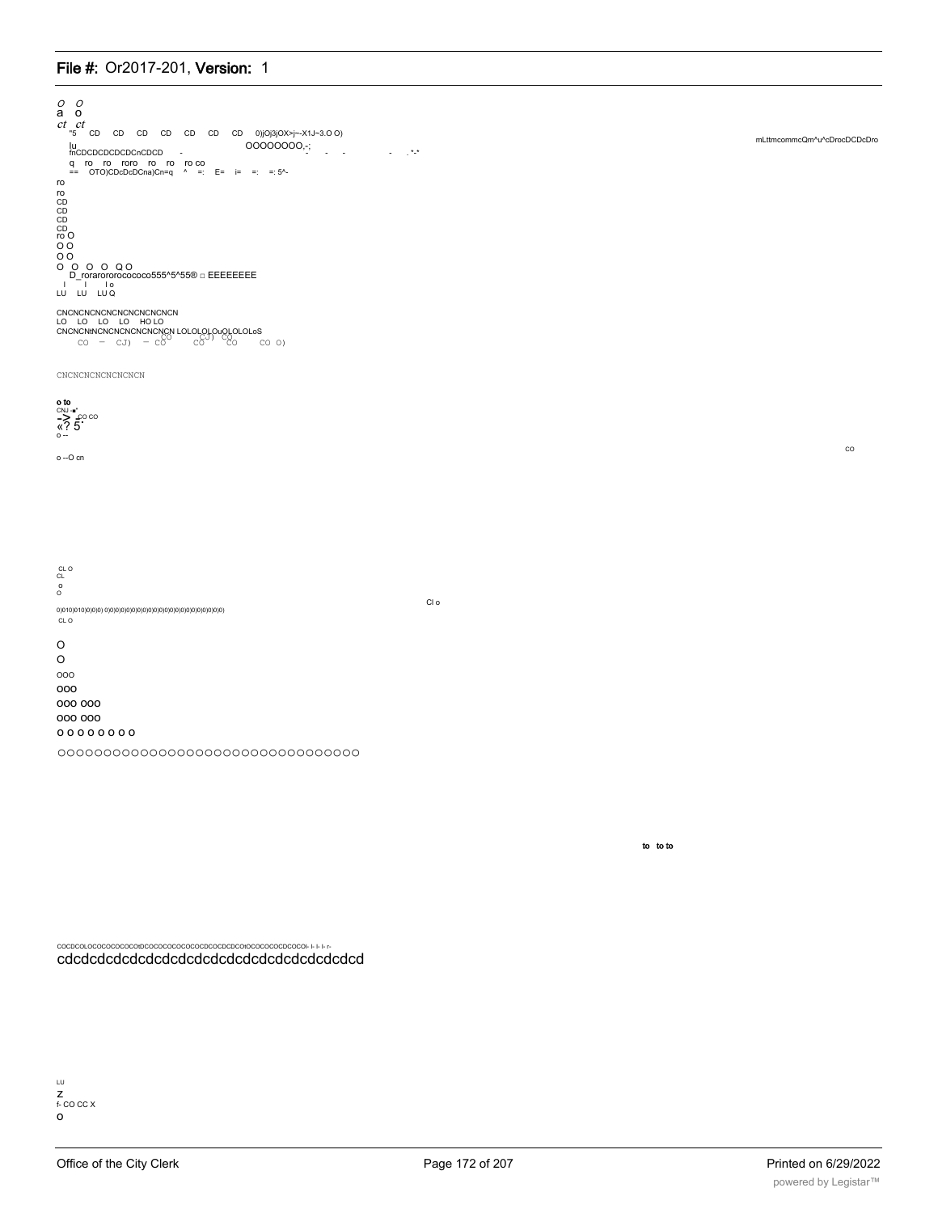O O
a o
ct ct
"5 CD CD CD CD CD CD CD 0)jOj3jOX>j~-X1J~3.O O)
lu OOOOOOOO,-;
fnCDCDCDCDCDCnCDCD - - - - - . *-*
q ro ro roro ro ro ro co
== OTO)CDcDcDCna)Cn=q ^ =: E= i= =: =: 5^-
ro
ro
CD
CD
CD
CD
ro O
O O
O O
O O O O Q O
D_roraroroococoo555^5^55® □ EEEEEEEE
I I I o
LU LU LU Q

mLttmcommcQm^u^cDrocDCDcDro

CNCNCNCNCNCNCNCNCNCN
LO LO LO LO HO LO
CNCNCNtNCNCNCNCNCNCN LOLOLOLOuOLOLOLoS
CO — CJ) — CO CO CJ) CO CO CO O)

CNCNCNCNCNCNCNCN

**o to**
CNJ -■"
-> co co
«? 5
o --

CO

o --O cn

CL O
CL
o
O

Cl o

0)0)0)0)0)0)0)0) 0)0)0)0)0)0)0)0)0)0)0)0)0)0)0)0)0)0)0)0)0)0)0)
CL O

O
O
OOO
OOO
OOO OOO
OOO OOO
O O O O O O O O
OOOOOOOOOOOOOOOOOOOOOOOOOOOOOOOOO

**to to to**

COCDCOLOCOCOCOCOCOtDCOCOCOCOCOCOCDCOCDCDCOtOCOCOCOCDCOCOl- l- l- r-
cdcdcdcdcdcdcdcdcdcdcdcdcdcdcdcdcdcd

LU
Z
f- CO CC X
O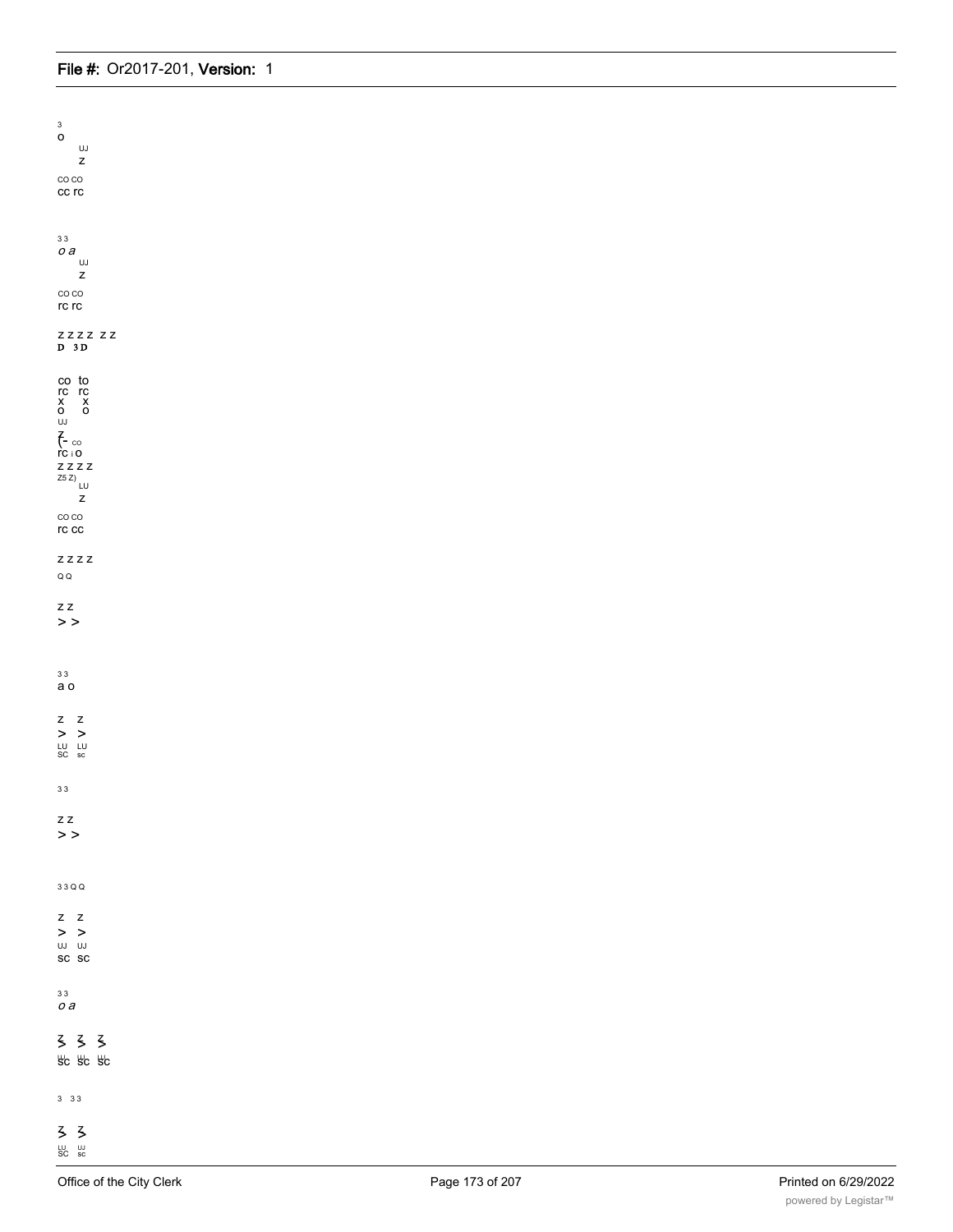3
o
UJ
z

CO CO
cc rc

3 3
*o a*
UJ
z

CO CO
rc rc

z z z z z z
D 3 D

co to
rc rc
x x
o o
UJ
z
(- co
rc i o
z z z z
Z5 Z)
LU
z

CO CO
rc cc

z z z z

Q Q

z z
> >

3 3
a o

z z
> >
LU LU
SC sc

3 3

z z
> >

3 3 Q Q

z z
> >
UJ UJ
sc sc

3 3
*o a*

z z z
sc sc sc

3 3 3

z z
LU UJ
SC sc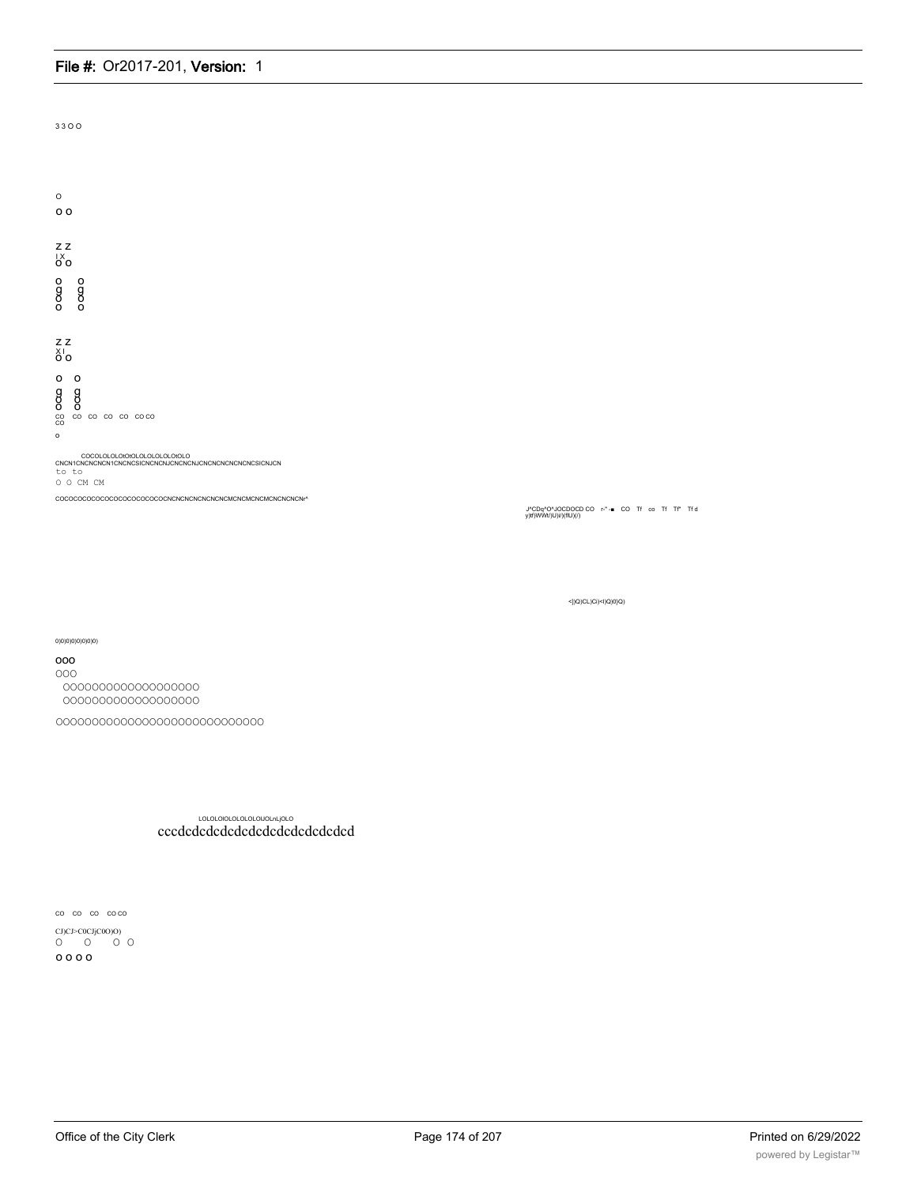3 3 O O

o

o o

z z
I X
o o

o o
g g
o o
o o

z z
X I
o o

o o
g g
o o
o o
co co co co co co co co
co

o

COCOLOLOLOtOtOLOLOLOLOLOtOLO
CNCN1CNCNCNCN1CNCNCSICNCNCNJCNCNCNJCNCNCNCNCNCNCSICNJCN
to to
O O CM CM

COCOCOCOCOCOCOCOCOCOCOCOCNCNCNCNCNCNCNCMCNCMCNCMCNCNCNCNr^

J*CDq*O*JOCDOCD CO r-" ■ CO Tf co Tf Tf" Tf d
y)tf)WWt/)U)(/)(flU)(/)

<|)Q)CL)Ci)<l)Q)0)Q)

0)0)0)0)0)0)0)0)

ooo
OOO
OOOOOOOOOOOOOOOOOOO
OOOOOOOOOOOOOOOOOOO

OOOOOOOOOOOOOOOOOOOOOOOOOOOOO

LOLOLOIOLOLOLOLOIJOLnLjOLO
cccdcdcdcdcdcdcdcdcdcdcdcdcd

co co co co co

CJ)CJ>C0CJjC0O)O)
O O O O
o o o o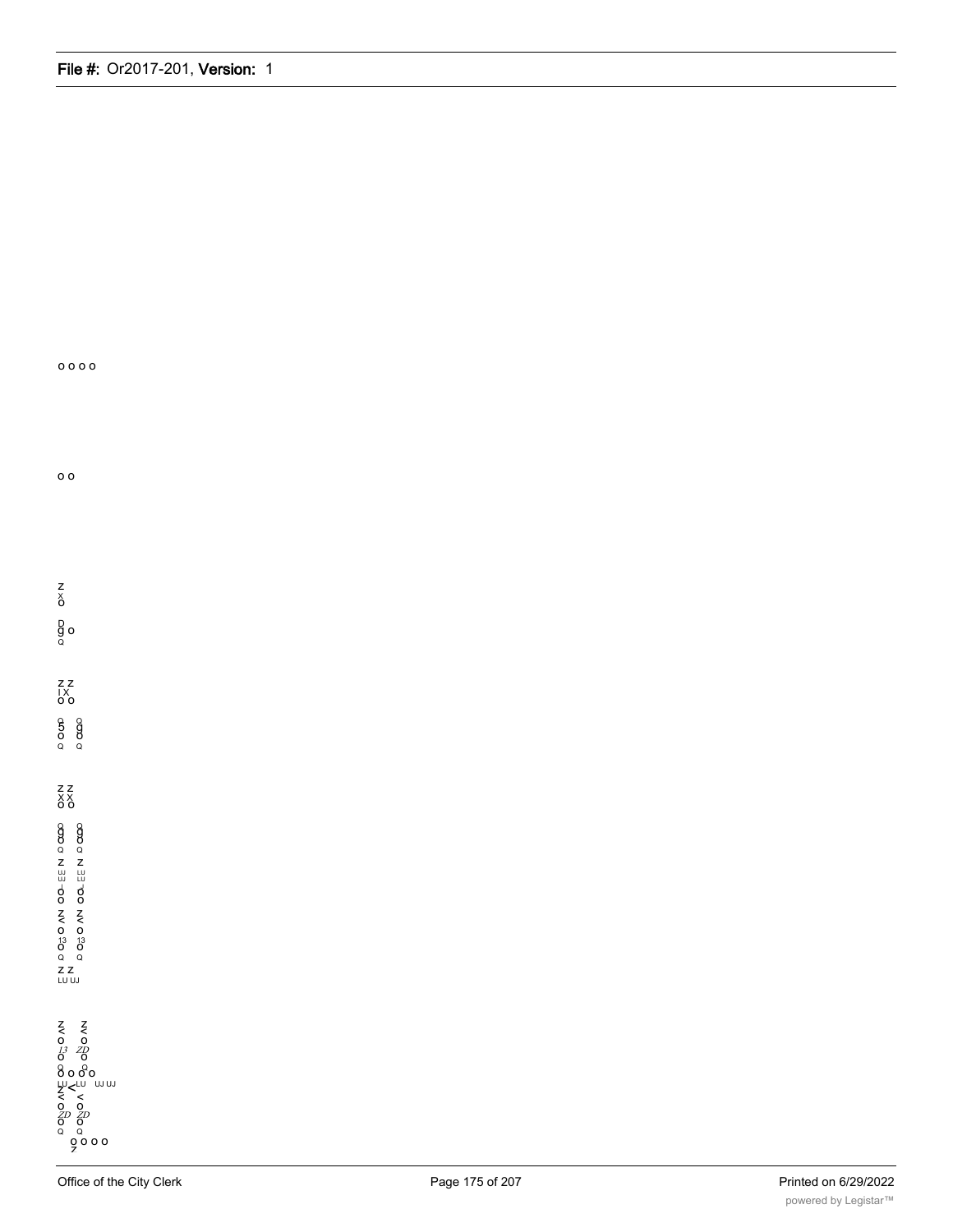o o o o

o o

z
x
o

D
g o
Q

z z
I X
o o

Q Q
5 g
o o
Q Q

z z
x x
o o

Q Q
g g
o o
Q Q
z z
UJ LU
UJ LU
o o
o o
z z
< <
o o
13 13
o o
Q Q
z z
LU UJ

z z
< <
o o
13 ZD
o o
Q Q
o o o o
LU LU UJ UJ
z <
< <
o o
ZD ZD
o o
Q Q
o o o o
z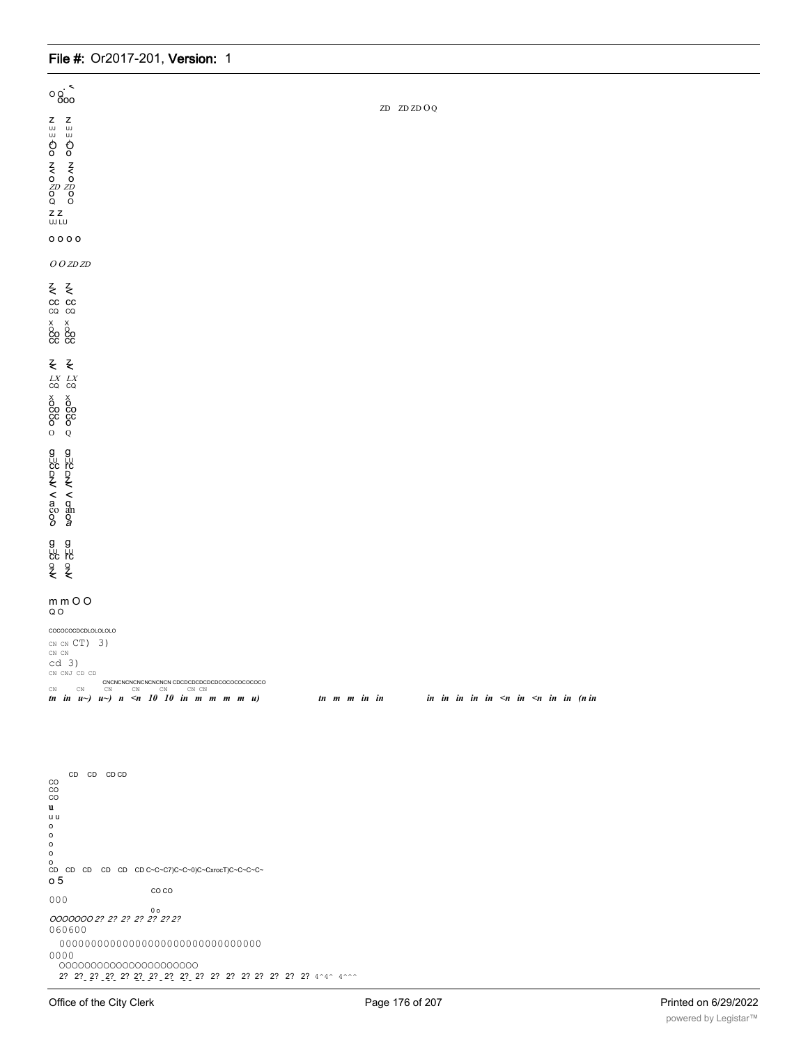o o ˂ ooo

ZD ZD ZD O Q

z z
UJ UJ
UJ UJ
O O
o o
z z
< <
o o
ZD ZD
o o
Q O
z z
UJ LU

o o o o

*O O ZD ZD*

z z
< <
cc cc
CQ CQ
x x
o o
co co
cc cc

z z
< <
*LX LX*
CQ CQ
x x
o o
co co
cc cc
o o
O Q

g g
LU LU
cc rc
D D
z z
< <
< <
a q
co an
o o
*o a*

g g
LU LU
cc rc
o o
z z
< <

m m O O
Q O

COCOCOCDCDLOLOLOLO

CN CN CT) 3)
CN CN
cd 3)
CN CNJ CD CD
CNCNCNCNCNCNCNCN CDCDCDCDCDCDCOCOCOCOCOCO
CN CN CN CN CN CN CN CN

***tn in u~) u~) n <n 10 10 in m m m m u) tn m m in in in in in in in <n in <n in in (n in***

CD CD CD CD
CO
CO
CO
u
u u
o
o
o
o
o
CD CD CD CD CD CD C~C~C7)C~C~0)C~CxrocT)C~C~C~C~
o 5
CO CO
000
0 o
*OOOOOOO 2? 2? 2? 2? 2? 2? 2? 2?*
060600
00000000000000000000000000000000
0000
OOOOOOOOOOOOOOOOOOOOO
2? 2? 2? 2? 2? 2? 2? 2? 2? 2? 2? 2? 2? 2? 2? 2? 2? 2? 4^4^ 4^^^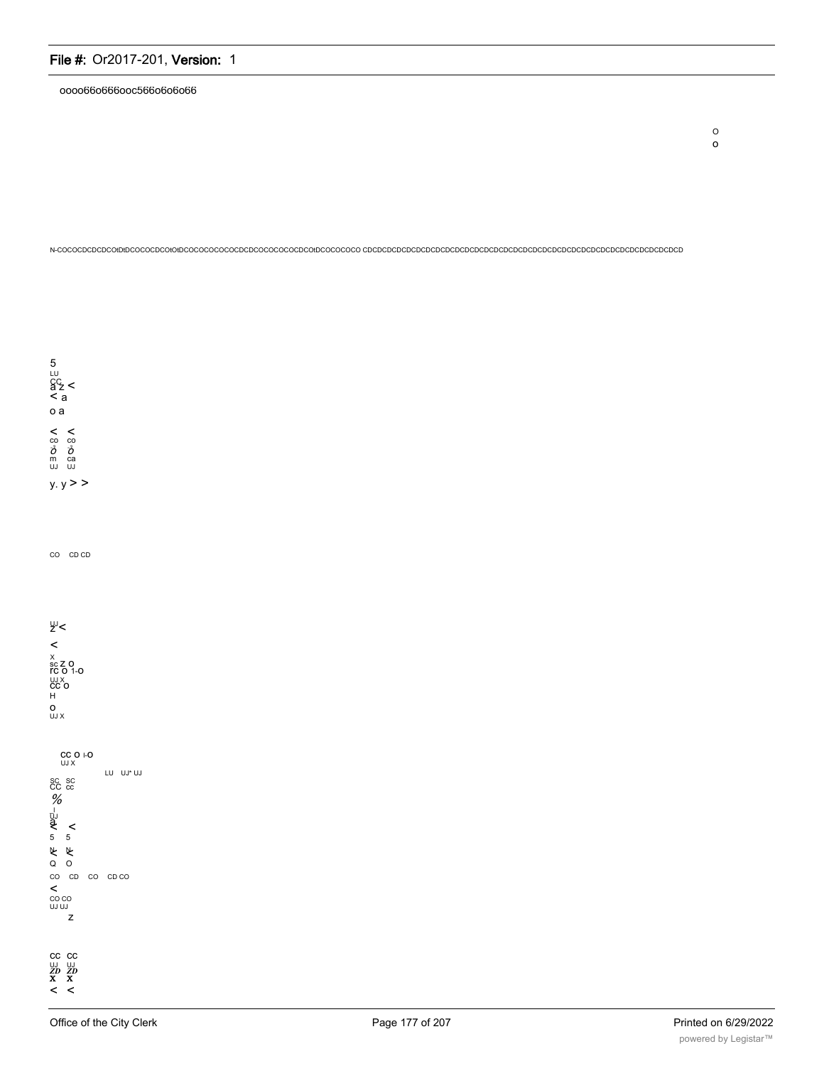oooo66o666ooc566o6o6o66

O
O

N-COCOCDCDCDCOtDtDCOCOCDCOtOtDCOCOCOCOCOCDCDCOCOCOCOCDCOtDCOCOCOCO CDCDCDCDCDCDCDCDCDCDCDCDCDCDCDCDCDCDCDCDCDCDCDCDCDCDCDCDCDCDCD

5
LU
CC
a z <
< a
o a

< <
co co
o o
m ca
UJ UJ

y. y > >

CO CD CD

UJ
z <

<

x
sc z o
rc o 1-o
UJ X
cc o
H
o
UJ X

cc o i-o
UJ X
LU UJ* UJ
SC SC
CC cc
%
_l
UJ
a
< <
5 5
< <
Q O
CO CD CO CD CO
<
CO CO
UJ UJ
z

CC CC
UJ UJ
ZD ZD
X X
< <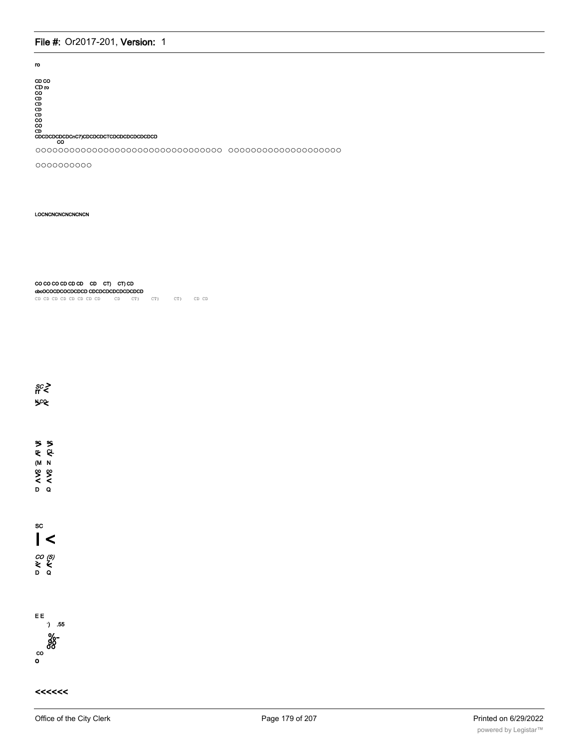ro

CD CO
CD ro
CO
CD
CD
CD
CD
CO
CO
CD
CDCDCDCDCDCnC7)CDCDCDCTCDCDCDCDCDCDCD
CO

OOOOOOOOOOOOOOOOOOOOOOOOOOOOOOOO OOOOOOOOOOOOOOOOOOOO

OOOOOOOOOO

LOCNCNCNCNCNCNCN

CO CO CO CD CD CD CD CT) CT) CD
cbcOCOCDCOCDCDCD CDCDCDCDCDCDCDCD
CD CD CD CD CD CD CD CD CD CT) CT) CT) CD CD

SC >
rr <

N CO
> <

SC SC
> >
F CL
< <
(M N
CO CO
> >
< <
D Q

SC
I <

CO (S)
> Z
< <
D Q

E E
') .55
%-
90
OO
CO
O

<<<<<<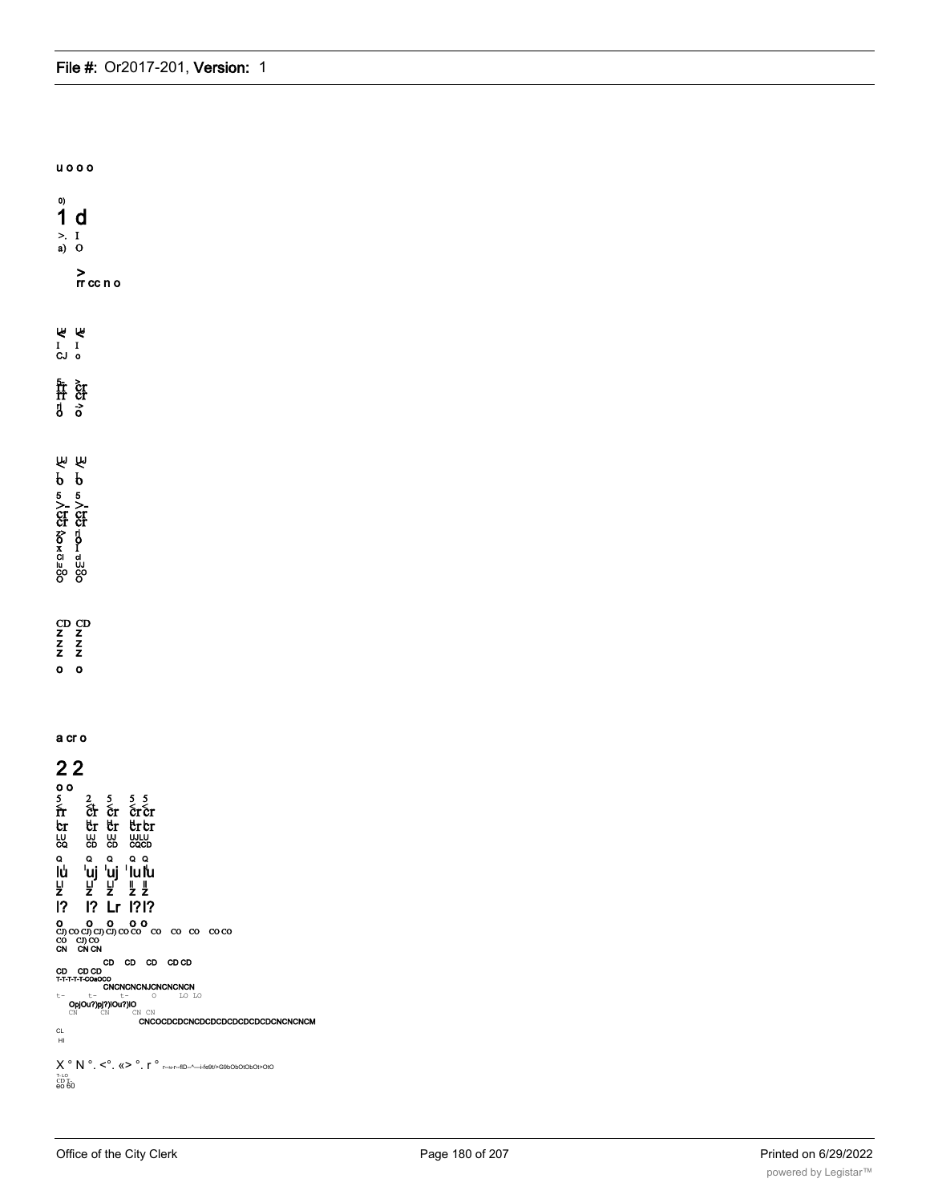u o o o

0)
1 d
>. I
a) O

>
rr cc n o

I I
CJ o

5 >
rr cr
rr cr
ri >
o o

I I
b b
5 5
> >
cr cr
cr cr
> ri
o o
x I
Cl a
l= UJ
CO CO
O O

CD CD
Z Z
Z Z
Z Z

o o

a cr o

2 2
o o
5 2 5 5 5
< < < < <
rr cr cr cr cr
cr cr cr cr cr
LU UJ UJ UJLU
CQ CD CD CQCD
Q Q Q Q Q
lu uj uj lu lu
LI LI LI II II
Z Z Z Z Z
I? I? Lr I? I?

o o o o o
CJ) CO CJ) CJ) CJ) CO CO CO CO CO CO CO
CO CJ) CO
CN CN CN

CD CD CD CD CD
CD CD CD
T-T-T-T-T-COeOCO
CNCNCNCNJCNCNCNCN
t- t- t- O LO LO
OpjOu?)pj?)IOu?)IO
CN CN CN CN
CNCOCDCDCNCDCDCDCDCDCDCDCNCNCNCM
CL
HI

X ° N °. <°. «> °. r ° r---i»-r--flD--^---i-fe9t/>G9bObOtObOt>OtO
T-LO
CD T-
eo 60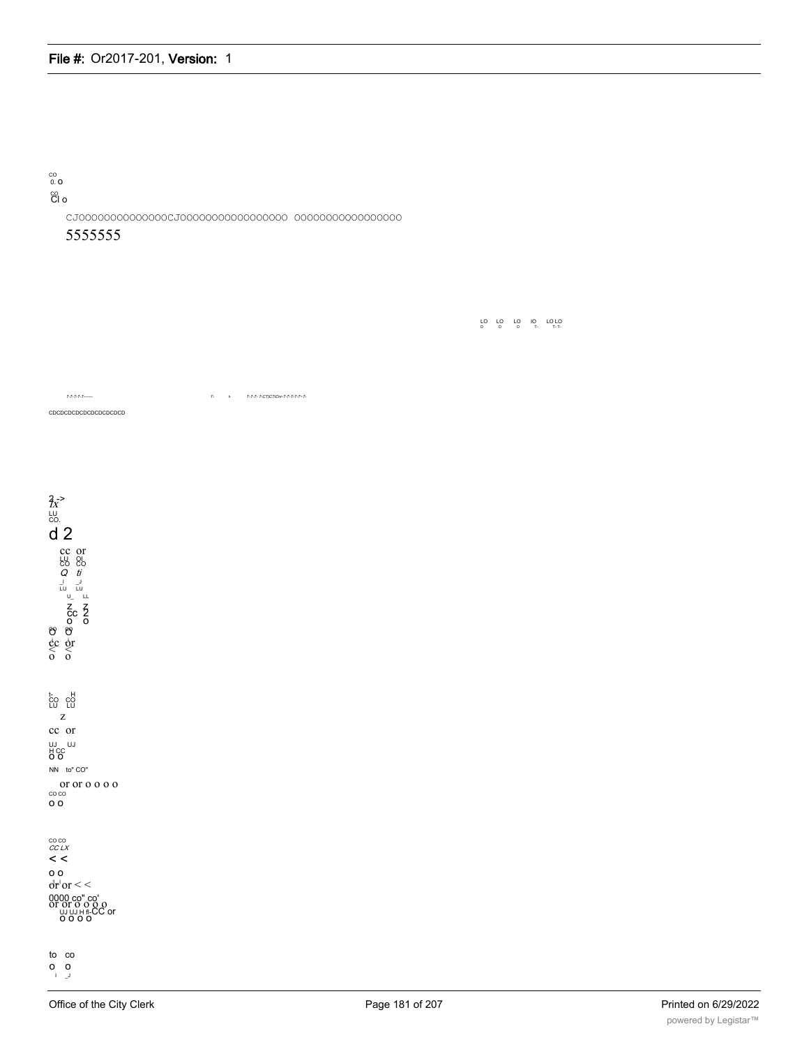CO
0. O

CO
Cl o

CJOOOOOOOOOOOOOOOCJOOOOOOOOOOOOOOOOO OOOOOOOOOOOOOOOOO

5555555

LO LO LO IO LO LO
O O O T- T- T-

T-T-T-T-T------ T- I- T-T-T- T-CT)CT)Cn- T-T-T-T-T-T-

CDCDCDCDCDCDCDCDCDCD

2->
IX
LU
CO.

d 2

cc or
LU OL
CO CO
Q ti
_I _J
LU LU
U_ LL
Z Z
cc 2
O O
CO CO
O O
cc or
< <
o o

t- H
CO CO
LU LU
z
cc or
UJ UJ
H CC
O O
NN to" CO"
or or o o o o
CO CO
O O

CO CO
CC LX
< <
O O
or or < <
0000 co" co'
or or o o o o
UJ UJ H fl-CC or
O O O O

to co
O O
I _J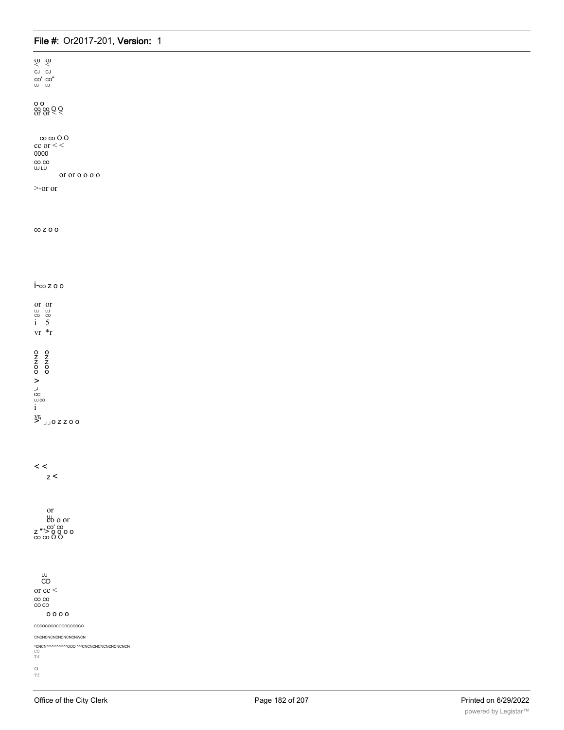or or
< <
CJ CJ
co' co"
UJ LU

o o
co co O O
or or < <

co co O O
cc or < <
0000
co co
UJ LU
or or o o o o

>-or or

co Z O O

i-co Z O O

or or
UJ LU
CO CO
i 5
vr *r

O O
Z Z
Z Z
O O
O O
>
_J
CC
UJ CO
i
vr
>' _|_| O Z Z O O

< <
z <

or
LU
co o or
co' co
Z "" > O O O O
co co O O

LU
CD
or cc <
co co
CO CO
O O O O

COCOCOCOCOCOCOCOCO

CNCNCNCNCNCNCNCNWCN

^CNCN^^^^^^^^^^^^OOO ^^^CNCNCNCNCNCNCNCNCNCN
CO
Tf

O
Tf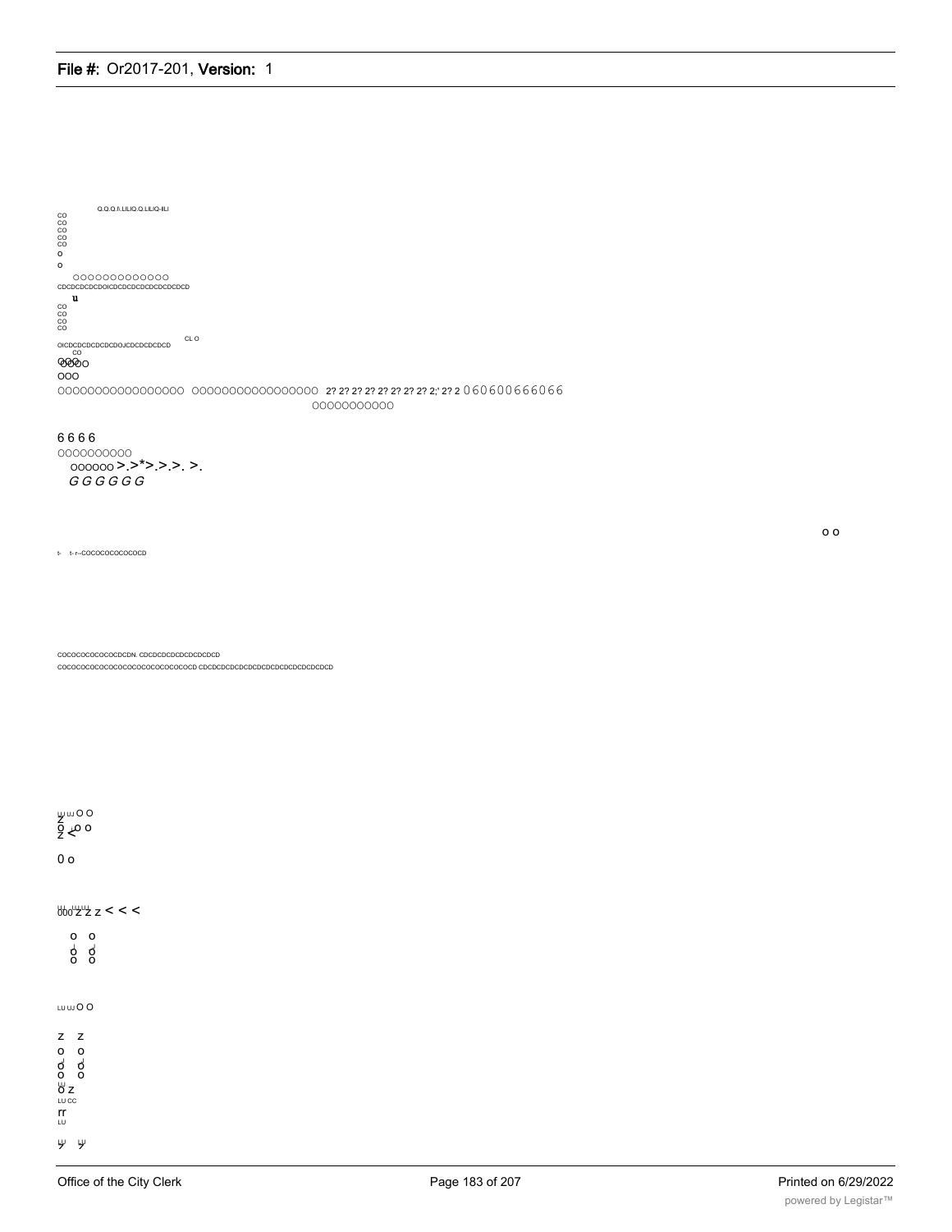Q.Q.Q.fi.LILIQ.Q.LILIQ-IILI

CO
CO
CO
CO
CO
o
o

OOOOOOOOOOOOO

CDCDCDCDCDOICDCDCDCDCDCDCDCD

u

CO
CO
CO
CO

CL O

OICDCDCDCDCDCDOJCDCDCDCDCD

CO

OOOO
OOO

OOOOOOOOOOOOOOOOO OOOOOOOOOOOOOOOOO 2? 2? 2? 2? 2? 2? 2? 2? 2? 2;' 2? 2 060600666066

OOOOOOOOOOO

6666

OOOOOOOOOO

OOOOOO >.>*>.>.>. >.

*G G G G G G*

o o

t- t- r--COCOCOCOCOCOCD

COCOCOCOCOCOCDCDN. CDCDCDCDCDCDCDCD

COCOCOCOCOCOCOCOCOCOCOCOCOCOCOCD CDCDCDCDCDCDCDCDCDCDCDCDCDCD

UJ UJ O O
Z
O O O
Z <

0 o

000 Z Z z < < <

o o
O O
O O

LU UJ O O

z z
o o
O O
O O
O Z
LU CC
rr
LU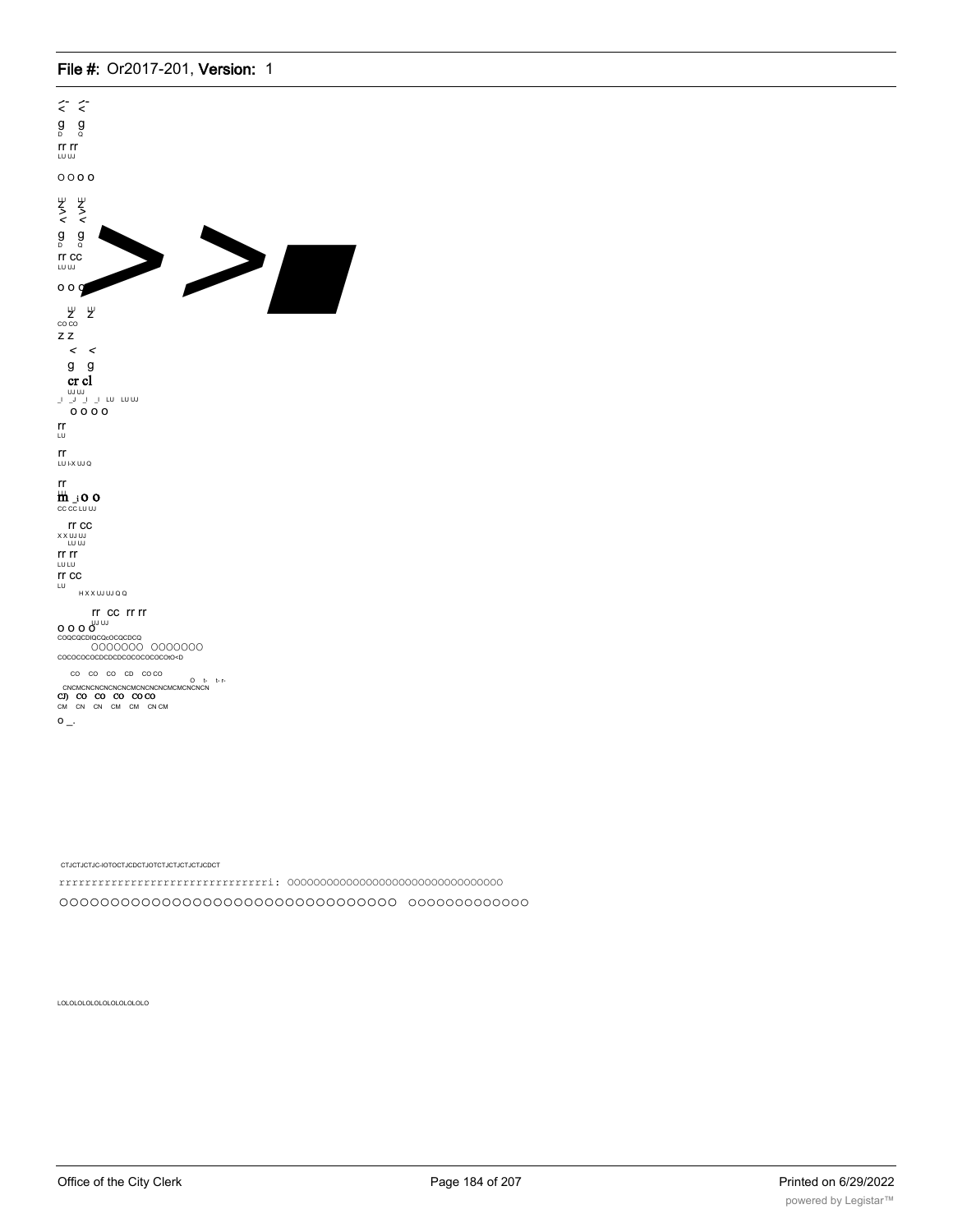< <
g g
D Q
rr rr
LU UJ

O O O O

LU LU
Z Z
> >
< <
g g
D Q
rr CC
LU UJ

O O O

LU LU
Z Z
CO CO
Z Z
< <
g g
cr cl
UJ UJ
_l _J _l _l LU LU UJ
O O O O
rr
LU

rr
LU I-X UJ Q

rr
m _i O O
CC CC LU UJ

rr CC
X X UJ UJ
LU UJ
rr rr
LU LU
rr CC
LU
H X X UJ UJ Q Q

rr CC rr rr
O O O O UJ UJ
COQCQCDIQCQcOCQCDCQ
OOOOOOO OOOOOOO
COCOCOCOCDCDCDCOCOCOCOCOtO<D

CO CO CO CD CO CO
O t- t- r-
CNCMCNCNCNCNCMCNCNCNCMCMCNCNCN
CJ) CO CO CO CO CO
CM CN CN CM CM CN CM
O _.

CTJCTJCTJC-IOTOCTJCDCTJOTCTJCTJCTJCTJCDCT

rrrrrrrrrrrrrrrrrrrrrrrrrrrrrrrri: OOOOOOOOOOOOOOOOOOOOOOOOOOOOOOOO

OOOOOOOOOOOOOOOOOOOOOOOOOOOOOOOOO OOOOOOOOOOOOO

LOLOLOLOLOLOLOLOLOLO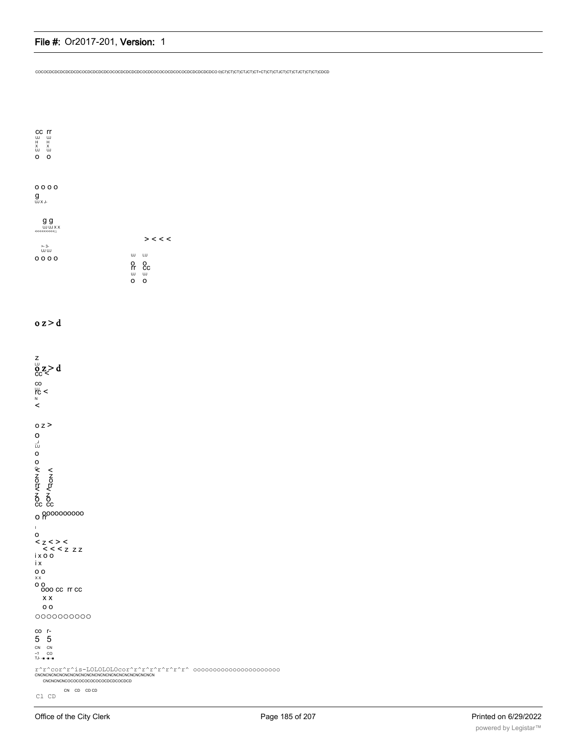COCOCDCDCDCDCDCDCOCDCDCDCDCOCOCDCDCDCDCOCDCOCOCOCDCOCOCDCDCDCDCDCO 0)C7)CT)CT)CTJCT)CT>CT)CT)CTJCT)CT)CTJCT)CT)CT)CDCD

cc rr
UJ UJ
H H
x x
UJ UJ
o o

o o o o
g
UJ X J-

g g
UJ UJ X X
<<<<<<<<<□

> < < <

>- 3-
UJ UJ
o o o o

UJ LU
o o
rr cc
UJ UJ
o o

o z > d

z
LU
o z > d
cc <

co
UJ
rc <
N
<

o z >
o
_J
LU
o
o
o
< <
z z
o o
rr rr
< <
z z
o o
cc cc
o rr oooooooooo

I
o
< z < > <
< < < z z z
i x o o
i x
o o
x x
o o
ooo cc rr cc
x x
o o
oooooooooo

co r-
5 5
CN CN
~? CO
TJ-

r^r^cor^r^is-LOLOLOLOcor^r^r^r^r^r^r^ ooooooooooooooooooooo
CNCNCNCNCNCNCNCNCNCNCNCNCNCNCNCNCNCNCNCNCNCN
CNCNCNCNCOCOCOCOCOCOCOCDCDCOCDCD

CN CD CD CD
Cl CD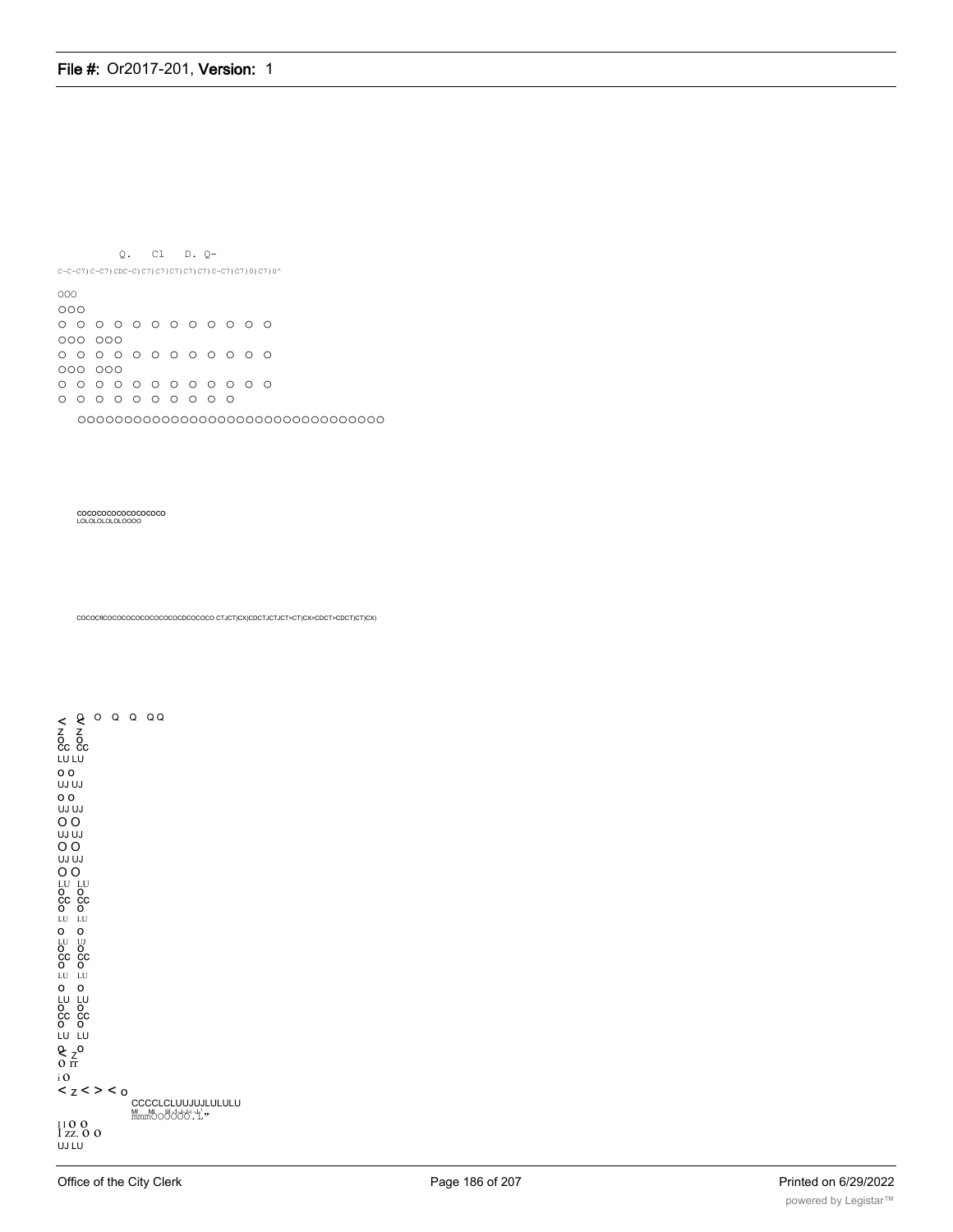Q.   Cl   D. Q-

C~C~C7)C~C7)CDC~C)C7)C7)C7)C7)C7)C~C7)C7)0)C7)0^

OOO

OOO

O O O O O O O O O O O O O

OOO OOO

O O O O O O O O O O O O O

OOO OOO

O O O O O O O O O O O O O

O O O O O O O O O O O

OOOOOOOOOOOOOOOOOOOOOOOOOOOOOOOO

COCOCOCOCOCOCOCOCO
LOLOLOLOLOLOOOO

COCOCflCOCOCOCOCOCOCOCOCDCOCOCO CTJCT)CX)CDCTJCTJCT>CT)CX>CDCT>CDCT)CT)CX)

< Q O Q Q QQ
Z Z
O O
CC CC
LU LU
O O
UJ UJ
O O
UJ UJ
O O
UJ UJ
O O
UJ UJ
O O
LU LU
O O
CC CC
O O
LU LU
O O
LU UJ
O O
CC CC
O O
LU LU
O O
LU LU
O O
CC CC
O O
LU LU
Q Z O
O rr
i O
< z < > < o
CCCCLCLUUJUJLULULU
mmmOOOOOO.L"
I I O O
I zz. O O
UJ LU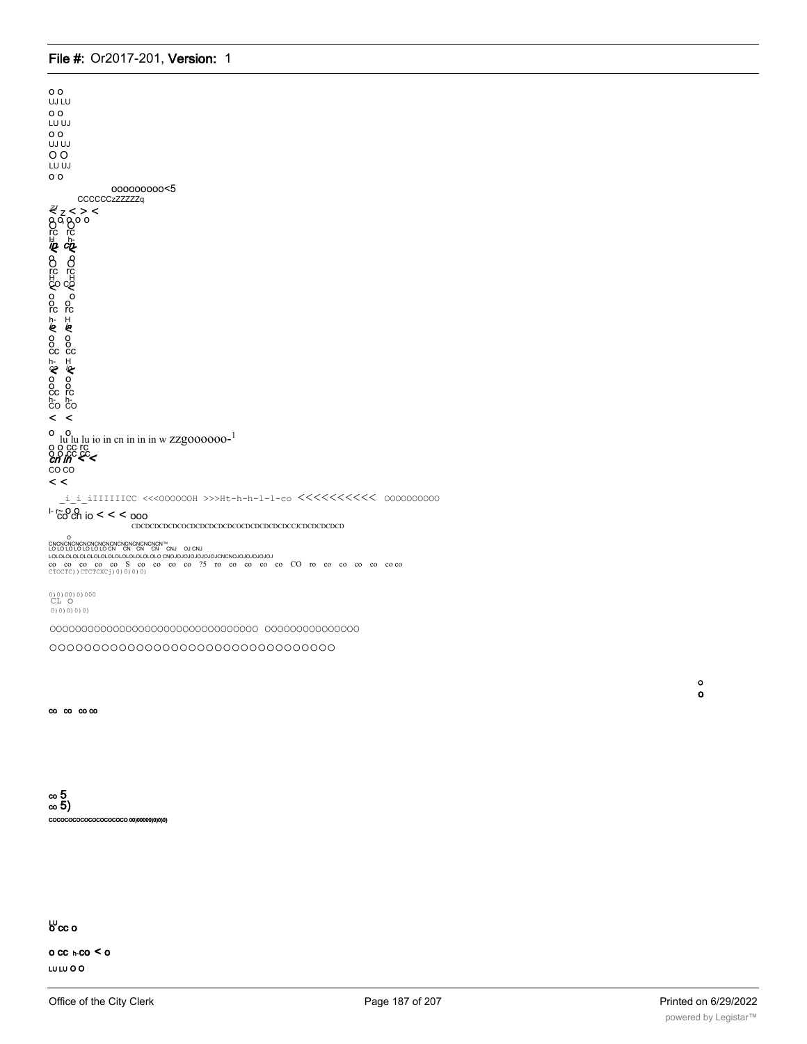o o
UJ LU
o o
LU UJ
o o
UJ UJ
O O
LU UJ
o o

ooooooooo<5
CCCCCCzZZZZZq

< z < > <
o o o o o
O O
rc rc
H h-
ip cp
o o
O O
rc rc
H H
co co
< <
o o
o o
rc rc
h- H
ip ip
o o
o o
cc cc
h- H
cp ip
< <
o o
o o
cc rc
h- h-
co co
< <

o o
lu lu lu io in cn in in in w zzgoooooo-1
o o cc rc
o o cc cc
cn in < <
co co
< <

_i_i_iIIIIIICC <<<OOOOOOH >>>Ht-h-h-l-l-co <<<<<<<<<< oooooooooo

I- r~ o o
co cn io < < < ooo

CDCDCDCDCDCOCDCDCDCDCDCOCDCDCDCDCDCCJCDCDCDCDCD

o
CNCNCNCNCNCNCNCNCNCNCNCNCNCNCN™
LO LO LO LO LO LO LO CN CN CN CN CNJ OJ CNJ
LOLOLOLOLOLOLOLOLOLOLOLOLOLOLOLO CNOJOJOJOJOJOJOJCNCNOJOJOJOJOJOJ
co co co co co S co co co co ?5 ro co co co co CO ro co co co co co co
CTOCTC))CTCTCXCj)0)0)0)0)

0)0)00)0)000
CL O
0)0)0)0)0)

oooooooooooooooooooooooooooooooo ooooooooooooooo

oooooooooooooooooooooooooooooooo

o
o

co co co co

co 5
co 5)
cococococococococococo 00)00000)0)0)0)

LU
o cc o

o cc h-co < o
LU LU O O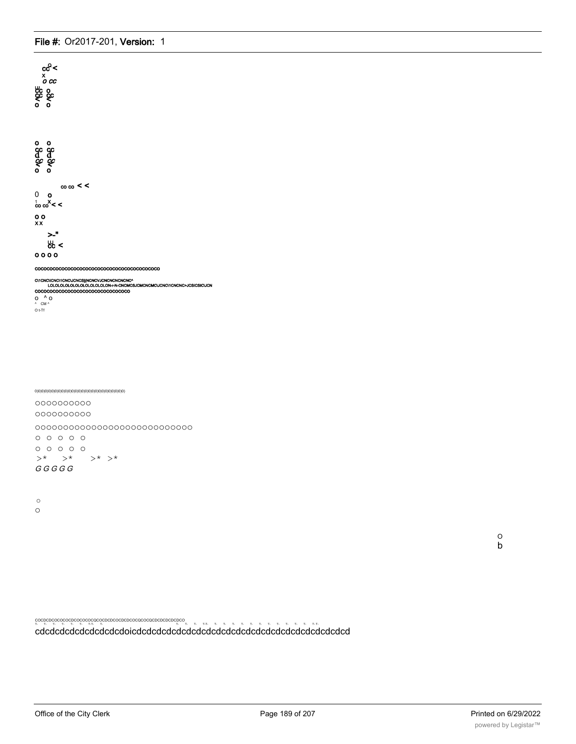cc° <
x
o cc

ш
cc o
^cc cc
o ^
 o

o o
cc cc
d d
cc cc
< <
o o

co co < <

0 o
1 x
co co < <

o o
x x

>-"
ш
cc <

o o o o

COCOCOCOCOCOCOCOCOCOCOCOCOCOCOCOCOCOCOCOCOCO

C\1CNC\ICNC\1CNCJCNCS](NCNCVJCNCNCNCNCNC^
LOLOLOLOLOLOLOLOLOLOLOLON-r-N-CNCMCSJCMCNCMC\JCNC\1CNCNC>JCSICSIC\JCN
COCOCOCOCOCOCOCOCOCOCOCOCOCOCOCO
o ^ o
^ CM ^
O t-Tf

0)0)0)0)0)0)0)0)0)0)0)0)0)0)0)0)0)0)0)0)0)0)0)0)0)0)0)0)

OOOOOOOOOO

OOOOOOOOOO

OOOOOOOOOOOOOOOOOOOOOOOOOOOO

O O O O O

O O O O O

>* >* >* >*

*G G G G G*

o

o

o
b

COCDCDCOCOCOCDCOCOCOCQCOCDCDCOCDCDCOCQCOCQCDCDCDCDCDCO
T- T- T- T- T- T- T-T- T- T- T- T-T- T- T- T- T- T- T- T- T- T- T- T- T- T-T-
cdcdcdcdcdcdcdcdcdoicdcdcdcdcdcdcdcdcdcdcdcdcdcdcdcdcdcdcdcdcdcd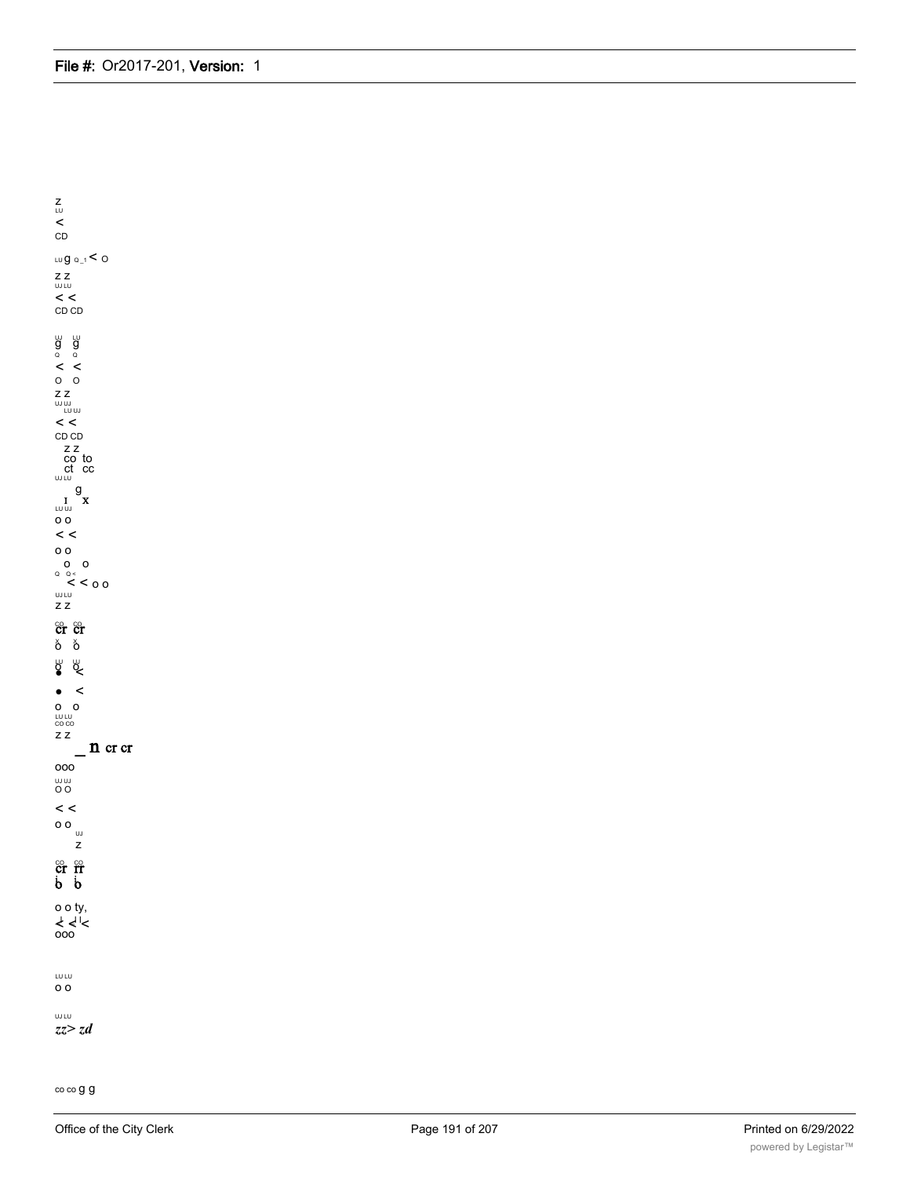z
LU
<
CD

LU g Q_1 < O

z z
UJ LU
< <
CD CD

UJ LU
g g
Q Q
< <
O O
z z
UJ UJ
LU UJ
< <
CD CD
z z
co to
ct cc
UJ LU

g
I x
LU UJ
o o
< <
o o
o o
Q Q <
< < o o
UJ LU
z z

CO CO
cr cr
x x
o o
LU UJ
o o
• <

• <
o o
LU LU
CO CO
z z
_ n cr cr
ooo
UJ UJ
O O

< <
o o
UJ
z

CO CO
cr rr
i i
b b

o o ty,
< < ! <
ooo

LU LU
o o

UJ LU
*zz> zd*

co co g g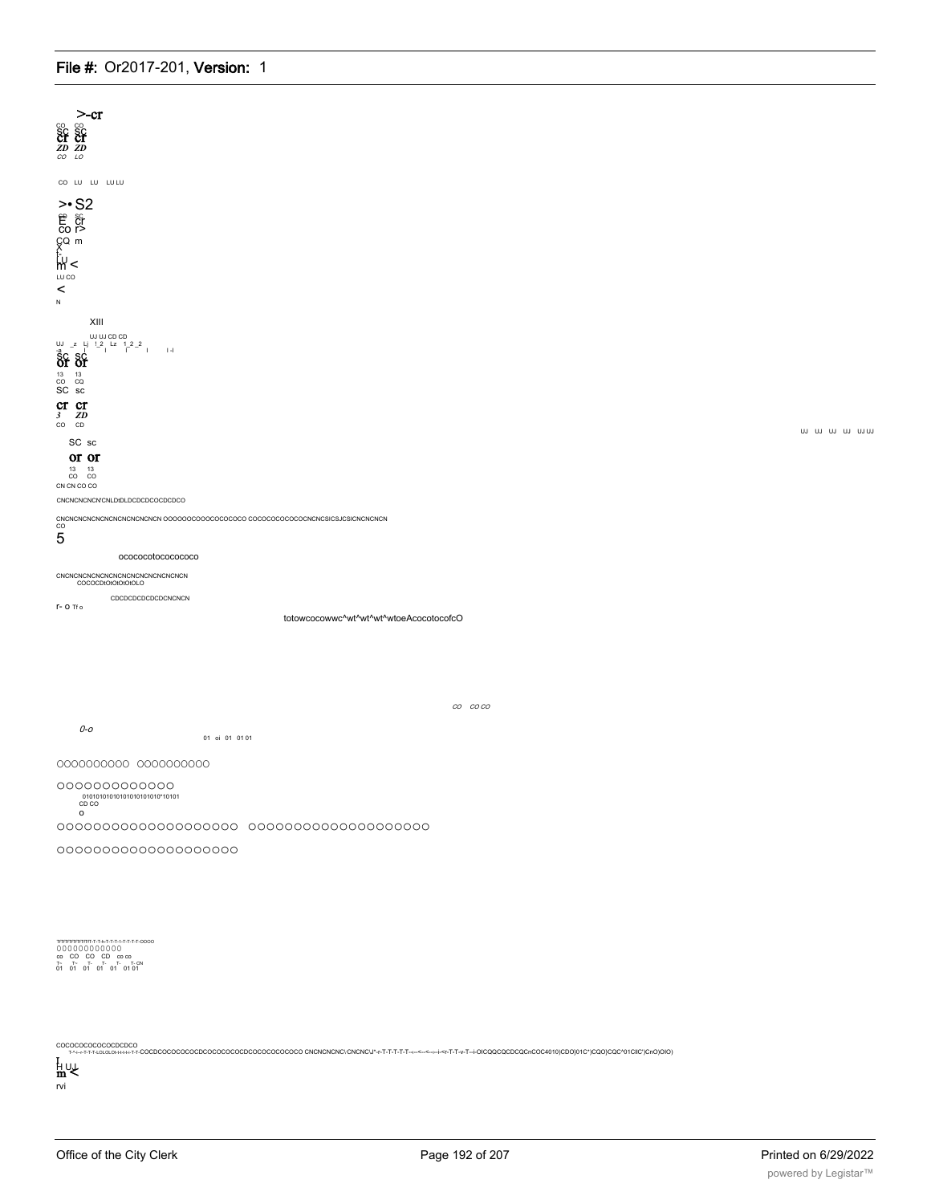>-cr

CO CO
SC SC
cr cr
ZD ZD
CO LO

CO LU LU LU LU

>• S2
E cr
co r>
CQ m
X
LU
m <
LU CO
<
N

XIII

UJ UJ CD CD
UJ _z Lj 1_2 Lz 1_2_2
SC SC
or or
13 13
CO CQ
SC sc

cr cr
3 ZD
CO CD

UJ UJ UJ UJ UJ UJ

SC sc

or or
13 13
CO CO
CN CN CO CO

CNCNCNCNCNCNLDiDLDCDCDCOCDCDCO

CNCNCNCNCNCNCNCNCNCNCNCN OOOOOOCOOOCOCOCOCO COCOCOCOCOCOCNCNCSICSICSICNCNCNCN
CO
5

ocococotococococo

CNCNCNCNCNCNCNCNCNCNCNCNCNCNCN
COCOCDIOIOIOIOIOLO

CDCDCDCDCDCDCNCNCN
r- O Tro

totowcocowwc^wt^wt^wt^wtoeAcocotocofcO

CO CO CO

0-o

01 oi 01 01 01

OOOOOOOOOO OOOOOOOOOO

OOOOOOOOOOOOO
01010101010101010101010*10101
CD CO
o

OOOOOOOOOOOOOOOOOOOO OOOOOOOOOOOOOOOOOOOO

OOOOOOOOOOOOOOOOOOOO

TrTrTrTrTrTrTrTrTrT-T-T-h-T-T-T-1-T-T-T-T-OOOO
OOOOOOOOOOOO
co CO CO CD CD CO
T- T- T- T- T- T- CN
01 01 01 01 01 01 01

COCOCOCOCOCOCDCDCO
T-^-r-T-T-T-LOLOLOt-t-t-t-T-T-COCDCOCOCOCOCDCOCOCOCOCDCOCOCOCOCOCO CNCNCNCNC\CNCNC\J*-r-T-T-T-T-T-<-<-<-<-<-r-T-T-v-T-i-OICQQCQCDCQCnCOC4010)CDO)01C*)CQO)CQC^01CllC')CnO)OIO)

H UJ
m <
rvi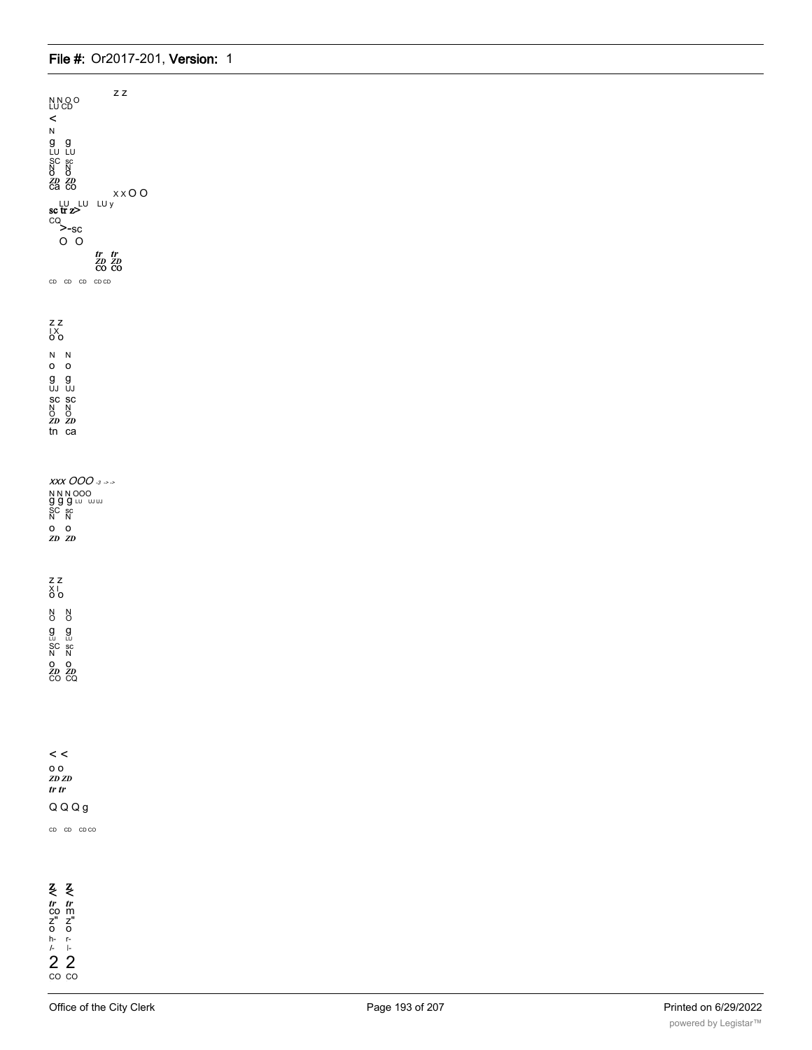z z
N N O O
LU CD
<
N
g g
LU LU
SC sc
N N
O O
ZD ZD
ca CO
x x O O
LU LU LU y
sc tr z>
CQ
>-sc
O O
tr tr
ZD ZD
CO CO
CD CD CD CD CD

z z
I X
o o
N N
o o
g g
UJ UJ
sc sc
N N
O O
ZD ZD
tn ca

xxx OOO -3 ->->
N N N OOO
g g g LU UJ UJ
SC sc
N N
o o
ZD ZD

z z
x I
o o
N N
O O
g g
LU LU
SC sc
N N
o o
ZD ZD
CO CQ

< <
o o
ZD ZD
tr tr
Q Q Q g
CD CD CD CO

z z
< <
tr tr
co m
z" z"
o o
h- r-
/- l-
2 2
CO CO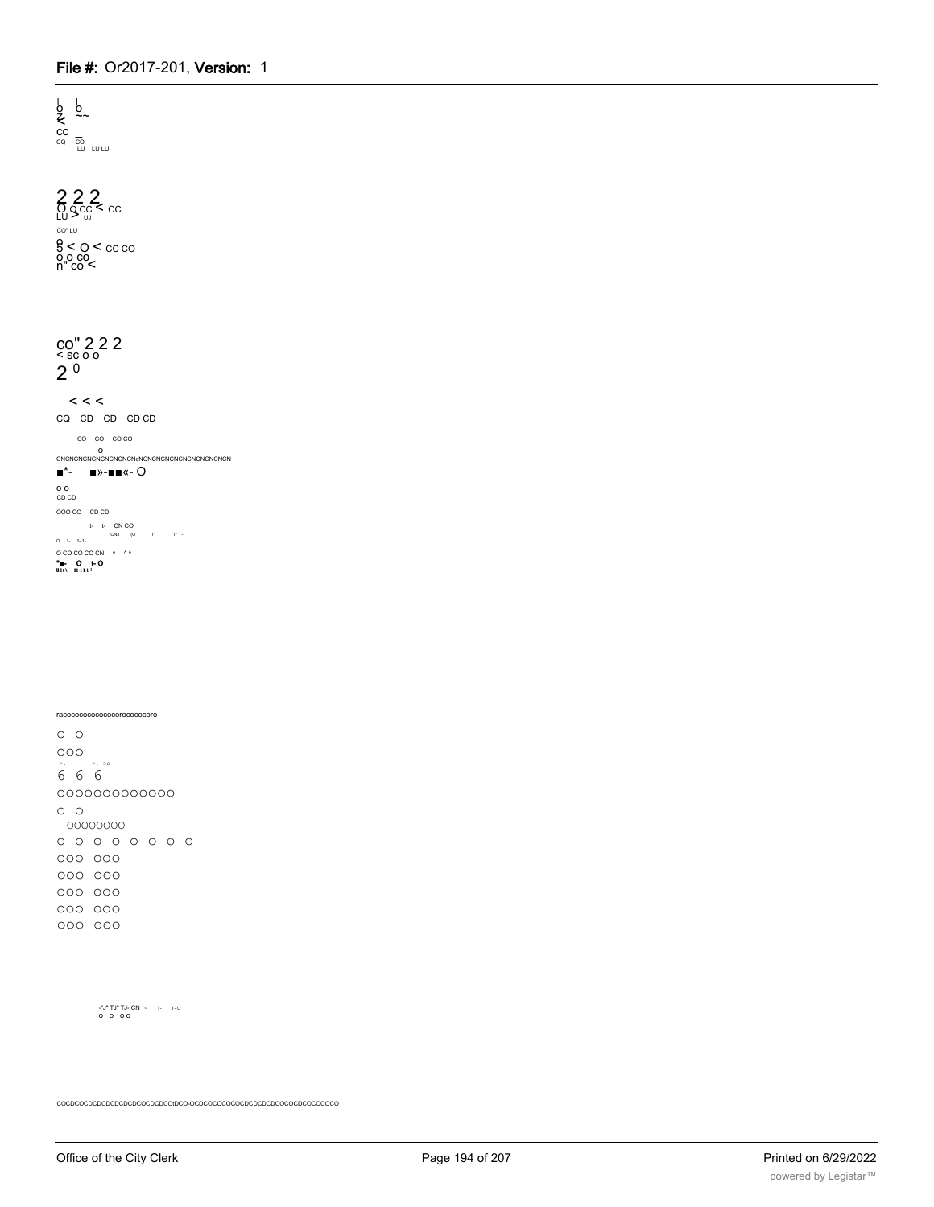I I
o o
< ~~
CC
CQ CO
LU LU LU

2 2 2
O O CC < CC
LU > UJ
CO" LU
o
5 < O < CC CO
O O CO
n" CO <

CO" 2 2 2
< SC O O
2 0

< < <
CQ CD CD CD CD

CO CO CO CO
O
CNCNCNCNCNCNCNCNCNcNCNCNCNCNCNCNCNCNCNCN
■*- ■»-■■«- O
O O
CD CD
OOO CO CD CD
t- t- CN CO
CNJ (O I T" T-
O 1- 1- 1-
O CO CO CO CN ^ ^ ^
"■- O t- O

racococococococorocococoro

O O
OOO
6 6 6
OOOOOOOOOOOOO
O O
OOOOOOOO
O O O O O O O O
OOO OOO
OOO OOO
OOO OOO
OOO OOO
OOO OOO

-"J" TJ" TJ- CN T- T- T- O
O O O O

COCDCOCDCDCDCDCDCDCOCDCDCOtDCO-OCDCOCOCOCOCDCDCDCDCOCOCDCOCOCOCO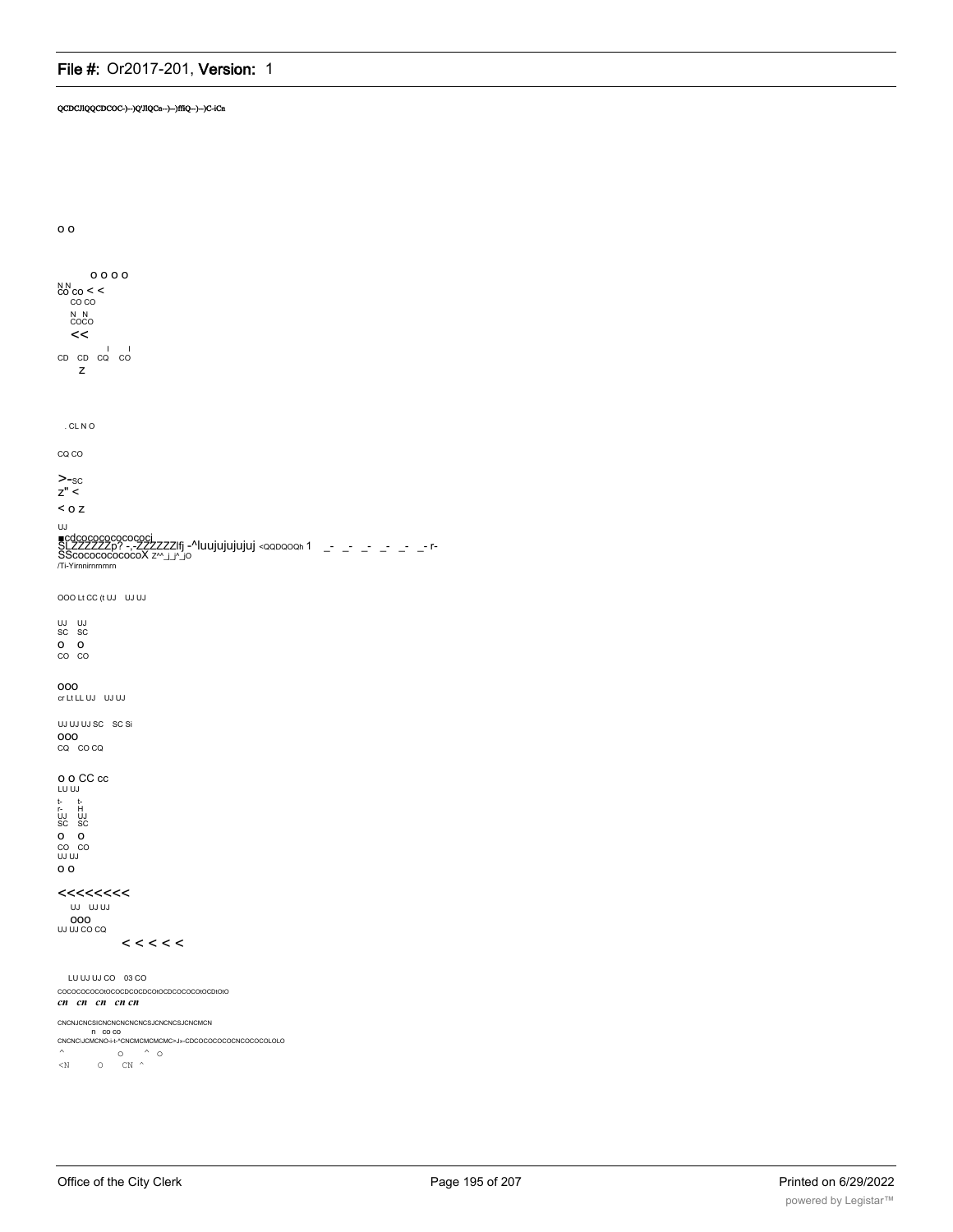QCDCJIQQCDCOC-)--)Q'JIQCn--)--)ffiQ--)--)C-iCn

o o

o o o o
N N
CO CO < <
CO CO
N N
COCO
<<
I I
CD CD CQ CO
Z

. CL N O

CQ CO

>-SC
Z" <
< o Z

UJ
■cdcococococococj
SLZZZZZZp? -,-ZZZZZZIfj -^luujujujujuj <QQDQOQh 1 _- _- _- _- _- _- r-
SScococococococoX Z^^_j_j^_jO
/Ti-Yirnnirnmmrn

OOO Lt CC (t UJ UJ UJ

UJ UJ
SC SC
O O
CO CO

OOO
cr Lt LL UJ UJ UJ

UJ UJ UJ SC SC Si
OOO
CQ CO CQ

O O CC cc
LU UJ
t- t-
r- H
UJ UJ
SC SC
O O
CO CO
UJ UJ
O O

<<<<<<<<
UJ UJ UJ
OOO
UJ UJ CO CQ
< < < < <

LU UJ UJ CO 03 CO
COCOCOCOCOtOCOCDCOCDCOtOCDCOCOCOtOCDtOtO
*cn cn cn cn cn*

CNCNJCNCSICNCNCNCNCNCSJCNCNCSJCNCMCN
n CO CO
CNCNC\JCMCNO-i-t-^CNCMCMCMCMC>J»-CDCOCOCOCOCNCOCOCOLOLO
^ O ^ O
<N O CN ^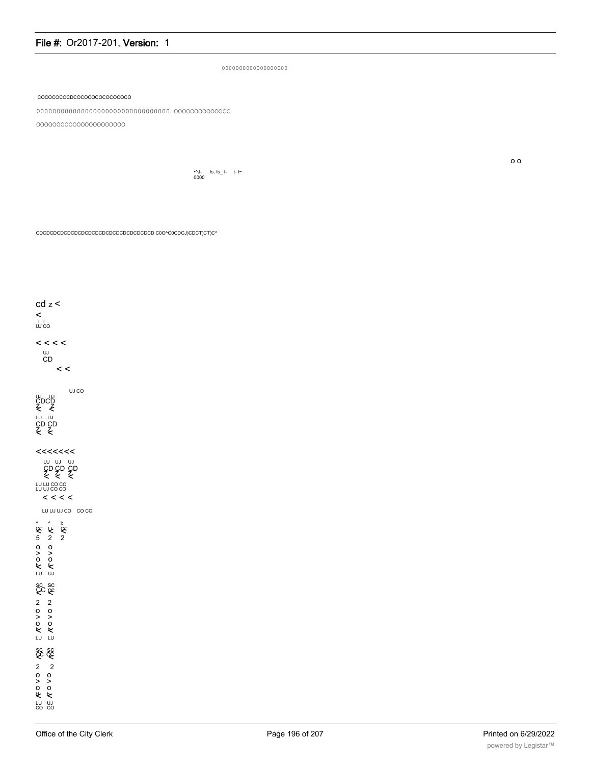0000000000000000000

COCOCOCOCDCOCOCOCOCOCOCOCO

000000000000000000000000000000000 OOOOOOOOOOOOOO

OOOOOOOOOOOOOOOOOOOOOO

o o

*^J- fs. fs_ t- t- t~
0000

CDCDCDCDCDCDCDCDCDCDCDCDCDCDCDCDCD C0O^C0CDCJ)CDCT)CT)C^

cd z <

<

UJ CO

< < < <

UJ
CD

< <

UJ CO

UJ UJ
CDCD
Z Z
< <

LU UJ
CD CD
Z Z
< <

<<<<<<<

LU UJ UJ
CD CD CD
Z Z Z
< < <

LU LU CO CO
LU UJ CO CO

< < < <

LU UJ UJ CO CO CO

^ ^ i:
CC k CC
< < <
5 2 2

o o
> >
o o
k k
LU UJ

SC SC
CC CC
< <
2 2

o o
> >
o o
k k
LU LU

SC SC
CC CC
< <
2 2

o o
> >
o o
k k
LU UJ
CO CO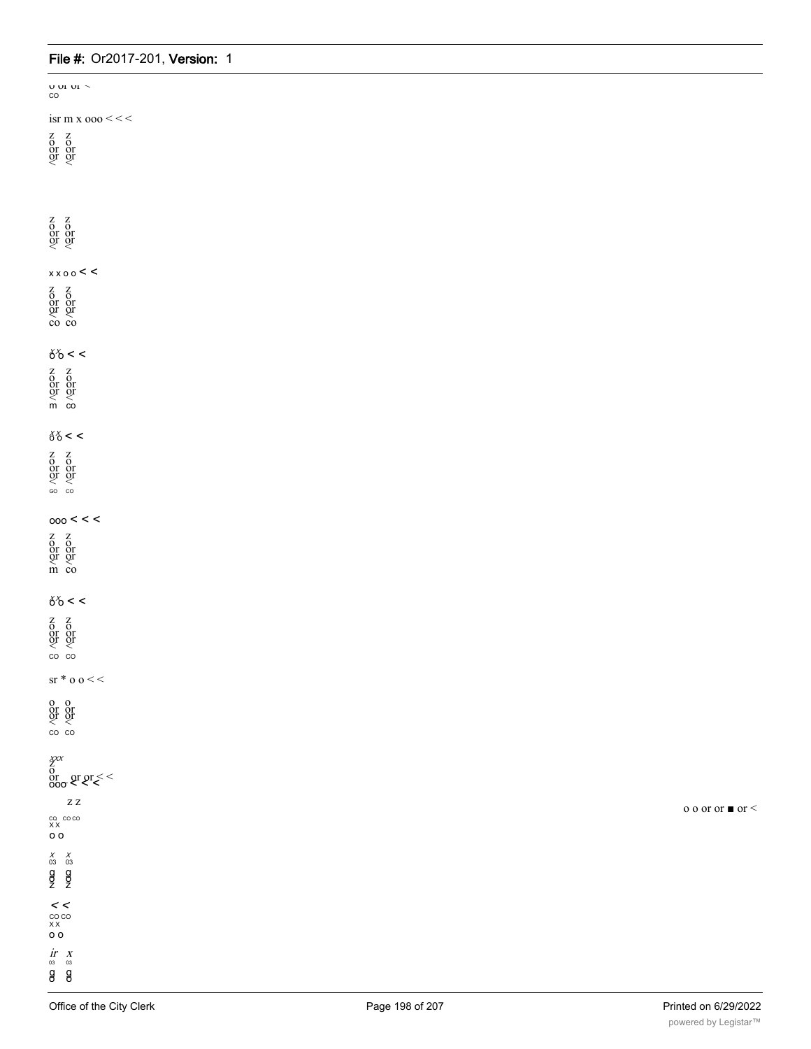o or or ~
co

isr m x ooo < < <

z z
o o
or or
or or
< <

z z
o o
or or
or or
< <

x x o o < <

z z
o o
or or
or or
< <
co co

x x
o o < <

z z
o o
or or
or or
< <
m co

x x
o o < <

z z
o o
or or
or or
< <
co co

ooo < < <

z z
o o
or or
or or
< <
m co

x x
o o < <

z z
o o
or or
or or
< <
co co

sr * o o < <

o o
or or
or or
< <
co co

xxx
z
o
or or or < <
ooo < < <

z z

co co co
x x
o o

x x
03 03
g g
o o
z z

< <
co co
x x
o o

ir x
03 03
g g
o o

o o or or ■ or <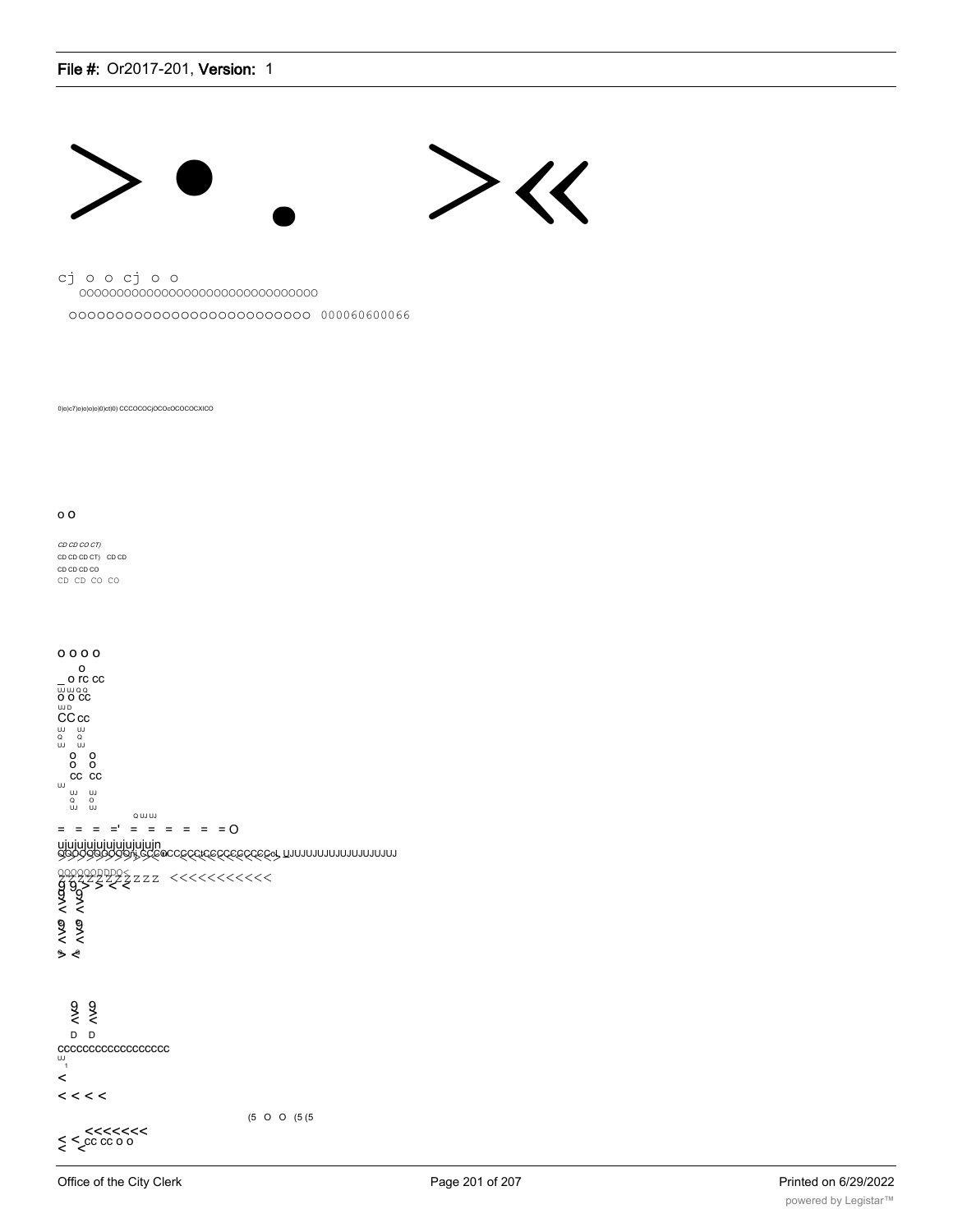> • . >«

cj o o cj o o
oooooooooooooooooooooooooooooo

oooooooooooooooooooooooooo 000060600066

0)o)c7)o)o)o)o)0)ct)0) CCCOCOCjOCOcOCOCOCXICO

o o

*CD CD CO CT)*
CD CD CD CT) CD CD
CD CD CD CO
CD CD CO CO

o o o o
o
_ o rc cc
UJ UJ Q Q
o o cc
UJ D
CC cc
UJ UJ
Q Q
UJ UJ
o o
o o
cc cc
UJ
UJ UJ
Q O
UJ UJ
Q UJ UJ
= = = =' = = = = = = O
ujujujujujujujujujujn
QOOOQOOOOnj CCCaCCCCCtCCCCCCCCCoL UJUJUJUJUJUJUJUJUJUJ
QOOOOODDO<
ZZZZZZZZZZ zzz <<<<<<<<<<<
g 9 > > < <
9 9
< <
9 9
< <
> <

9 9
< <
D D
cccccccccccccccccc
UJ
1
<
< < < <
(5 O O (5 (5
<<<<<<<
< < cc cc o o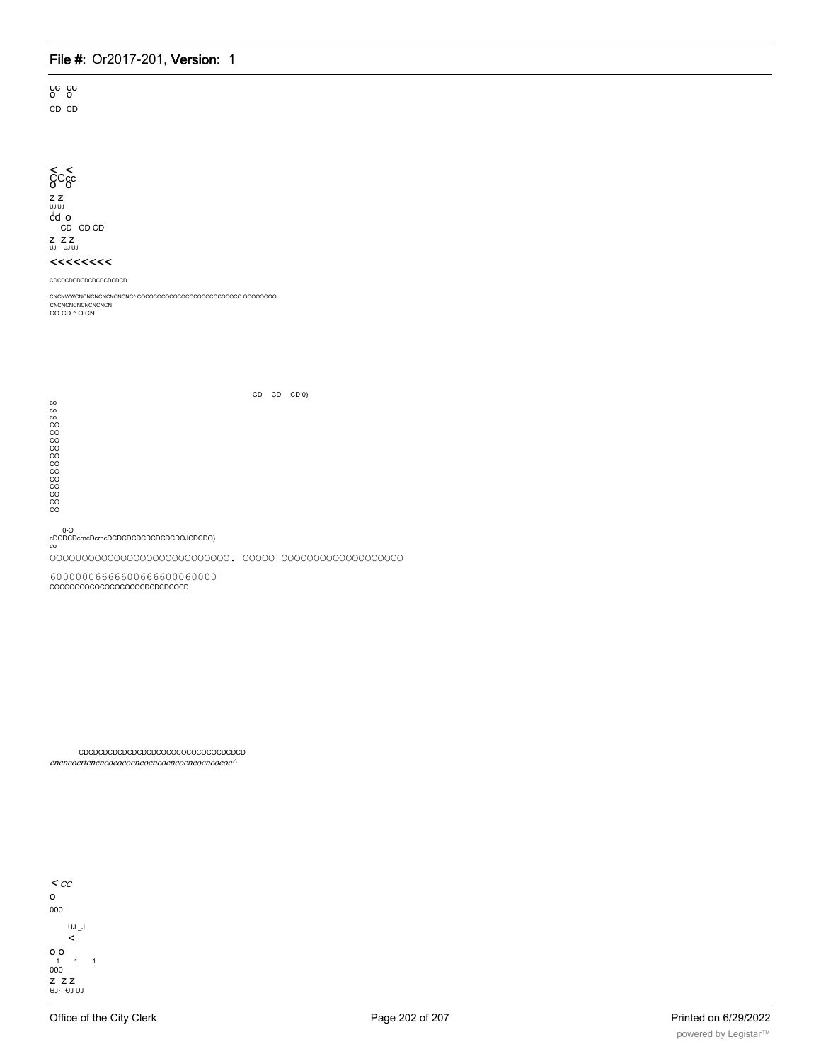CC CC
O O

CD CD

< <
CCcc
O O

Z Z
UJ UJ
cd o

CD CD CD

Z Z Z
UJ UJ UJ

<<<<<<<<

CDCDCDCDCDCDCDCDCDCD

CNCNWWCNCNCNCNCNCNC^ COCOCOCOCOCOCOCOCOCOCOCOCO OOOOOOOO
CNCNCNCNCNCNCNCN
CO CD ^ O CN

CD CD CD 0)

co
co
co
CO
CO
CO
CO
CO
CO
CO
CO
CO
CO
CO
CO

0-O
cDCDCDcrncDcrncDCDCDCDCDCDCDCDOJCDCDO)
co

OOOOUOOOOOOOOOOOOOOOOOOOOOOO. OOOOO OOOOOOOOOOOOOOOOOOO

60000006666600666600060000
COCOCOCOCOCOCOCOCOCDCDCDCOCD

CDCDCDCDCDCDCDCDCOCOCOCOCOCOCOCDCDCD
*cncncocrtcncncocococncocncocncocncocncococ^*

< *CC*
O
000

UJ _J
<

O O
1 1 1
000
Z Z Z
UJ- UJ UJ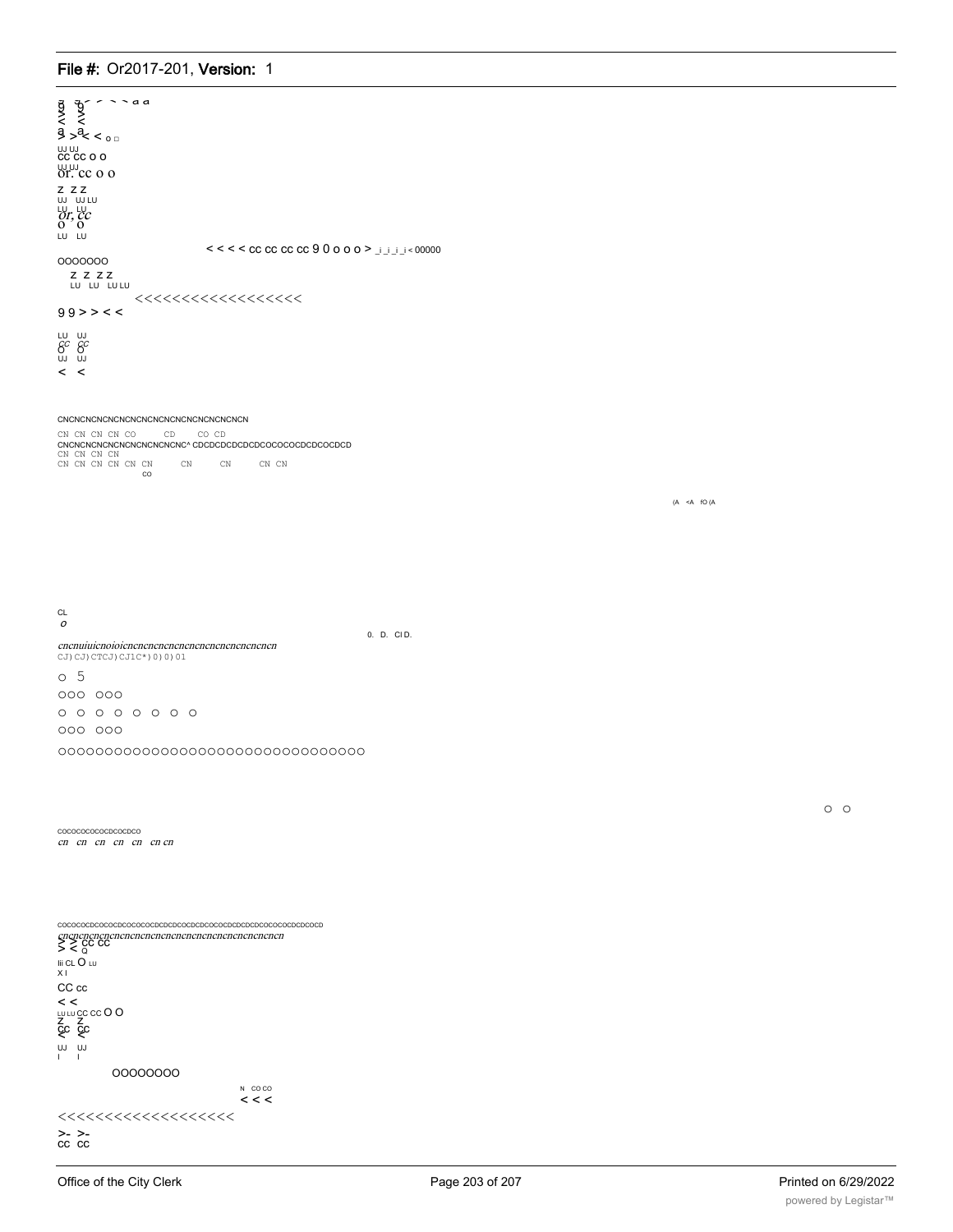g g< < < < a a
9 9
< <
a a
> > < < o □

UJ UJ
cc cc o o
UJ UJ
or. cc o o

Z Z Z
UJ UJ LU
LU LU
or, cc
o o
LU LU

< < < < cc cc cc cc 9 0 o o o > _i_i_i_i < 00000

OOOOOOO

Z Z Z Z
LU LU LU LU

<<<<<<<<<<<<<<<<<<

9 9 > > < <

LU UJ
CC CC
O O
UJ UJ

< <

CNCNCNCNCNCNCNCNCNCNCNCNCNCNCNCN
CN CN CN CN CO CD CO CD
CNCNCNCNCNCNCNCNCNCNC^ CDCDCDCDCDCDCOCOCOCDCDCOCDCD
CN CN CN CN
CN CN CN CN CN CN CN CN CN CN
CO

(A <A fO (A

CL
*o*

0. D. Cl D.

*cncnuiuicnoioicncncncncncncncncncncncncncncn*
CJ) CJ) CTCJ) CJ1C*) 0) 0) 01

o 5

OOO OOO

O O O O O O O O

OOO OOO

OOOOOOOOOOOOOOOOOOOOOOOOOOOOOOO

O O

COCOCOCOCOCDCOCDCO
*cn cn cn cn cn cn cn*

COCOCOCDCOCOCDCOCOCOCDCDCDCOCDCDCOCOCDCDCDCOCOCOCDCDCOCD
*cncncncncncncncncncncncncncncncncncncncncncncncn*
> > CC CC
< < Q

lii CL O LU
X I

CC cc

< <
LU LU CC CC O O
Z Z
CC CC
< <
UJ UJ
I I

OOOOOOOO

N CO CO
< < <

<<<<<<<<<<<<<<<<<<

>- >-
CC CC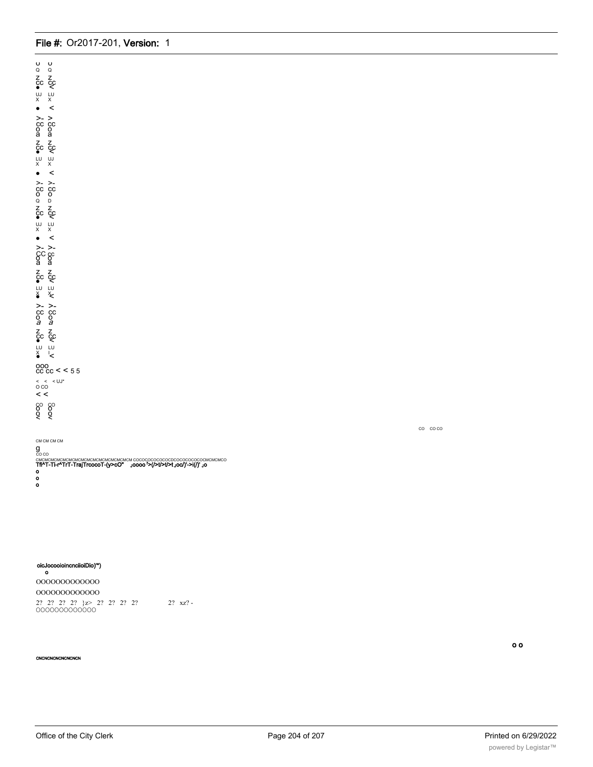U U
Q Q
Z Z
CC CC
● <
UJ LU
X X
● <
>- >
CC CC
O O
a a
Z Z
CC CC
● <
LU UJ
X X
● <
>- >-
CC CC
O O
Q D
Z Z
CC CC
● <
UJ LU
X X
● <
>- >-
CC CC
O O
a a
Z Z
CC CC
● <
LU LU
X X
● <
>- >-
CC CC
O O
*a a*
Z Z
CC CC
● <
LU LU
X I
● <

OOO
CC CC < < 5 5

< < < UJ*
O CO
< <

CO CO
O O
O O
< <

CO CO CO

CM CM CM CM

g
CO CO
CMCMCMCMCMCMCMCMCMCMCMCMCMCMCMCMCMCM COCOCOCOCOCOCOCDCOCOCOCOCOCMCMCMCO
**Tf!^T-Ti-r^TrT-TrajTrcocoT-(y>cO" ،oooo '>(/>t/>t/>t،oc/)'->i(/)' ،o**
**o**
**o**
**o**

**oicJocooioincnciioiDio)'\*)**
**o**

OOOOOOOOOOOOO

OOOOOOOOOOOOO

2? 2? 2? 2? }z> 2? 2? 2? 2? 2? xz? -
OOOOOOOOOOOOO

**o o**

**CNCNCNCNCNCNCNCN**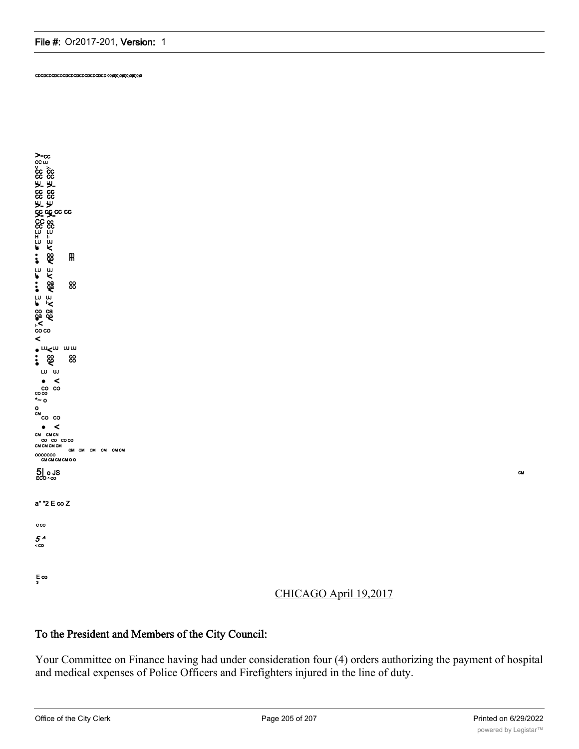CHICAGO April 19,2017

## To the President and Members of the City Council:

Your Committee on Finance having had under consideration four (4) orders authorizing the payment of hospital and medical expenses of Police Officers and Firefighters injured in the line of duty.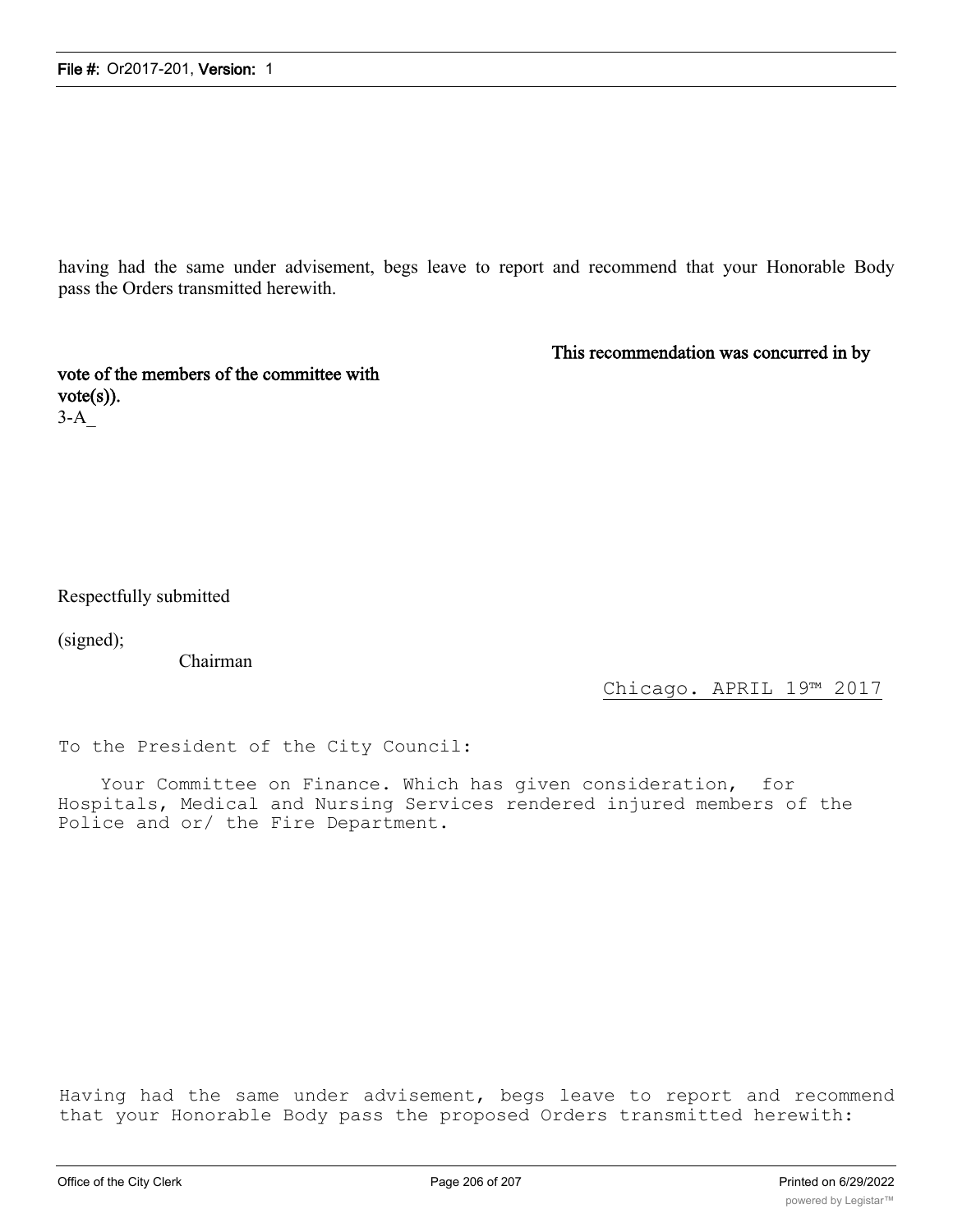having had the same under advisement, begs leave to report and recommend that your Honorable Body pass the Orders transmitted herewith.

This recommendation was concurred in by

vote of the members of the committee with vote(s)).

3-A_

Respectfully submitted

(signed);

Chairman

Chicago. APRIL 19™ 2017

To the President of the City Council:

Your Committee on Finance. Which has given consideration, for Hospitals, Medical and Nursing Services rendered injured members of the Police and or/ the Fire Department.

Having had the same under advisement, begs leave to report and recommend that your Honorable Body pass the proposed Orders transmitted herewith: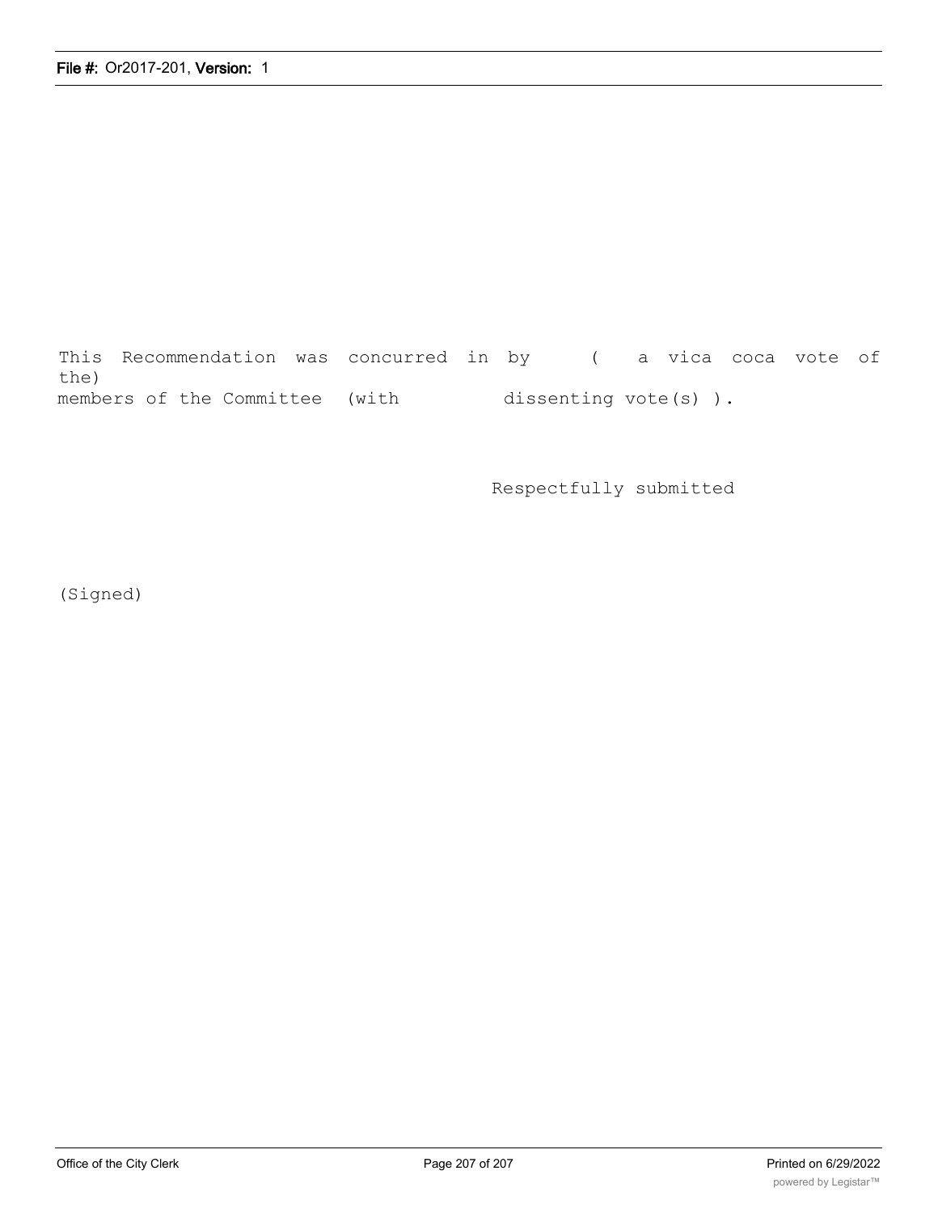This Recommendation was concurred in by ( a vica coca vote of the) members of the Committee (with dissenting vote(s) ).

Respectfully submitted

(Signed)